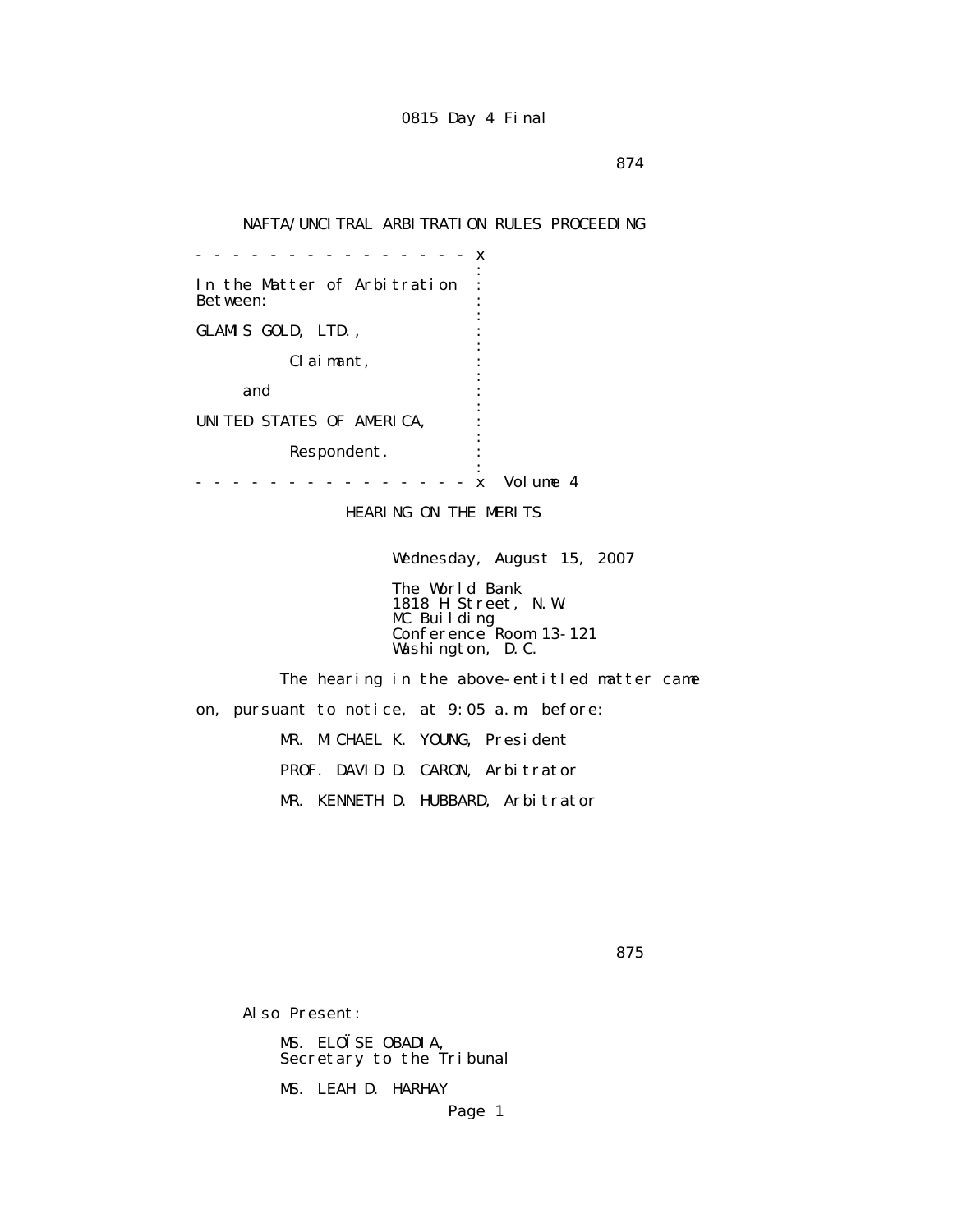0815 Day 4 Final

NAFTA/UNCITRAL ARBITRATION RULES PROCEEDING

```
- - - - - - - - - - - - - - - - x
                                :
In the Matter of Arbitration    :
Between:                        :
                                :
GLAMIS GOLD, LTD.,              :
                                :
          Claimant,             :
                                :
     and                        :
                                :
UNITED STATES OF AMERICA,       :
                                :
          Respondent.           :
                                :
- - - - - - - - - - - - - - - - x  Volume 4
```

HEARING ON THE MERITS

Wednesday, August 15, 2007

The World Bank
1818 H Street, N.W.
MC Building
Conference Room 13-121
Washington, D.C.

The hearing in the above-entitled matter came on, pursuant to notice, at 9:05 a.m. before:

MR. MICHAEL K. YOUNG, President

PROF. DAVID D. CARON, Arbitrator

MR. KENNETH D. HUBBARD, Arbitrator

Also Present:

MS. ELOÏSE OBADIA,
Secretary to the Tribunal

MS. LEAH D. HARHAY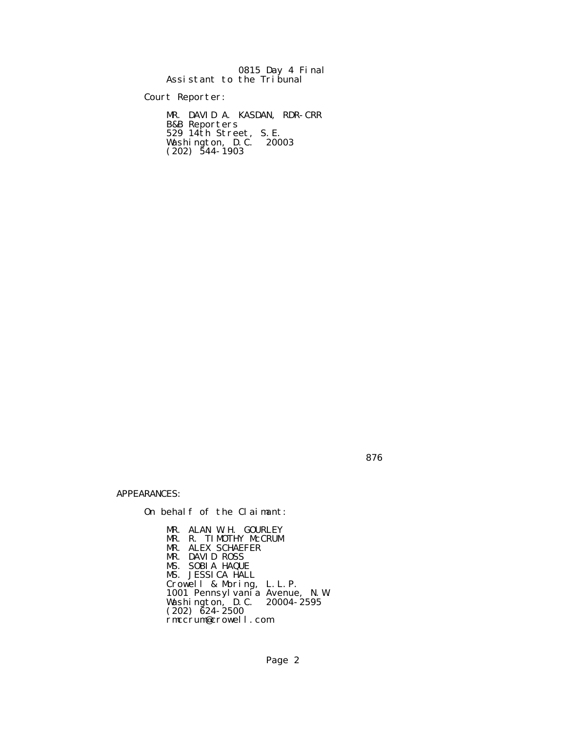0815 Day 4 Final

Assistant to the Tribunal

Court Reporter:

MR. DAVID A. KASDAN, RDR-CRR
B&B Reporters
529 14th Street, S.E.
Washington, D.C. 20003
(202) 544-1903

876

APPEARANCES:

On behalf of the Claimant:

MR. ALAN W.H. GOURLEY
MR. R. TIMOTHY McCRUM
MR. ALEX SCHAEFER
MR. DAVID ROSS
MS. SOBIA HAQUE
MS. JESSICA HALL
Crowell & Moring, L.L.P.
1001 Pennsylvania Avenue, N.W
Washington, D.C. 20004-2595
(202) 624-2500
rmccrum@crowell.com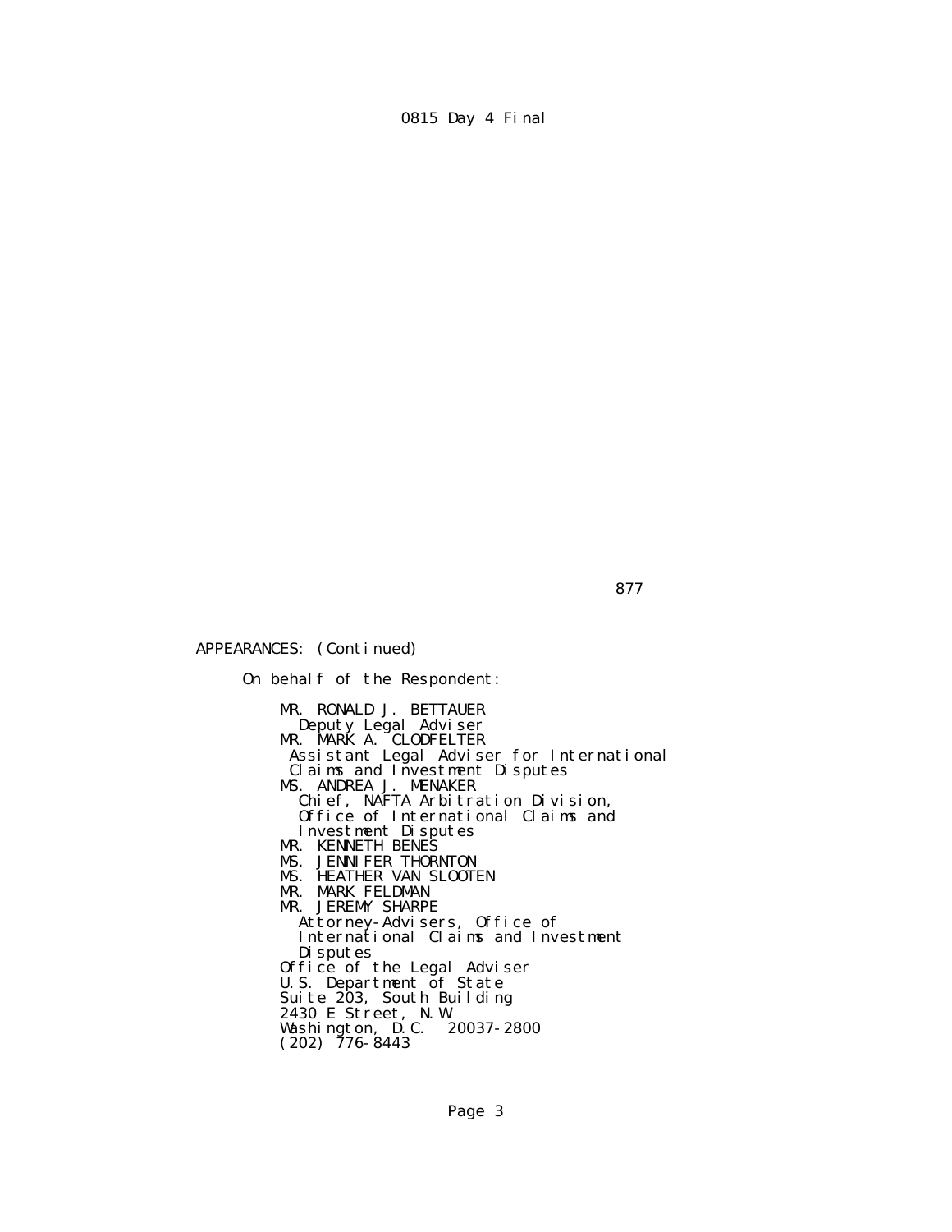APPEARANCES: (Continued)

On behalf of the Respondent:

MR. RONALD J. BETTAUER
Deputy Legal Adviser
MR. MARK A. CLODFELTER
Assistant Legal Adviser for International Claims and Investment Disputes
MS. ANDREA J. MENAKER
Chief, NAFTA Arbitration Division, Office of International Claims and Investment Disputes
MR. KENNETH BENES
MS. JENNIFER THORNTON
MS. HEATHER VAN SLOOTEN
MR. MARK FELDMAN
MR. JEREMY SHARPE
Attorney-Advisers, Office of International Claims and Investment Disputes
Office of the Legal Adviser
U.S. Department of State
Suite 203, South Building
2430 E Street, N.W.
Washington, D.C. 20037-2800
(202) 776-8443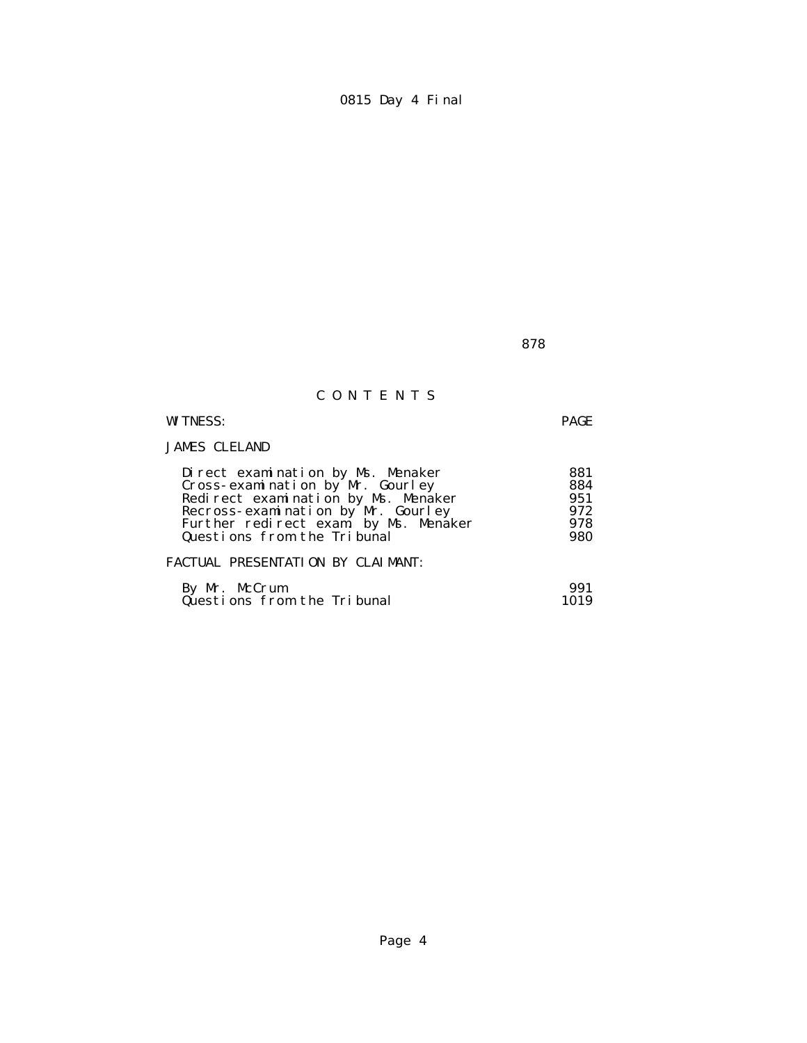# C O N T E N T S

| WITNESS: | PAGE |
|---|---|
| JAMES CLELAND | |
| Direct examination by Ms. Menaker | 881 |
| Cross-examination by Mr. Gourley | 884 |
| Redirect examination by Ms. Menaker | 951 |
| Recross-examination by Mr. Gourley | 972 |
| Further redirect exam. by Ms. Menaker | 978 |
| Questions from the Tribunal | 980 |
| FACTUAL PRESENTATION BY CLAIMANT: | |
| By Mr. McCrum | 991 |
| Questions from the Tribunal | 1019 |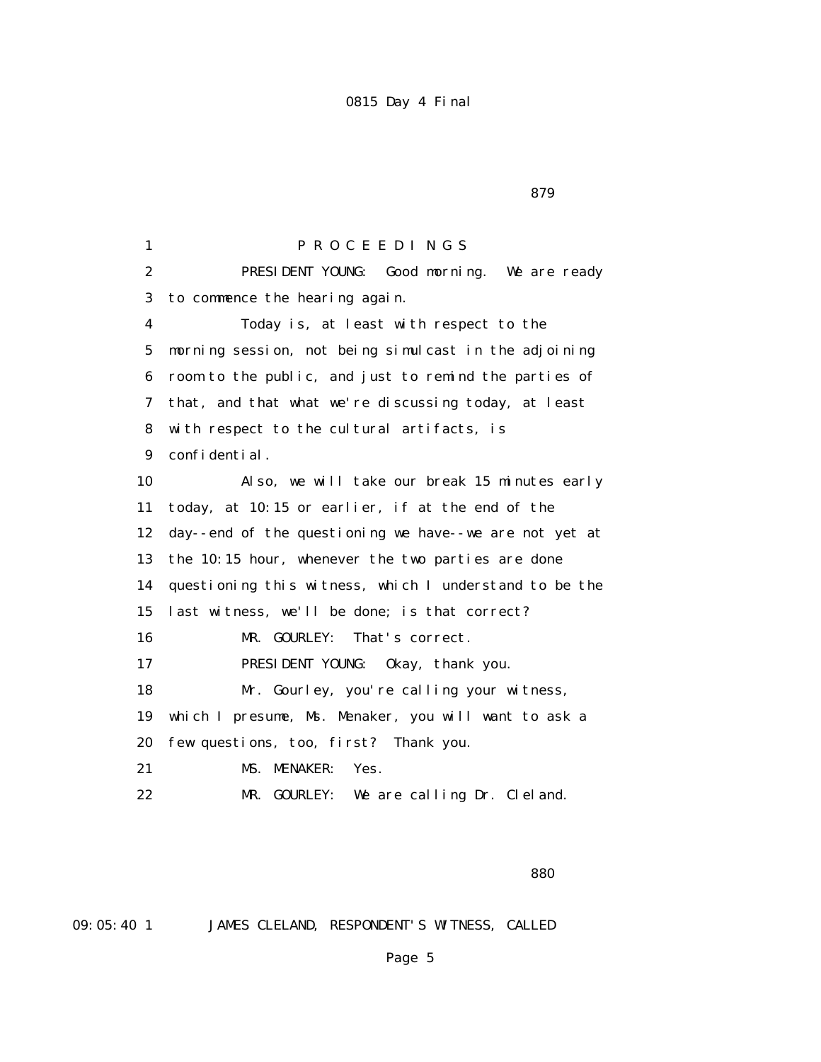P R O C E E D I N G S

PRESIDENT YOUNG: Good morning. We are ready to commence the hearing again.

Today is, at least with respect to the morning session, not being simulcast in the adjoining room to the public, and just to remind the parties of that, and that what we're discussing today, at least with respect to the cultural artifacts, is confidential.

Also, we will take our break 15 minutes early today, at 10:15 or earlier, if at the end of the day--end of the questioning we have--we are not yet at the 10:15 hour, whenever the two parties are done questioning this witness, which I understand to be the last witness, we'll be done; is that correct?

MR. GOURLEY: That's correct.

PRESIDENT YOUNG: Okay, thank you.

Mr. Gourley, you're calling your witness, which I presume, Ms. Menaker, you will want to ask a few questions, too, first? Thank you.

MS. MENAKER: Yes.

MR. GOURLEY: We are calling Dr. Cleland.

09:05:40 JAMES CLELAND, RESPONDENT'S WITNESS, CALLED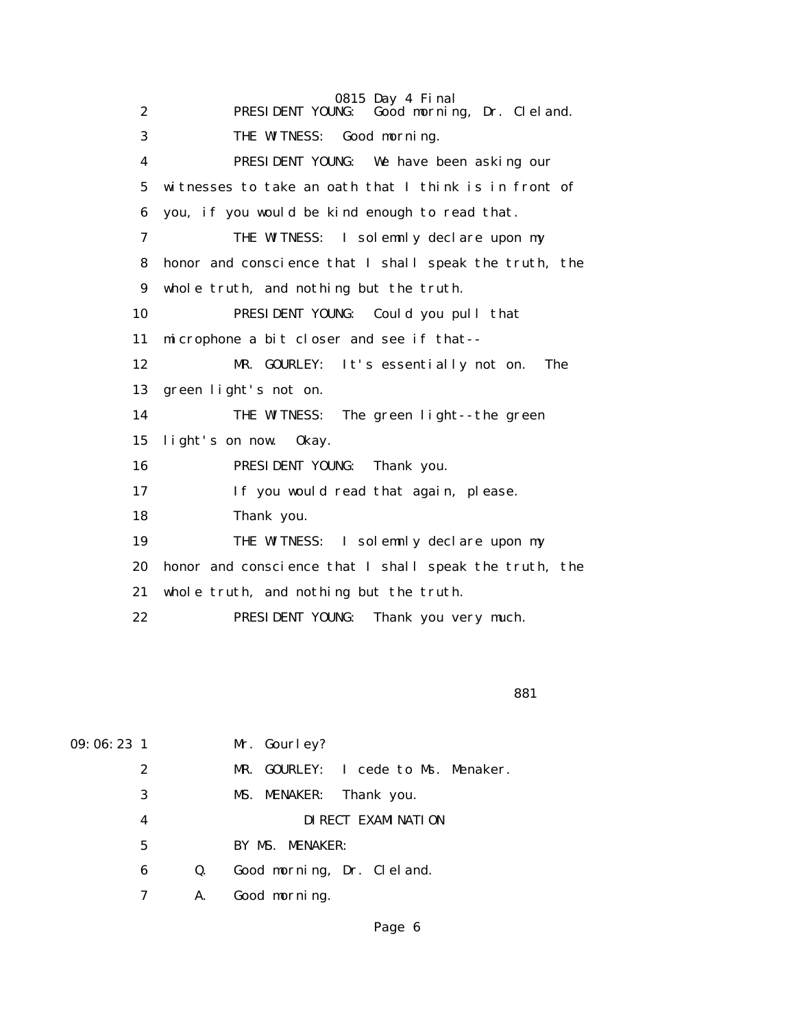2 PRESIDENT YOUNG: Good morning, Dr. Cleland.

3 THE WITNESS: Good morning.

4 PRESIDENT YOUNG: We have been asking our

5 witnesses to take an oath that I think is in front of

6 you, if you would be kind enough to read that.

7 THE WITNESS: I solemnly declare upon my

8 honor and conscience that I shall speak the truth, the

9 whole truth, and nothing but the truth.

10 PRESIDENT YOUNG: Could you pull that

11 microphone a bit closer and see if that--

12 MR. GOURLEY: It's essentially not on. The

13 green light's not on.

14 THE WITNESS: The green light--the green

15 light's on now. Okay.

16 PRESIDENT YOUNG: Thank you.

17 If you would read that again, please.

18 Thank you.

19 THE WITNESS: I solemnly declare upon my

20 honor and conscience that I shall speak the truth, the

21 whole truth, and nothing but the truth.

22 PRESIDENT YOUNG: Thank you very much.

881

09:06:23 1 Mr. Gourley?

2 MR. GOURLEY: I cede to Ms. Menaker.

3 MS. MENAKER: Thank you.

4 DIRECT EXAMINATION

5 BY MS. MENAKER:

6 Q. Good morning, Dr. Cleland.

7 A. Good morning.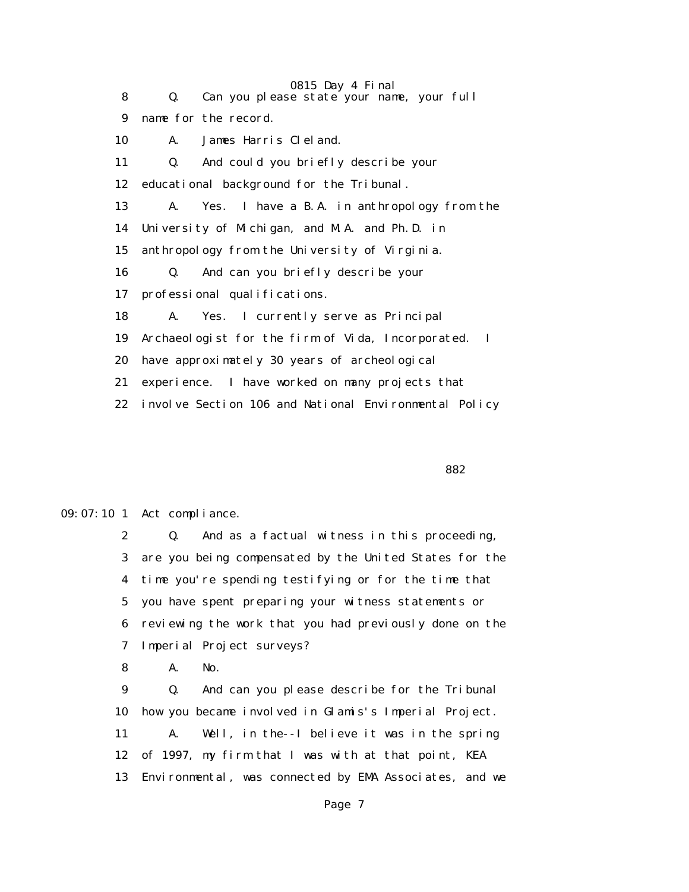8 Q. Can you please state your name, your full
9 name for the record.
10 A. James Harris Cleland.
11 Q. And could you briefly describe your
12 educational background for the Tribunal.
13 A. Yes. I have a B.A. in anthropology from the
14 University of Michigan, and M.A. and Ph.D. in
15 anthropology from the University of Virginia.
16 Q. And can you briefly describe your
17 professional qualifications.
18 A. Yes. I currently serve as Principal
19 Archaeologist for the firm of Vida, Incorporated. I
20 have approximately 30 years of archeological
21 experience. I have worked on many projects that
22 involve Section 106 and National Environmental Policy

882

09:07:10 1 Act compliance.
2 Q. And as a factual witness in this proceeding,
3 are you being compensated by the United States for the
4 time you're spending testifying or for the time that
5 you have spent preparing your witness statements or
6 reviewing the work that you had previously done on the
7 Imperial Project surveys?
8 A. No.
9 Q. And can you please describe for the Tribunal
10 how you became involved in Glamis's Imperial Project.
11 A. Well, in the--I believe it was in the spring
12 of 1997, my firm that I was with at that point, KEA
13 Environmental, was connected by EMA Associates, and we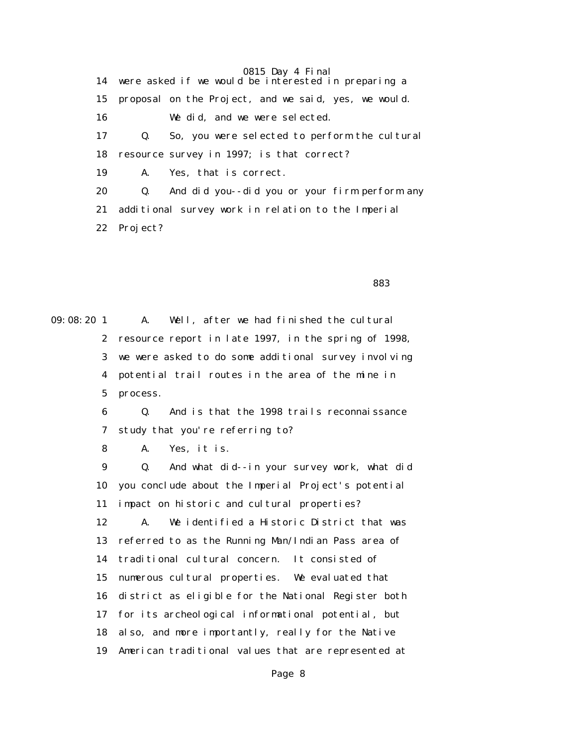14 were asked if we would be interested in preparing a
15 proposal on the Project, and we said, yes, we would.
16 We did, and we were selected.
17 Q. So, you were selected to perform the cultural
18 resource survey in 1997; is that correct?
19 A. Yes, that is correct.
20 Q. And did you--did you or your firm perform any
21 additional survey work in relation to the Imperial
22 Project?

883

09:08:20 1 A. Well, after we had finished the cultural
2 resource report in late 1997, in the spring of 1998,
3 we were asked to do some additional survey involving
4 potential trail routes in the area of the mine in
5 process.
6 Q. And is that the 1998 trails reconnaissance
7 study that you're referring to?
8 A. Yes, it is.
9 Q. And what did--in your survey work, what did
10 you conclude about the Imperial Project's potential
11 impact on historic and cultural properties?
12 A. We identified a Historic District that was
13 referred to as the Running Man/Indian Pass area of
14 traditional cultural concern. It consisted of
15 numerous cultural properties. We evaluated that
16 district as eligible for the National Register both
17 for its archeological informational potential, but
18 also, and more importantly, really for the Native
19 American traditional values that are represented at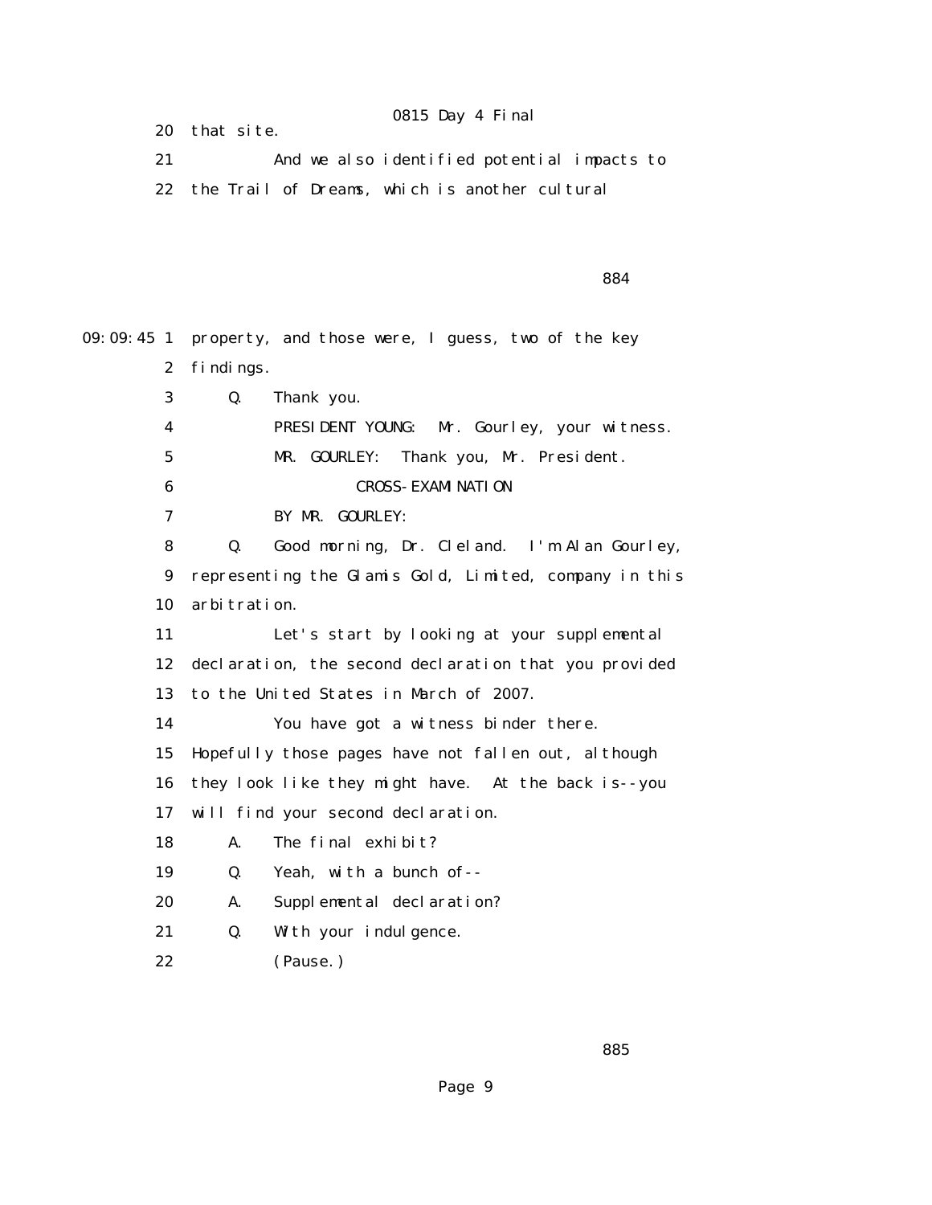20 that site.

21 And we also identified potential impacts to

22 the Trail of Dreams, which is another cultural

884

09:09:45 1 property, and those were, I guess, two of the key

2 findings.

3 Q. Thank you.

4 PRESIDENT YOUNG: Mr. Gourley, your witness.

5 MR. GOURLEY: Thank you, Mr. President.

6 CROSS-EXAMINATION

7 BY MR. GOURLEY:

8 Q. Good morning, Dr. Cleland. I'm Alan Gourley,

9 representing the Glamis Gold, Limited, company in this

10 arbitration.

11 Let's start by looking at your supplemental

12 declaration, the second declaration that you provided

13 to the United States in March of 2007.

14 You have got a witness binder there.

15 Hopefully those pages have not fallen out, although

16 they look like they might have. At the back is--you

17 will find your second declaration.

18 A. The final exhibit?

19 Q. Yeah, with a bunch of--

20 A. Supplemental declaration?

21 Q. With your indulgence.

22 (Pause.)

885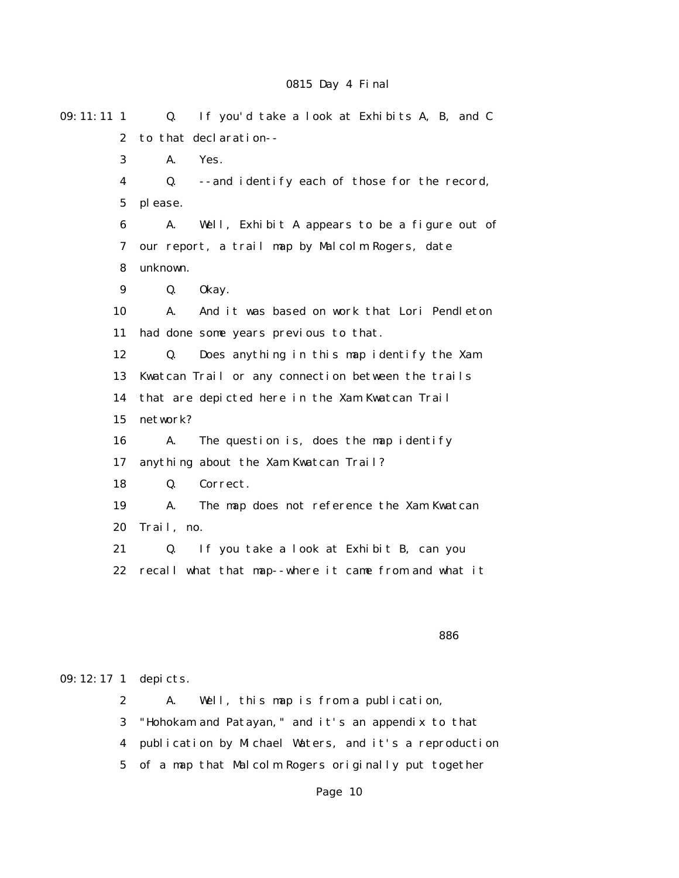09:11:11 1 Q. If you'd take a look at Exhibits A, B, and C
2 to that declaration--
3 A. Yes.
4 Q. --and identify each of those for the record,
5 please.
6 A. Well, Exhibit A appears to be a figure out of
7 our report, a trail map by Malcolm Rogers, date
8 unknown.
9 Q. Okay.
10 A. And it was based on work that Lori Pendleton
11 had done some years previous to that.
12 Q. Does anything in this map identify the Xam
13 Kwatcan Trail or any connection between the trails
14 that are depicted here in the Xam Kwatcan Trail
15 network?
16 A. The question is, does the map identify
17 anything about the Xam Kwatcan Trail?
18 Q. Correct.
19 A. The map does not reference the Xam Kwatcan
20 Trail, no.
21 Q. If you take a look at Exhibit B, can you
22 recall what that map--where it came from and what it

886

09:12:17 1 depicts.
2 A. Well, this map is from a publication,
3 "Hohokam and Patayan," and it's an appendix to that
4 publication by Michael Waters, and it's a reproduction
5 of a map that Malcolm Rogers originally put together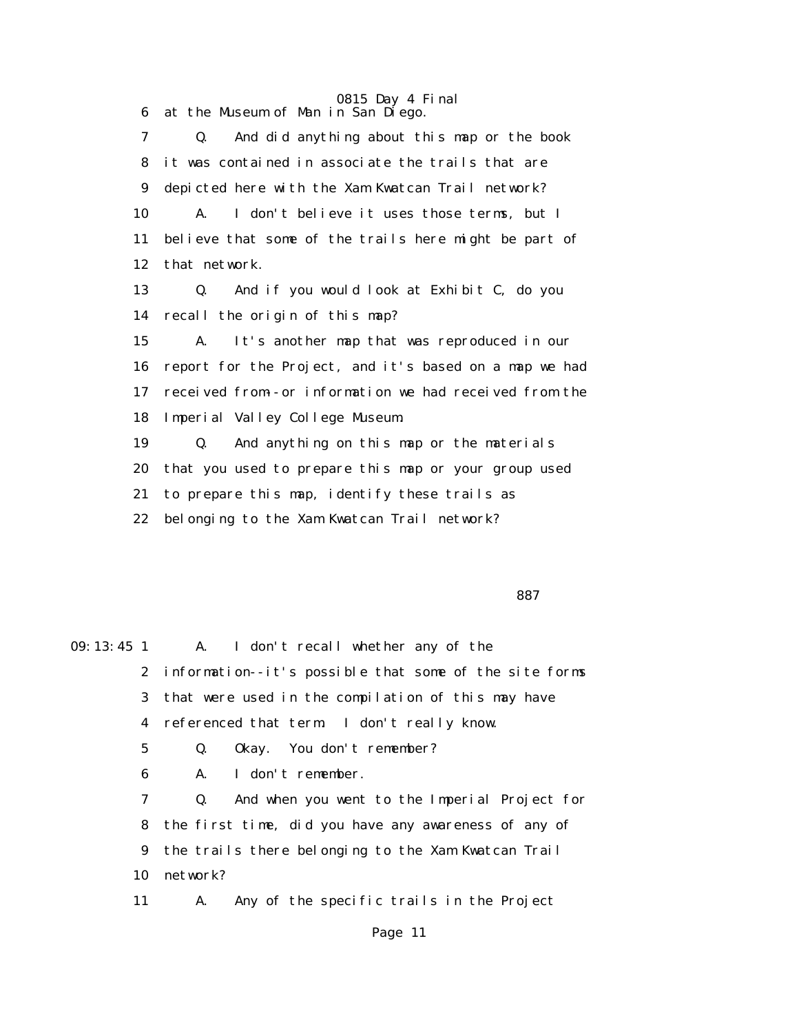6 at the Museum of Man in San Diego.

7 Q. And did anything about this map or the book

8 it was contained in associate the trails that are

9 depicted here with the Xam Kwatcan Trail network?

10 A. I don't believe it uses those terms, but I

11 believe that some of the trails here might be part of

12 that network.

13 Q. And if you would look at Exhibit C, do you

14 recall the origin of this map?

15 A. It's another map that was reproduced in our

16 report for the Project, and it's based on a map we had

17 received from--or information we had received from the

18 Imperial Valley College Museum.

19 Q. And anything on this map or the materials

20 that you used to prepare this map or your group used

21 to prepare this map, identify these trails as

22 belonging to the Xam Kwatcan Trail network?

887

09:13:45 1 A. I don't recall whether any of the

2 information--it's possible that some of the site forms

3 that were used in the compilation of this may have

4 referenced that term. I don't really know.

5 Q. Okay. You don't remember?

6 A. I don't remember.

7 Q. And when you went to the Imperial Project for

8 the first time, did you have any awareness of any of

9 the trails there belonging to the Xam Kwatcan Trail

10 network?

11 A. Any of the specific trails in the Project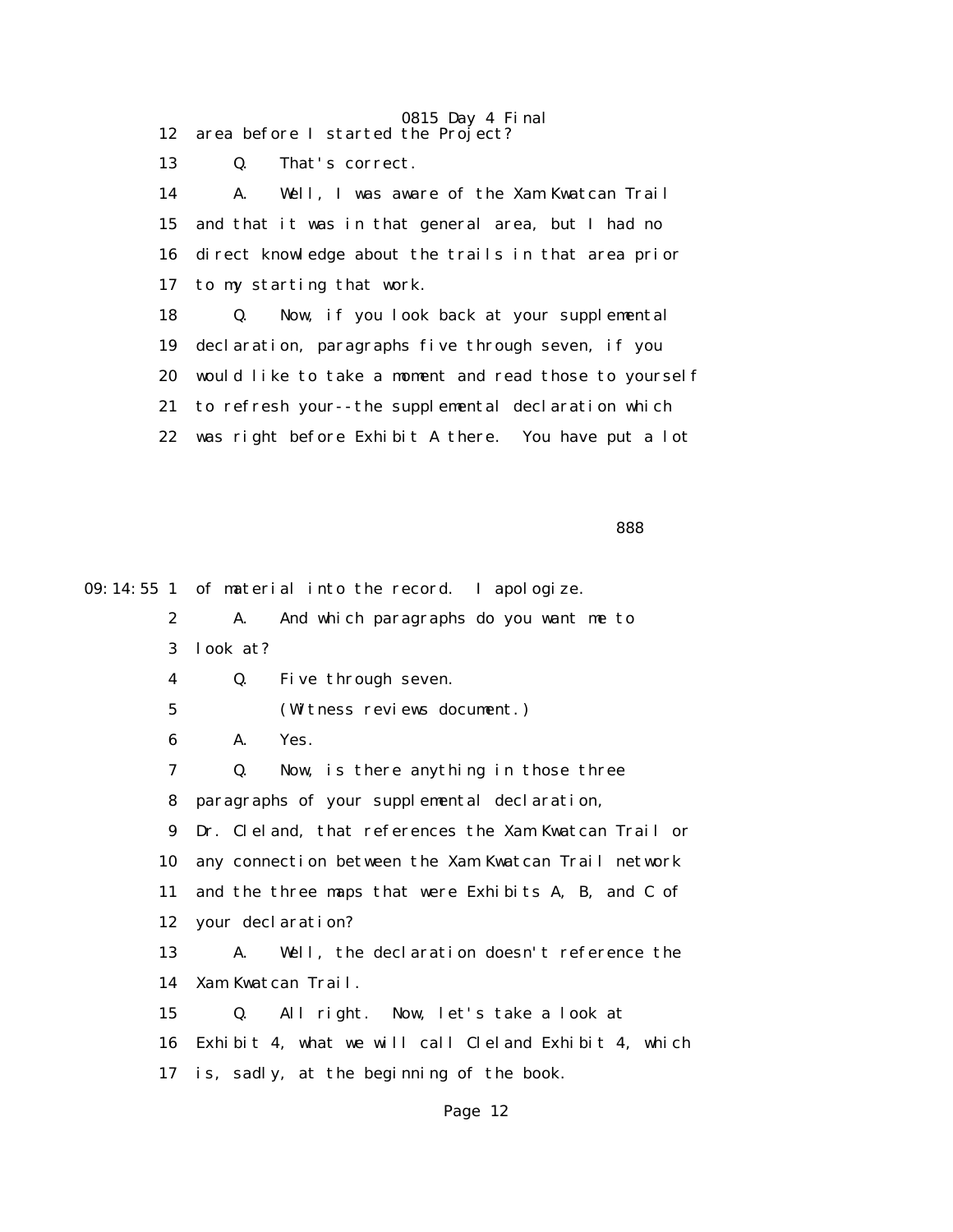12 area before I started the Project?

13 Q. That's correct.

14 A. Well, I was aware of the Xam Kwatcan Trail

15 and that it was in that general area, but I had no

16 direct knowledge about the trails in that area prior

17 to my starting that work.

18 Q. Now, if you look back at your supplemental

19 declaration, paragraphs five through seven, if you

20 would like to take a moment and read those to yourself

21 to refresh your--the supplemental declaration which

22 was right before Exhibit A there. You have put a lot

888

09:14:55 1 of material into the record. I apologize.

2 A. And which paragraphs do you want me to

3 look at?

4 Q. Five through seven.

5 (Witness reviews document.)

6 A. Yes.

7 Q. Now, is there anything in those three

8 paragraphs of your supplemental declaration,

9 Dr. Cleland, that references the Xam Kwatcan Trail or

10 any connection between the Xam Kwatcan Trail network

11 and the three maps that were Exhibits A, B, and C of

12 your declaration?

13 A. Well, the declaration doesn't reference the

14 Xam Kwatcan Trail.

15 Q. All right. Now, let's take a look at

16 Exhibit 4, what we will call Cleland Exhibit 4, which

17 is, sadly, at the beginning of the book.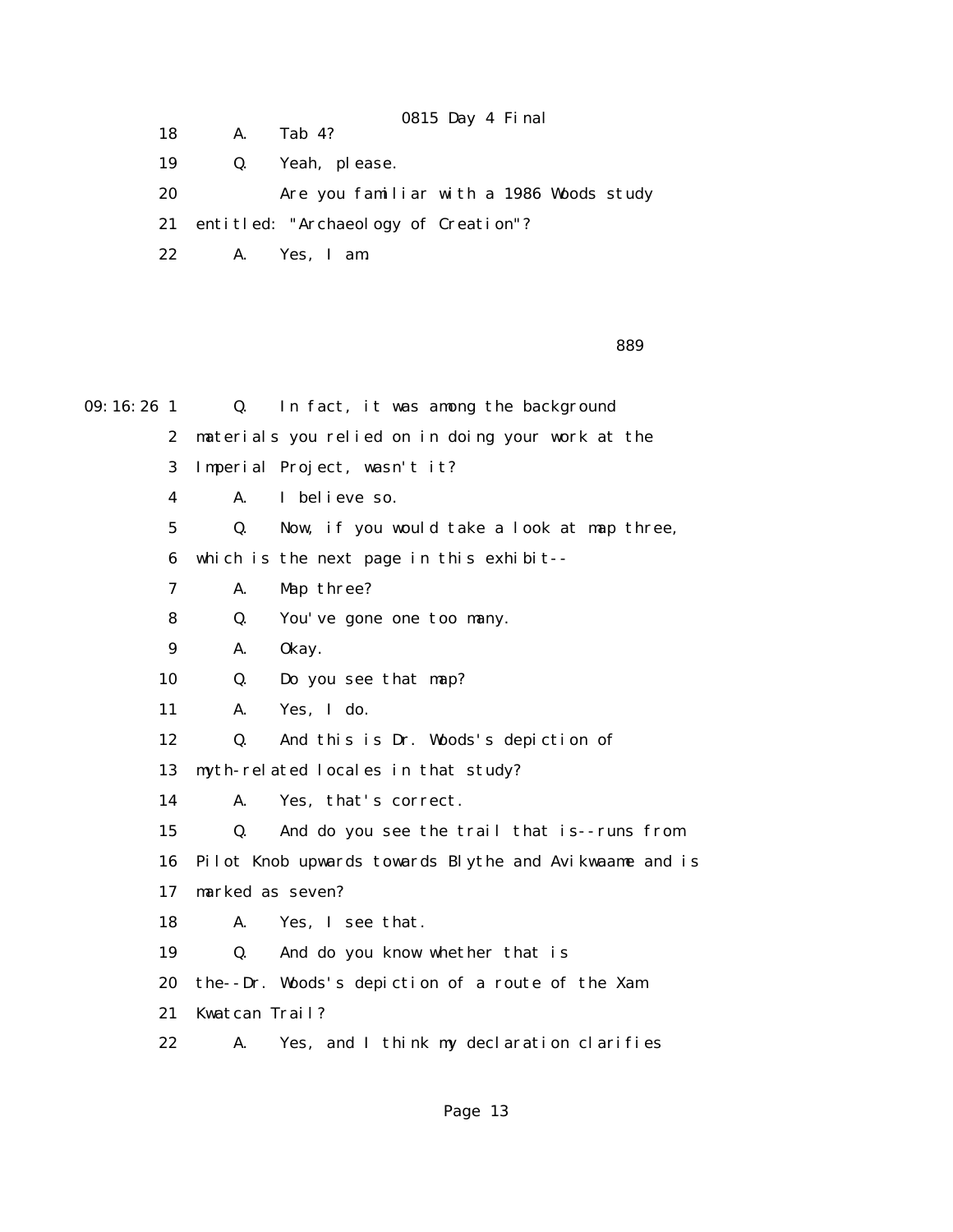18 A. Tab 4?

19 Q. Yeah, please.

20 Are you familiar with a 1986 Woods study

21 entitled: "Archaeology of Creation"?

22 A. Yes, I am.

889

09:16:26 1 Q. In fact, it was among the background

2 materials you relied on in doing your work at the

3 Imperial Project, wasn't it?

4 A. I believe so.

5 Q. Now, if you would take a look at map three,

6 which is the next page in this exhibit--

7 A. Map three?

8 Q. You've gone one too many.

9 A. Okay.

10 Q. Do you see that map?

11 A. Yes, I do.

12 Q. And this is Dr. Woods's depiction of

13 myth-related locales in that study?

14 A. Yes, that's correct.

15 Q. And do you see the trail that is--runs from

16 Pilot Knob upwards towards Blythe and Avikwaame and is

17 marked as seven?

18 A. Yes, I see that.

19 Q. And do you know whether that is

20 the--Dr. Woods's depiction of a route of the Xam

21 Kwatcan Trail?

22 A. Yes, and I think my declaration clarifies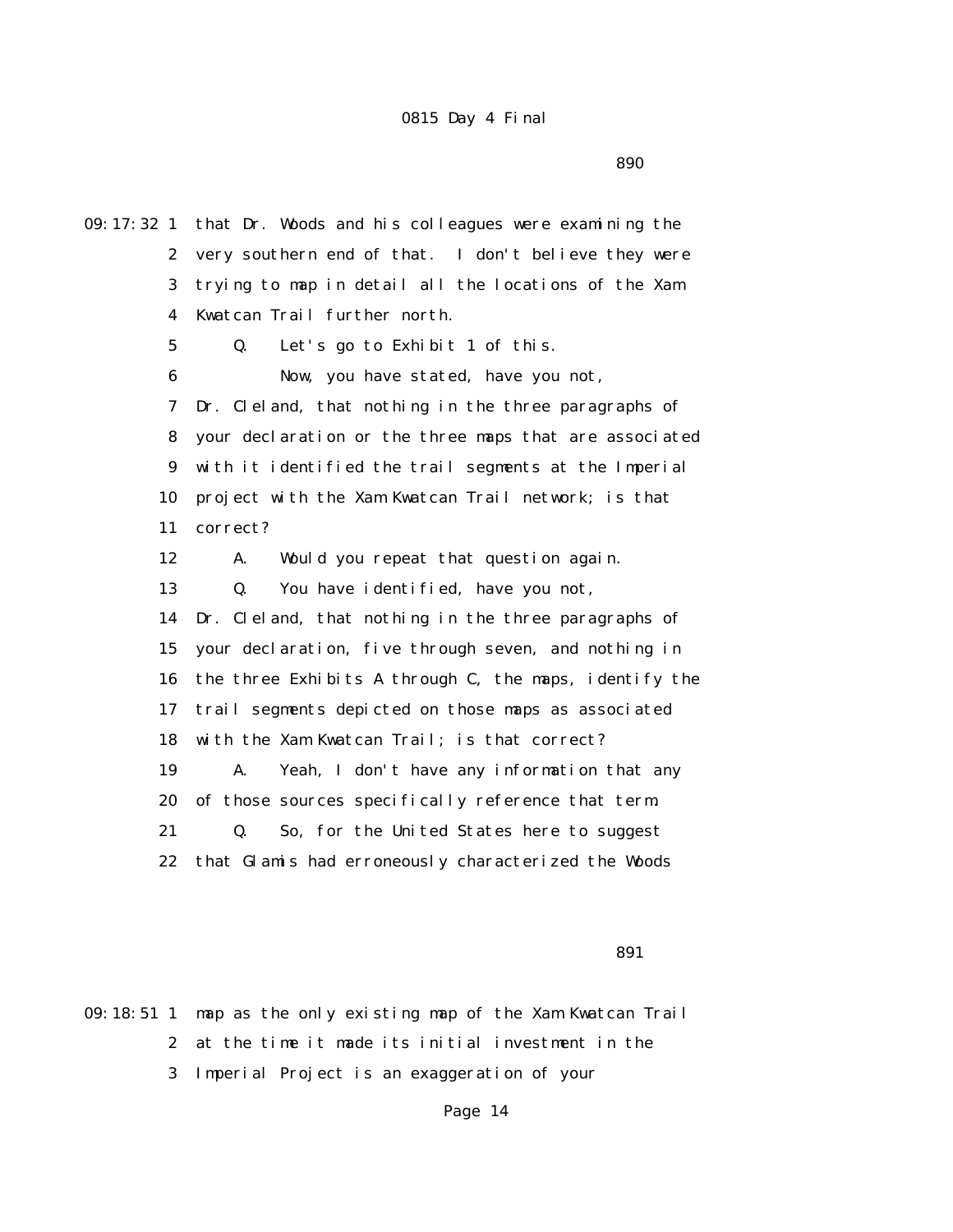09:17:32 1 that Dr. Woods and his colleagues were examining the
2 very southern end of that. I don't believe they were
3 trying to map in detail all the locations of the Xam
4 Kwatcan Trail further north.
5 Q. Let's go to Exhibit 1 of this.
6 Now, you have stated, have you not,
7 Dr. Cleland, that nothing in the three paragraphs of
8 your declaration or the three maps that are associated
9 with it identified the trail segments at the Imperial
10 project with the Xam Kwatcan Trail network; is that
11 correct?
12 A. Would you repeat that question again.
13 Q. You have identified, have you not,
14 Dr. Cleland, that nothing in the three paragraphs of
15 your declaration, five through seven, and nothing in
16 the three Exhibits A through C, the maps, identify the
17 trail segments depicted on those maps as associated
18 with the Xam Kwatcan Trail; is that correct?
19 A. Yeah, I don't have any information that any
20 of those sources specifically reference that term.
21 Q. So, for the United States here to suggest
22 that Glamis had erroneously characterized the Woods

891

09:18:51 1 map as the only existing map of the Xam Kwatcan Trail
2 at the time it made its initial investment in the
3 Imperial Project is an exaggeration of your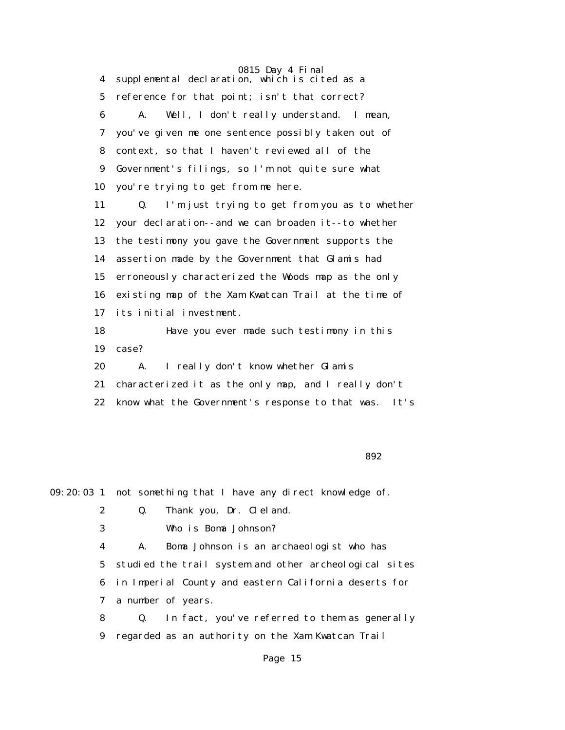4 supplemental declaration, which is cited as a

5 reference for that point; isn't that correct?

6 A. Well, I don't really understand. I mean,

7 you've given me one sentence possibly taken out of

8 context, so that I haven't reviewed all of the

9 Government's filings, so I'm not quite sure what

10 you're trying to get from me here.

11 Q. I'm just trying to get from you as to whether

12 your declaration--and we can broaden it--to whether

13 the testimony you gave the Government supports the

14 assertion made by the Government that Glamis had

15 erroneously characterized the Woods map as the only

16 existing map of the Xam Kwatcan Trail at the time of

17 its initial investment.

18 Have you ever made such testimony in this

19 case?

20 A. I really don't know whether Glamis

21 characterized it as the only map, and I really don't

22 know what the Government's response to that was. It's

892

09:20:03 1 not something that I have any direct knowledge of.

2 Q. Thank you, Dr. Cleland.

3 Who is Boma Johnson?

4 A. Boma Johnson is an archaeologist who has

5 studied the trail system and other archeological sites

6 in Imperial County and eastern California deserts for

7 a number of years.

8 Q. In fact, you've referred to them as generally

9 regarded as an authority on the Xam Kwatcan Trail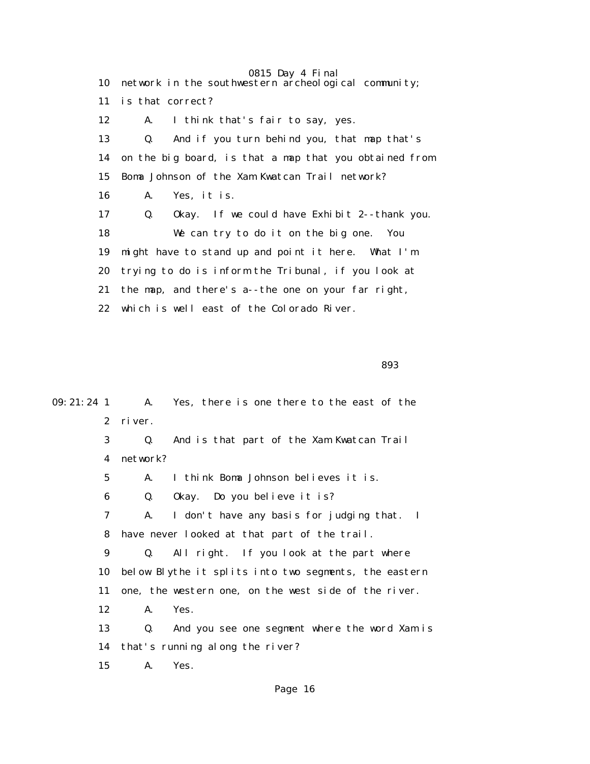10 network in the southwestern archeological community;

11 is that correct?

12 A. I think that's fair to say, yes.

13 Q. And if you turn behind you, that map that's

14 on the big board, is that a map that you obtained from

15 Boma Johnson of the Xam Kwatcan Trail network?

16 A. Yes, it is.

17 Q. Okay. If we could have Exhibit 2--thank you.

18 We can try to do it on the big one. You

19 might have to stand up and point it here. What I'm

20 trying to do is inform the Tribunal, if you look at

21 the map, and there's a--the one on your far right,

22 which is well east of the Colorado River.

893

09:21:24 1 A. Yes, there is one there to the east of the

2 river.

3 Q. And is that part of the Xam Kwatcan Trail

4 network?

5 A. I think Boma Johnson believes it is.

6 Q. Okay. Do you believe it is?

7 A. I don't have any basis for judging that. I

8 have never looked at that part of the trail.

9 Q. All right. If you look at the part where

10 below Blythe it splits into two segments, the eastern

11 one, the western one, on the west side of the river.

12 A. Yes.

13 Q. And you see one segment where the word Xam is

14 that's running along the river?

15 A. Yes.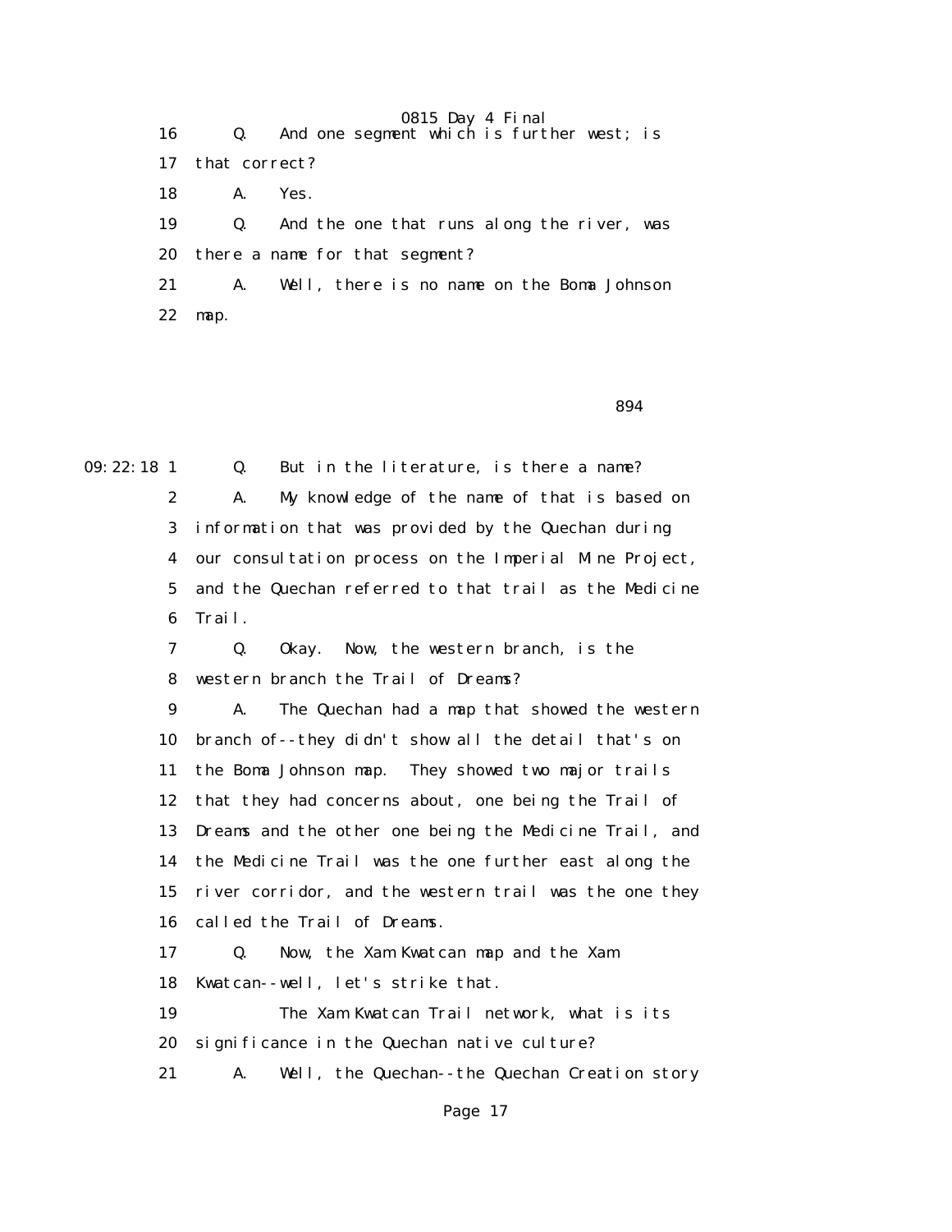16 Q. And one segment which is further west; is
17 that correct?
18 A. Yes.
19 Q. And the one that runs along the river, was
20 there a name for that segment?
21 A. Well, there is no name on the Boma Johnson
22 map.

894

09:22:18 1 Q. But in the literature, is there a name?
2 A. My knowledge of the name of that is based on
3 information that was provided by the Quechan during
4 our consultation process on the Imperial Mine Project,
5 and the Quechan referred to that trail as the Medicine
6 Trail.
7 Q. Okay. Now, the western branch, is the
8 western branch the Trail of Dreams?
9 A. The Quechan had a map that showed the western
10 branch of--they didn't show all the detail that's on
11 the Boma Johnson map. They showed two major trails
12 that they had concerns about, one being the Trail of
13 Dreams and the other one being the Medicine Trail, and
14 the Medicine Trail was the one further east along the
15 river corridor, and the western trail was the one they
16 called the Trail of Dreams.
17 Q. Now, the Xam Kwatcan map and the Xam
18 Kwatcan--well, let's strike that.
19 The Xam Kwatcan Trail network, what is its
20 significance in the Quechan native culture?
21 A. Well, the Quechan--the Quechan Creation story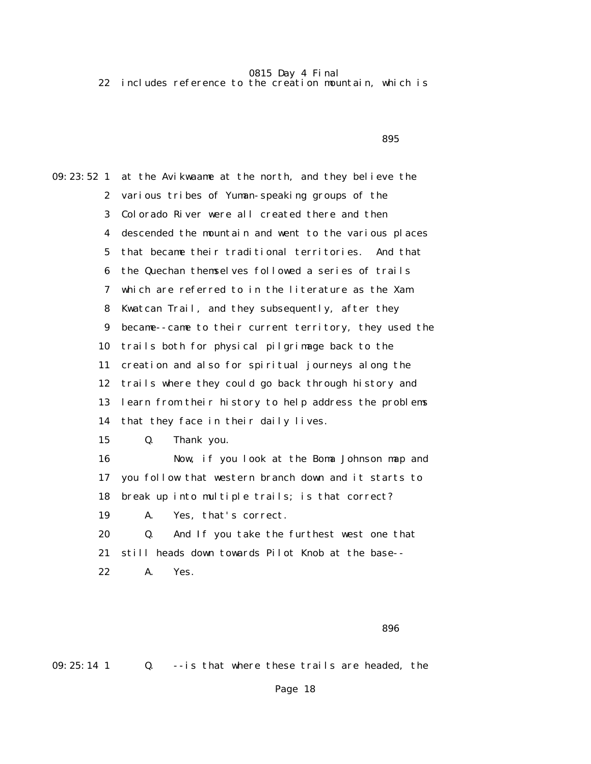22 includes reference to the creation mountain, which is

09:23:52 1 at the Avikwaame at the north, and they believe the
2 various tribes of Yuman-speaking groups of the
3 Colorado River were all created there and then
4 descended the mountain and went to the various places
5 that became their traditional territories. And that
6 the Quechan themselves followed a series of trails
7 which are referred to in the literature as the Xam
8 Kwatcan Trail, and they subsequently, after they
9 became--came to their current territory, they used the
10 trails both for physical pilgrimage back to the
11 creation and also for spiritual journeys along the
12 trails where they could go back through history and
13 learn from their history to help address the problems
14 that they face in their daily lives.
15 Q. Thank you.
16 Now, if you look at the Boma Johnson map and
17 you follow that western branch down and it starts to
18 break up into multiple trails; is that correct?
19 A. Yes, that's correct.
20 Q. And If you take the furthest west one that
21 still heads down towards Pilot Knob at the base--
22 A. Yes.

09:25:14 1 Q. --is that where these trails are headed, the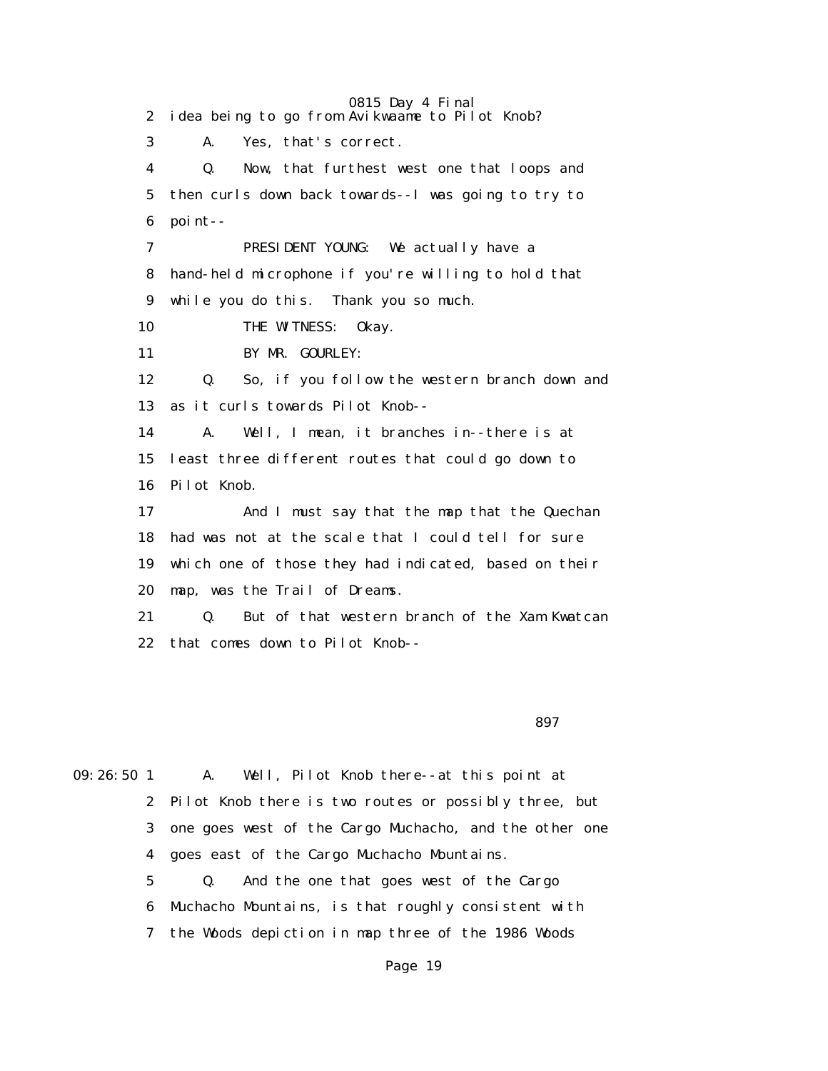idea being to go from Avikwaame to Pilot Knob?

A. Yes, that's correct.

Q. Now, that furthest west one that loops and then curls down back towards--I was going to try to point--

PRESIDENT YOUNG: We actually have a hand-held microphone if you're willing to hold that while you do this. Thank you so much.

THE WITNESS: Okay.

BY MR. GOURLEY:

Q. So, if you follow the western branch down and as it curls towards Pilot Knob--

A. Well, I mean, it branches in--there is at least three different routes that could go down to Pilot Knob.

And I must say that the map that the Quechan had was not at the scale that I could tell for sure which one of those they had indicated, based on their map, was the Trail of Dreams.

Q. But of that western branch of the Xam Kwatcan that comes down to Pilot Knob--

09:26:50

A. Well, Pilot Knob there--at this point at Pilot Knob there is two routes or possibly three, but one goes west of the Cargo Muchacho, and the other one goes east of the Cargo Muchacho Mountains.

Q. And the one that goes west of the Cargo Muchacho Mountains, is that roughly consistent with the Woods depiction in map three of the 1986 Woods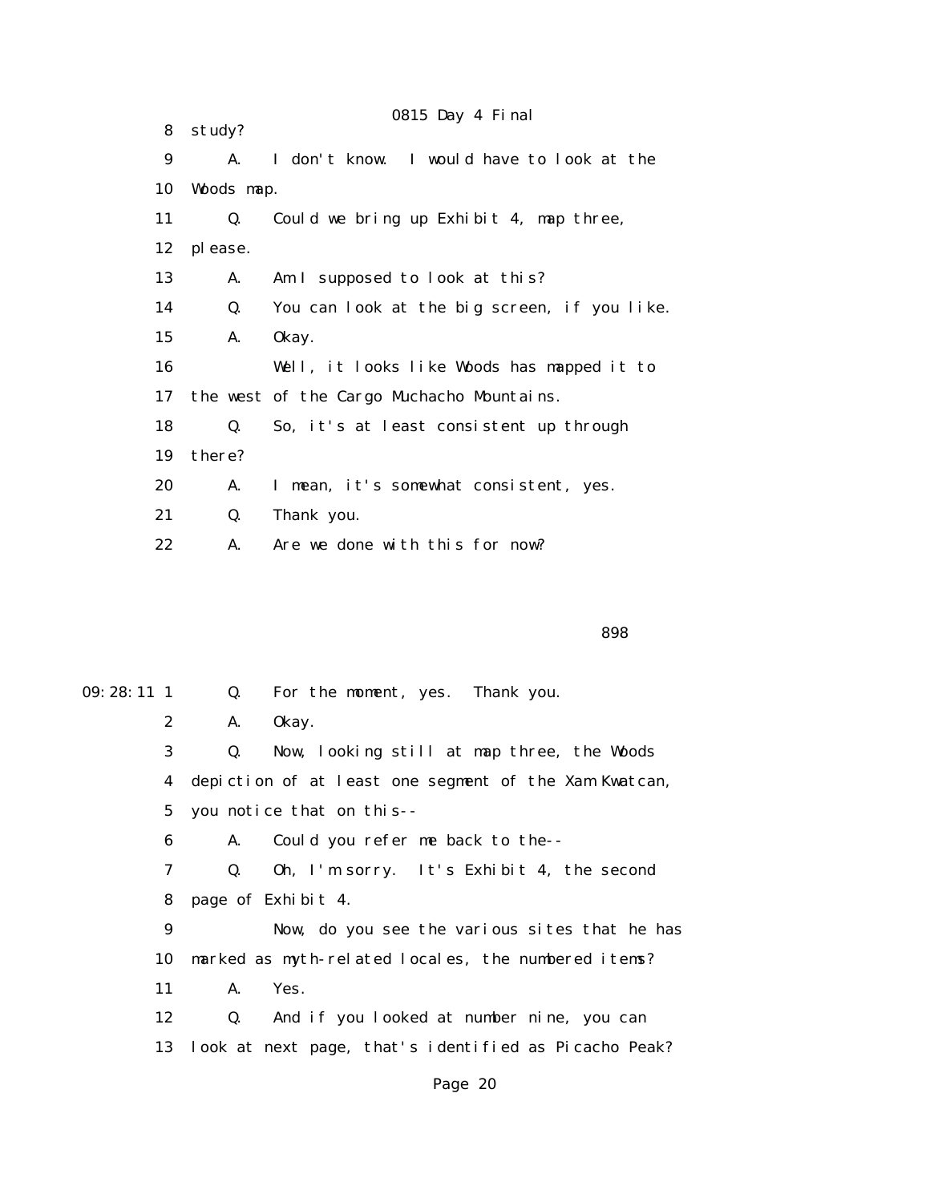8 study?

9 A. I don't know. I would have to look at the

10 Woods map.

11 Q. Could we bring up Exhibit 4, map three,

12 please.

13 A. Am I supposed to look at this?

14 Q. You can look at the big screen, if you like.

15 A. Okay.

16 Well, it looks like Woods has mapped it to

17 the west of the Cargo Muchacho Mountains.

18 Q. So, it's at least consistent up through

19 there?

20 A. I mean, it's somewhat consistent, yes.

21 Q. Thank you.

22 A. Are we done with this for now?

898

09:28:11 1 Q. For the moment, yes. Thank you.

2 A. Okay.

3 Q. Now, looking still at map three, the Woods

4 depiction of at least one segment of the Xam Kwatcan,

5 you notice that on this--

6 A. Could you refer me back to the--

7 Q. Oh, I'm sorry. It's Exhibit 4, the second

8 page of Exhibit 4.

9 Now, do you see the various sites that he has

10 marked as myth-related locales, the numbered items?

11 A. Yes.

12 Q. And if you looked at number nine, you can

13 look at next page, that's identified as Picacho Peak?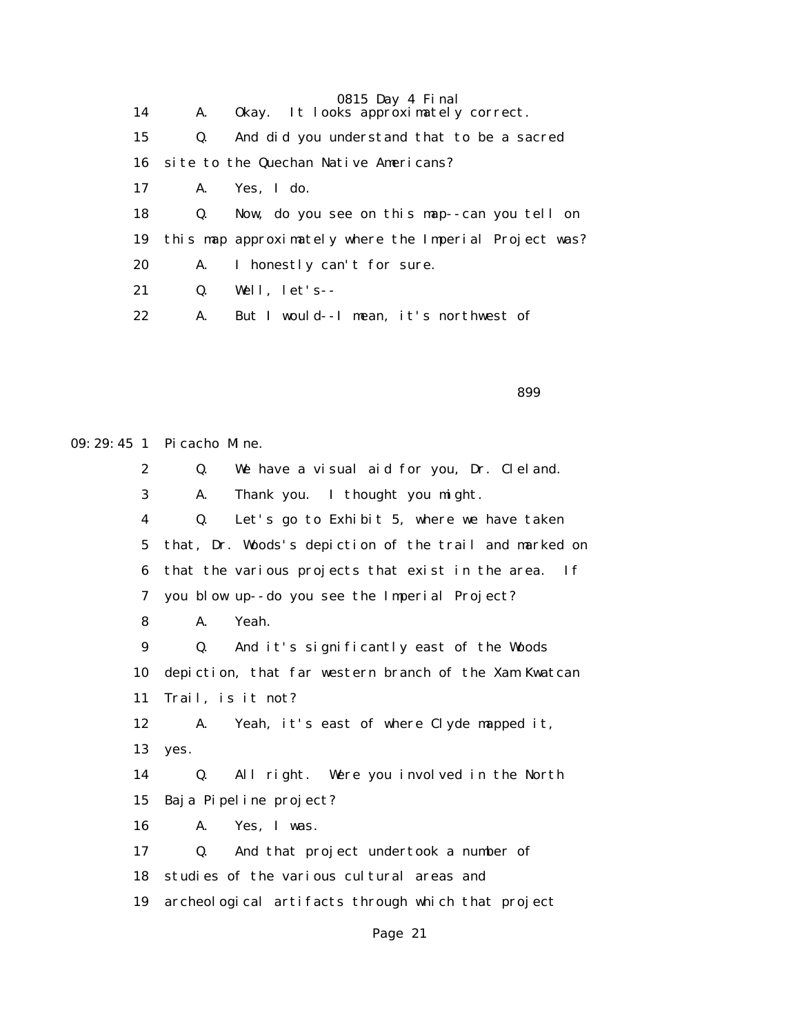14 A. Okay. It looks approximately correct.

15 Q. And did you understand that to be a sacred

16 site to the Quechan Native Americans?

17 A. Yes, I do.

18 Q. Now, do you see on this map--can you tell on

19 this map approximately where the Imperial Project was?

20 A. I honestly can't for sure.

21 Q. Well, let's--

22 A. But I would--I mean, it's northwest of

899

09:29:45 1 Picacho Mine.

2 Q. We have a visual aid for you, Dr. Cleland.

3 A. Thank you. I thought you might.

4 Q. Let's go to Exhibit 5, where we have taken

5 that, Dr. Woods's depiction of the trail and marked on

6 that the various projects that exist in the area. If

7 you blow up--do you see the Imperial Project?

8 A. Yeah.

9 Q. And it's significantly east of the Woods

10 depiction, that far western branch of the Xam Kwatcan

11 Trail, is it not?

12 A. Yeah, it's east of where Clyde mapped it,

13 yes.

14 Q. All right. Were you involved in the North

15 Baja Pipeline project?

16 A. Yes, I was.

17 Q. And that project undertook a number of

18 studies of the various cultural areas and

19 archeological artifacts through which that project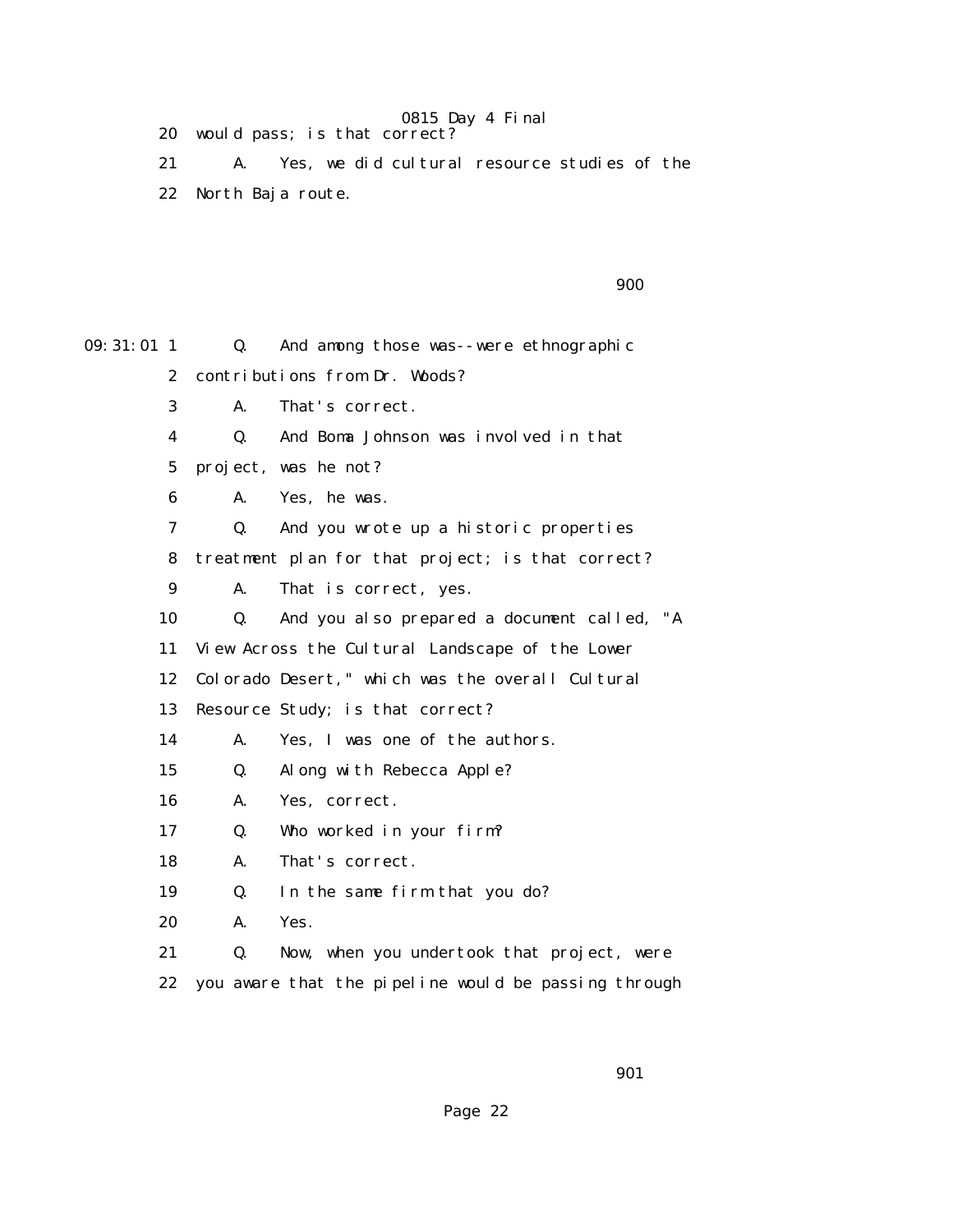20 would pass; is that correct?

21 A. Yes, we did cultural resource studies of the

22 North Baja route.

09:31:01 1 Q. And among those was--were ethnographic

2 contributions from Dr. Woods?

3 A. That's correct.

4 Q. And Boma Johnson was involved in that

5 project, was he not?

6 A. Yes, he was.

7 Q. And you wrote up a historic properties

8 treatment plan for that project; is that correct?

9 A. That is correct, yes.

10 Q. And you also prepared a document called, "A

11 View Across the Cultural Landscape of the Lower

12 Colorado Desert," which was the overall Cultural

13 Resource Study; is that correct?

14 A. Yes, I was one of the authors.

15 Q. Along with Rebecca Apple?

16 A. Yes, correct.

17 Q. Who worked in your firm?

18 A. That's correct.

19 Q. In the same firm that you do?

20 A. Yes.

21 Q. Now, when you undertook that project, were

22 you aware that the pipeline would be passing through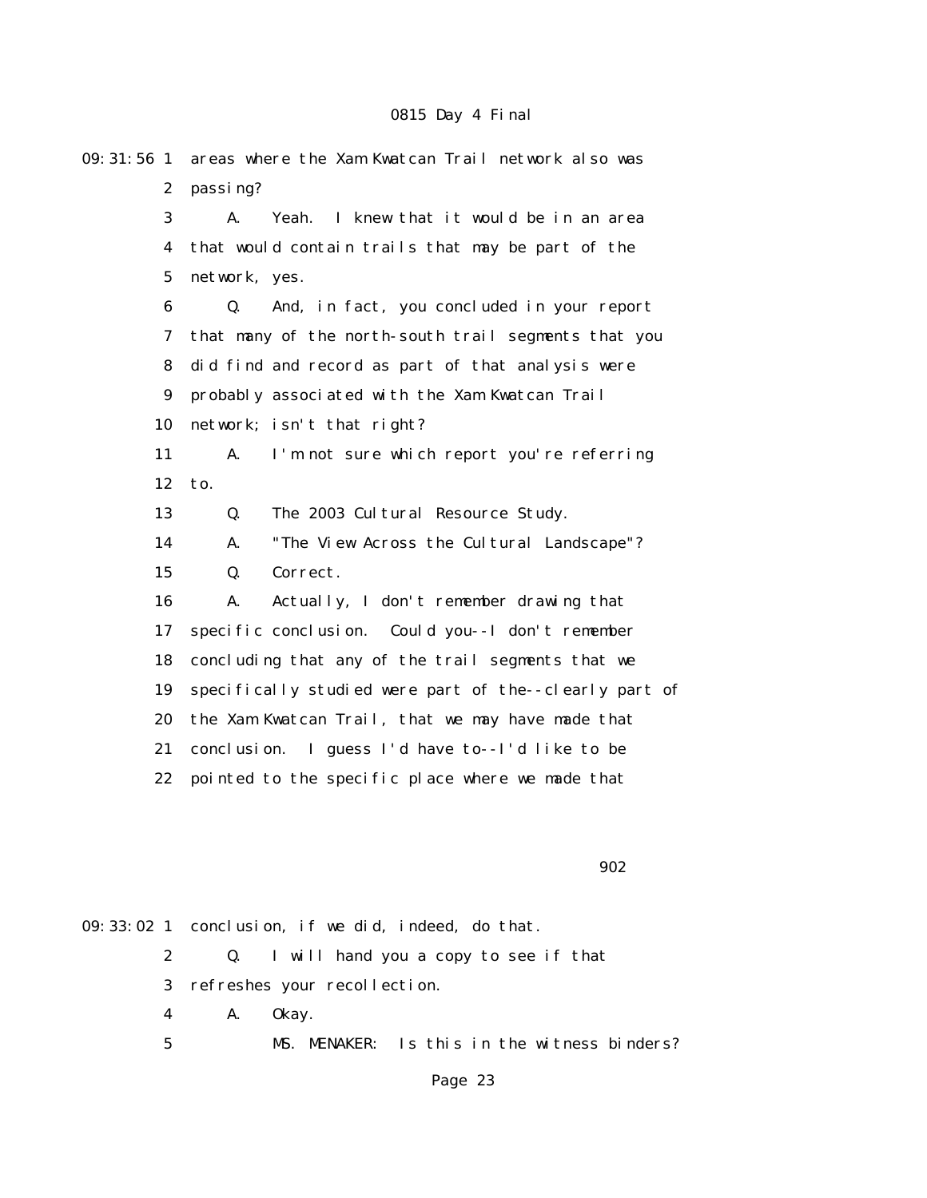09:31:56 1 areas where the Xam Kwatcan Trail network also was

2 passing?

3 A. Yeah. I knew that it would be in an area

4 that would contain trails that may be part of the

5 network, yes.

6 Q. And, in fact, you concluded in your report

7 that many of the north-south trail segments that you

8 did find and record as part of that analysis were

9 probably associated with the Xam Kwatcan Trail

10 network; isn't that right?

11 A. I'm not sure which report you're referring

12 to.

13 Q. The 2003 Cultural Resource Study.

14 A. "The View Across the Cultural Landscape"?

15 Q. Correct.

16 A. Actually, I don't remember drawing that

17 specific conclusion. Could you--I don't remember

18 concluding that any of the trail segments that we

19 specifically studied were part of the--clearly part of

20 the Xam Kwatcan Trail, that we may have made that

21 conclusion. I guess I'd have to--I'd like to be

22 pointed to the specific place where we made that

902

09:33:02 1 conclusion, if we did, indeed, do that.

2 Q. I will hand you a copy to see if that

3 refreshes your recollection.

4 A. Okay.

5 MS. MENAKER: Is this in the witness binders?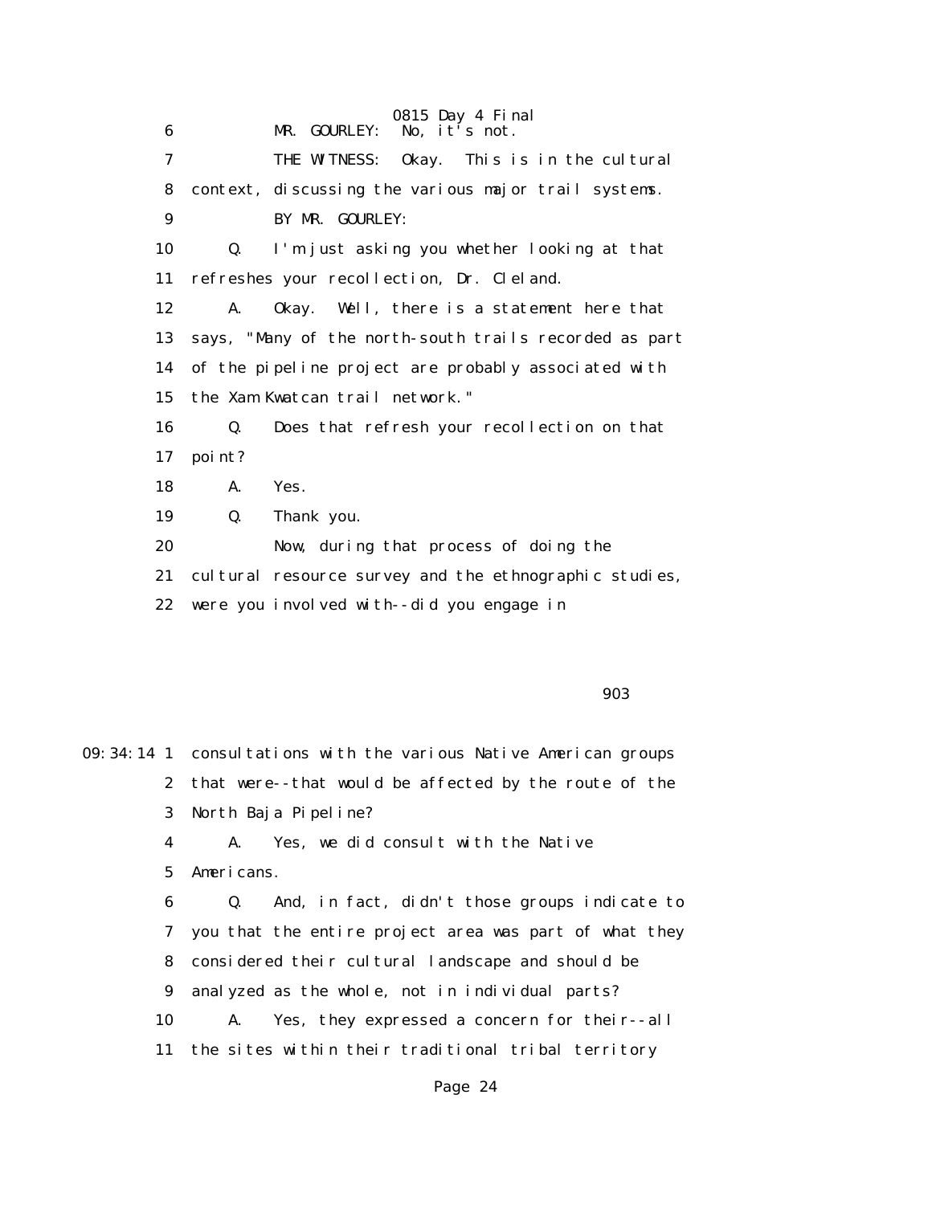6 MR. GOURLEY: No, it's not.

7 THE WITNESS: Okay. This is in the cultural

8 context, discussing the various major trail systems.

9 BY MR. GOURLEY:

10 Q. I'm just asking you whether looking at that

11 refreshes your recollection, Dr. Cleland.

12 A. Okay. Well, there is a statement here that

13 says, "Many of the north-south trails recorded as part

14 of the pipeline project are probably associated with

15 the Xam Kwatcan trail network."

16 Q. Does that refresh your recollection on that

17 point?

18 A. Yes.

19 Q. Thank you.

20 Now, during that process of doing the

21 cultural resource survey and the ethnographic studies,

22 were you involved with--did you engage in

903

09:34:14 1 consultations with the various Native American groups

2 that were--that would be affected by the route of the

3 North Baja Pipeline?

4 A. Yes, we did consult with the Native

5 Americans.

6 Q. And, in fact, didn't those groups indicate to

7 you that the entire project area was part of what they

8 considered their cultural landscape and should be

9 analyzed as the whole, not in individual parts?

10 A. Yes, they expressed a concern for their--all

11 the sites within their traditional tribal territory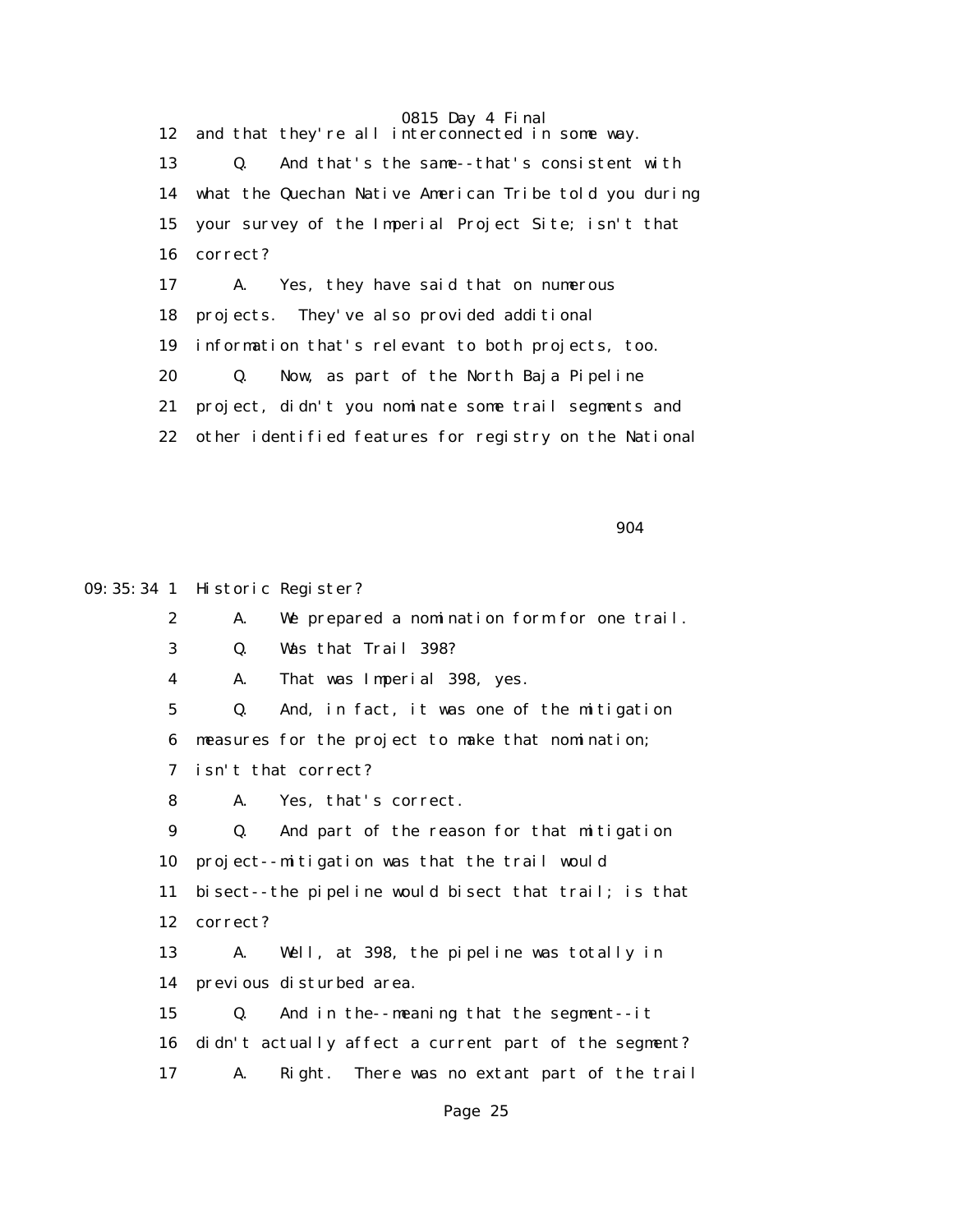12 and that they're all interconnected in some way.

13 Q. And that's the same--that's consistent with

14 what the Quechan Native American Tribe told you during

15 your survey of the Imperial Project Site; isn't that

16 correct?

17 A. Yes, they have said that on numerous

18 projects. They've also provided additional

19 information that's relevant to both projects, too.

20 Q. Now, as part of the North Baja Pipeline

21 project, didn't you nominate some trail segments and

22 other identified features for registry on the National

904

09:35:34 1 Historic Register?

2 A. We prepared a nomination form for one trail.

3 Q. Was that Trail 398?

4 A. That was Imperial 398, yes.

5 Q. And, in fact, it was one of the mitigation

6 measures for the project to make that nomination;

7 isn't that correct?

8 A. Yes, that's correct.

9 Q. And part of the reason for that mitigation

10 project--mitigation was that the trail would

11 bisect--the pipeline would bisect that trail; is that

12 correct?

13 A. Well, at 398, the pipeline was totally in

14 previous disturbed area.

15 Q. And in the--meaning that the segment--it

16 didn't actually affect a current part of the segment?

17 A. Right. There was no extant part of the trail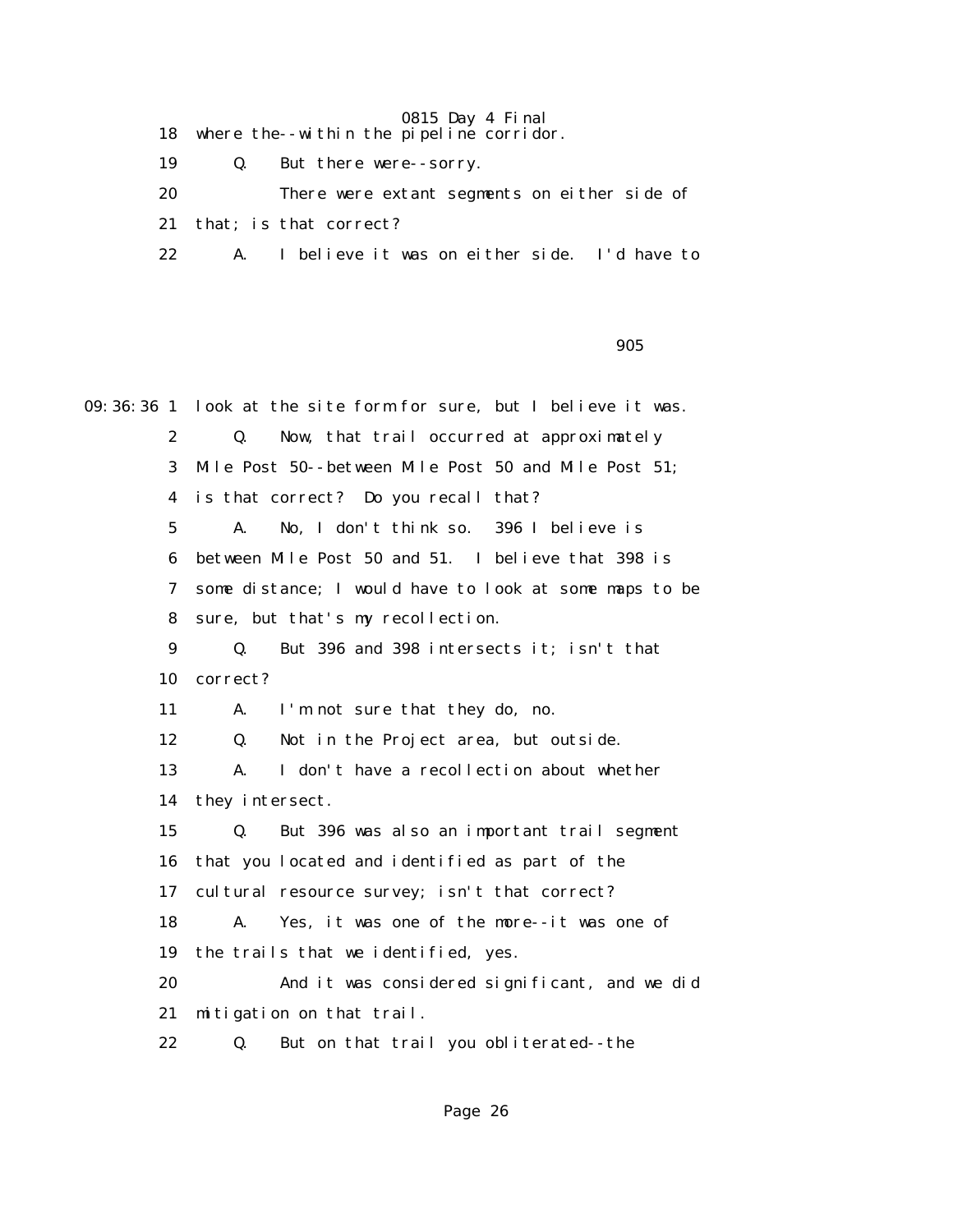18 where the--within the pipeline corridor.

19 Q. But there were--sorry.

20 There were extant segments on either side of

21 that; is that correct?

22 A. I believe it was on either side. I'd have to

905

09:36:36 1 look at the site form for sure, but I believe it was.

2 Q. Now, that trail occurred at approximately

3 Mile Post 50--between Mile Post 50 and Mile Post 51;

4 is that correct? Do you recall that?

5 A. No, I don't think so. 396 I believe is

6 between Mile Post 50 and 51. I believe that 398 is

7 some distance; I would have to look at some maps to be

8 sure, but that's my recollection.

9 Q. But 396 and 398 intersects it; isn't that

10 correct?

11 A. I'm not sure that they do, no.

12 Q. Not in the Project area, but outside.

13 A. I don't have a recollection about whether

14 they intersect.

15 Q. But 396 was also an important trail segment

16 that you located and identified as part of the

17 cultural resource survey; isn't that correct?

18 A. Yes, it was one of the more--it was one of

19 the trails that we identified, yes.

20 And it was considered significant, and we did

21 mitigation on that trail.

22 Q. But on that trail you obliterated--the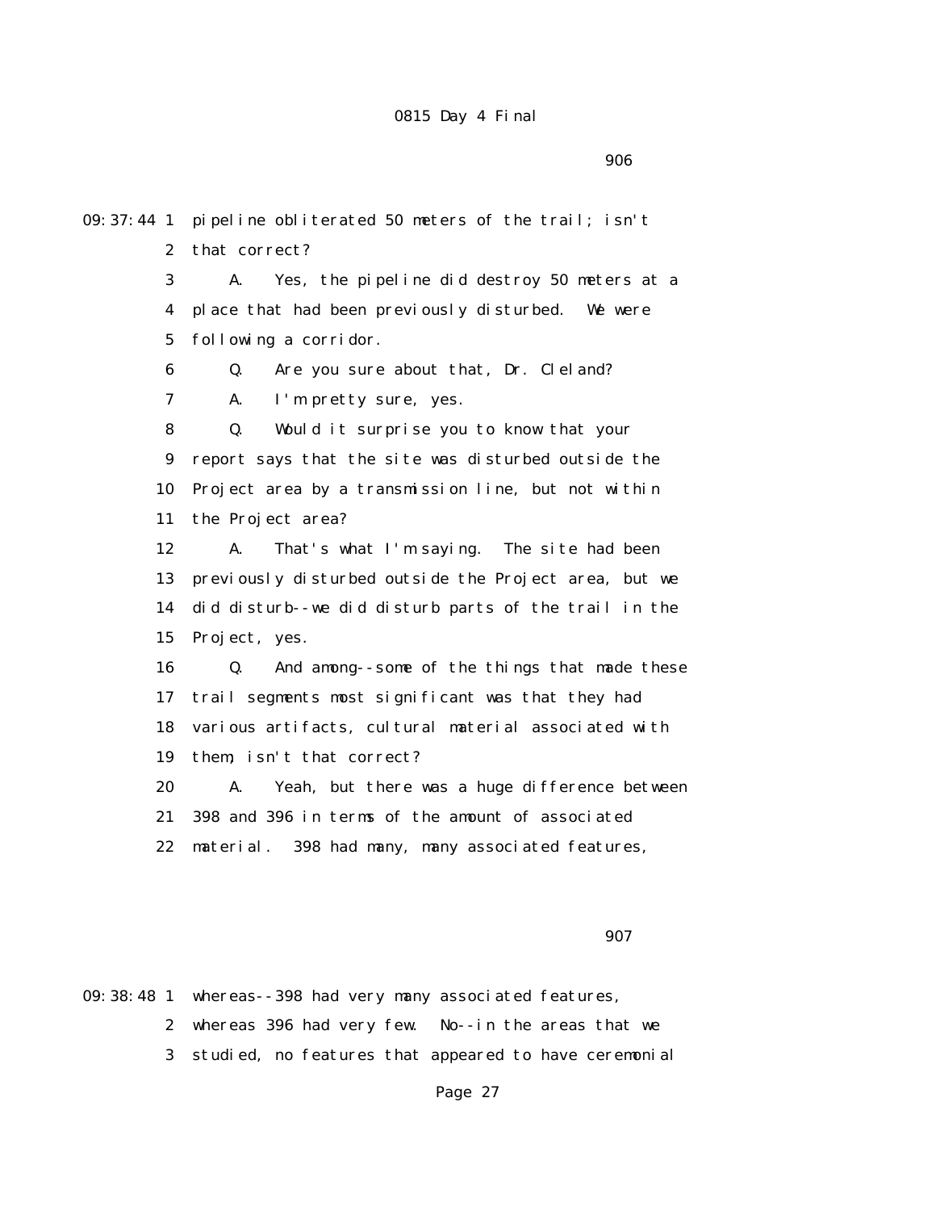09:37:44 1 pipeline obliterated 50 meters of the trail; isn't
2 that correct?
3 A. Yes, the pipeline did destroy 50 meters at a
4 place that had been previously disturbed. We were
5 following a corridor.
6 Q. Are you sure about that, Dr. Cleland?
7 A. I'm pretty sure, yes.
8 Q. Would it surprise you to know that your
9 report says that the site was disturbed outside the
10 Project area by a transmission line, but not within
11 the Project area?
12 A. That's what I'm saying. The site had been
13 previously disturbed outside the Project area, but we
14 did disturb--we did disturb parts of the trail in the
15 Project, yes.
16 Q. And among--some of the things that made these
17 trail segments most significant was that they had
18 various artifacts, cultural material associated with
19 them, isn't that correct?
20 A. Yeah, but there was a huge difference between
21 398 and 396 in terms of the amount of associated
22 material. 398 had many, many associated features,

907

09:38:48 1 whereas--398 had very many associated features,
2 whereas 396 had very few. No--in the areas that we
3 studied, no features that appeared to have ceremonial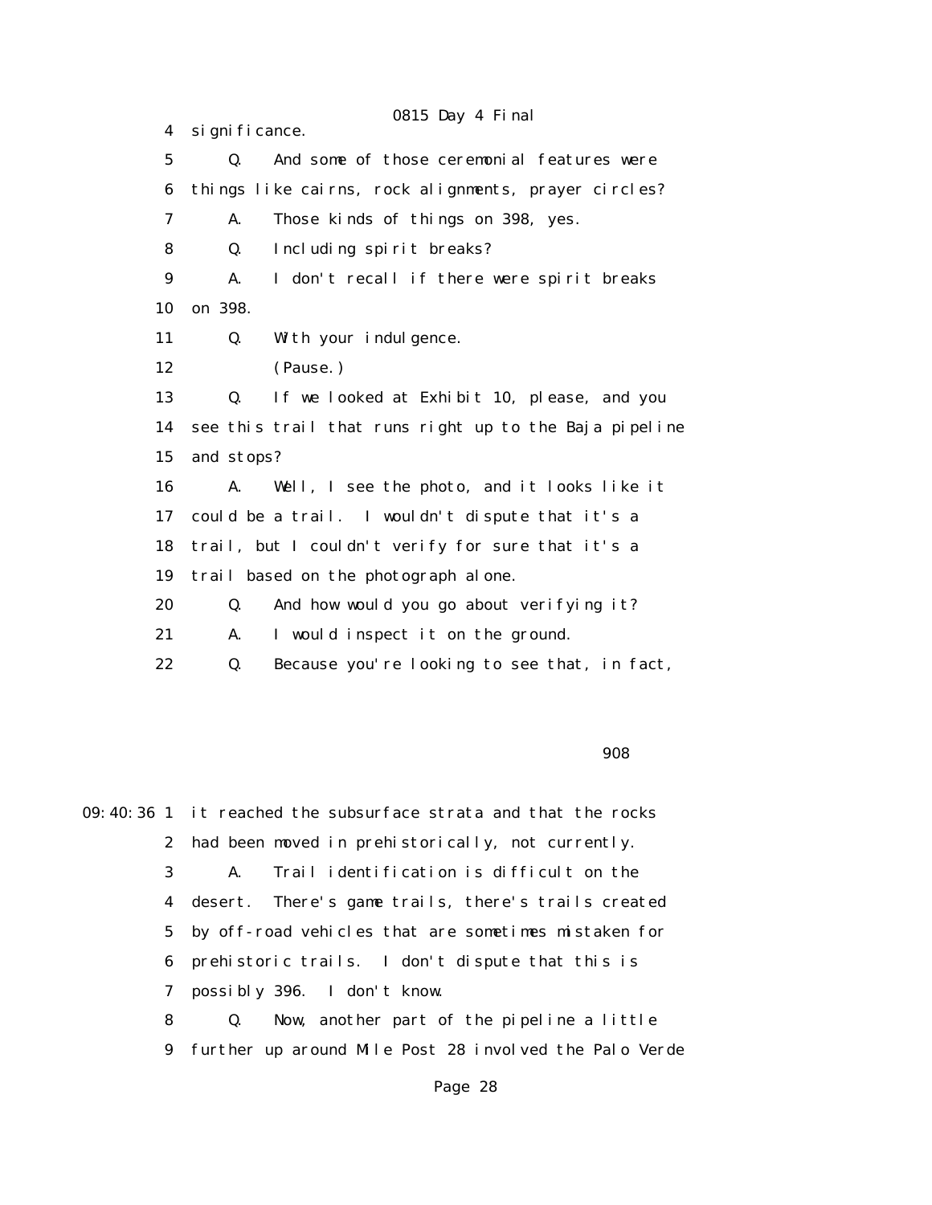4 significance.

5 Q. And some of those ceremonial features were

6 things like cairns, rock alignments, prayer circles?

7 A. Those kinds of things on 398, yes.

8 Q. Including spirit breaks?

9 A. I don't recall if there were spirit breaks

10 on 398.

11 Q. With your indulgence.

12 (Pause.)

13 Q. If we looked at Exhibit 10, please, and you

14 see this trail that runs right up to the Baja pipeline

15 and stops?

16 A. Well, I see the photo, and it looks like it

17 could be a trail. I wouldn't dispute that it's a

18 trail, but I couldn't verify for sure that it's a

19 trail based on the photograph alone.

20 Q. And how would you go about verifying it?

21 A. I would inspect it on the ground.

22 Q. Because you're looking to see that, in fact,

908

09:40:36 1 it reached the subsurface strata and that the rocks

2 had been moved in prehistorically, not currently.

3 A. Trail identification is difficult on the

4 desert. There's game trails, there's trails created

5 by off-road vehicles that are sometimes mistaken for

6 prehistoric trails. I don't dispute that this is

7 possibly 396. I don't know.

8 Q. Now, another part of the pipeline a little

9 further up around Mile Post 28 involved the Palo Verde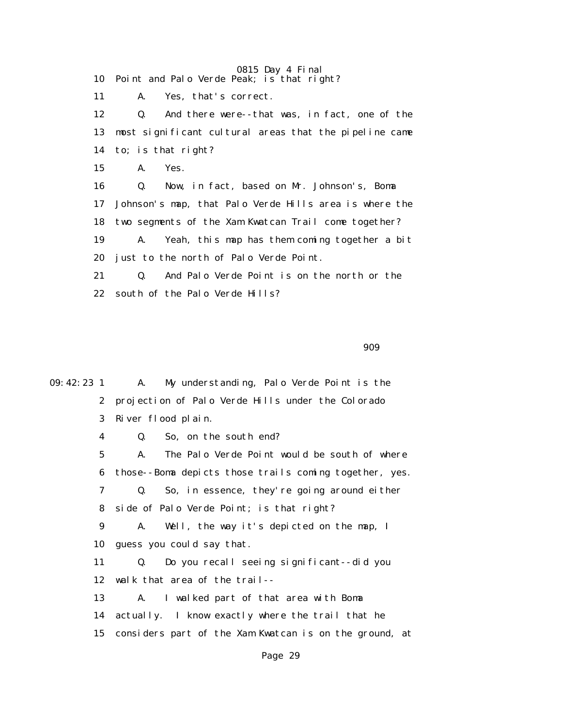10 Point and Palo Verde Peak; is that right?

11 A. Yes, that's correct.

12 Q. And there were--that was, in fact, one of the

13 most significant cultural areas that the pipeline came

14 to; is that right?

15 A. Yes.

16 Q. Now, in fact, based on Mr. Johnson's, Boma

17 Johnson's map, that Palo Verde Hills area is where the

18 two segments of the Xam Kwatcan Trail come together?

19 A. Yeah, this map has them coming together a bit

20 just to the north of Palo Verde Point.

21 Q. And Palo Verde Point is on the north or the

22 south of the Palo Verde Hills?

909

09:42:23 1 A. My understanding, Palo Verde Point is the

2 projection of Palo Verde Hills under the Colorado

3 River flood plain.

4 Q. So, on the south end?

5 A. The Palo Verde Point would be south of where

6 those--Boma depicts those trails coming together, yes.

7 Q. So, in essence, they're going around either

8 side of Palo Verde Point; is that right?

9 A. Well, the way it's depicted on the map, I

10 guess you could say that.

11 Q. Do you recall seeing significant--did you

12 walk that area of the trail--

13 A. I walked part of that area with Boma

14 actually. I know exactly where the trail that he

15 considers part of the Xam Kwatcan is on the ground, at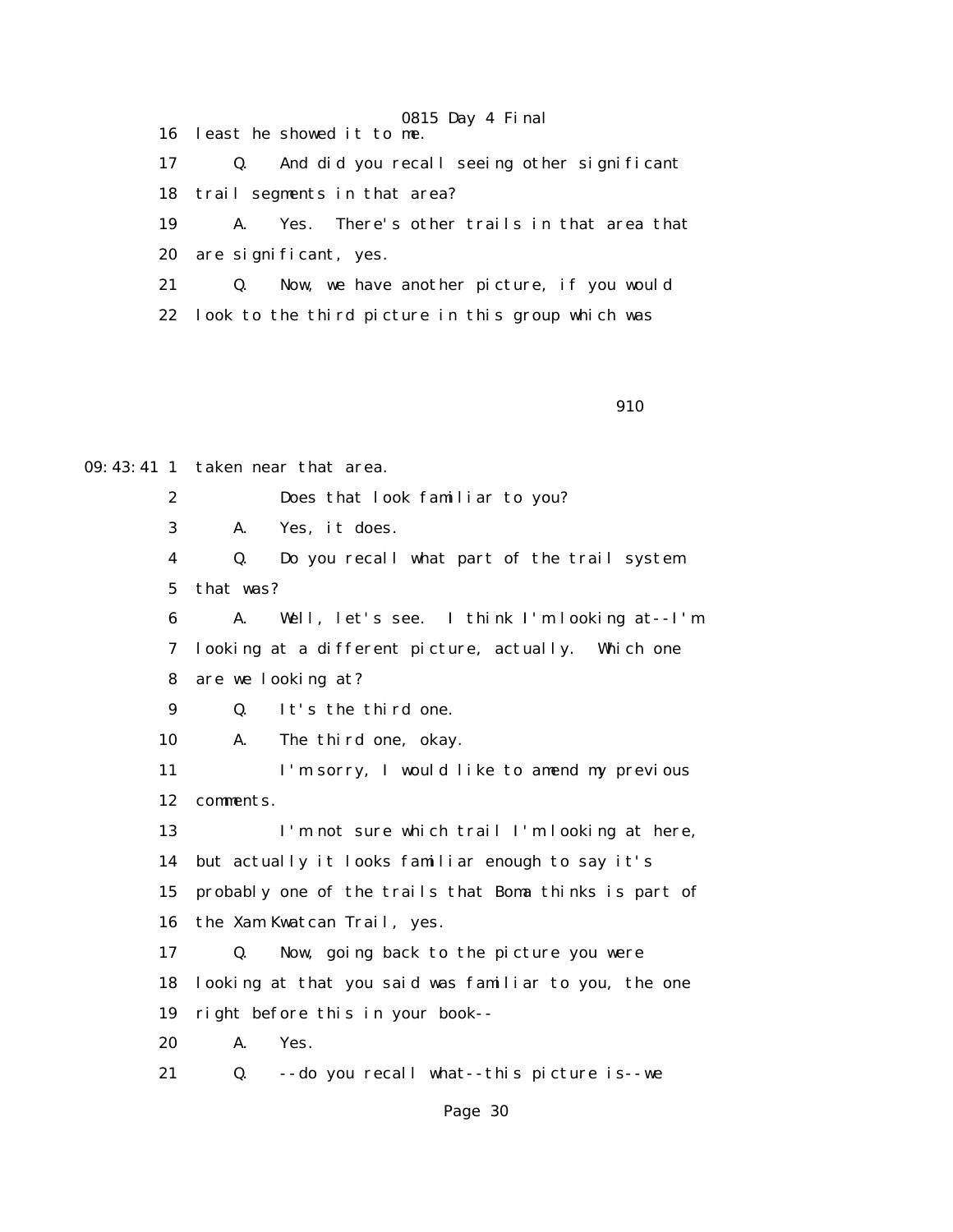16 least he showed it to me.

17 Q. And did you recall seeing other significant

18 trail segments in that area?

19 A. Yes. There's other trails in that area that

20 are significant, yes.

21 Q. Now, we have another picture, if you would

22 look to the third picture in this group which was

910

09:43:41 1 taken near that area.

2 Does that look familiar to you?

3 A. Yes, it does.

4 Q. Do you recall what part of the trail system

5 that was?

6 A. Well, let's see. I think I'm looking at--I'm

7 looking at a different picture, actually. Which one

8 are we looking at?

9 Q. It's the third one.

10 A. The third one, okay.

11 I'm sorry, I would like to amend my previous

12 comments.

13 I'm not sure which trail I'm looking at here,

14 but actually it looks familiar enough to say it's

15 probably one of the trails that Boma thinks is part of

16 the Xam Kwatcan Trail, yes.

17 Q. Now, going back to the picture you were

18 looking at that you said was familiar to you, the one

19 right before this in your book--

20 A. Yes.

21 Q. --do you recall what--this picture is--we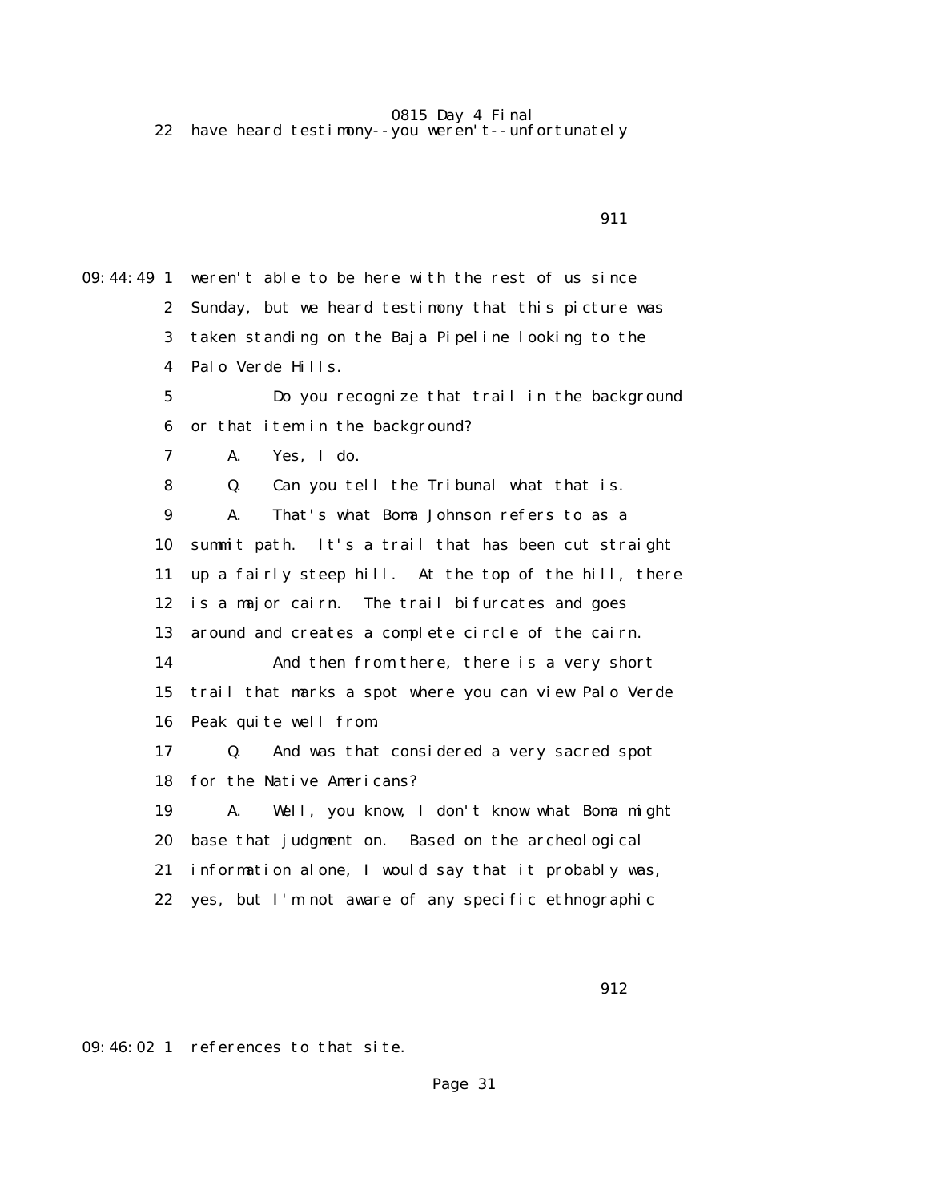22 have heard testimony--you weren't--unfortunately

911

09:44:49 1 weren't able to be here with the rest of us since

2 Sunday, but we heard testimony that this picture was

3 taken standing on the Baja Pipeline looking to the

4 Palo Verde Hills.

5 Do you recognize that trail in the background

6 or that item in the background?

7 A. Yes, I do.

8 Q. Can you tell the Tribunal what that is.

9 A. That's what Boma Johnson refers to as a

10 summit path. It's a trail that has been cut straight

11 up a fairly steep hill. At the top of the hill, there

12 is a major cairn. The trail bifurcates and goes

13 around and creates a complete circle of the cairn.

14 And then from there, there is a very short

15 trail that marks a spot where you can view Palo Verde

16 Peak quite well from.

17 Q. And was that considered a very sacred spot

18 for the Native Americans?

19 A. Well, you know, I don't know what Boma might

20 base that judgment on. Based on the archeological

21 information alone, I would say that it probably was,

22 yes, but I'm not aware of any specific ethnographic

912

09:46:02 1 references to that site.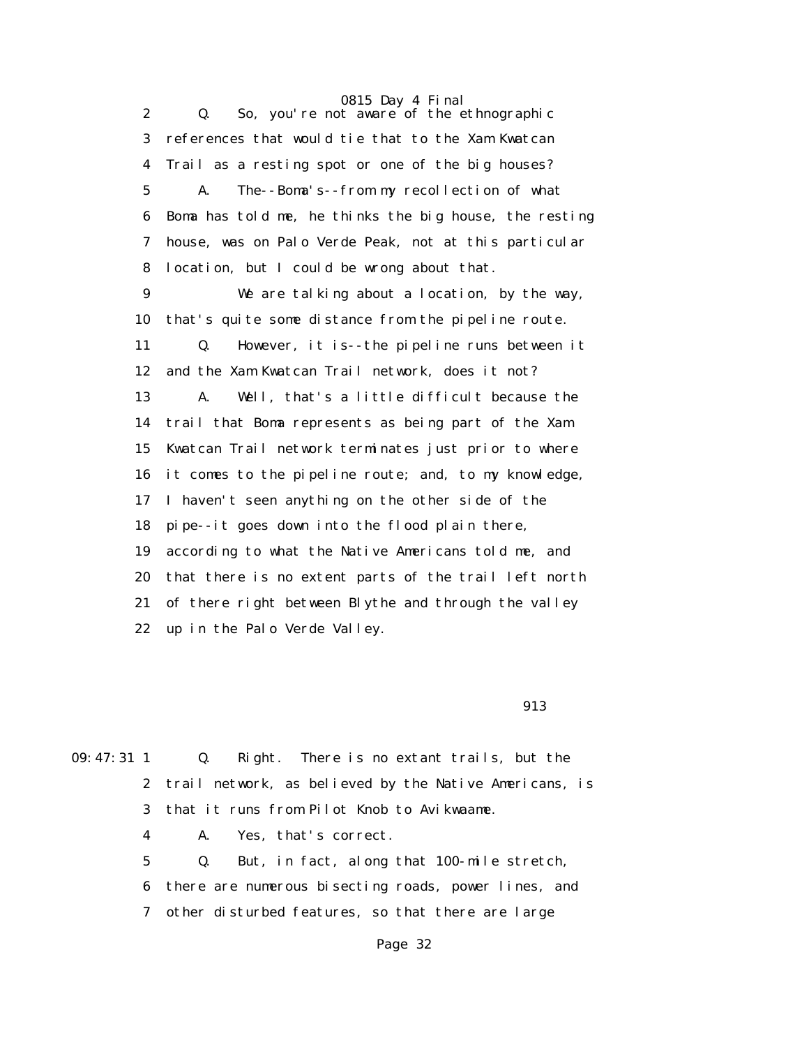2 Q. So, you're not aware of the ethnographic
3 references that would tie that to the Xam Kwatcan
4 Trail as a resting spot or one of the big houses?
5 A. The--Boma's--from my recollection of what
6 Boma has told me, he thinks the big house, the resting
7 house, was on Palo Verde Peak, not at this particular
8 location, but I could be wrong about that.
9 We are talking about a location, by the way,
10 that's quite some distance from the pipeline route.
11 Q. However, it is--the pipeline runs between it
12 and the Xam Kwatcan Trail network, does it not?
13 A. Well, that's a little difficult because the
14 trail that Boma represents as being part of the Xam
15 Kwatcan Trail network terminates just prior to where
16 it comes to the pipeline route; and, to my knowledge,
17 I haven't seen anything on the other side of the
18 pipe--it goes down into the flood plain there,
19 according to what the Native Americans told me, and
20 that there is no extent parts of the trail left north
21 of there right between Blythe and through the valley
22 up in the Palo Verde Valley.

913

09:47:31 1 Q. Right. There is no extant trails, but the
2 trail network, as believed by the Native Americans, is
3 that it runs from Pilot Knob to Avikwaame.
4 A. Yes, that's correct.
5 Q. But, in fact, along that 100-mile stretch,
6 there are numerous bisecting roads, power lines, and
7 other disturbed features, so that there are large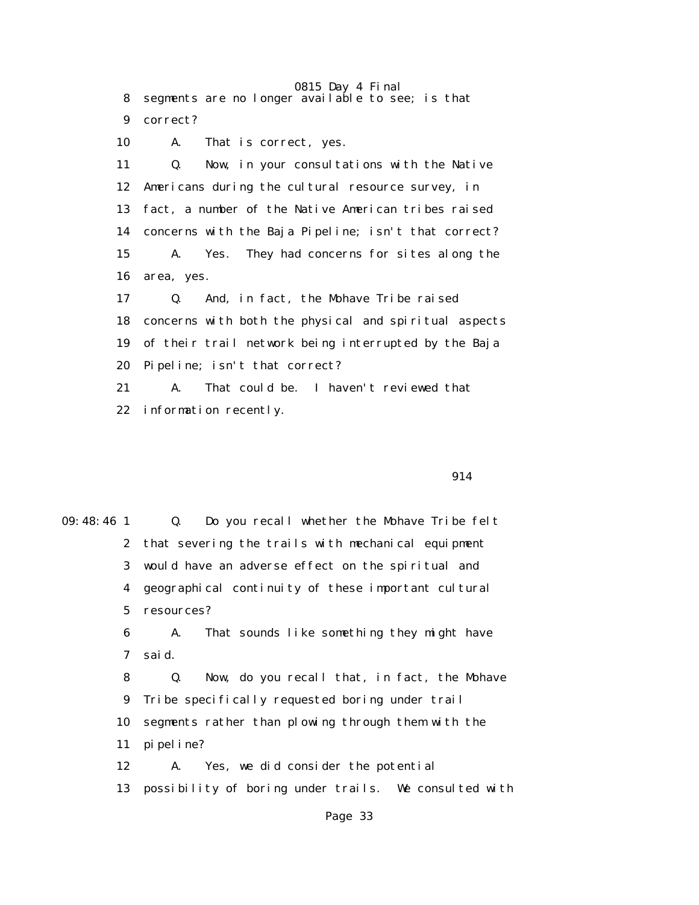8 segments are no longer available to see; is that
9 correct?
10 A. That is correct, yes.
11 Q. Now, in your consultations with the Native
12 Americans during the cultural resource survey, in
13 fact, a number of the Native American tribes raised
14 concerns with the Baja Pipeline; isn't that correct?
15 A. Yes. They had concerns for sites along the
16 area, yes.
17 Q. And, in fact, the Mohave Tribe raised
18 concerns with both the physical and spiritual aspects
19 of their trail network being interrupted by the Baja
20 Pipeline; isn't that correct?
21 A. That could be. I haven't reviewed that
22 information recently.

914

09:48:46 1 Q. Do you recall whether the Mohave Tribe felt
2 that severing the trails with mechanical equipment
3 would have an adverse effect on the spiritual and
4 geographical continuity of these important cultural
5 resources?
6 A. That sounds like something they might have
7 said.
8 Q. Now, do you recall that, in fact, the Mohave
9 Tribe specifically requested boring under trail
10 segments rather than plowing through them with the
11 pipeline?
12 A. Yes, we did consider the potential
13 possibility of boring under trails. We consulted with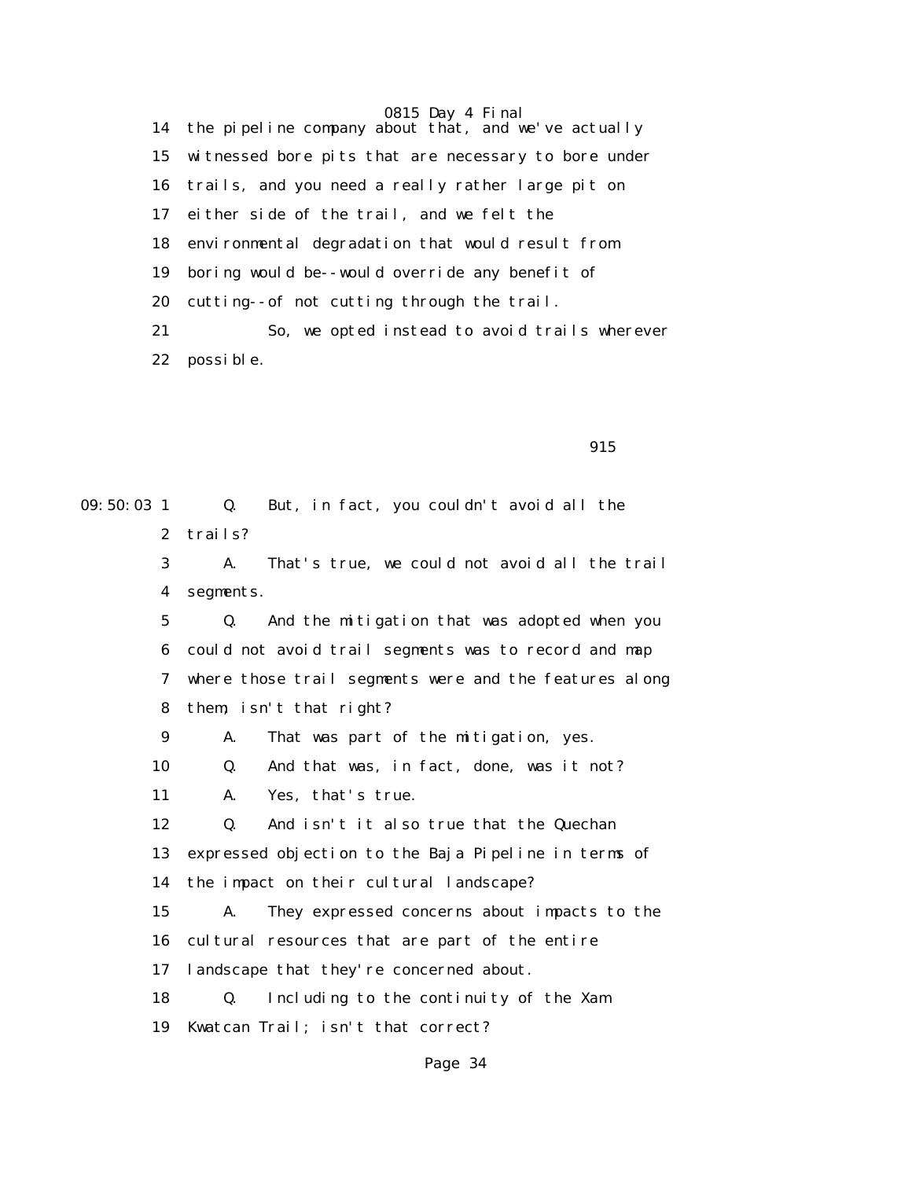14 the pipeline company about that, and we've actually
15 witnessed bore pits that are necessary to bore under
16 trails, and you need a really rather large pit on
17 either side of the trail, and we felt the
18 environmental degradation that would result from
19 boring would be--would override any benefit of
20 cutting--of not cutting through the trail.
21 So, we opted instead to avoid trails wherever
22 possible.

915

09:50:03 1 Q. But, in fact, you couldn't avoid all the
2 trails?
3 A. That's true, we could not avoid all the trail
4 segments.
5 Q. And the mitigation that was adopted when you
6 could not avoid trail segments was to record and map
7 where those trail segments were and the features along
8 them, isn't that right?
9 A. That was part of the mitigation, yes.
10 Q. And that was, in fact, done, was it not?
11 A. Yes, that's true.
12 Q. And isn't it also true that the Quechan
13 expressed objection to the Baja Pipeline in terms of
14 the impact on their cultural landscape?
15 A. They expressed concerns about impacts to the
16 cultural resources that are part of the entire
17 landscape that they're concerned about.
18 Q. Including to the continuity of the Xam
19 Kwatcan Trail; isn't that correct?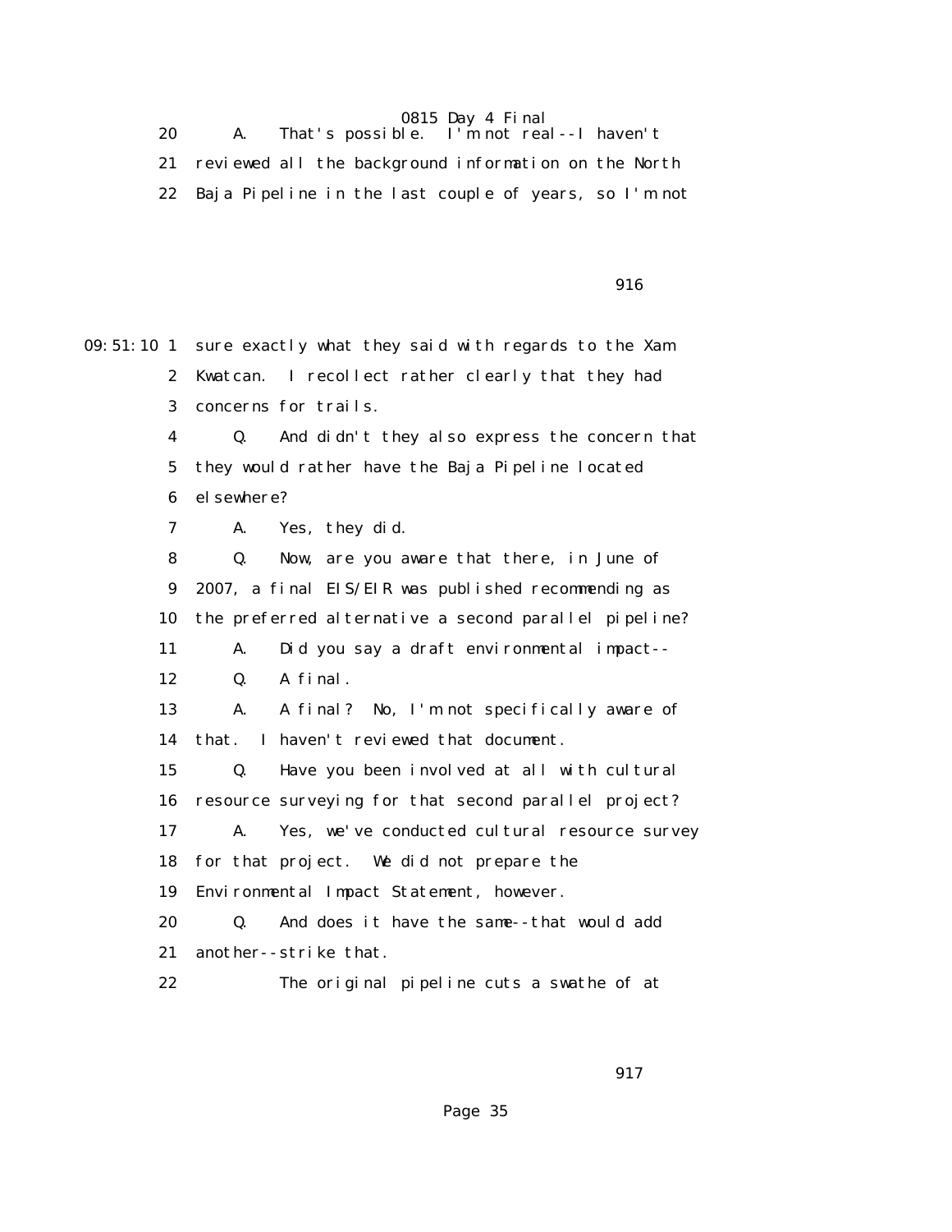20 A. That's possible. I'm not real--I haven't

21 reviewed all the background information on the North

22 Baja Pipeline in the last couple of years, so I'm not

916

09:51:10 1 sure exactly what they said with regards to the Xam

2 Kwatcan. I recollect rather clearly that they had

3 concerns for trails.

4 Q. And didn't they also express the concern that

5 they would rather have the Baja Pipeline located

6 elsewhere?

7 A. Yes, they did.

8 Q. Now, are you aware that there, in June of

9 2007, a final EIS/EIR was published recommending as

10 the preferred alternative a second parallel pipeline?

11 A. Did you say a draft environmental impact--

12 Q. A final.

13 A. A final? No, I'm not specifically aware of

14 that. I haven't reviewed that document.

15 Q. Have you been involved at all with cultural

16 resource surveying for that second parallel project?

17 A. Yes, we've conducted cultural resource survey

18 for that project. We did not prepare the

19 Environmental Impact Statement, however.

20 Q. And does it have the same--that would add

21 another--strike that.

22 The original pipeline cuts a swathe of at

917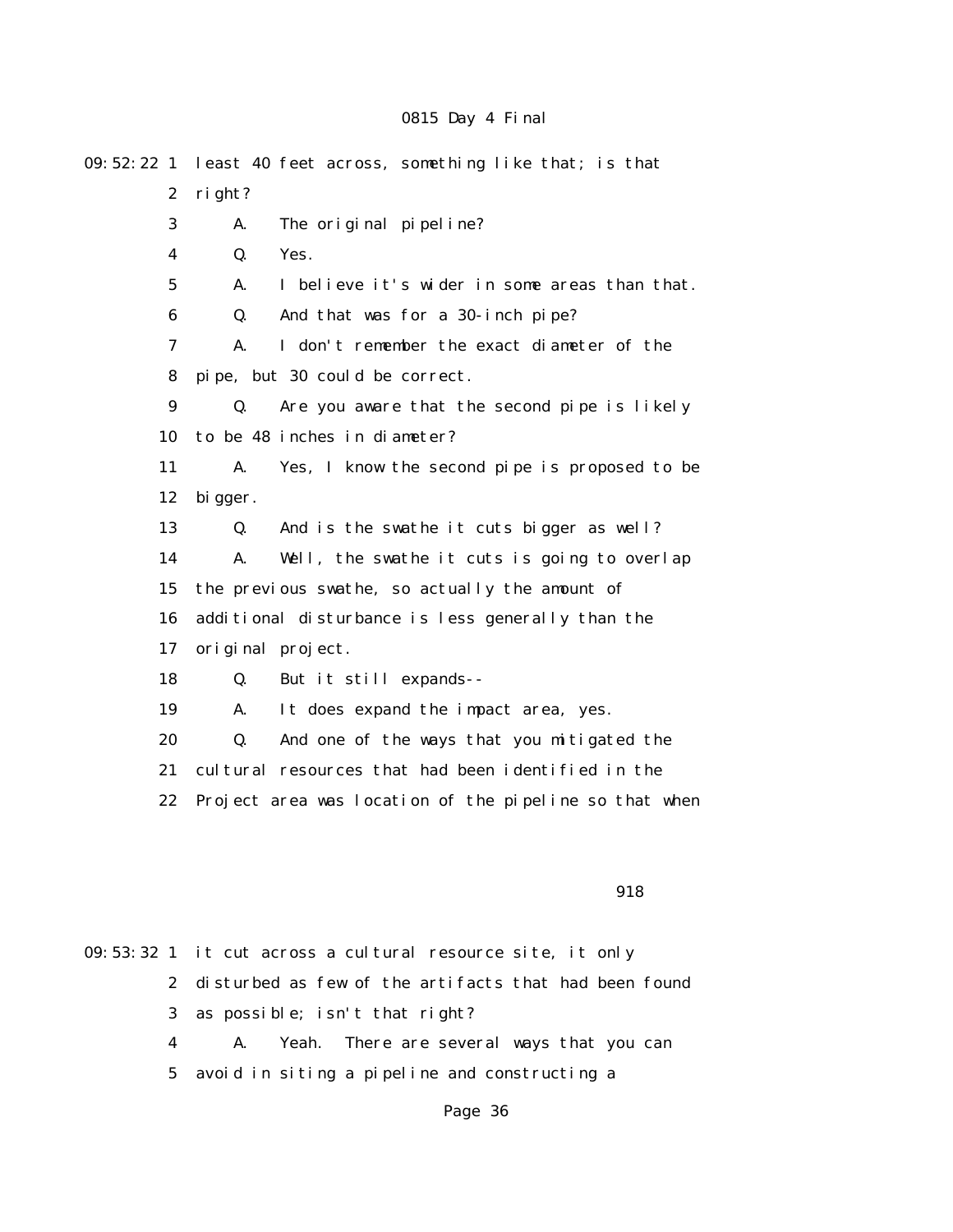09:52:22 1 least 40 feet across, something like that; is that
2 right?
3 A. The original pipeline?
4 Q. Yes.
5 A. I believe it's wider in some areas than that.
6 Q. And that was for a 30-inch pipe?
7 A. I don't remember the exact diameter of the
8 pipe, but 30 could be correct.
9 Q. Are you aware that the second pipe is likely
10 to be 48 inches in diameter?
11 A. Yes, I know the second pipe is proposed to be
12 bigger.
13 Q. And is the swathe it cuts bigger as well?
14 A. Well, the swathe it cuts is going to overlap
15 the previous swathe, so actually the amount of
16 additional disturbance is less generally than the
17 original project.
18 Q. But it still expands--
19 A. It does expand the impact area, yes.
20 Q. And one of the ways that you mitigated the
21 cultural resources that had been identified in the
22 Project area was location of the pipeline so that when

918

09:53:32 1 it cut across a cultural resource site, it only
2 disturbed as few of the artifacts that had been found
3 as possible; isn't that right?
4 A. Yeah. There are several ways that you can
5 avoid in siting a pipeline and constructing a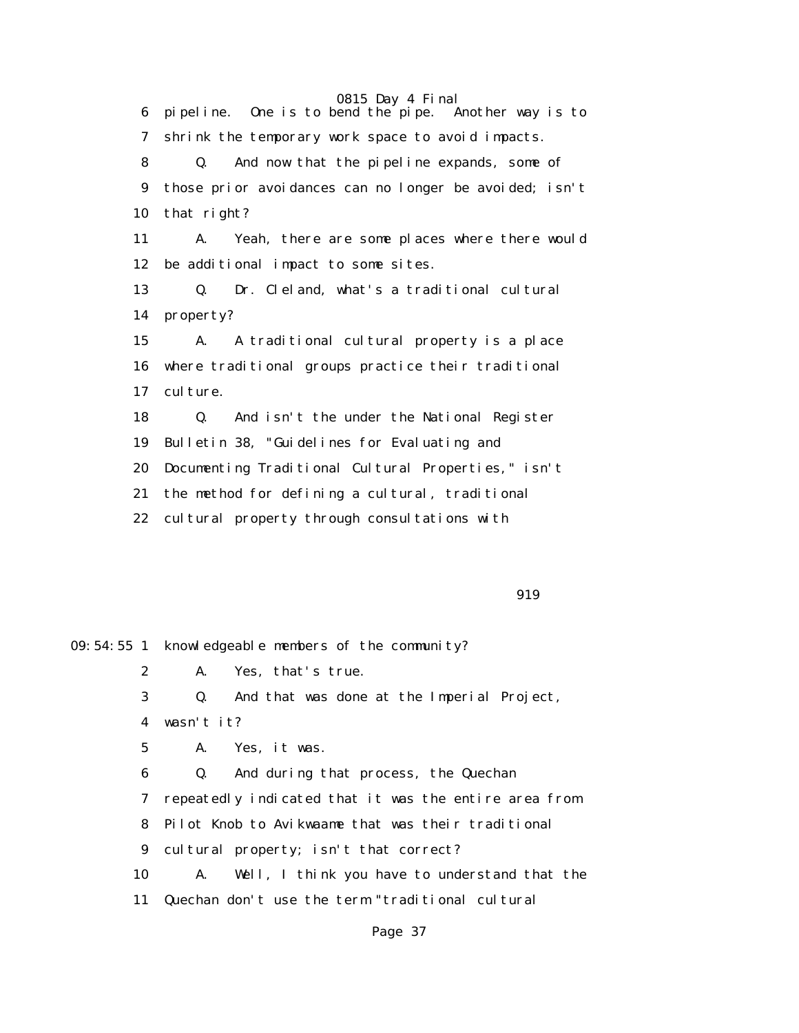6 pipeline. One is to bend the pipe. Another way is to
7 shrink the temporary work space to avoid impacts.
8 Q. And now that the pipeline expands, some of
9 those prior avoidances can no longer be avoided; isn't
10 that right?
11 A. Yeah, there are some places where there would
12 be additional impact to some sites.
13 Q. Dr. Cleland, what's a traditional cultural
14 property?
15 A. A traditional cultural property is a place
16 where traditional groups practice their traditional
17 culture.
18 Q. And isn't the under the National Register
19 Bulletin 38, "Guidelines for Evaluating and
20 Documenting Traditional Cultural Properties," isn't
21 the method for defining a cultural, traditional
22 cultural property through consultations with

919

09:54:55 1 knowledgeable members of the community?
2 A. Yes, that's true.
3 Q. And that was done at the Imperial Project,
4 wasn't it?
5 A. Yes, it was.
6 Q. And during that process, the Quechan
7 repeatedly indicated that it was the entire area from
8 Pilot Knob to Avikwaame that was their traditional
9 cultural property; isn't that correct?
10 A. Well, I think you have to understand that the
11 Quechan don't use the term "traditional cultural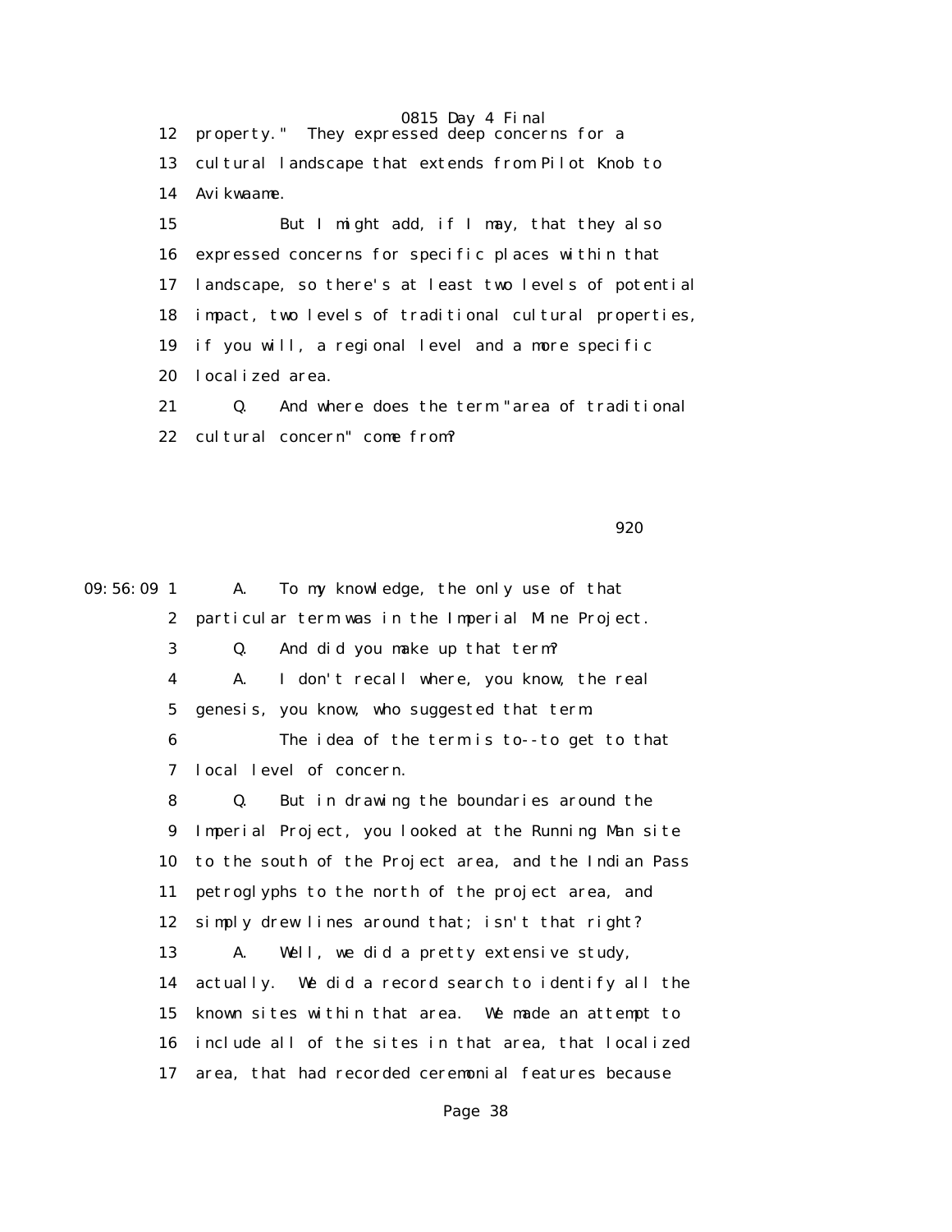12 property." They expressed deep concerns for a

13 cultural landscape that extends from Pilot Knob to

14 Avikwaame.

15 But I might add, if I may, that they also

16 expressed concerns for specific places within that

17 landscape, so there's at least two levels of potential

18 impact, two levels of traditional cultural properties,

19 if you will, a regional level and a more specific

20 localized area.

21 Q. And where does the term "area of traditional

22 cultural concern" come from?

920

09:56:09 1 A. To my knowledge, the only use of that

2 particular term was in the Imperial Mine Project.

3 Q. And did you make up that term?

4 A. I don't recall where, you know, the real

5 genesis, you know, who suggested that term.

6 The idea of the term is to--to get to that

7 local level of concern.

8 Q. But in drawing the boundaries around the

9 Imperial Project, you looked at the Running Man site

10 to the south of the Project area, and the Indian Pass

11 petroglyphs to the north of the project area, and

12 simply drew lines around that; isn't that right?

13 A. Well, we did a pretty extensive study,

14 actually. We did a record search to identify all the

15 known sites within that area. We made an attempt to

16 include all of the sites in that area, that localized

17 area, that had recorded ceremonial features because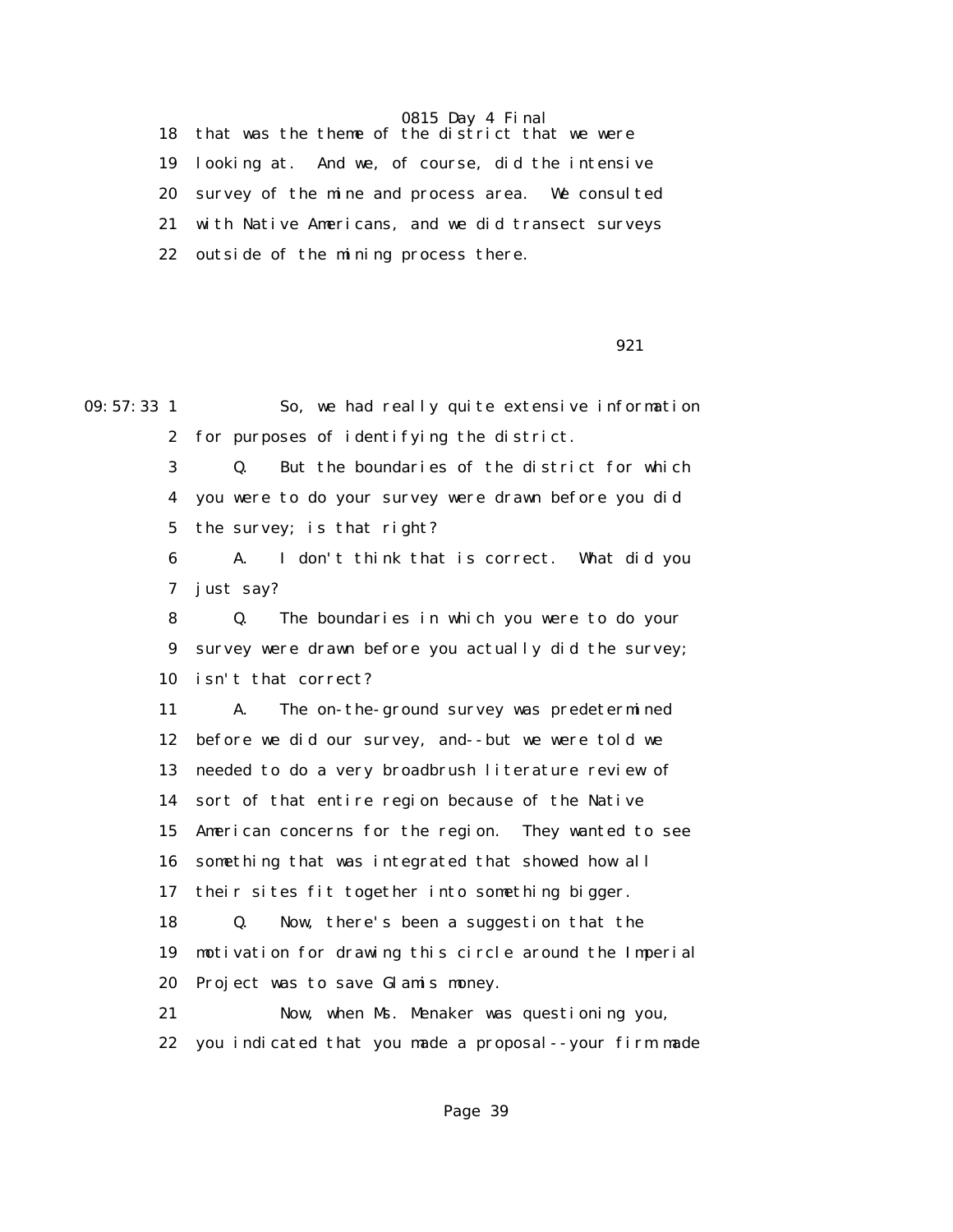18 that was the theme of the district that we were

19 looking at. And we, of course, did the intensive

20 survey of the mine and process area. We consulted

21 with Native Americans, and we did transect surveys

22 outside of the mining process there.

921

09:57:33 1 So, we had really quite extensive information

2 for purposes of identifying the district.

3 Q. But the boundaries of the district for which

4 you were to do your survey were drawn before you did

5 the survey; is that right?

6 A. I don't think that is correct. What did you

7 just say?

8 Q. The boundaries in which you were to do your

9 survey were drawn before you actually did the survey;

10 isn't that correct?

11 A. The on-the-ground survey was predetermined

12 before we did our survey, and--but we were told we

13 needed to do a very broadbrush literature review of

14 sort of that entire region because of the Native

15 American concerns for the region. They wanted to see

16 something that was integrated that showed how all

17 their sites fit together into something bigger.

18 Q. Now, there's been a suggestion that the

19 motivation for drawing this circle around the Imperial

20 Project was to save Glamis money.

21 Now, when Ms. Menaker was questioning you,

22 you indicated that you made a proposal--your firm made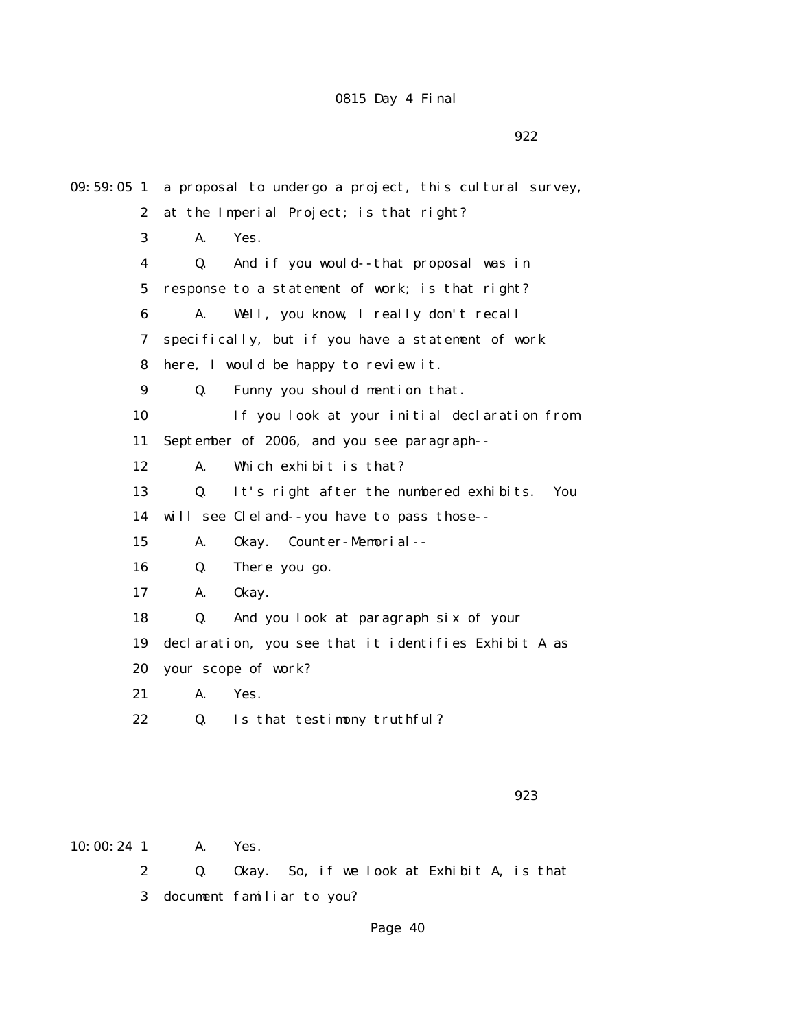0815 Day 4 Final

922

09:59:05 1 a proposal to undergo a project, this cultural survey,

2 at the Imperial Project; is that right?

3 A. Yes.

4 Q. And if you would--that proposal was in

5 response to a statement of work; is that right?

6 A. Well, you know, I really don't recall

7 specifically, but if you have a statement of work

8 here, I would be happy to review it.

9 Q. Funny you should mention that.

10 If you look at your initial declaration from

11 September of 2006, and you see paragraph--

12 A. Which exhibit is that?

13 Q. It's right after the numbered exhibits. You

14 will see Cleland--you have to pass those--

15 A. Okay. Counter-Memorial--

16 Q. There you go.

17 A. Okay.

18 Q. And you look at paragraph six of your

19 declaration, you see that it identifies Exhibit A as

20 your scope of work?

21 A. Yes.

22 Q. Is that testimony truthful?

923

10:00:24 1 A. Yes.

2 Q. Okay. So, if we look at Exhibit A, is that

3 document familiar to you?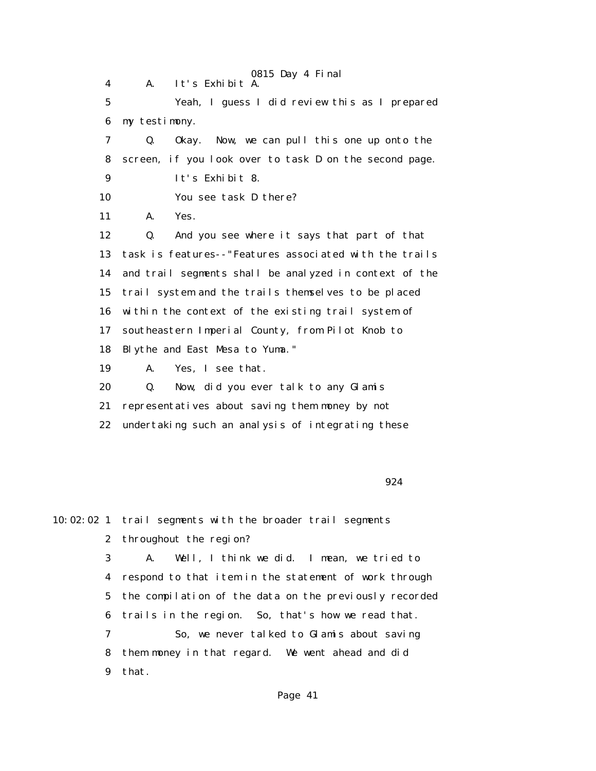4     A.    It's Exhibit A.

5           Yeah, I guess I did review this as I prepared

6  my testimony.

7     Q.    Okay.  Now, we can pull this one up onto the

8  screen, if you look over to task D on the second page.

9           It's Exhibit 8.

10          You see task D there?

11    A.    Yes.

12    Q.    And you see where it says that part of that

13 task is features--"Features associated with the trails

14 and trail segments shall be analyzed in context of the

15 trail system and the trails themselves to be placed

16 within the context of the existing trail system of

17 southeastern Imperial County, from Pilot Knob to

18 Blythe and East Mesa to Yuma."

19    A.    Yes, I see that.

20    Q.    Now, did you ever talk to any Glamis

21 representatives about saving them money by not

22 undertaking such an analysis of integrating these

924

10:02:02 1 trail segments with the broader trail segments

2  throughout the region?

3     A.    Well, I think we did.  I mean, we tried to

4  respond to that item in the statement of work through

5  the compilation of the data on the previously recorded

6  trails in the region.  So, that's how we read that.

7           So, we never talked to Glamis about saving

8  them money in that regard.  We went ahead and did

9  that.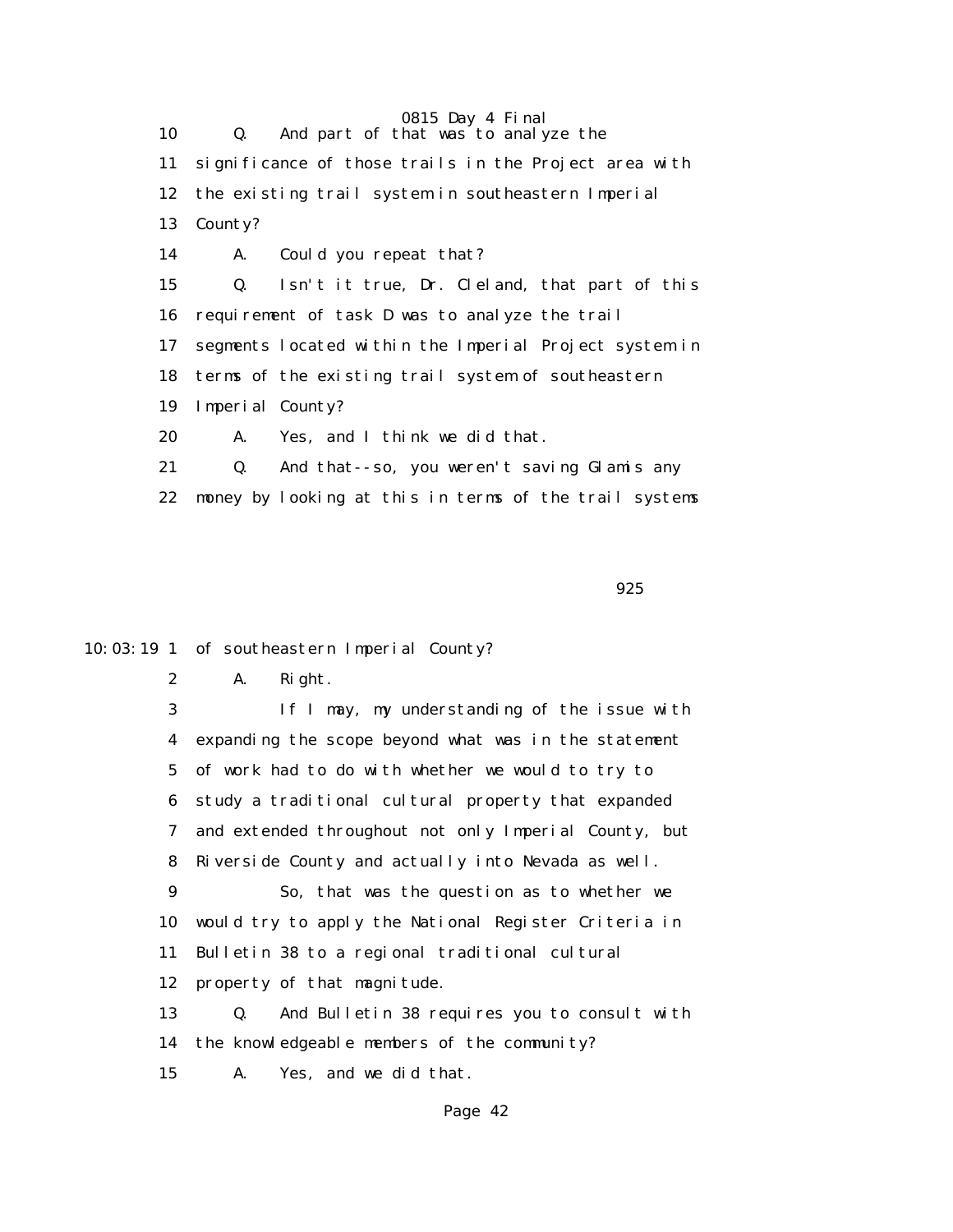10 Q. And part of that was to analyze the

11 significance of those trails in the Project area with

12 the existing trail system in southeastern Imperial

13 County?

14 A. Could you repeat that?

15 Q. Isn't it true, Dr. Cleland, that part of this

16 requirement of task D was to analyze the trail

17 segments located within the Imperial Project system in

18 terms of the existing trail system of southeastern

19 Imperial County?

20 A. Yes, and I think we did that.

21 Q. And that--so, you weren't saving Glamis any

22 money by looking at this in terms of the trail systems

925

10:03:19 1 of southeastern Imperial County?

2 A. Right.

3 If I may, my understanding of the issue with

4 expanding the scope beyond what was in the statement

5 of work had to do with whether we would to try to

6 study a traditional cultural property that expanded

7 and extended throughout not only Imperial County, but

8 Riverside County and actually into Nevada as well.

9 So, that was the question as to whether we

10 would try to apply the National Register Criteria in

11 Bulletin 38 to a regional traditional cultural

12 property of that magnitude.

13 Q. And Bulletin 38 requires you to consult with

14 the knowledgeable members of the community?

15 A. Yes, and we did that.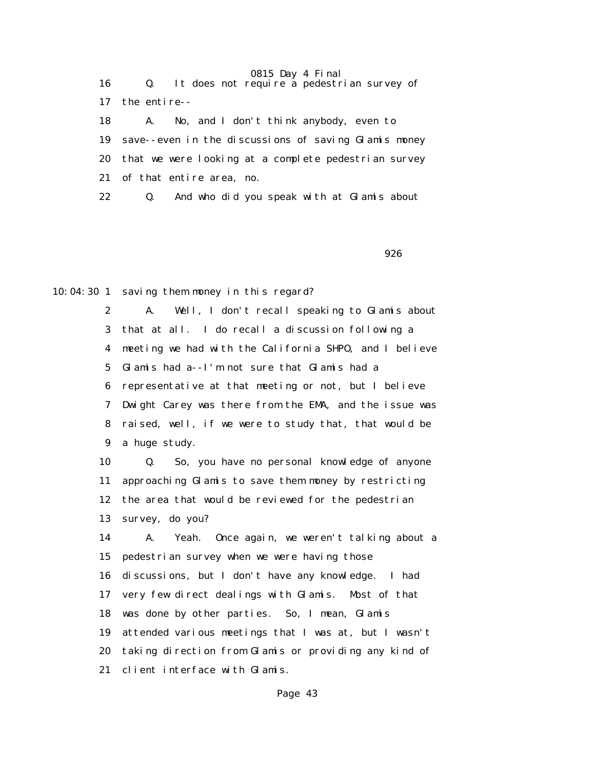16 Q. It does not require a pedestrian survey of

17 the entire--

18 A. No, and I don't think anybody, even to

19 save--even in the discussions of saving Glamis money

20 that we were looking at a complete pedestrian survey

21 of that entire area, no.

22 Q. And who did you speak with at Glamis about

926

10:04:30 1 saving them money in this regard?

2 A. Well, I don't recall speaking to Glamis about

3 that at all. I do recall a discussion following a

4 meeting we had with the California SHPO, and I believe

5 Glamis had a--I'm not sure that Glamis had a

6 representative at that meeting or not, but I believe

7 Dwight Carey was there from the EMA, and the issue was

8 raised, well, if we were to study that, that would be

9 a huge study.

10 Q. So, you have no personal knowledge of anyone

11 approaching Glamis to save them money by restricting

12 the area that would be reviewed for the pedestrian

13 survey, do you?

14 A. Yeah. Once again, we weren't talking about a

15 pedestrian survey when we were having those

16 discussions, but I don't have any knowledge. I had

17 very few direct dealings with Glamis. Most of that

18 was done by other parties. So, I mean, Glamis

19 attended various meetings that I was at, but I wasn't

20 taking direction from Glamis or providing any kind of

21 client interface with Glamis.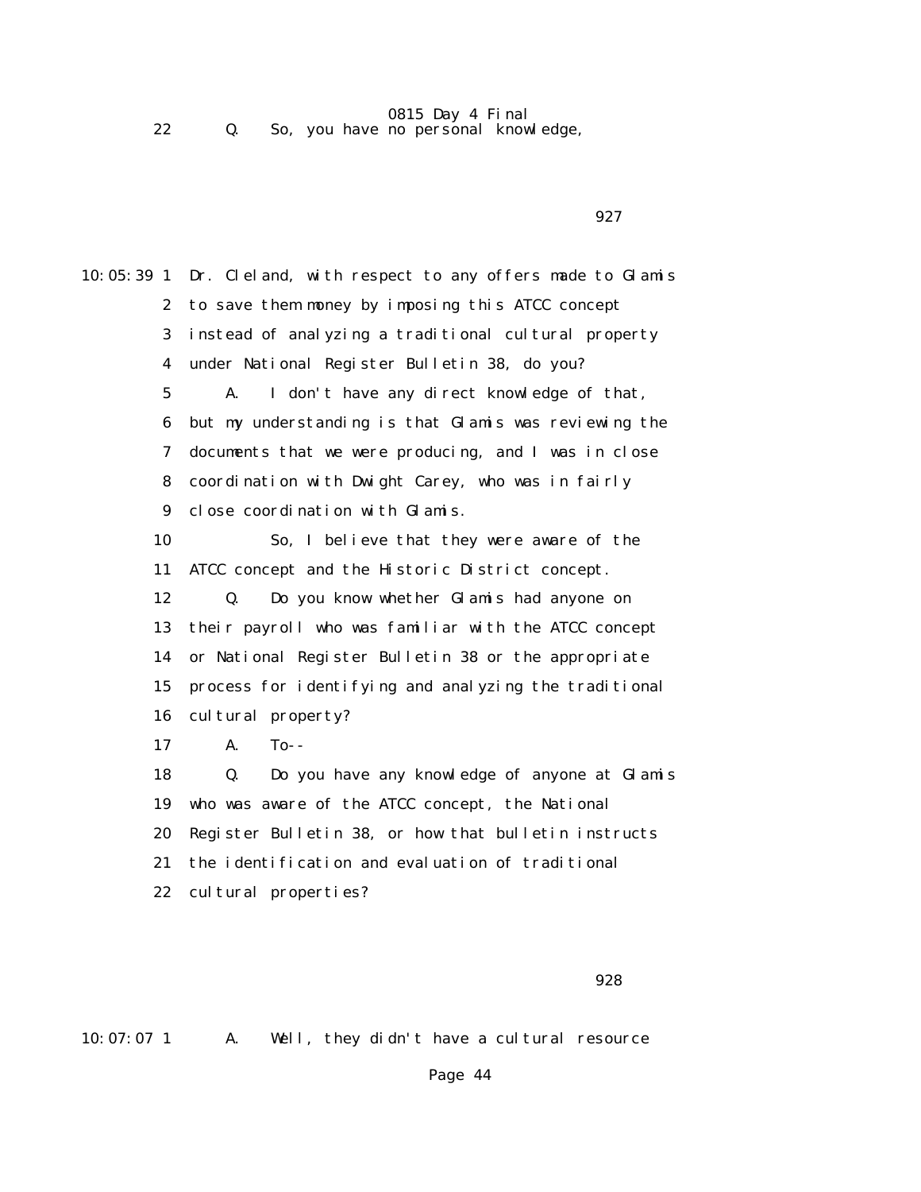22 Q. So, you have no personal knowledge,

927

10:05:39 1 Dr. Cleland, with respect to any offers made to Glamis
2 to save them money by imposing this ATCC concept
3 instead of analyzing a traditional cultural property
4 under National Register Bulletin 38, do you?
5 A. I don't have any direct knowledge of that,
6 but my understanding is that Glamis was reviewing the
7 documents that we were producing, and I was in close
8 coordination with Dwight Carey, who was in fairly
9 close coordination with Glamis.
10 So, I believe that they were aware of the
11 ATCC concept and the Historic District concept.
12 Q. Do you know whether Glamis had anyone on
13 their payroll who was familiar with the ATCC concept
14 or National Register Bulletin 38 or the appropriate
15 process for identifying and analyzing the traditional
16 cultural property?
17 A. To--
18 Q. Do you have any knowledge of anyone at Glamis
19 who was aware of the ATCC concept, the National
20 Register Bulletin 38, or how that bulletin instructs
21 the identification and evaluation of traditional
22 cultural properties?

928

10:07:07 1 A. Well, they didn't have a cultural resource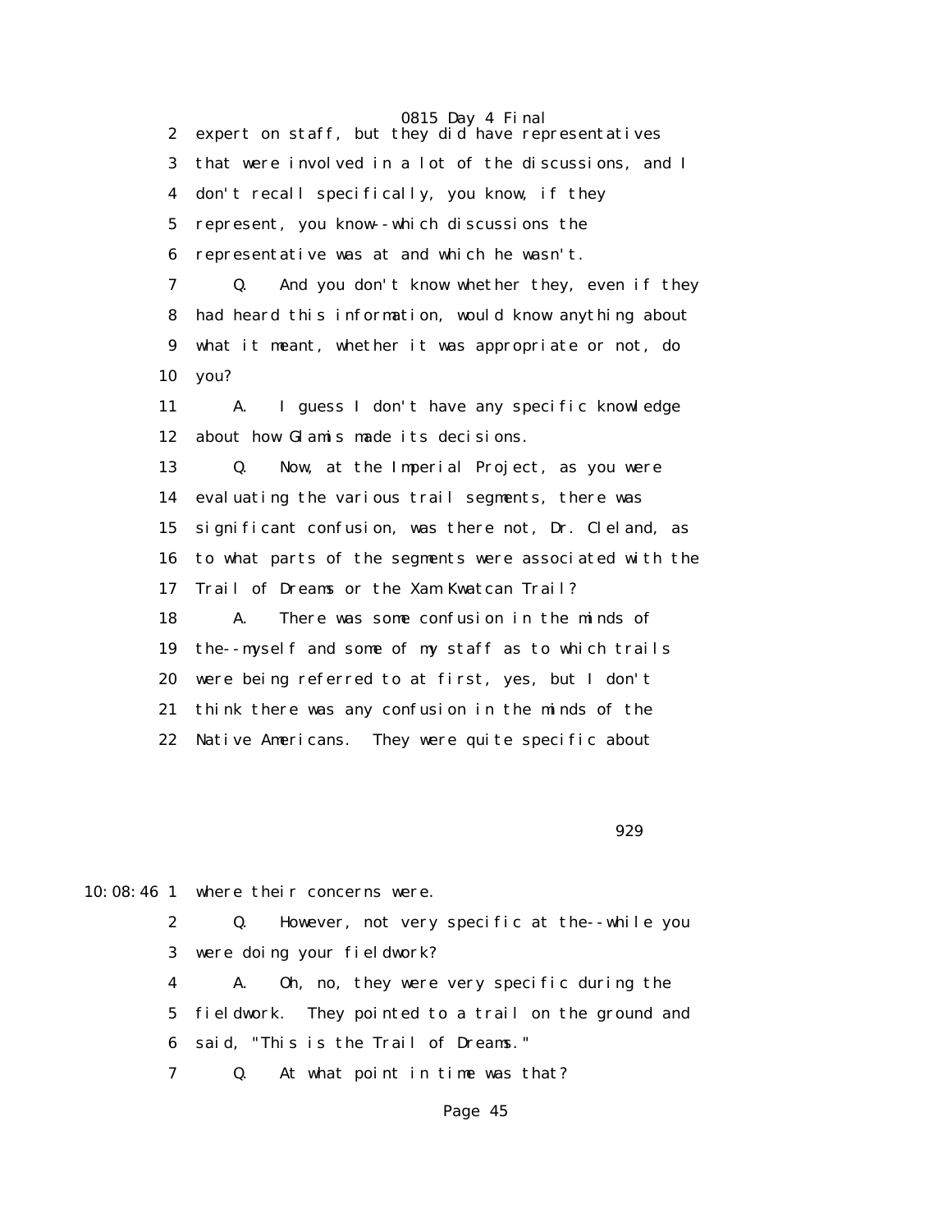2 expert on staff, but they did have representatives

3 that were involved in a lot of the discussions, and I

4 don't recall specifically, you know, if they

5 represent, you know--which discussions the

6 representative was at and which he wasn't.

7 Q. And you don't know whether they, even if they

8 had heard this information, would know anything about

9 what it meant, whether it was appropriate or not, do

10 you?

11 A. I guess I don't have any specific knowledge

12 about how Glamis made its decisions.

13 Q. Now, at the Imperial Project, as you were

14 evaluating the various trail segments, there was

15 significant confusion, was there not, Dr. Cleland, as

16 to what parts of the segments were associated with the

17 Trail of Dreams or the Xam Kwatcan Trail?

18 A. There was some confusion in the minds of

19 the--myself and some of my staff as to which trails

20 were being referred to at first, yes, but I don't

21 think there was any confusion in the minds of the

22 Native Americans. They were quite specific about

929

10:08:46 1 where their concerns were.

2 Q. However, not very specific at the--while you

3 were doing your fieldwork?

4 A. Oh, no, they were very specific during the

5 fieldwork. They pointed to a trail on the ground and

6 said, "This is the Trail of Dreams."

7 Q. At what point in time was that?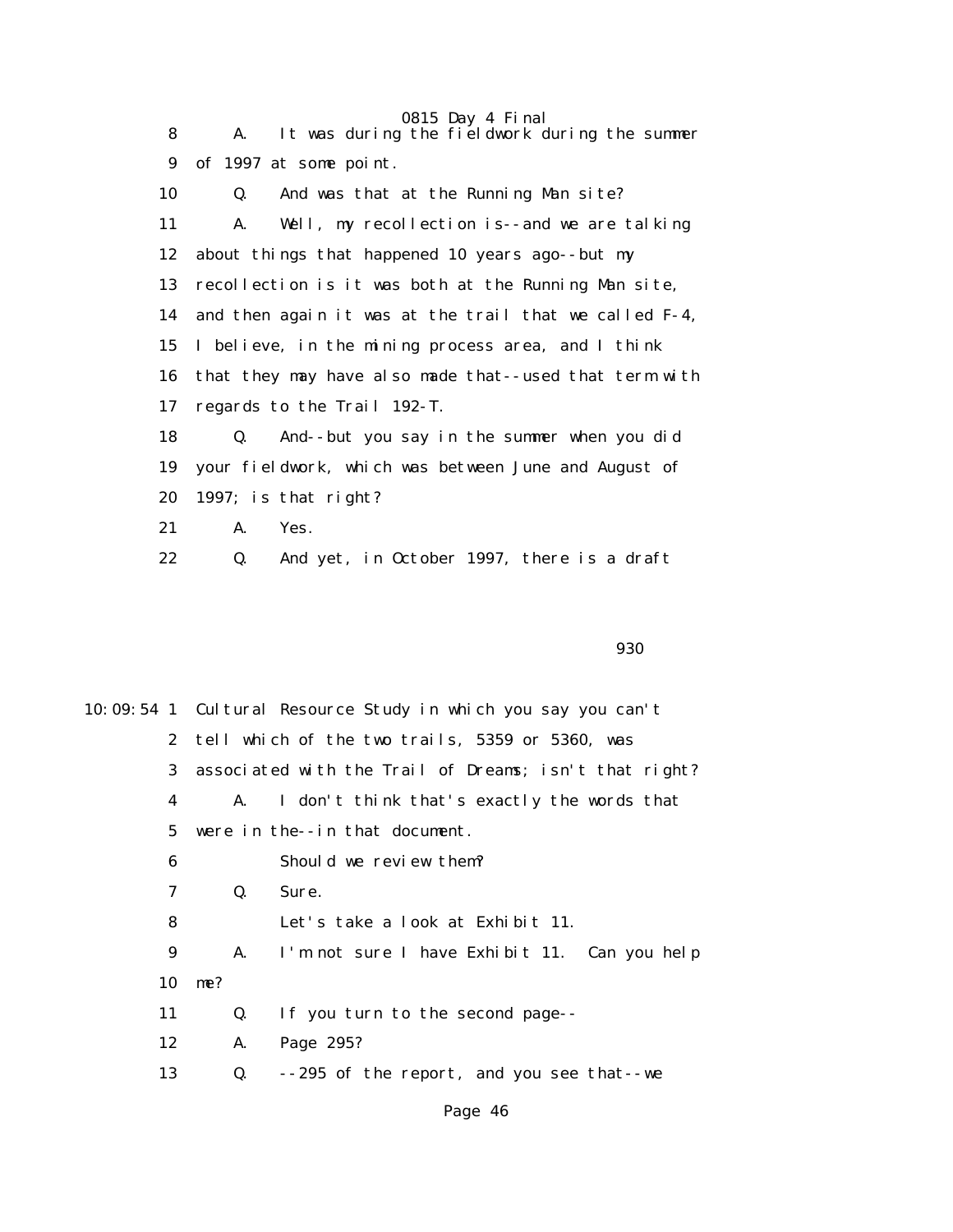8 A. It was during the fieldwork during the summer
9 of 1997 at some point.
10 Q. And was that at the Running Man site?
11 A. Well, my recollection is--and we are talking
12 about things that happened 10 years ago--but my
13 recollection is it was both at the Running Man site,
14 and then again it was at the trail that we called F-4,
15 I believe, in the mining process area, and I think
16 that they may have also made that--used that term with
17 regards to the Trail 192-T.
18 Q. And--but you say in the summer when you did
19 your fieldwork, which was between June and August of
20 1997; is that right?
21 A. Yes.
22 Q. And yet, in October 1997, there is a draft

930

10:09:54 1 Cultural Resource Study in which you say you can't
2 tell which of the two trails, 5359 or 5360, was
3 associated with the Trail of Dreams; isn't that right?
4 A. I don't think that's exactly the words that
5 were in the--in that document.
6 Should we review them?
7 Q. Sure.
8 Let's take a look at Exhibit 11.
9 A. I'm not sure I have Exhibit 11. Can you help
10 me?
11 Q. If you turn to the second page--
12 A. Page 295?
13 Q. --295 of the report, and you see that--we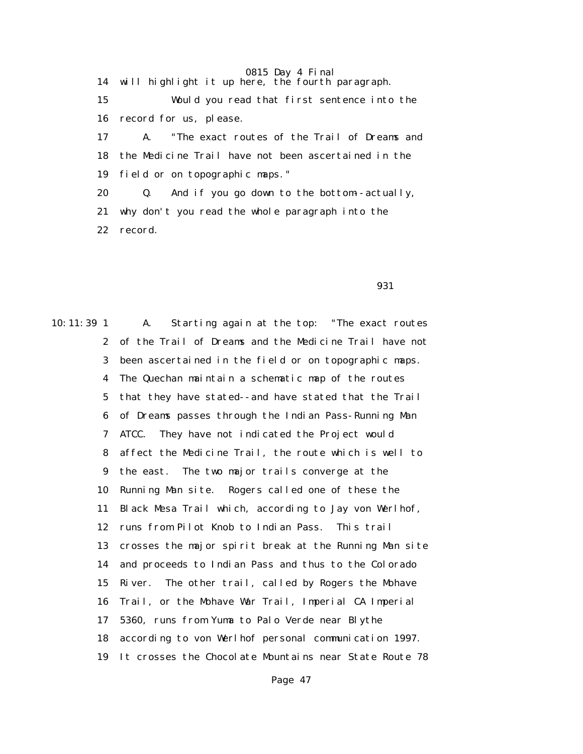14 will highlight it up here, the fourth paragraph.

15 Would you read that first sentence into the

16 record for us, please.

17 A. "The exact routes of the Trail of Dreams and

18 the Medicine Trail have not been ascertained in the

19 field or on topographic maps."

20 Q. And if you go down to the bottom--actually,

21 why don't you read the whole paragraph into the

22 record.

931

10:11:39 1 A. Starting again at the top: "The exact routes

2 of the Trail of Dreams and the Medicine Trail have not

3 been ascertained in the field or on topographic maps.

4 The Quechan maintain a schematic map of the routes

5 that they have stated--and have stated that the Trail

6 of Dreams passes through the Indian Pass-Running Man

7 ATCC. They have not indicated the Project would

8 affect the Medicine Trail, the route which is well to

9 the east. The two major trails converge at the

10 Running Man site. Rogers called one of these the

11 Black Mesa Trail which, according to Jay von Werlhof,

12 runs from Pilot Knob to Indian Pass. This trail

13 crosses the major spirit break at the Running Man site

14 and proceeds to Indian Pass and thus to the Colorado

15 River. The other trail, called by Rogers the Mohave

16 Trail, or the Mohave War Trail, Imperial CA Imperial

17 5360, runs from Yuma to Palo Verde near Blythe

18 according to von Werlhof personal communication 1997.

19 It crosses the Chocolate Mountains near State Route 78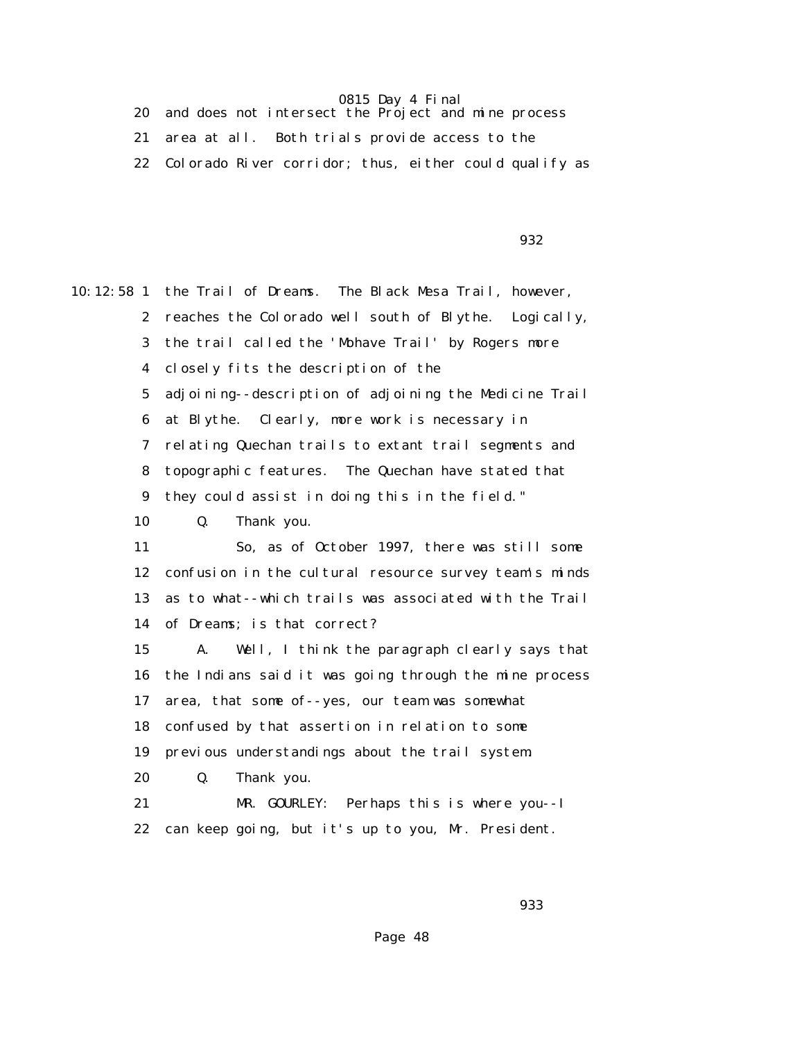20 and does not intersect the Project and mine process

21 area at all. Both trials provide access to the

22 Colorado River corridor; thus, either could qualify as

10:12:58 1 the Trail of Dreams. The Black Mesa Trail, however,

2 reaches the Colorado well south of Blythe. Logically,

3 the trail called the 'Mohave Trail' by Rogers more

4 closely fits the description of the

5 adjoining--description of adjoining the Medicine Trail

6 at Blythe. Clearly, more work is necessary in

7 relating Quechan trails to extant trail segments and

8 topographic features. The Quechan have stated that

9 they could assist in doing this in the field."

10 Q. Thank you.

11 So, as of October 1997, there was still some

12 confusion in the cultural resource survey team's minds

13 as to what--which trails was associated with the Trail

14 of Dreams; is that correct?

15 A. Well, I think the paragraph clearly says that

16 the Indians said it was going through the mine process

17 area, that some of--yes, our team was somewhat

18 confused by that assertion in relation to some

19 previous understandings about the trail system.

20 Q. Thank you.

21 MR. GOURLEY: Perhaps this is where you--I

22 can keep going, but it's up to you, Mr. President.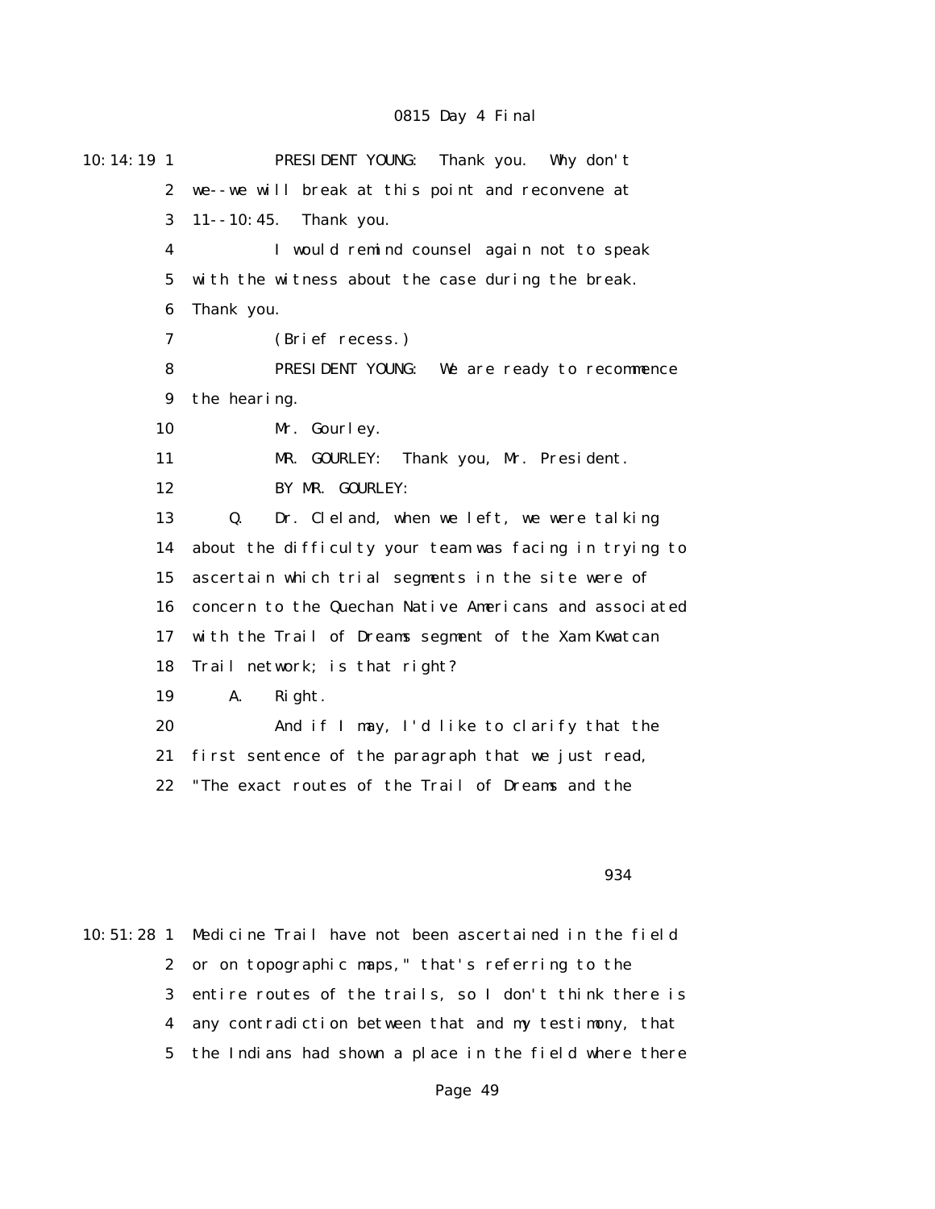10:14:19 1 PRESIDENT YOUNG: Thank you. Why don't
2 we--we will break at this point and reconvene at
3 11--10:45. Thank you.
4 I would remind counsel again not to speak
5 with the witness about the case during the break.
6 Thank you.
7 (Brief recess.)
8 PRESIDENT YOUNG: We are ready to recommence
9 the hearing.
10 Mr. Gourley.
11 MR. GOURLEY: Thank you, Mr. President.
12 BY MR. GOURLEY:
13 Q. Dr. Cleland, when we left, we were talking
14 about the difficulty your team was facing in trying to
15 ascertain which trial segments in the site were of
16 concern to the Quechan Native Americans and associated
17 with the Trail of Dreams segment of the Xam Kwatcan
18 Trail network; is that right?
19 A. Right.
20 And if I may, I'd like to clarify that the
21 first sentence of the paragraph that we just read,
22 "The exact routes of the Trail of Dreams and the

934

10:51:28 1 Medicine Trail have not been ascertained in the field
2 or on topographic maps," that's referring to the
3 entire routes of the trails, so I don't think there is
4 any contradiction between that and my testimony, that
5 the Indians had shown a place in the field where there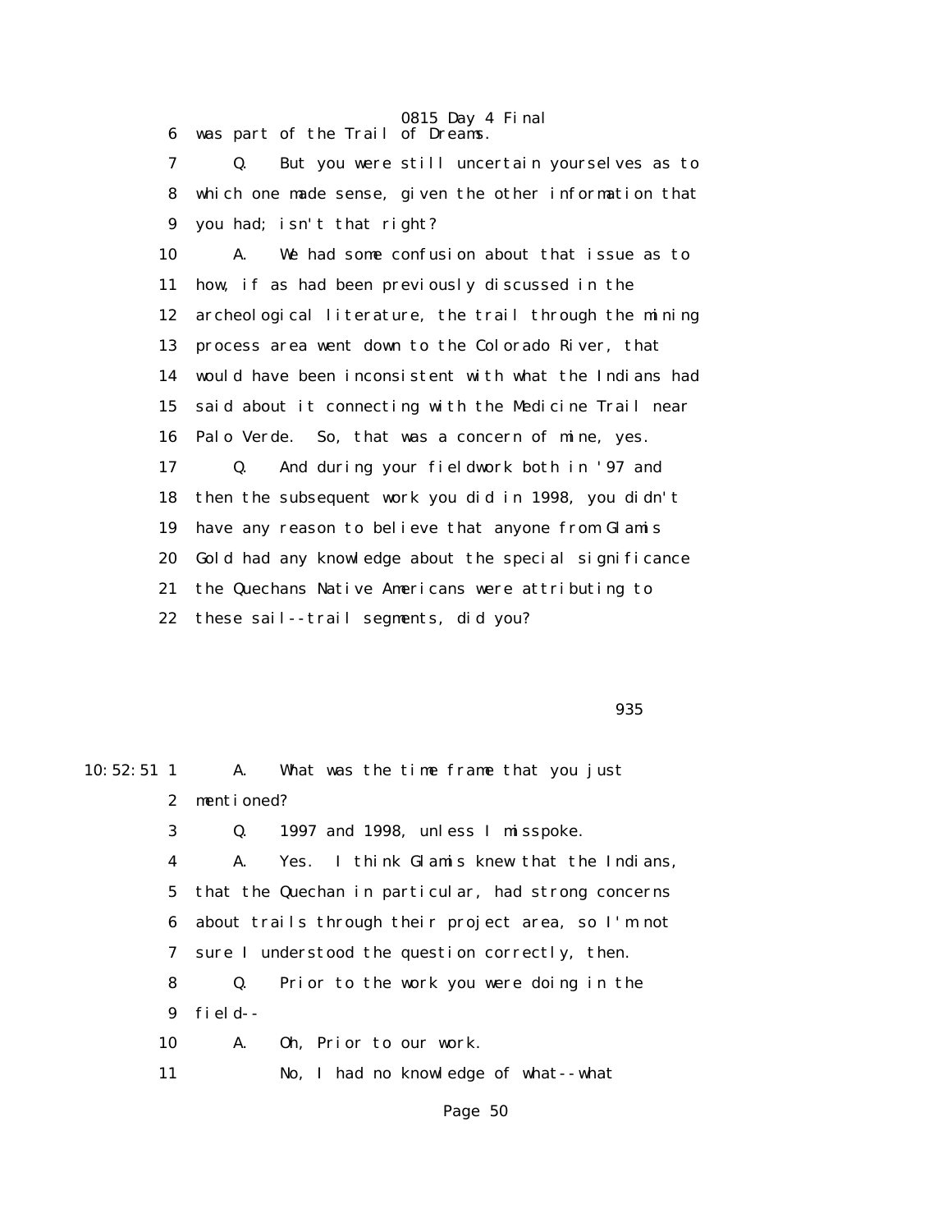6 was part of the Trail of Dreams.

7 Q. But you were still uncertain yourselves as to

8 which one made sense, given the other information that

9 you had; isn't that right?

10 A. We had some confusion about that issue as to

11 how, if as had been previously discussed in the

12 archeological literature, the trail through the mining

13 process area went down to the Colorado River, that

14 would have been inconsistent with what the Indians had

15 said about it connecting with the Medicine Trail near

16 Palo Verde. So, that was a concern of mine, yes.

17 Q. And during your fieldwork both in '97 and

18 then the subsequent work you did in 1998, you didn't

19 have any reason to believe that anyone from Glamis

20 Gold had any knowledge about the special significance

21 the Quechans Native Americans were attributing to

22 these sail--trail segments, did you?

935

10:52:51 1 A. What was the time frame that you just

2 mentioned?

3 Q. 1997 and 1998, unless I misspoke.

4 A. Yes. I think Glamis knew that the Indians,

5 that the Quechan in particular, had strong concerns

6 about trails through their project area, so I'm not

7 sure I understood the question correctly, then.

8 Q. Prior to the work you were doing in the

9 field--

10 A. Oh, Prior to our work.

11 No, I had no knowledge of what--what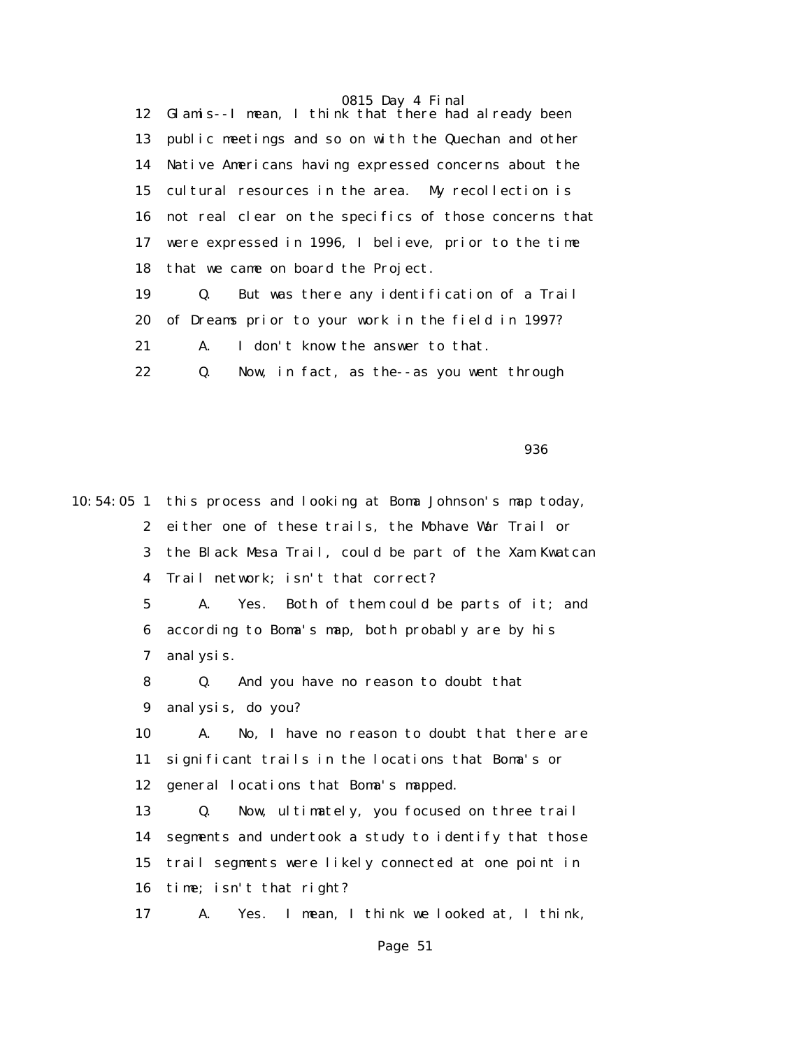12 Glamis--I mean, I think that there had already been
13 public meetings and so on with the Quechan and other
14 Native Americans having expressed concerns about the
15 cultural resources in the area. My recollection is
16 not real clear on the specifics of those concerns that
17 were expressed in 1996, I believe, prior to the time
18 that we came on board the Project.
19 Q. But was there any identification of a Trail
20 of Dreams prior to your work in the field in 1997?
21 A. I don't know the answer to that.
22 Q. Now, in fact, as the--as you went through

936

10:54:05 1 this process and looking at Boma Johnson's map today,
2 either one of these trails, the Mohave War Trail or
3 the Black Mesa Trail, could be part of the Xam Kwatcan
4 Trail network; isn't that correct?
5 A. Yes. Both of them could be parts of it; and
6 according to Boma's map, both probably are by his
7 analysis.
8 Q. And you have no reason to doubt that
9 analysis, do you?
10 A. No, I have no reason to doubt that there are
11 significant trails in the locations that Boma's or
12 general locations that Boma's mapped.
13 Q. Now, ultimately, you focused on three trail
14 segments and undertook a study to identify that those
15 trail segments were likely connected at one point in
16 time; isn't that right?
17 A. Yes. I mean, I think we looked at, I think,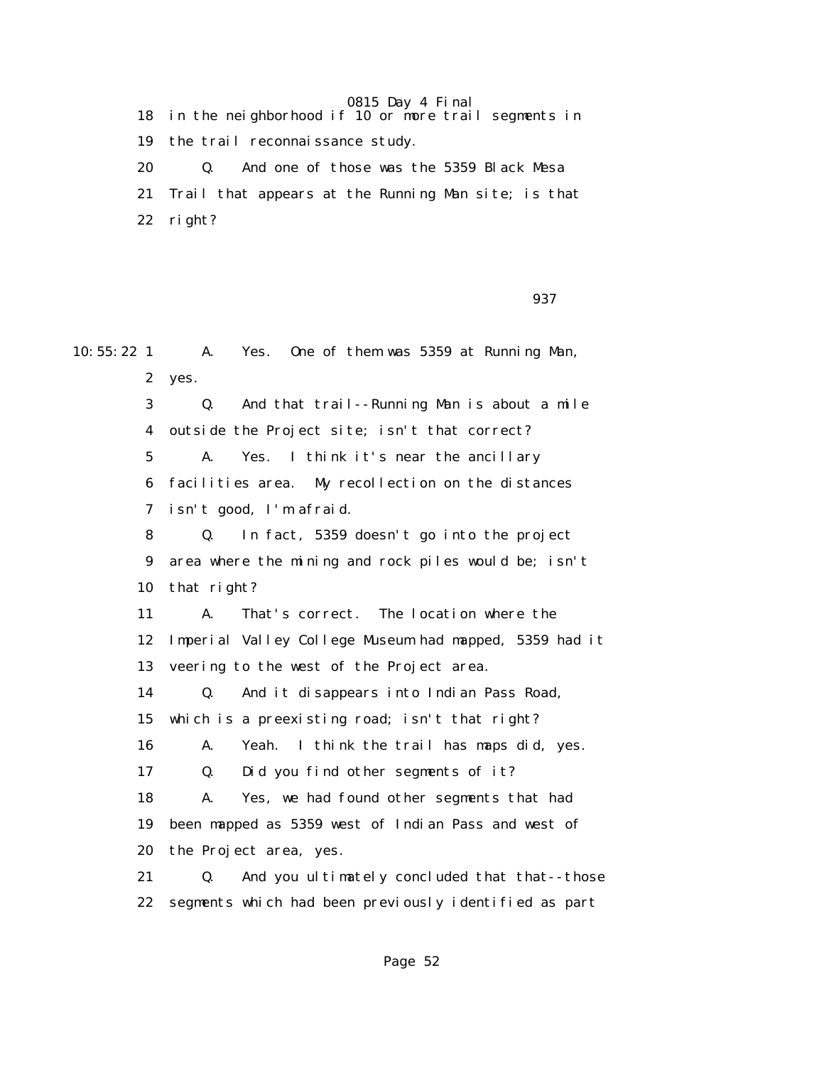18 in the neighborhood if 10 or more trail segments in

19 the trail reconnaissance study.

20 Q. And one of those was the 5359 Black Mesa

21 Trail that appears at the Running Man site; is that

22 right?

937

10:55:22 1 A. Yes. One of them was 5359 at Running Man,

2 yes.

3 Q. And that trail--Running Man is about a mile

4 outside the Project site; isn't that correct?

5 A. Yes. I think it's near the ancillary

6 facilities area. My recollection on the distances

7 isn't good, I'm afraid.

8 Q. In fact, 5359 doesn't go into the project

9 area where the mining and rock piles would be; isn't

10 that right?

11 A. That's correct. The location where the

12 Imperial Valley College Museum had mapped, 5359 had it

13 veering to the west of the Project area.

14 Q. And it disappears into Indian Pass Road,

15 which is a preexisting road; isn't that right?

16 A. Yeah. I think the trail has maps did, yes.

17 Q. Did you find other segments of it?

18 A. Yes, we had found other segments that had

19 been mapped as 5359 west of Indian Pass and west of

20 the Project area, yes.

21 Q. And you ultimately concluded that that--those

22 segments which had been previously identified as part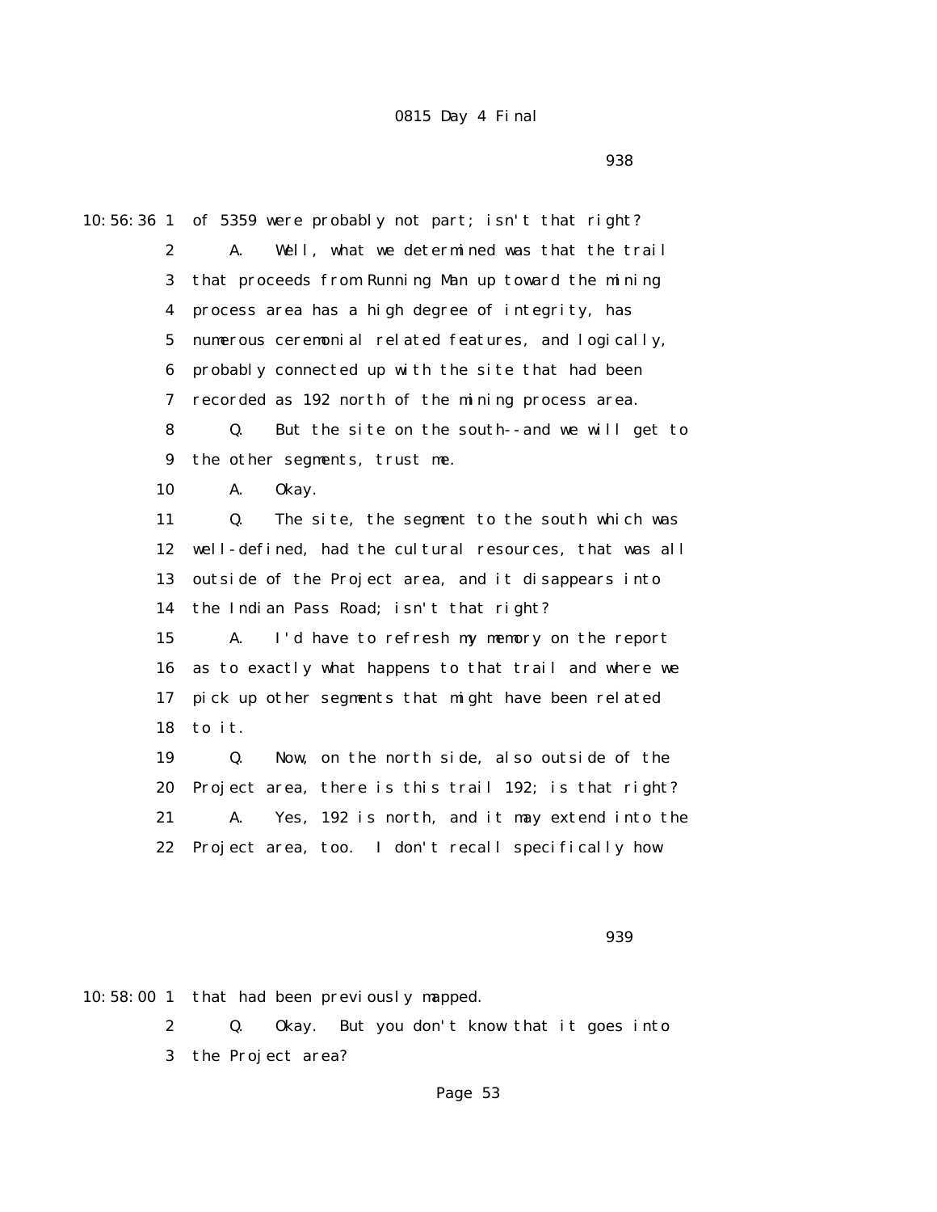938

10:56:36 1 of 5359 were probably not part; isn't that right?

2 A. Well, what we determined was that the trail

3 that proceeds from Running Man up toward the mining

4 process area has a high degree of integrity, has

5 numerous ceremonial related features, and logically,

6 probably connected up with the site that had been

7 recorded as 192 north of the mining process area.

8 Q. But the site on the south--and we will get to

9 the other segments, trust me.

10 A. Okay.

11 Q. The site, the segment to the south which was

12 well-defined, had the cultural resources, that was all

13 outside of the Project area, and it disappears into

14 the Indian Pass Road; isn't that right?

15 A. I'd have to refresh my memory on the report

16 as to exactly what happens to that trail and where we

17 pick up other segments that might have been related

18 to it.

19 Q. Now, on the north side, also outside of the

20 Project area, there is this trail 192; is that right?

21 A. Yes, 192 is north, and it may extend into the

22 Project area, too. I don't recall specifically how

939

10:58:00 1 that had been previously mapped.

2 Q. Okay. But you don't know that it goes into

3 the Project area?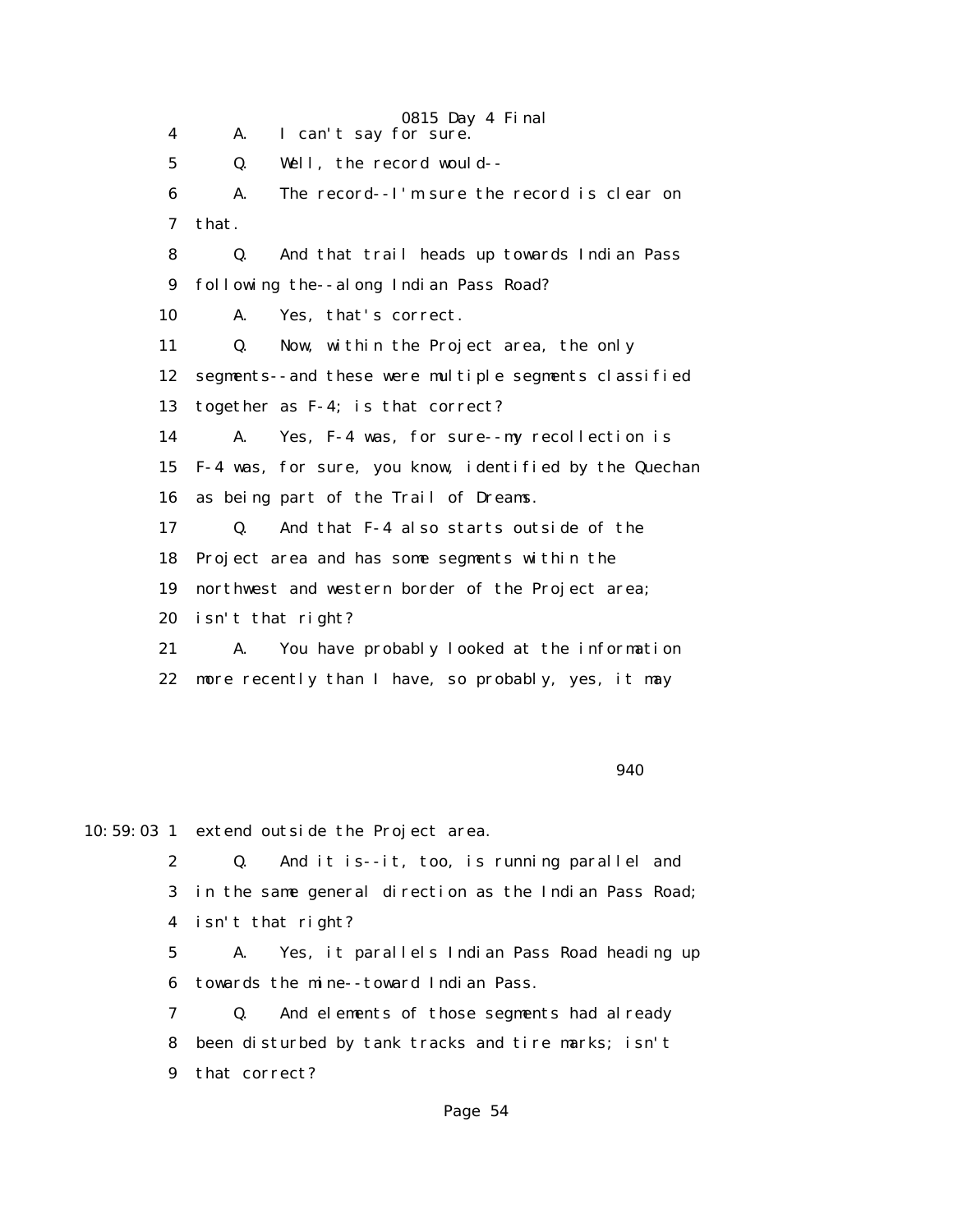4 A. I can't say for sure.

5 Q. Well, the record would--

6 A. The record--I'm sure the record is clear on

7 that.

8 Q. And that trail heads up towards Indian Pass

9 following the--along Indian Pass Road?

10 A. Yes, that's correct.

11 Q. Now, within the Project area, the only

12 segments--and these were multiple segments classified

13 together as F-4; is that correct?

14 A. Yes, F-4 was, for sure--my recollection is

15 F-4 was, for sure, you know, identified by the Quechan

16 as being part of the Trail of Dreams.

17 Q. And that F-4 also starts outside of the

18 Project area and has some segments within the

19 northwest and western border of the Project area;

20 isn't that right?

21 A. You have probably looked at the information

22 more recently than I have, so probably, yes, it may

940

10:59:03 1 extend outside the Project area.

2 Q. And it is--it, too, is running parallel and

3 in the same general direction as the Indian Pass Road;

4 isn't that right?

5 A. Yes, it parallels Indian Pass Road heading up

6 towards the mine--toward Indian Pass.

7 Q. And elements of those segments had already

8 been disturbed by tank tracks and tire marks; isn't

9 that correct?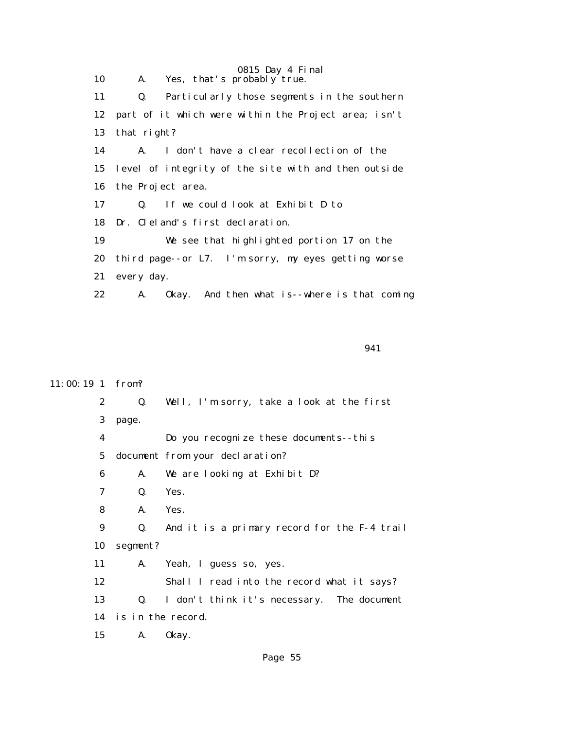10 A. Yes, that's probably true.

11 Q. Particularly those segments in the southern

12 part of it which were within the Project area; isn't

13 that right?

14 A. I don't have a clear recollection of the

15 level of integrity of the site with and then outside

16 the Project area.

17 Q. If we could look at Exhibit D to

18 Dr. Cleland's first declaration.

19 We see that highlighted portion 17 on the

20 third page--or L7. I'm sorry, my eyes getting worse

21 every day.

22 A. Okay. And then what is--where is that coming

941

11:00:19 1 from?

2 Q. Well, I'm sorry, take a look at the first

3 page.

4 Do you recognize these documents--this

5 document from your declaration?

6 A. We are looking at Exhibit D?

7 Q. Yes.

8 A. Yes.

9 Q. And it is a primary record for the F-4 trail

10 segment?

11 A. Yeah, I guess so, yes.

12 Shall I read into the record what it says?

13 Q. I don't think it's necessary. The document

14 is in the record.

15 A. Okay.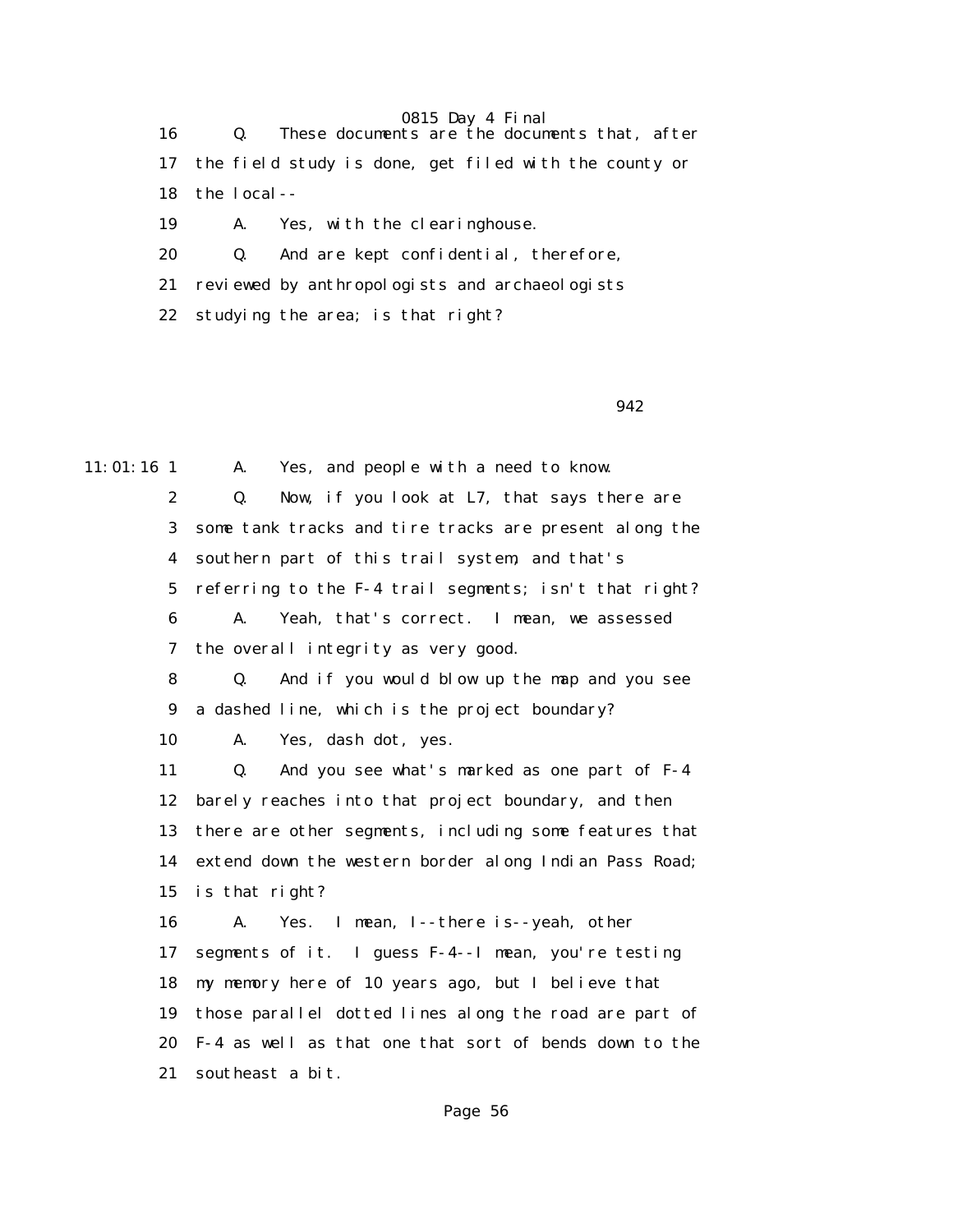16 Q. These documents are the documents that, after

17 the field study is done, get filed with the county or

18 the local--

19 A. Yes, with the clearinghouse.

20 Q. And are kept confidential, therefore,

21 reviewed by anthropologists and archaeologists

22 studying the area; is that right?

942

11:01:16 1 A. Yes, and people with a need to know.

2 Q. Now, if you look at L7, that says there are

3 some tank tracks and tire tracks are present along the

4 southern part of this trail system, and that's

5 referring to the F-4 trail segments; isn't that right?

6 A. Yeah, that's correct. I mean, we assessed

7 the overall integrity as very good.

8 Q. And if you would blow up the map and you see

9 a dashed line, which is the project boundary?

10 A. Yes, dash dot, yes.

11 Q. And you see what's marked as one part of F-4

12 barely reaches into that project boundary, and then

13 there are other segments, including some features that

14 extend down the western border along Indian Pass Road;

15 is that right?

16 A. Yes. I mean, I--there is--yeah, other

17 segments of it. I guess F-4--I mean, you're testing

18 my memory here of 10 years ago, but I believe that

19 those parallel dotted lines along the road are part of

20 F-4 as well as that one that sort of bends down to the

21 southeast a bit.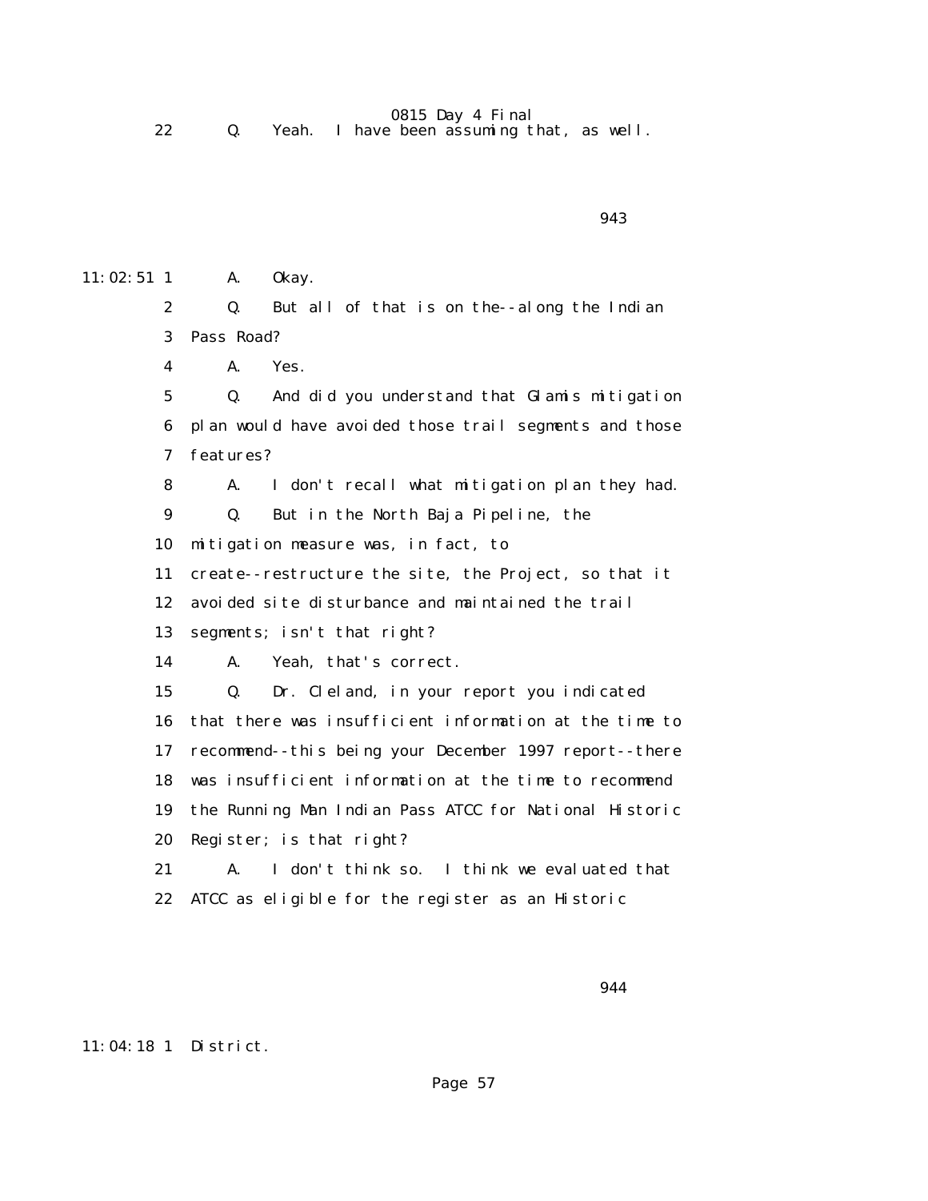22 Q. Yeah. I have been assuming that, as well.

943

11:02:51 1 A. Okay.

2 Q. But all of that is on the--along the Indian

3 Pass Road?

4 A. Yes.

5 Q. And did you understand that Glamis mitigation

6 plan would have avoided those trail segments and those

7 features?

8 A. I don't recall what mitigation plan they had.

9 Q. But in the North Baja Pipeline, the

10 mitigation measure was, in fact, to

11 create--restructure the site, the Project, so that it

12 avoided site disturbance and maintained the trail

13 segments; isn't that right?

14 A. Yeah, that's correct.

15 Q. Dr. Cleland, in your report you indicated

16 that there was insufficient information at the time to

17 recommend--this being your December 1997 report--there

18 was insufficient information at the time to recommend

19 the Running Man Indian Pass ATCC for National Historic

20 Register; is that right?

21 A. I don't think so. I think we evaluated that

22 ATCC as eligible for the register as an Historic

944

11:04:18 1 District.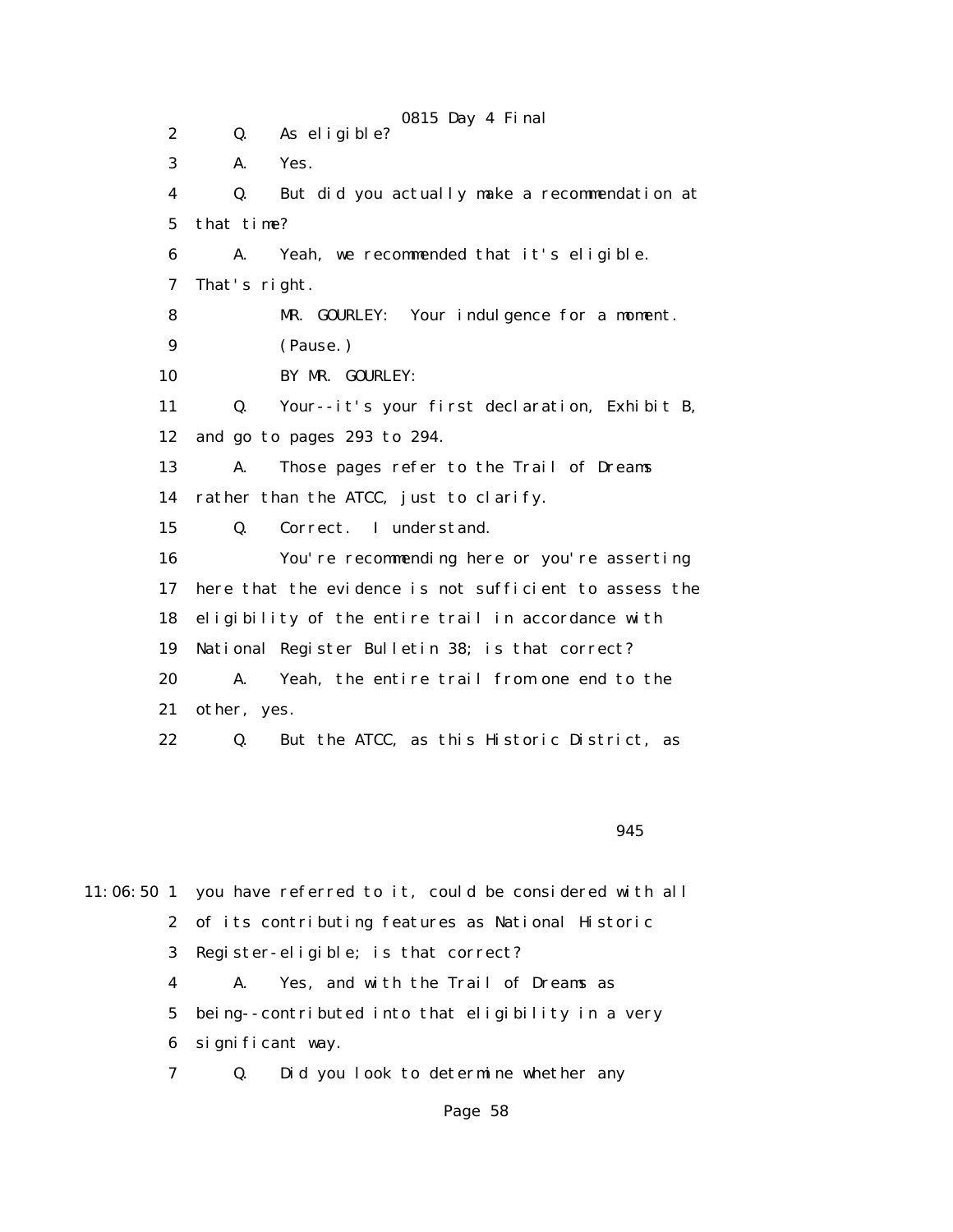2 Q. As eligible?

3 A. Yes.

4 Q. But did you actually make a recommendation at

5 that time?

6 A. Yeah, we recommended that it's eligible.

7 That's right.

8 MR. GOURLEY: Your indulgence for a moment.

9 (Pause.)

10 BY MR. GOURLEY:

11 Q. Your--it's your first declaration, Exhibit B,

12 and go to pages 293 to 294.

13 A. Those pages refer to the Trail of Dreams

14 rather than the ATCC, just to clarify.

15 Q. Correct. I understand.

16 You're recommending here or you're asserting

17 here that the evidence is not sufficient to assess the

18 eligibility of the entire trail in accordance with

19 National Register Bulletin 38; is that correct?

20 A. Yeah, the entire trail from one end to the

21 other, yes.

22 Q. But the ATCC, as this Historic District, as

945

11:06:50 1 you have referred to it, could be considered with all

2 of its contributing features as National Historic

3 Register-eligible; is that correct?

4 A. Yes, and with the Trail of Dreams as

5 being--contributed into that eligibility in a very

6 significant way.

7 Q. Did you look to determine whether any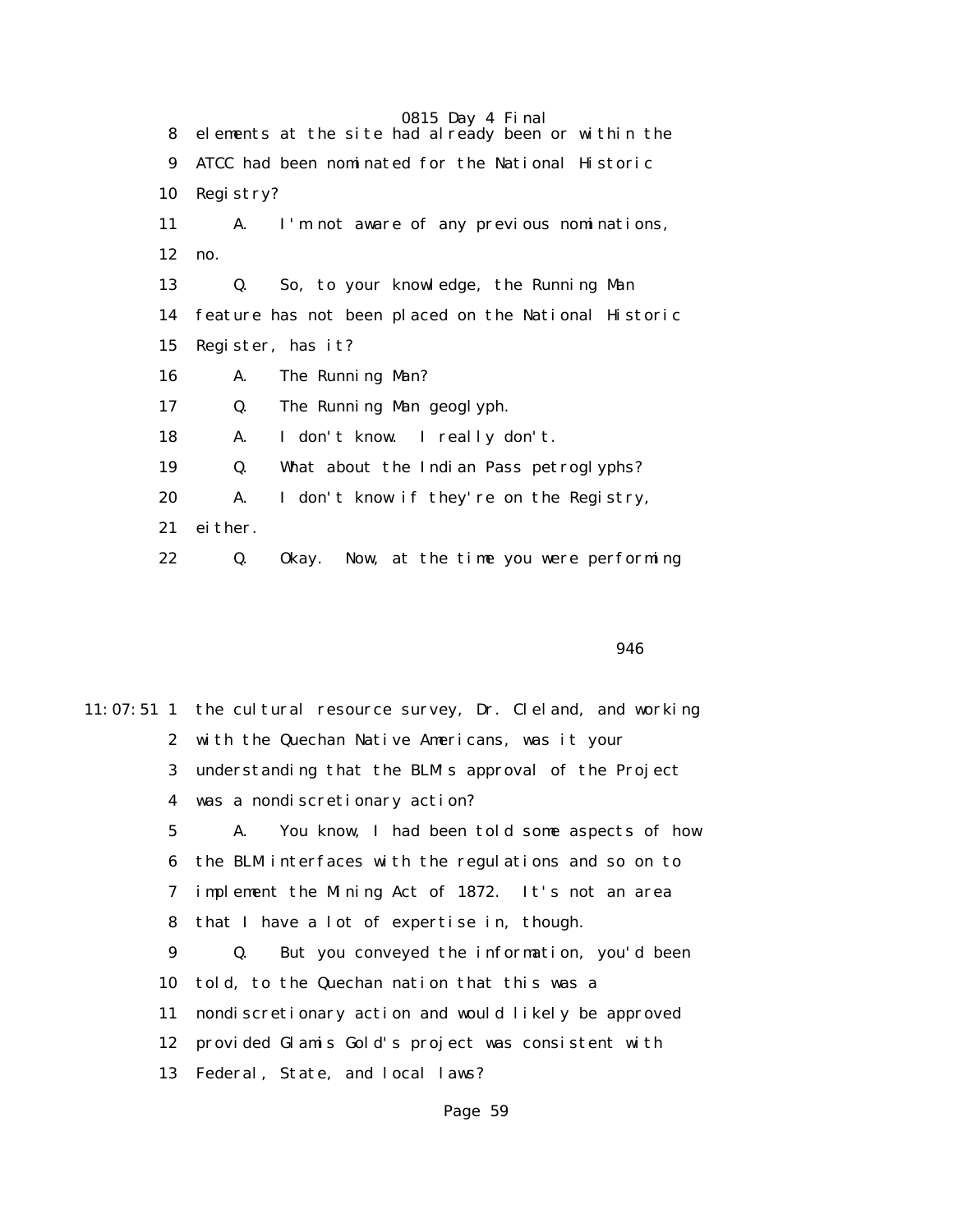8 elements at the site had already been or within the

9 ATCC had been nominated for the National Historic

10 Registry?

11 A. I'm not aware of any previous nominations,

12 no.

13 Q. So, to your knowledge, the Running Man

14 feature has not been placed on the National Historic

15 Register, has it?

16 A. The Running Man?

17 Q. The Running Man geoglyph.

18 A. I don't know. I really don't.

19 Q. What about the Indian Pass petroglyphs?

20 A. I don't know if they're on the Registry,

21 either.

22 Q. Okay. Now, at the time you were performing

946

11:07:51 1 the cultural resource survey, Dr. Cleland, and working

2 with the Quechan Native Americans, was it your

3 understanding that the BLM's approval of the Project

4 was a nondiscretionary action?

5 A. You know, I had been told some aspects of how

6 the BLM interfaces with the regulations and so on to

7 implement the Mining Act of 1872. It's not an area

8 that I have a lot of expertise in, though.

9 Q. But you conveyed the information, you'd been

10 told, to the Quechan nation that this was a

11 nondiscretionary action and would likely be approved

12 provided Glamis Gold's project was consistent with

13 Federal, State, and local laws?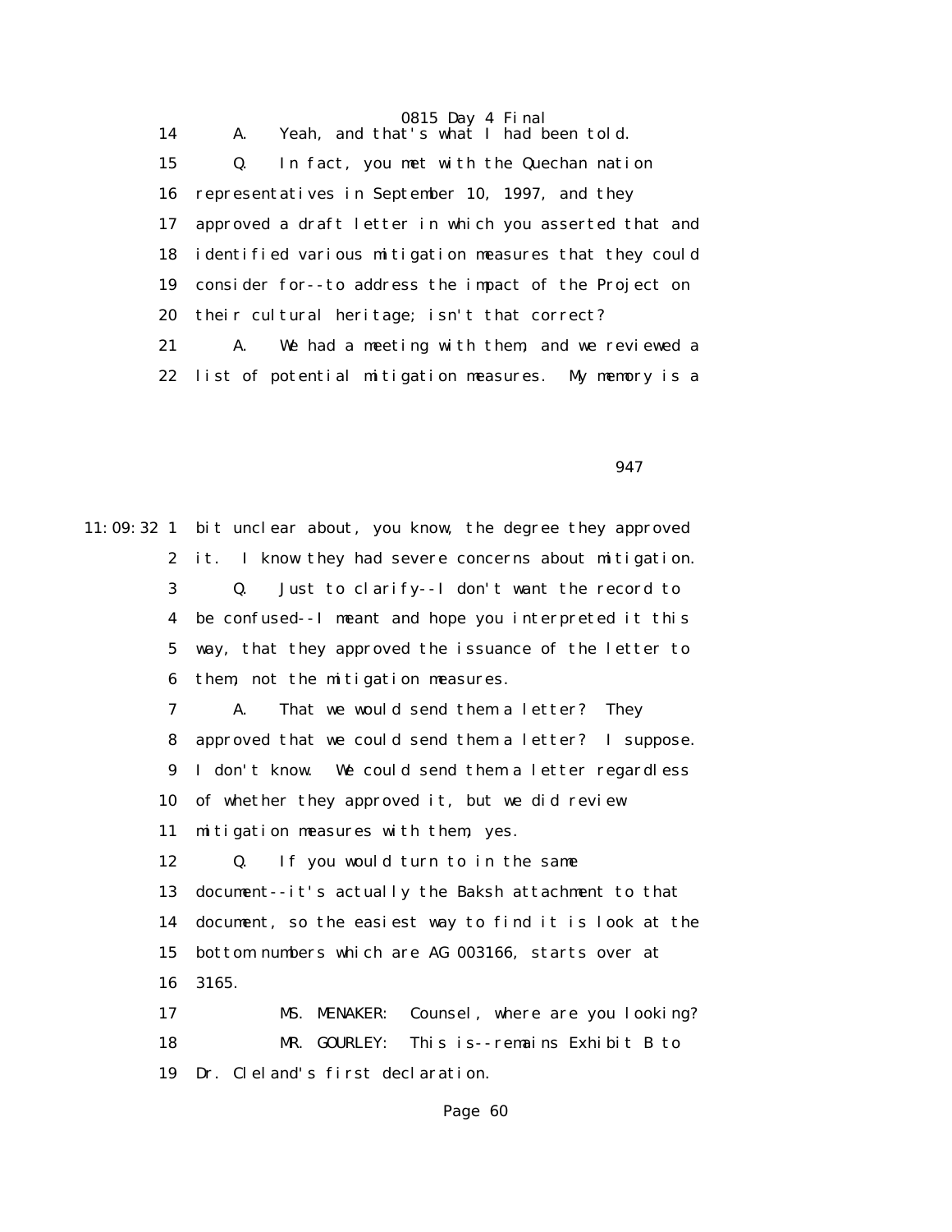14 A. Yeah, and that's what I had been told.

15 Q. In fact, you met with the Quechan nation

16 representatives in September 10, 1997, and they

17 approved a draft letter in which you asserted that and

18 identified various mitigation measures that they could

19 consider for--to address the impact of the Project on

20 their cultural heritage; isn't that correct?

21 A. We had a meeting with them, and we reviewed a

22 list of potential mitigation measures. My memory is a

947

11:09:32 1 bit unclear about, you know, the degree they approved

2 it. I know they had severe concerns about mitigation.

3 Q. Just to clarify--I don't want the record to

4 be confused--I meant and hope you interpreted it this

5 way, that they approved the issuance of the letter to

6 them, not the mitigation measures.

7 A. That we would send them a letter? They

8 approved that we could send them a letter? I suppose.

9 I don't know. We could send them a letter regardless

10 of whether they approved it, but we did review

11 mitigation measures with them, yes.

12 Q. If you would turn to in the same

13 document--it's actually the Baksh attachment to that

14 document, so the easiest way to find it is look at the

15 bottom numbers which are AG 003166, starts over at

16 3165.

17 MS. MENAKER: Counsel, where are you looking?

18 MR. GOURLEY: This is--remains Exhibit B to

19 Dr. Cleland's first declaration.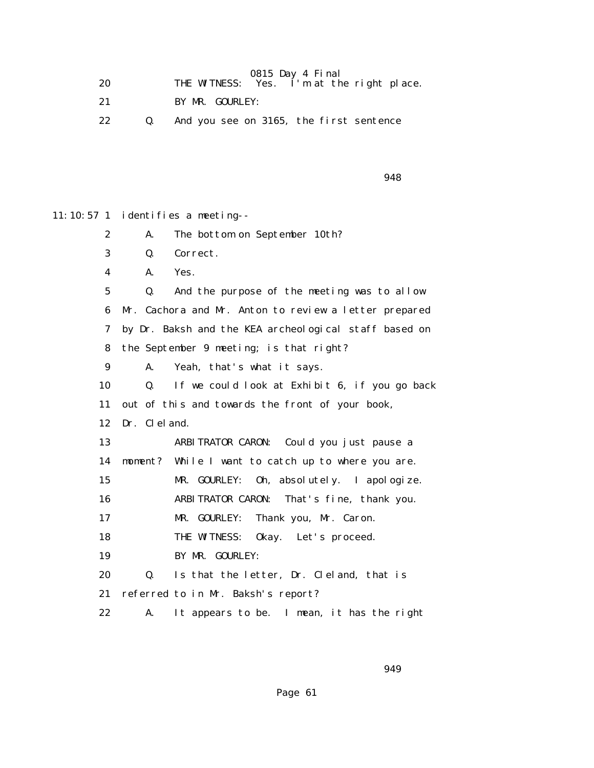20 THE WITNESS: Yes. I'm at the right place.

21 BY MR. GOURLEY:

22 Q. And you see on 3165, the first sentence

11:10:57 1 identifies a meeting--

2 A. The bottom on September 10th?

3 Q. Correct.

4 A. Yes.

5 Q. And the purpose of the meeting was to allow

6 Mr. Cachora and Mr. Anton to review a letter prepared

7 by Dr. Baksh and the KEA archeological staff based on

8 the September 9 meeting; is that right?

9 A. Yeah, that's what it says.

10 Q. If we could look at Exhibit 6, if you go back

11 out of this and towards the front of your book,

12 Dr. Cleland.

13 ARBITRATOR CARON: Could you just pause a

14 moment? While I want to catch up to where you are.

15 MR. GOURLEY: Oh, absolutely. I apologize.

16 ARBITRATOR CARON: That's fine, thank you.

17 MR. GOURLEY: Thank you, Mr. Caron.

18 THE WITNESS: Okay. Let's proceed.

19 BY MR. GOURLEY:

20 Q. Is that the letter, Dr. Cleland, that is

21 referred to in Mr. Baksh's report?

22 A. It appears to be. I mean, it has the right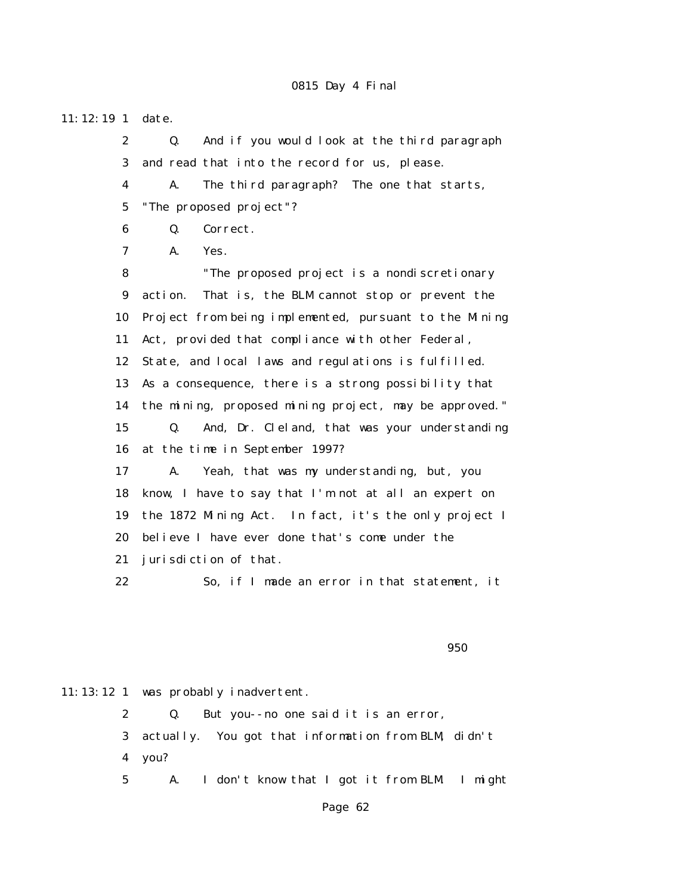11:12:19 1 date.

2 Q. And if you would look at the third paragraph

3 and read that into the record for us, please.

4 A. The third paragraph? The one that starts,

5 "The proposed project"?

6 Q. Correct.

7 A. Yes.

8 "The proposed project is a nondiscretionary

9 action. That is, the BLM cannot stop or prevent the

10 Project from being implemented, pursuant to the Mining

11 Act, provided that compliance with other Federal,

12 State, and local laws and regulations is fulfilled.

13 As a consequence, there is a strong possibility that

14 the mining, proposed mining project, may be approved."

15 Q. And, Dr. Cleland, that was your understanding

16 at the time in September 1997?

17 A. Yeah, that was my understanding, but, you

18 know, I have to say that I'm not at all an expert on

19 the 1872 Mining Act. In fact, it's the only project I

20 believe I have ever done that's come under the

21 jurisdiction of that.

22 So, if I made an error in that statement, it

950

11:13:12 1 was probably inadvertent.

2 Q. But you--no one said it is an error,

3 actually. You got that information from BLM, didn't

4 you?

5 A. I don't know that I got it from BLM. I might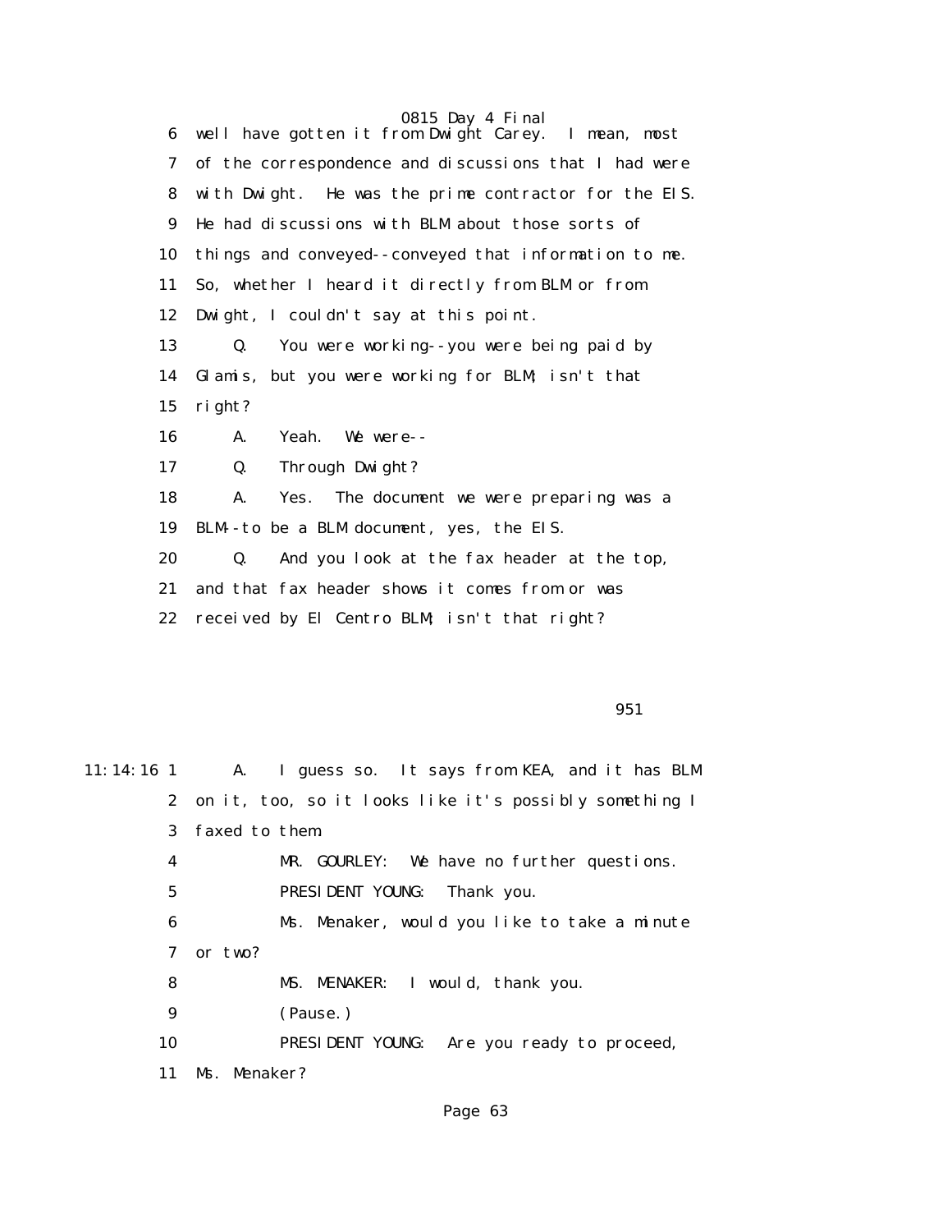6 well have gotten it from Dwight Carey. I mean, most
7 of the correspondence and discussions that I had were
8 with Dwight. He was the prime contractor for the EIS.
9 He had discussions with BLM about those sorts of
10 things and conveyed--conveyed that information to me.
11 So, whether I heard it directly from BLM or from
12 Dwight, I couldn't say at this point.
13 Q. You were working--you were being paid by
14 Glamis, but you were working for BLM; isn't that
15 right?
16 A. Yeah. We were--
17 Q. Through Dwight?
18 A. Yes. The document we were preparing was a
19 BLM--to be a BLM document, yes, the EIS.
20 Q. And you look at the fax header at the top,
21 and that fax header shows it comes from or was
22 received by El Centro BLM; isn't that right?

951

11:14:16 1 A. I guess so. It says from KEA, and it has BLM
2 on it, too, so it looks like it's possibly something I
3 faxed to them.
4 MR. GOURLEY: We have no further questions.
5 PRESIDENT YOUNG: Thank you.
6 Ms. Menaker, would you like to take a minute
7 or two?
8 MS. MENAKER: I would, thank you.
9 (Pause.)
10 PRESIDENT YOUNG: Are you ready to proceed,
11 Ms. Menaker?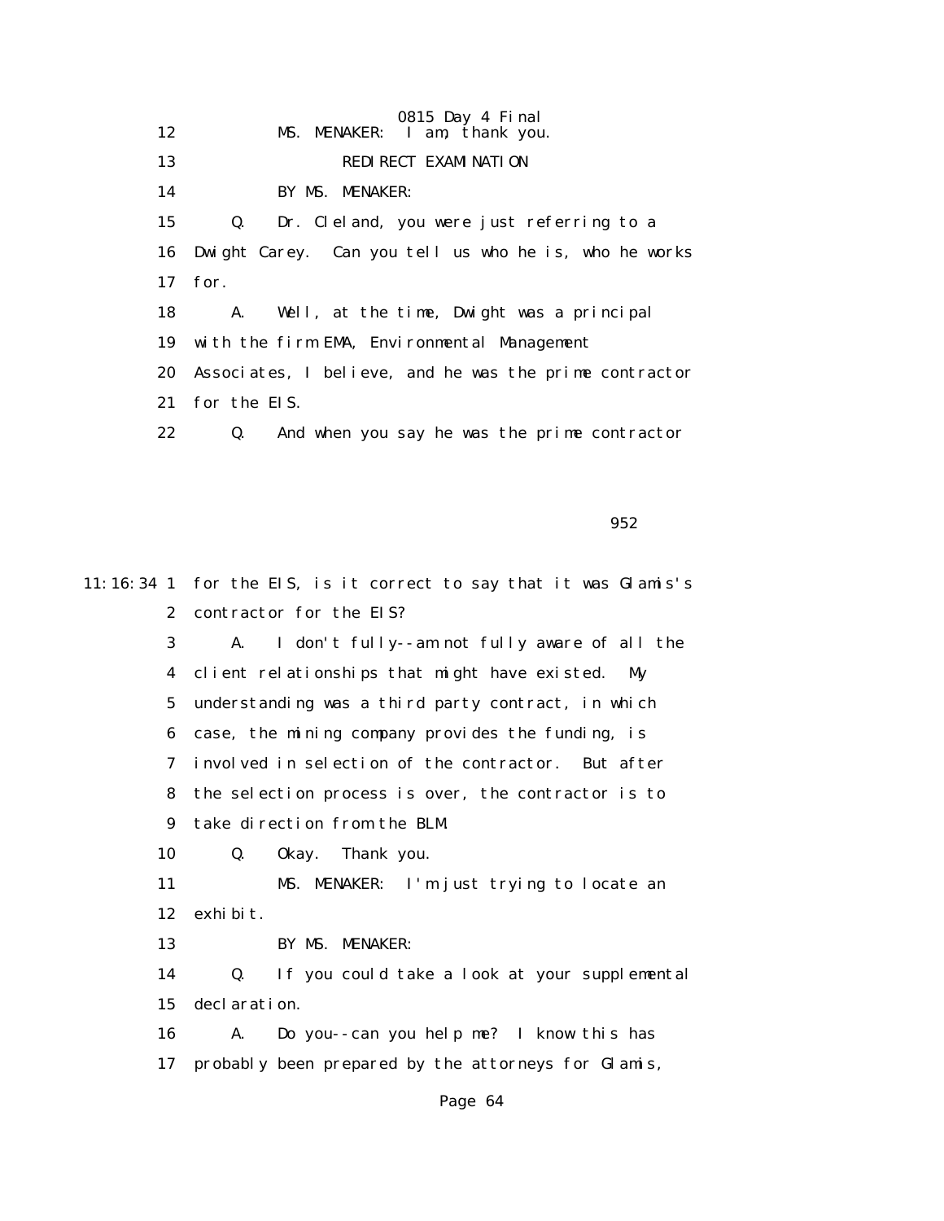12 MS. MENAKER: I am, thank you.

13 REDIRECT EXAMINATION

14 BY MS. MENAKER:

15 Q. Dr. Cleland, you were just referring to a

16 Dwight Carey. Can you tell us who he is, who he works

17 for.

18 A. Well, at the time, Dwight was a principal

19 with the firm EMA, Environmental Management

20 Associates, I believe, and he was the prime contractor

21 for the EIS.

22 Q. And when you say he was the prime contractor

952

11:16:34 1 for the EIS, is it correct to say that it was Glamis's

2 contractor for the EIS?

3 A. I don't fully--am not fully aware of all the

4 client relationships that might have existed. My

5 understanding was a third party contract, in which

6 case, the mining company provides the funding, is

7 involved in selection of the contractor. But after

8 the selection process is over, the contractor is to

9 take direction from the BLM.

10 Q. Okay. Thank you.

11 MS. MENAKER: I'm just trying to locate an

12 exhibit.

13 BY MS. MENAKER:

14 Q. If you could take a look at your supplemental

15 declaration.

16 A. Do you--can you help me? I know this has

17 probably been prepared by the attorneys for Glamis,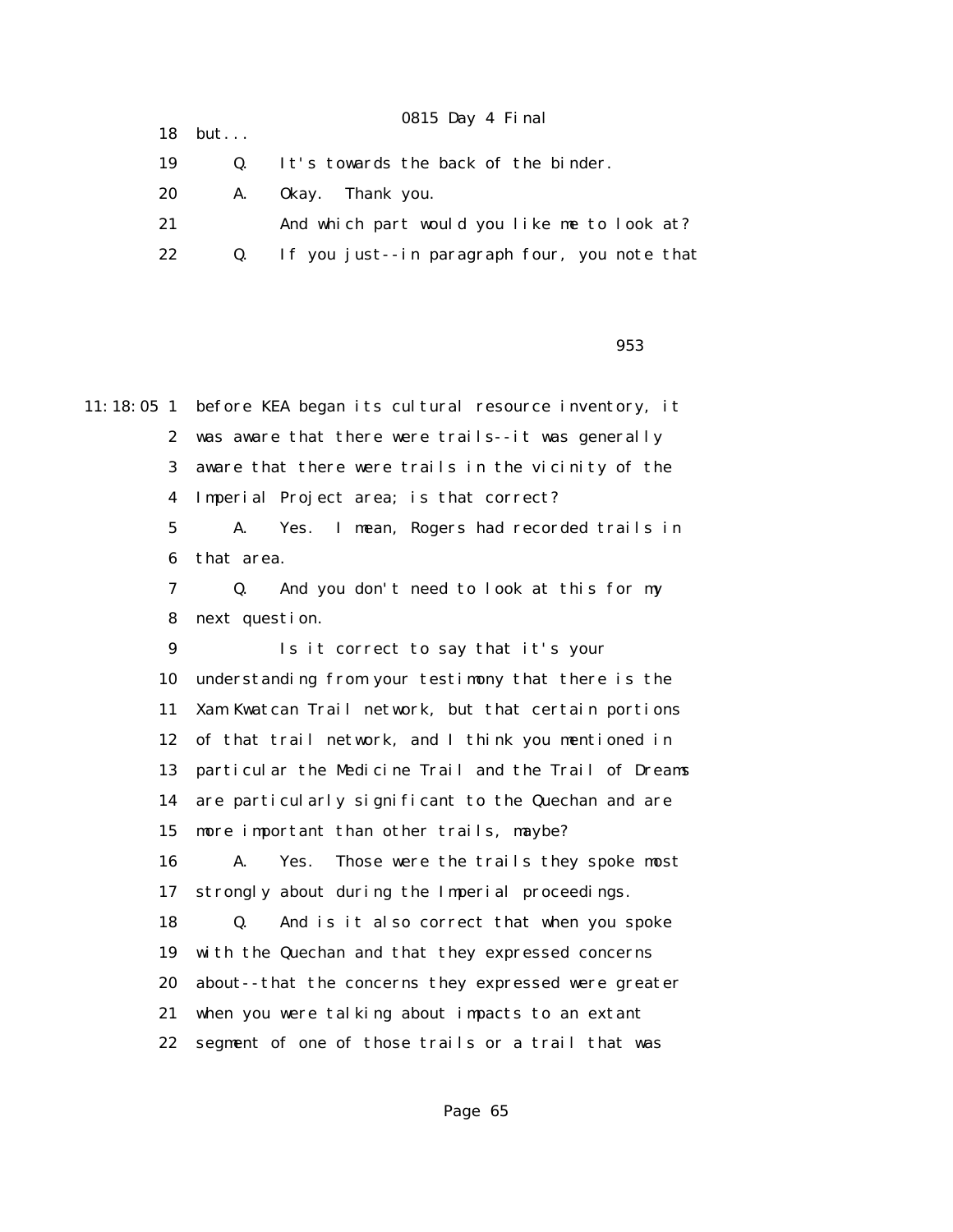18 but...

19 Q. It's towards the back of the binder.

20 A. Okay. Thank you.

21 And which part would you like me to look at?

22 Q. If you just--in paragraph four, you note that

953

11:18:05 1 before KEA began its cultural resource inventory, it

2 was aware that there were trails--it was generally

3 aware that there were trails in the vicinity of the

4 Imperial Project area; is that correct?

5 A. Yes. I mean, Rogers had recorded trails in

6 that area.

7 Q. And you don't need to look at this for my

8 next question.

9 Is it correct to say that it's your

10 understanding from your testimony that there is the

11 Xam Kwatcan Trail network, but that certain portions

12 of that trail network, and I think you mentioned in

13 particular the Medicine Trail and the Trail of Dreams

14 are particularly significant to the Quechan and are

15 more important than other trails, maybe?

16 A. Yes. Those were the trails they spoke most

17 strongly about during the Imperial proceedings.

18 Q. And is it also correct that when you spoke

19 with the Quechan and that they expressed concerns

20 about--that the concerns they expressed were greater

21 when you were talking about impacts to an extant

22 segment of one of those trails or a trail that was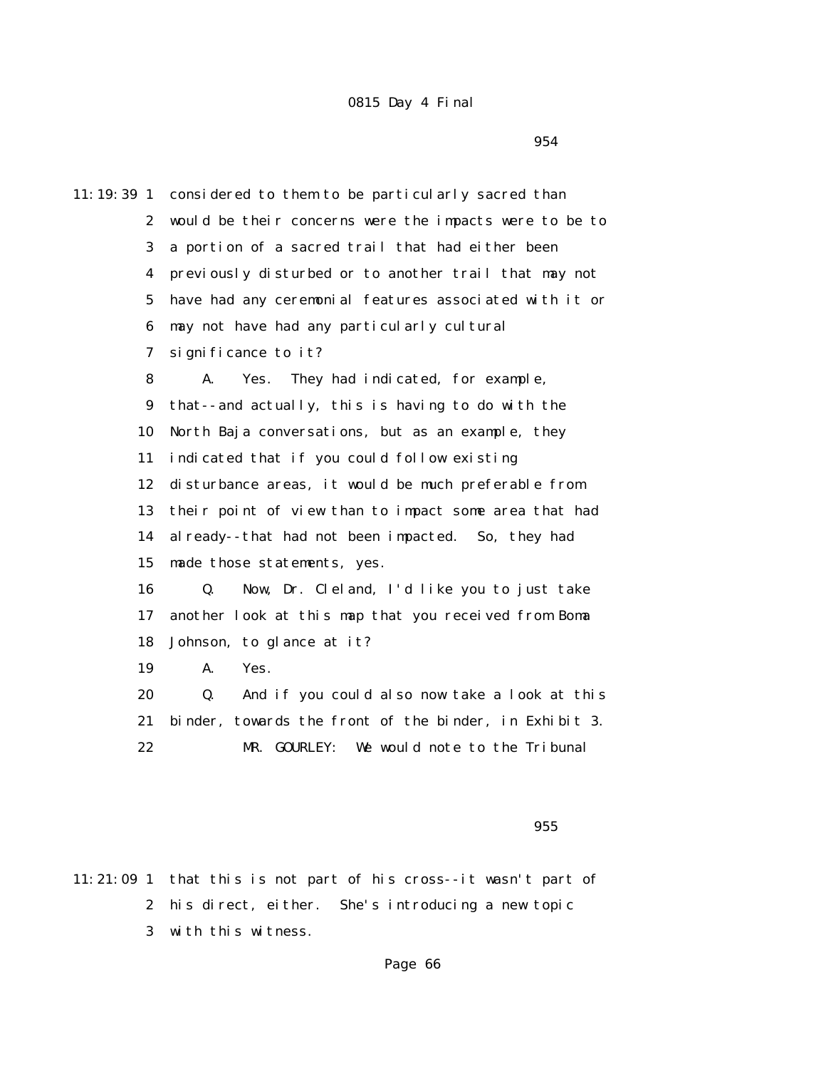954

11:19:39 1 considered to them to be particularly sacred than
2 would be their concerns were the impacts were to be to
3 a portion of a sacred trail that had either been
4 previously disturbed or to another trail that may not
5 have had any ceremonial features associated with it or
6 may not have had any particularly cultural
7 significance to it?

8 A. Yes. They had indicated, for example,
9 that--and actually, this is having to do with the
10 North Baja conversations, but as an example, they
11 indicated that if you could follow existing
12 disturbance areas, it would be much preferable from
13 their point of view than to impact some area that had
14 already--that had not been impacted. So, they had
15 made those statements, yes.

16 Q. Now, Dr. Cleland, I'd like you to just take
17 another look at this map that you received from Boma
18 Johnson, to glance at it?

19 A. Yes.

20 Q. And if you could also now take a look at this
21 binder, towards the front of the binder, in Exhibit 3.

22 MR. GOURLEY: We would note to the Tribunal

955

11:21:09 1 that this is not part of his cross--it wasn't part of
2 his direct, either. She's introducing a new topic
3 with this witness.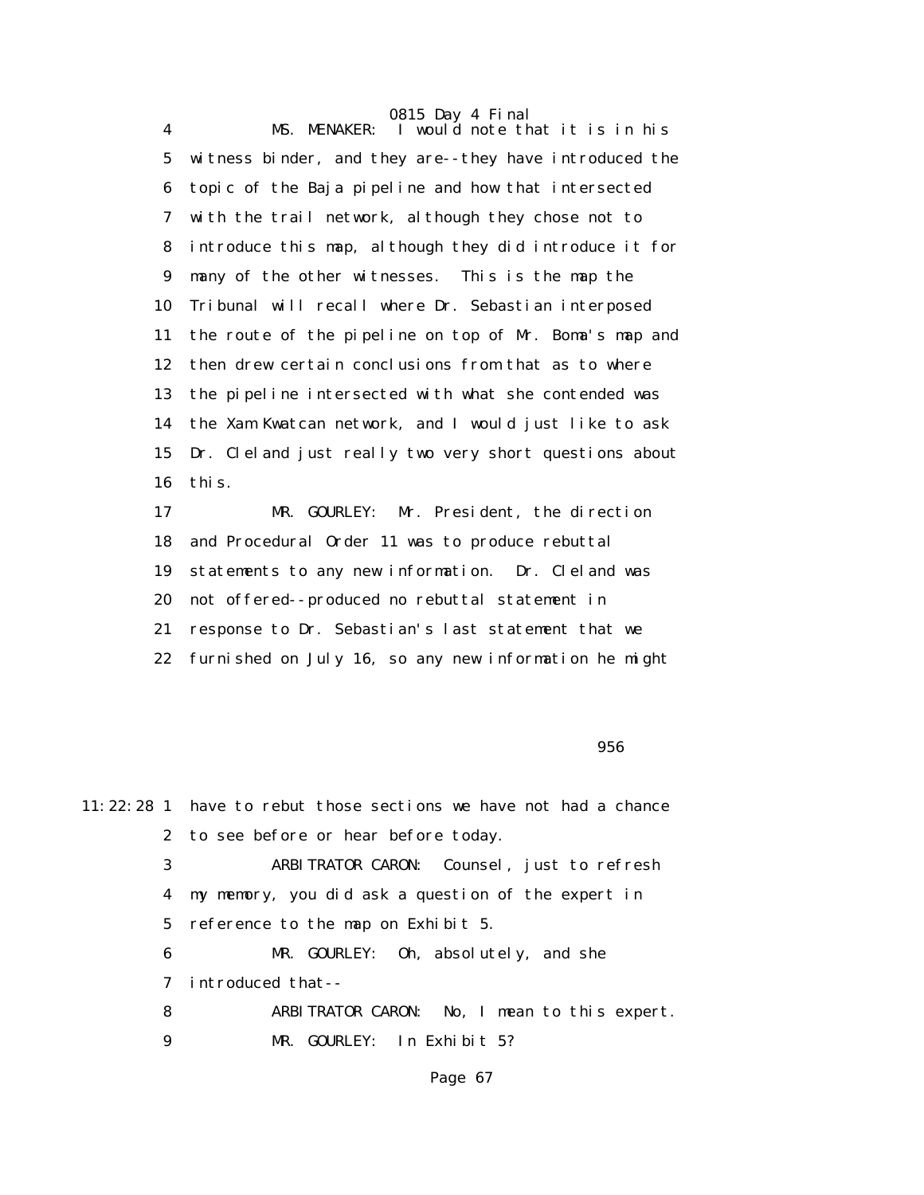4 MS. MENAKER: I would note that it is in his
5 witness binder, and they are--they have introduced the
6 topic of the Baja pipeline and how that intersected
7 with the trail network, although they chose not to
8 introduce this map, although they did introduce it for
9 many of the other witnesses. This is the map the
10 Tribunal will recall where Dr. Sebastian interposed
11 the route of the pipeline on top of Mr. Boma's map and
12 then drew certain conclusions from that as to where
13 the pipeline intersected with what she contended was
14 the Xam Kwatcan network, and I would just like to ask
15 Dr. Cleland just really two very short questions about
16 this.

17 MR. GOURLEY: Mr. President, the direction
18 and Procedural Order 11 was to produce rebuttal
19 statements to any new information. Dr. Cleland was
20 not offered--produced no rebuttal statement in
21 response to Dr. Sebastian's last statement that we
22 furnished on July 16, so any new information he might

956

11:22:28 1 have to rebut those sections we have not had a chance
2 to see before or hear before today.

3 ARBITRATOR CARON: Counsel, just to refresh
4 my memory, you did ask a question of the expert in
5 reference to the map on Exhibit 5.

6 MR. GOURLEY: Oh, absolutely, and she
7 introduced that--

8 ARBITRATOR CARON: No, I mean to this expert.

9 MR. GOURLEY: In Exhibit 5?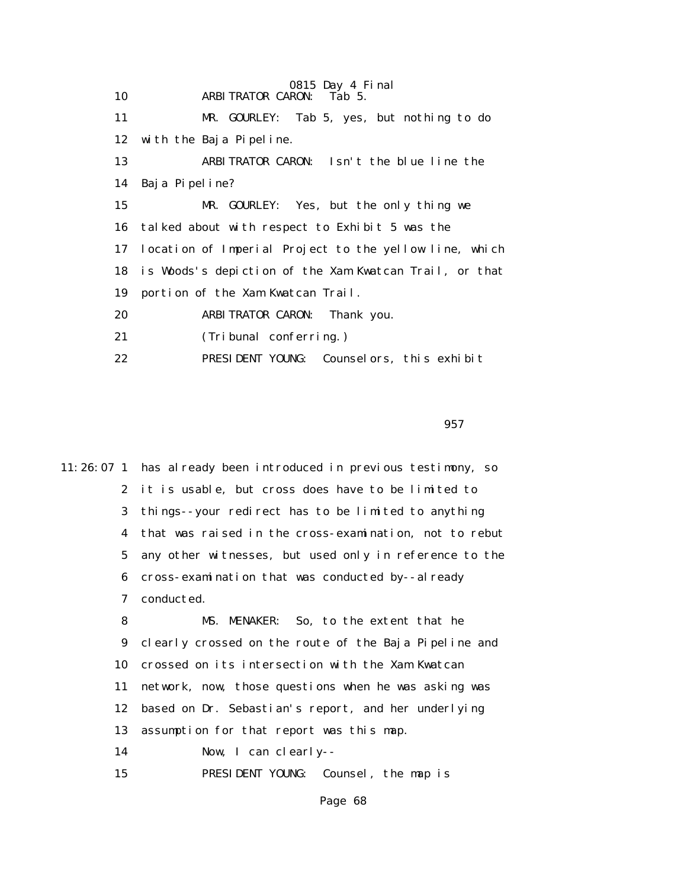10 ARBITRATOR CARON: Tab 5.

11 MR. GOURLEY: Tab 5, yes, but nothing to do

12 with the Baja Pipeline.

13 ARBITRATOR CARON: Isn't the blue line the

14 Baja Pipeline?

15 MR. GOURLEY: Yes, but the only thing we

16 talked about with respect to Exhibit 5 was the

17 location of Imperial Project to the yellow line, which

18 is Woods's depiction of the Xam Kwatcan Trail, or that

19 portion of the Xam Kwatcan Trail.

20 ARBITRATOR CARON: Thank you.

21 (Tribunal conferring.)

22 PRESIDENT YOUNG: Counselors, this exhibit

957

11:26:07 1 has already been introduced in previous testimony, so

2 it is usable, but cross does have to be limited to

3 things--your redirect has to be limited to anything

4 that was raised in the cross-examination, not to rebut

5 any other witnesses, but used only in reference to the

6 cross-examination that was conducted by--already

7 conducted.

8 MS. MENAKER: So, to the extent that he

9 clearly crossed on the route of the Baja Pipeline and

10 crossed on its intersection with the Xam Kwatcan

11 network, now, those questions when he was asking was

12 based on Dr. Sebastian's report, and her underlying

13 assumption for that report was this map.

14 Now, I can clearly--

15 PRESIDENT YOUNG: Counsel, the map is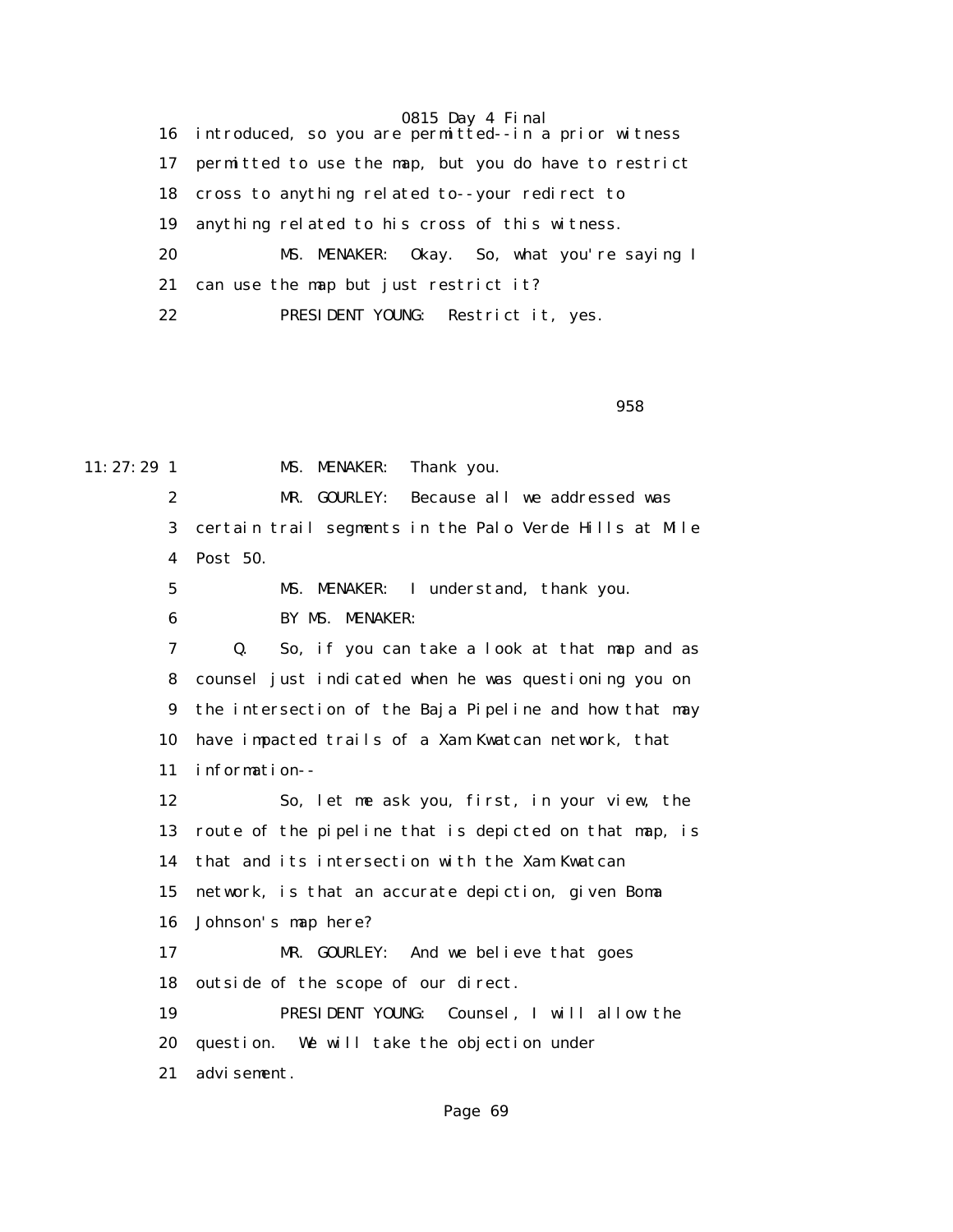16 introduced, so you are permitted--in a prior witness
17 permitted to use the map, but you do have to restrict
18 cross to anything related to--your redirect to
19 anything related to his cross of this witness.
20 MS. MENAKER: Okay. So, what you're saying I
21 can use the map but just restrict it?
22 PRESIDENT YOUNG: Restrict it, yes.

958

11:27:29 1 MS. MENAKER: Thank you.
2 MR. GOURLEY: Because all we addressed was
3 certain trail segments in the Palo Verde Hills at Mile
4 Post 50.
5 MS. MENAKER: I understand, thank you.
6 BY MS. MENAKER:
7 Q. So, if you can take a look at that map and as
8 counsel just indicated when he was questioning you on
9 the intersection of the Baja Pipeline and how that may
10 have impacted trails of a Xam Kwatcan network, that
11 information--
12 So, let me ask you, first, in your view, the
13 route of the pipeline that is depicted on that map, is
14 that and its intersection with the Xam Kwatcan
15 network, is that an accurate depiction, given Boma
16 Johnson's map here?
17 MR. GOURLEY: And we believe that goes
18 outside of the scope of our direct.
19 PRESIDENT YOUNG: Counsel, I will allow the
20 question. We will take the objection under
21 advisement.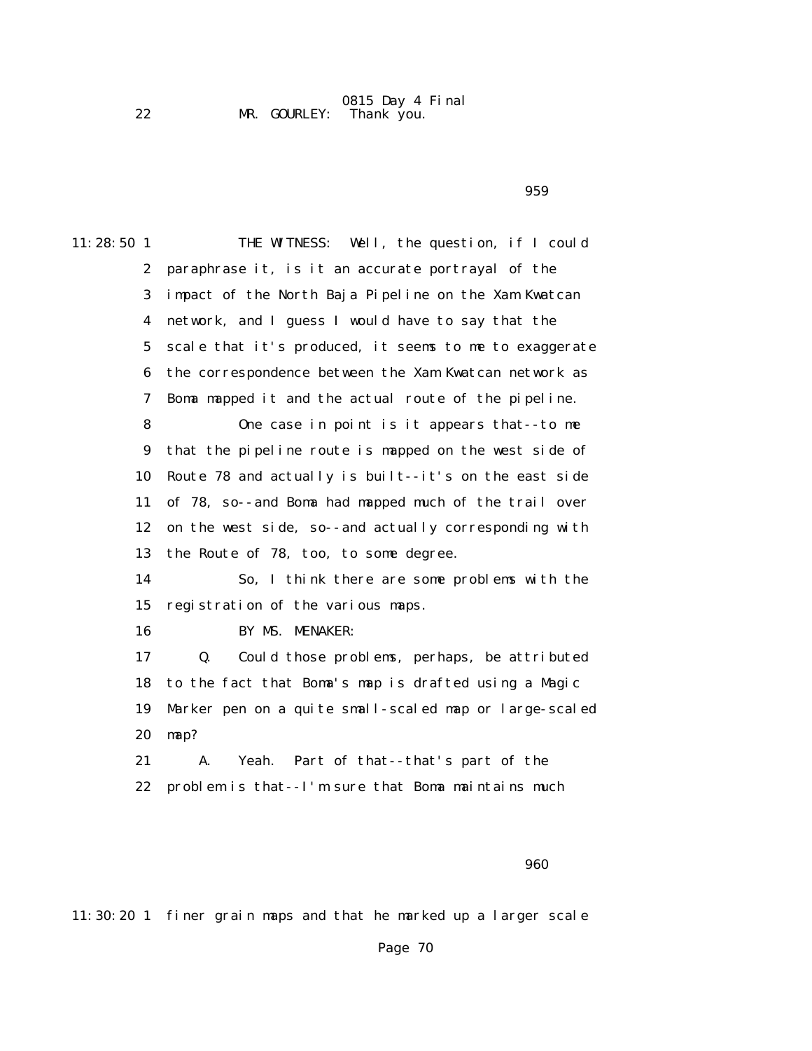22 MR. GOURLEY: Thank you.

11:28:50 1 THE WITNESS: Well, the question, if I could
2 paraphrase it, is it an accurate portrayal of the
3 impact of the North Baja Pipeline on the Xam Kwatcan
4 network, and I guess I would have to say that the
5 scale that it's produced, it seems to me to exaggerate
6 the correspondence between the Xam Kwatcan network as
7 Boma mapped it and the actual route of the pipeline.
8 One case in point is it appears that--to me
9 that the pipeline route is mapped on the west side of
10 Route 78 and actually is built--it's on the east side
11 of 78, so--and Boma had mapped much of the trail over
12 on the west side, so--and actually corresponding with
13 the Route of 78, too, to some degree.
14 So, I think there are some problems with the
15 registration of the various maps.
16 BY MS. MENAKER:
17 Q. Could those problems, perhaps, be attributed
18 to the fact that Boma's map is drafted using a Magic
19 Marker pen on a quite small-scaled map or large-scaled
20 map?
21 A. Yeah. Part of that--that's part of the
22 problem is that--I'm sure that Boma maintains much

11:30:20 1 finer grain maps and that he marked up a larger scale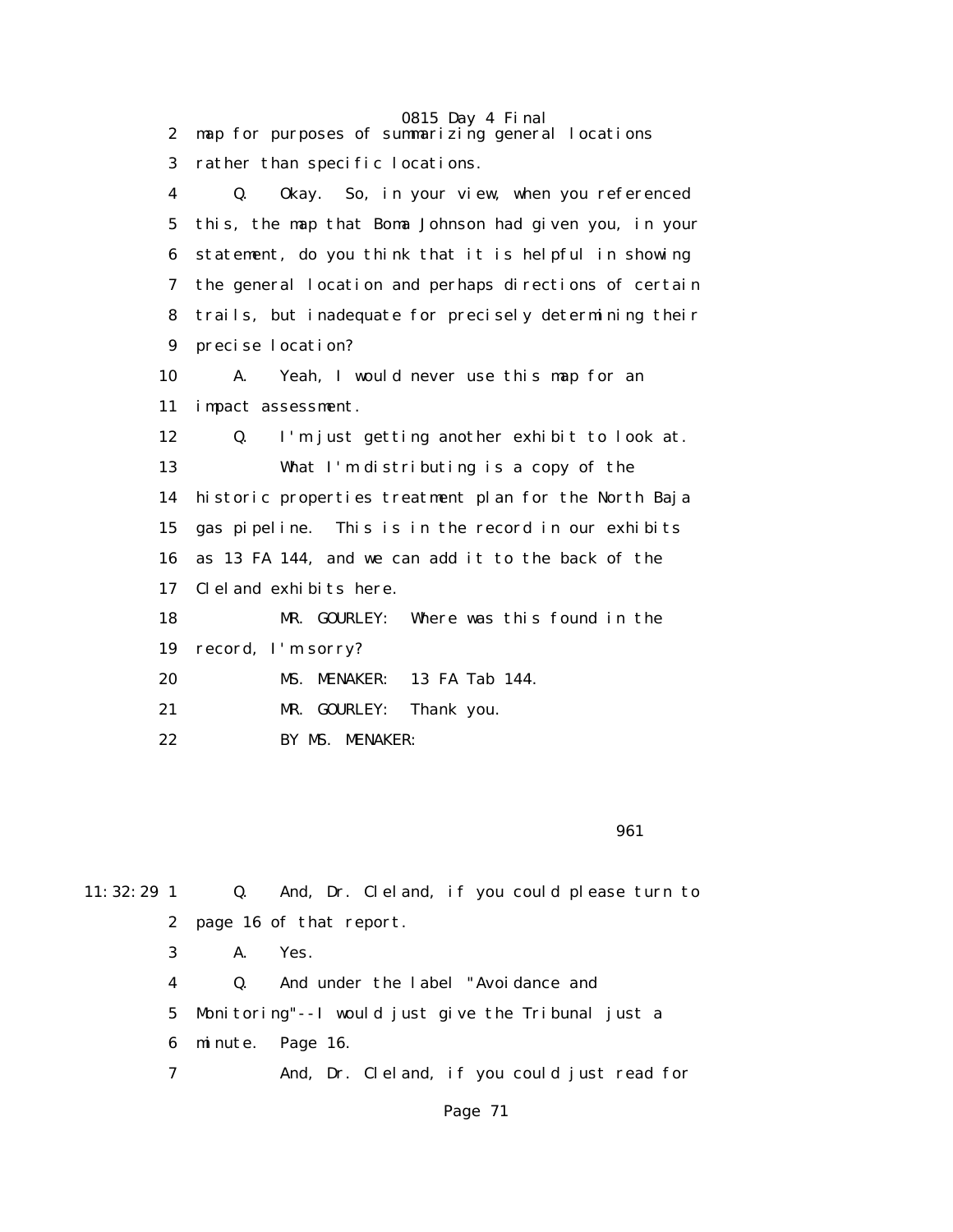2 map for purposes of summarizing general locations

3 rather than specific locations.

4 Q. Okay. So, in your view, when you referenced

5 this, the map that Boma Johnson had given you, in your

6 statement, do you think that it is helpful in showing

7 the general location and perhaps directions of certain

8 trails, but inadequate for precisely determining their

9 precise location?

10 A. Yeah, I would never use this map for an

11 impact assessment.

12 Q. I'm just getting another exhibit to look at.

13 What I'm distributing is a copy of the

14 historic properties treatment plan for the North Baja

15 gas pipeline. This is in the record in our exhibits

16 as 13 FA 144, and we can add it to the back of the

17 Cleland exhibits here.

18 MR. GOURLEY: Where was this found in the

19 record, I'm sorry?

20 MS. MENAKER: 13 FA Tab 144.

21 MR. GOURLEY: Thank you.

22 BY MS. MENAKER:

961

11:32:29 1 Q. And, Dr. Cleland, if you could please turn to

2 page 16 of that report.

3 A. Yes.

4 Q. And under the label "Avoidance and

5 Monitoring"--I would just give the Tribunal just a

6 minute. Page 16.

7 And, Dr. Cleland, if you could just read for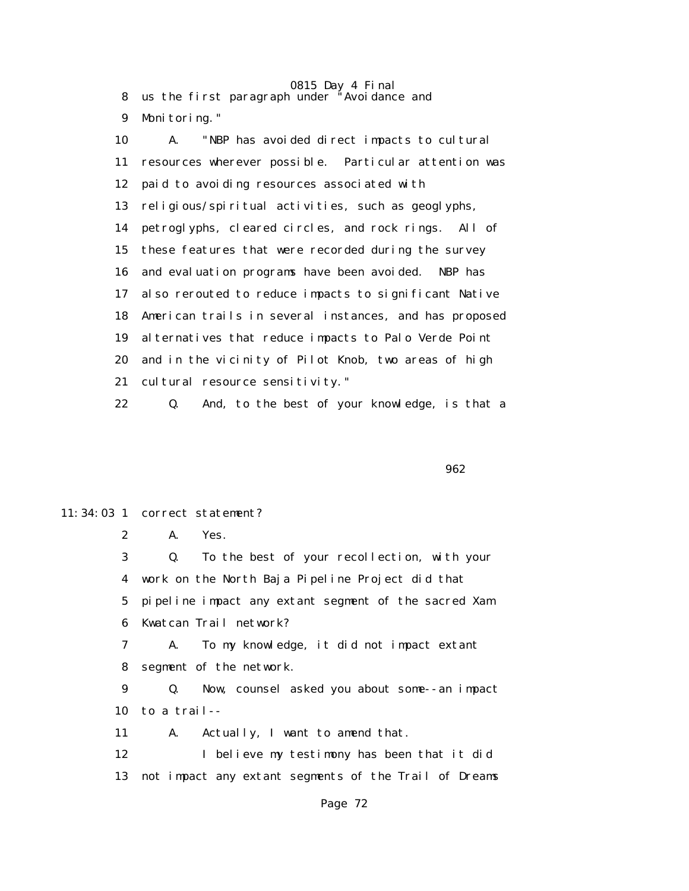8 us the first paragraph under "Avoidance and
9 Monitoring."
10 A. "NBP has avoided direct impacts to cultural
11 resources wherever possible. Particular attention was
12 paid to avoiding resources associated with
13 religious/spiritual activities, such as geoglyphs,
14 petroglyphs, cleared circles, and rock rings. All of
15 these features that were recorded during the survey
16 and evaluation programs have been avoided. NBP has
17 also rerouted to reduce impacts to significant Native
18 American trails in several instances, and has proposed
19 alternatives that reduce impacts to Palo Verde Point
20 and in the vicinity of Pilot Knob, two areas of high
21 cultural resource sensitivity."
22 Q. And, to the best of your knowledge, is that a

962

11:34:03 1 correct statement?
2 A. Yes.
3 Q. To the best of your recollection, with your
4 work on the North Baja Pipeline Project did that
5 pipeline impact any extant segment of the sacred Xam
6 Kwatcan Trail network?
7 A. To my knowledge, it did not impact extant
8 segment of the network.
9 Q. Now, counsel asked you about some--an impact
10 to a trail--
11 A. Actually, I want to amend that.
12 I believe my testimony has been that it did
13 not impact any extant segments of the Trail of Dreams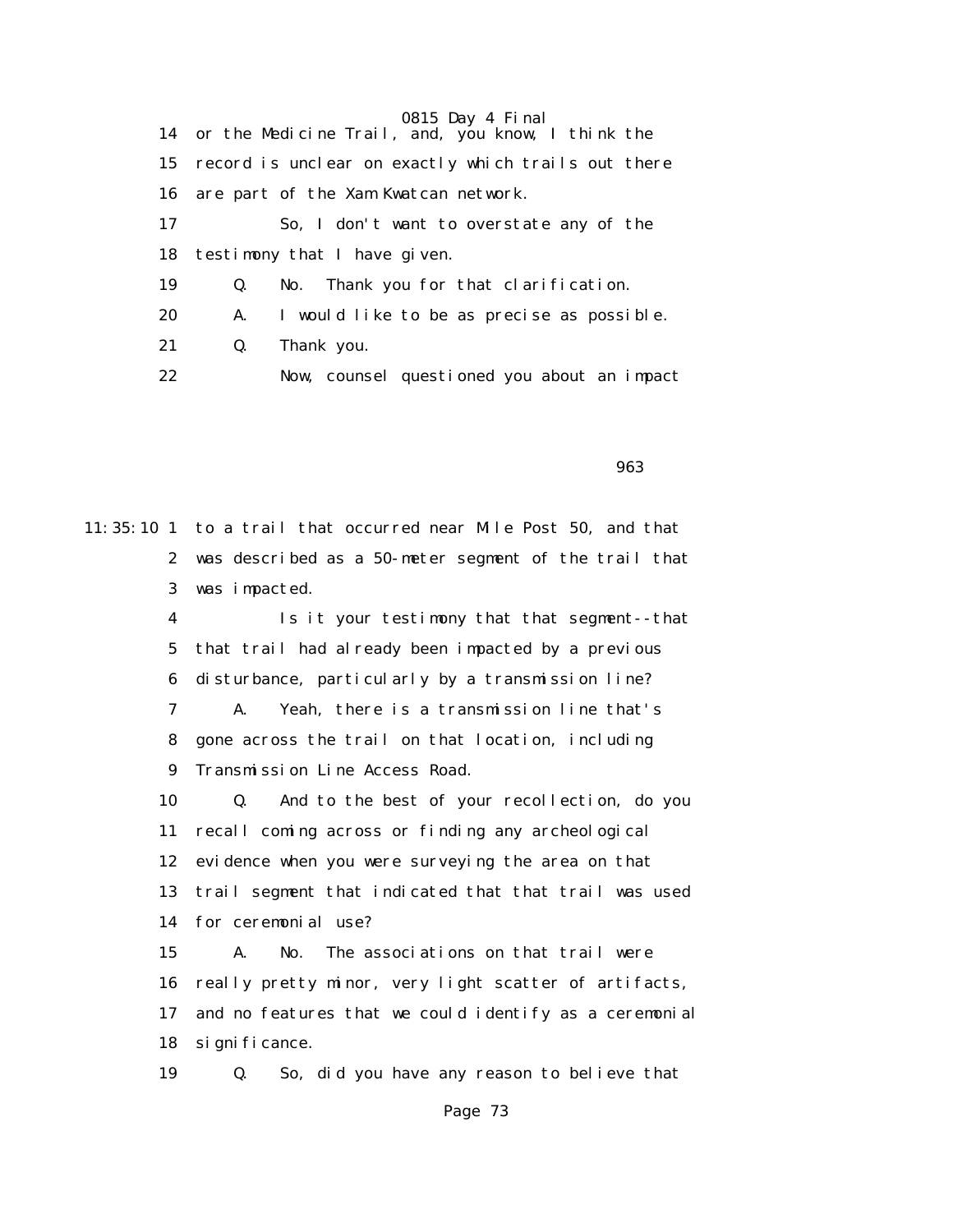14 or the Medicine Trail, and, you know, I think the

15 record is unclear on exactly which trails out there

16 are part of the Xam Kwatcan network.

17 So, I don't want to overstate any of the

18 testimony that I have given.

19 Q. No. Thank you for that clarification.

20 A. I would like to be as precise as possible.

21 Q. Thank you.

22 Now, counsel questioned you about an impact

963

11:35:10 1 to a trail that occurred near Mile Post 50, and that

2 was described as a 50-meter segment of the trail that

3 was impacted.

4 Is it your testimony that that segment--that

5 that trail had already been impacted by a previous

6 disturbance, particularly by a transmission line?

7 A. Yeah, there is a transmission line that's

8 gone across the trail on that location, including

9 Transmission Line Access Road.

10 Q. And to the best of your recollection, do you

11 recall coming across or finding any archeological

12 evidence when you were surveying the area on that

13 trail segment that indicated that that trail was used

14 for ceremonial use?

15 A. No. The associations on that trail were

16 really pretty minor, very light scatter of artifacts,

17 and no features that we could identify as a ceremonial

18 significance.

19 Q. So, did you have any reason to believe that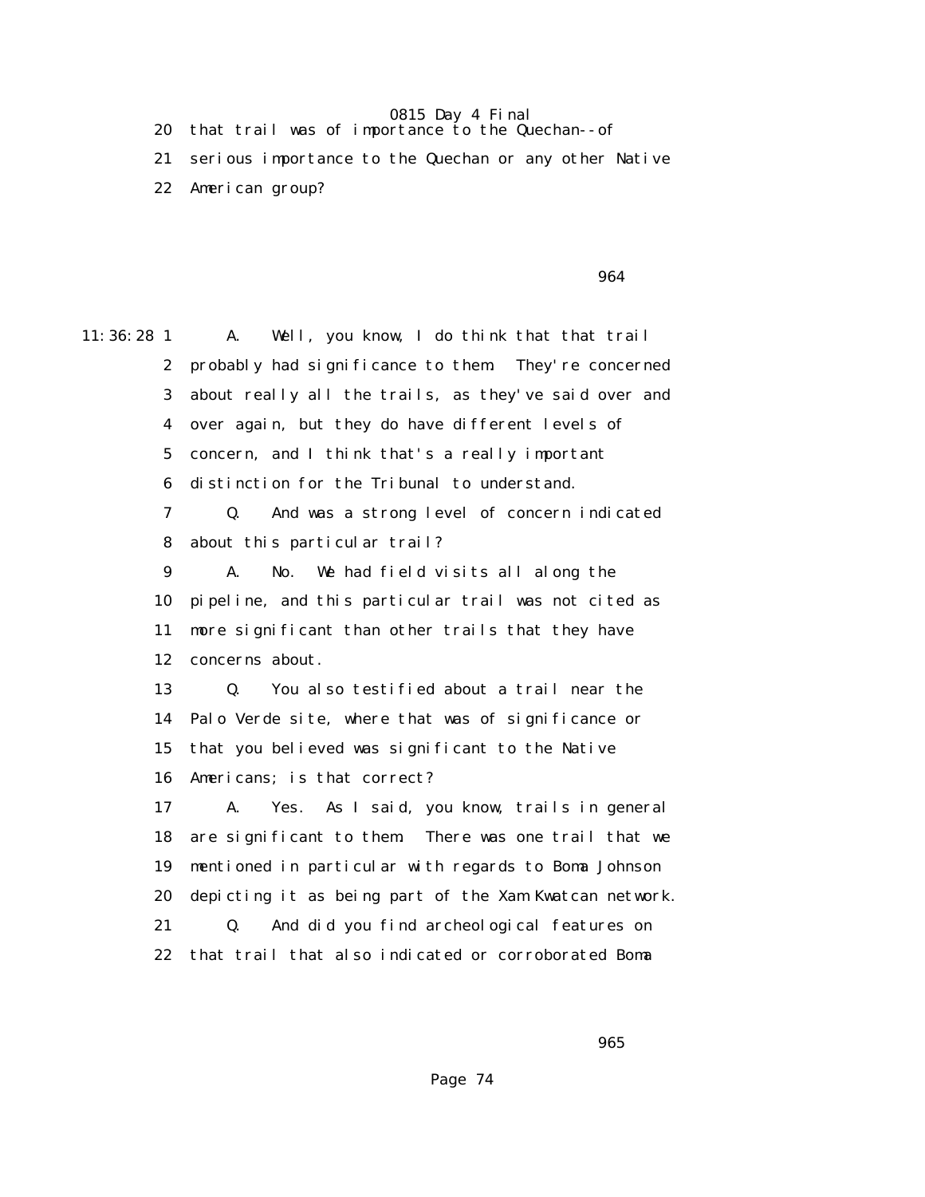20 that trail was of importance to the Quechan--of
21 serious importance to the Quechan or any other Native
22 American group?

964

11:36:28 1 A. Well, you know, I do think that that trail
2 probably had significance to them. They're concerned
3 about really all the trails, as they've said over and
4 over again, but they do have different levels of
5 concern, and I think that's a really important
6 distinction for the Tribunal to understand.
7 Q. And was a strong level of concern indicated
8 about this particular trail?
9 A. No. We had field visits all along the
10 pipeline, and this particular trail was not cited as
11 more significant than other trails that they have
12 concerns about.
13 Q. You also testified about a trail near the
14 Palo Verde site, where that was of significance or
15 that you believed was significant to the Native
16 Americans; is that correct?
17 A. Yes. As I said, you know, trails in general
18 are significant to them. There was one trail that we
19 mentioned in particular with regards to Boma Johnson
20 depicting it as being part of the Xam Kwatcan network.
21 Q. And did you find archeological features on
22 that trail that also indicated or corroborated Boma

965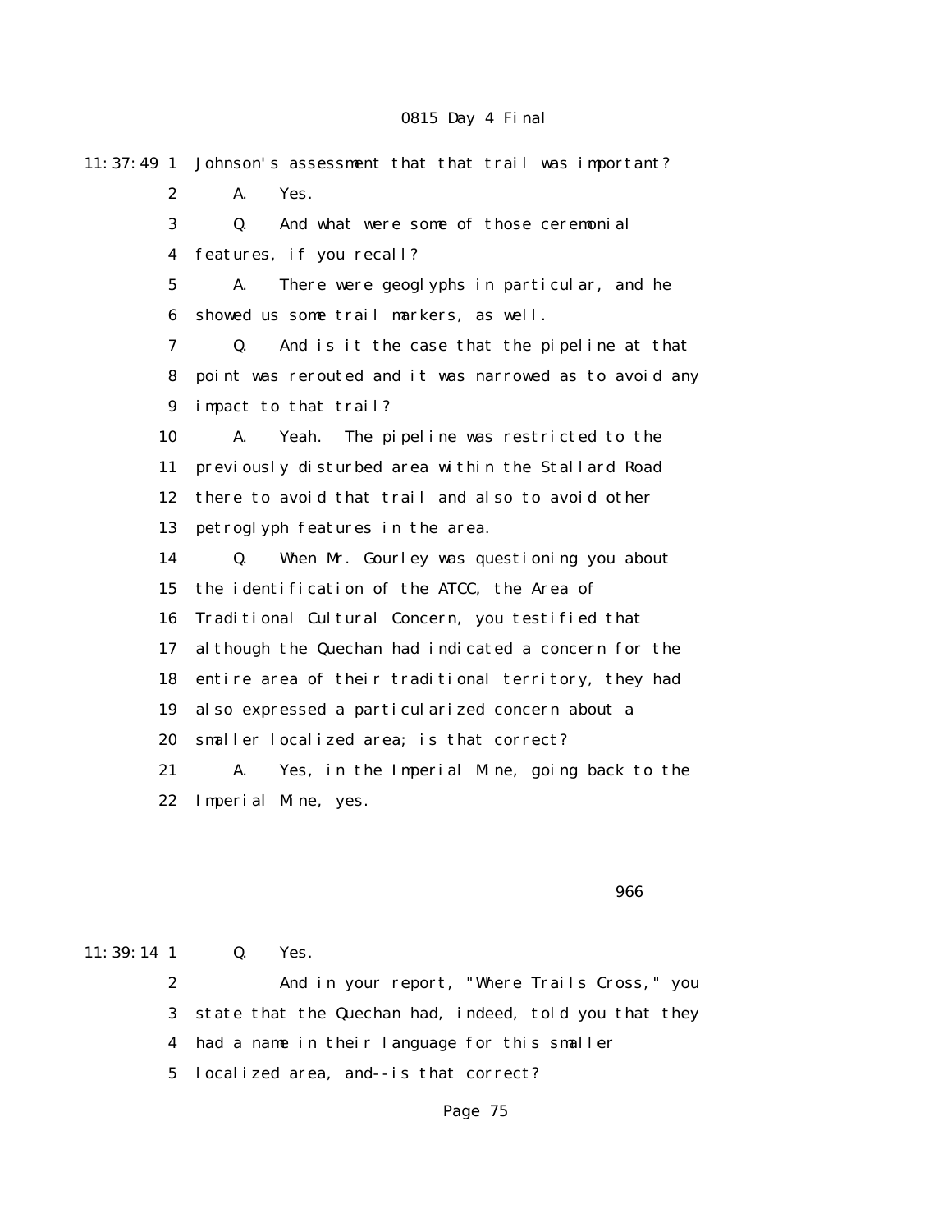11:37:49 1 Johnson's assessment that that trail was important?

2 A. Yes.

3 Q. And what were some of those ceremonial

4 features, if you recall?

5 A. There were geoglyphs in particular, and he

6 showed us some trail markers, as well.

7 Q. And is it the case that the pipeline at that

8 point was rerouted and it was narrowed as to avoid any

9 impact to that trail?

10 A. Yeah. The pipeline was restricted to the

11 previously disturbed area within the Stallard Road

12 there to avoid that trail and also to avoid other

13 petroglyph features in the area.

14 Q. When Mr. Gourley was questioning you about

15 the identification of the ATCC, the Area of

16 Traditional Cultural Concern, you testified that

17 although the Quechan had indicated a concern for the

18 entire area of their traditional territory, they had

19 also expressed a particularized concern about a

20 smaller localized area; is that correct?

21 A. Yes, in the Imperial Mine, going back to the

22 Imperial Mine, yes.

966

11:39:14 1 Q. Yes.

2 And in your report, "Where Trails Cross," you

3 state that the Quechan had, indeed, told you that they

4 had a name in their language for this smaller

5 localized area, and--is that correct?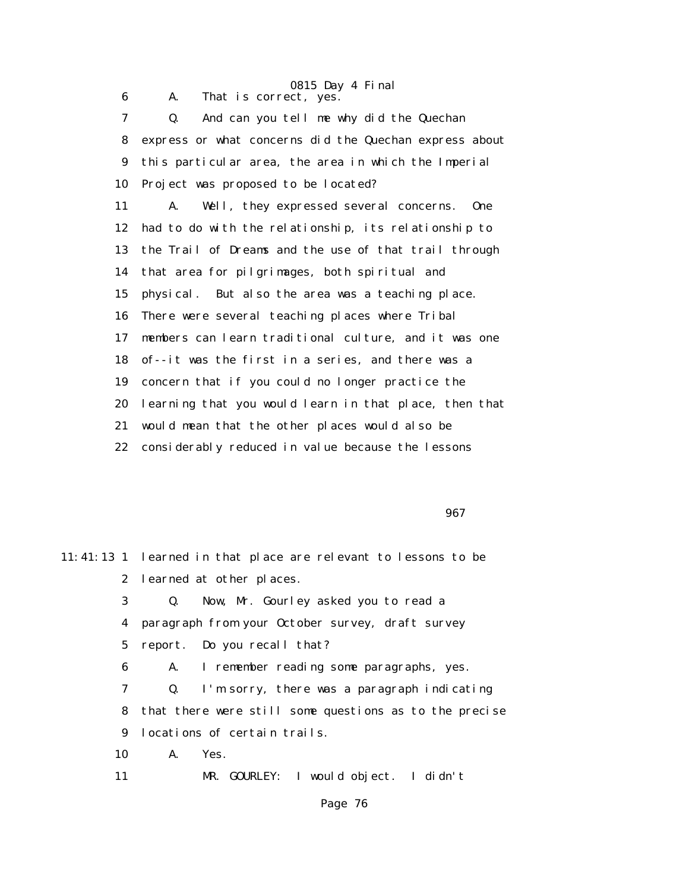6 A. That is correct, yes.

7 Q. And can you tell me why did the Quechan

8 express or what concerns did the Quechan express about

9 this particular area, the area in which the Imperial

10 Project was proposed to be located?

11 A. Well, they expressed several concerns. One

12 had to do with the relationship, its relationship to

13 the Trail of Dreams and the use of that trail through

14 that area for pilgrimages, both spiritual and

15 physical. But also the area was a teaching place.

16 There were several teaching places where Tribal

17 members can learn traditional culture, and it was one

18 of--it was the first in a series, and there was a

19 concern that if you could no longer practice the

20 learning that you would learn in that place, then that

21 would mean that the other places would also be

22 considerably reduced in value because the lessons

967

11:41:13 1 learned in that place are relevant to lessons to be

2 learned at other places.

3 Q. Now, Mr. Gourley asked you to read a

4 paragraph from your October survey, draft survey

5 report. Do you recall that?

6 A. I remember reading some paragraphs, yes.

7 Q. I'm sorry, there was a paragraph indicating

8 that there were still some questions as to the precise

9 locations of certain trails.

10 A. Yes.

11 MR. GOURLEY: I would object. I didn't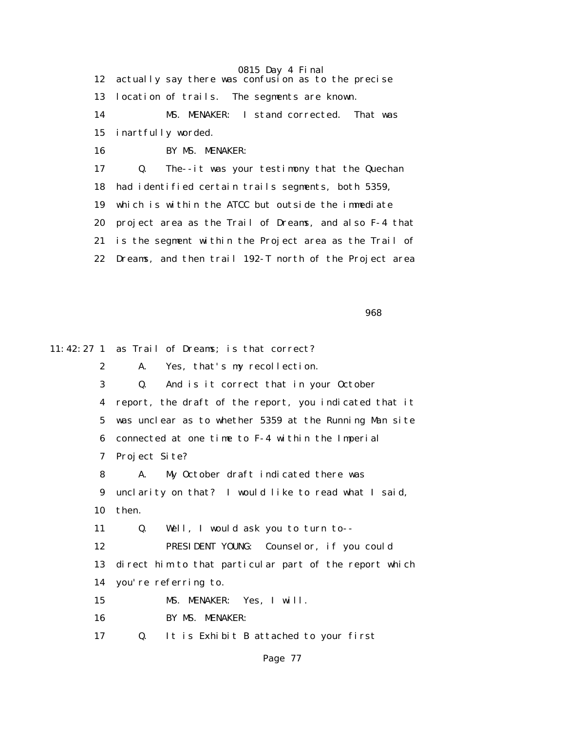12 actually say there was confusion as to the precise
13 location of trails. The segments are known.
14 MS. MENAKER: I stand corrected. That was
15 inartfully worded.
16 BY MS. MENAKER:
17 Q. The--it was your testimony that the Quechan
18 had identified certain trails segments, both 5359,
19 which is within the ATCC but outside the immediate
20 project area as the Trail of Dreams, and also F-4 that
21 is the segment within the Project area as the Trail of
22 Dreams, and then trail 192-T north of the Project area

968

11:42:27 1 as Trail of Dreams; is that correct?
2 A. Yes, that's my recollection.
3 Q. And is it correct that in your October
4 report, the draft of the report, you indicated that it
5 was unclear as to whether 5359 at the Running Man site
6 connected at one time to F-4 within the Imperial
7 Project Site?
8 A. My October draft indicated there was
9 unclarity on that? I would like to read what I said,
10 then.
11 Q. Well, I would ask you to turn to--
12 PRESIDENT YOUNG: Counselor, if you could
13 direct him to that particular part of the report which
14 you're referring to.
15 MS. MENAKER: Yes, I will.
16 BY MS. MENAKER:
17 Q. It is Exhibit B attached to your first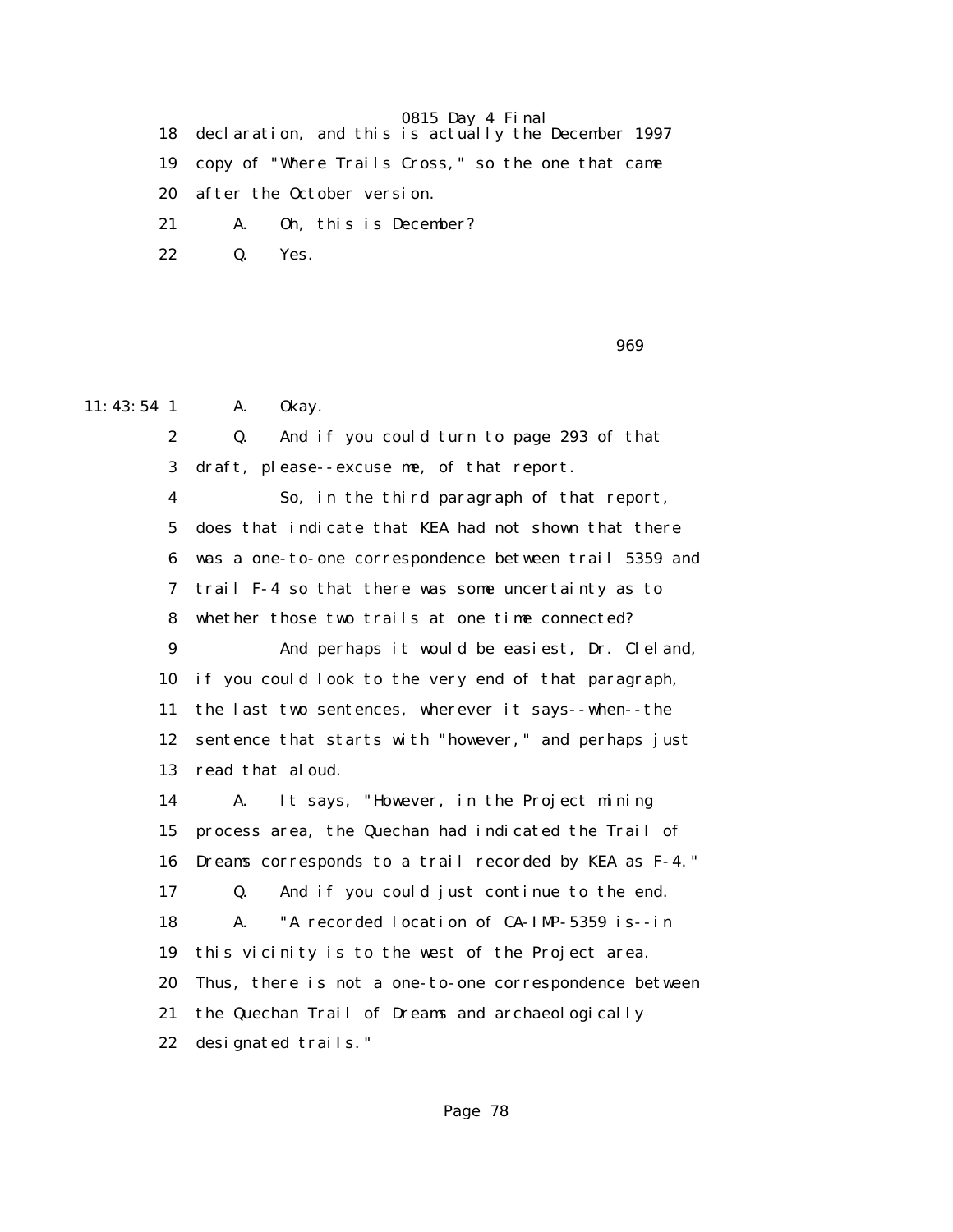18 declaration, and this is actually the December 1997

19 copy of "Where Trails Cross," so the one that came

20 after the October version.

21 A. Oh, this is December?

22 Q. Yes.

969

11:43:54 1 A. Okay.

2 Q. And if you could turn to page 293 of that

3 draft, please--excuse me, of that report.

4 So, in the third paragraph of that report,

5 does that indicate that KEA had not shown that there

6 was a one-to-one correspondence between trail 5359 and

7 trail F-4 so that there was some uncertainty as to

8 whether those two trails at one time connected?

9 And perhaps it would be easiest, Dr. Cleland,

10 if you could look to the very end of that paragraph,

11 the last two sentences, wherever it says--when--the

12 sentence that starts with "however," and perhaps just

13 read that aloud.

14 A. It says, "However, in the Project mining

15 process area, the Quechan had indicated the Trail of

16 Dreams corresponds to a trail recorded by KEA as F-4."

17 Q. And if you could just continue to the end.

18 A. "A recorded location of CA-IMP-5359 is--in

19 this vicinity is to the west of the Project area.

20 Thus, there is not a one-to-one correspondence between

21 the Quechan Trail of Dreams and archaeologically

22 designated trails."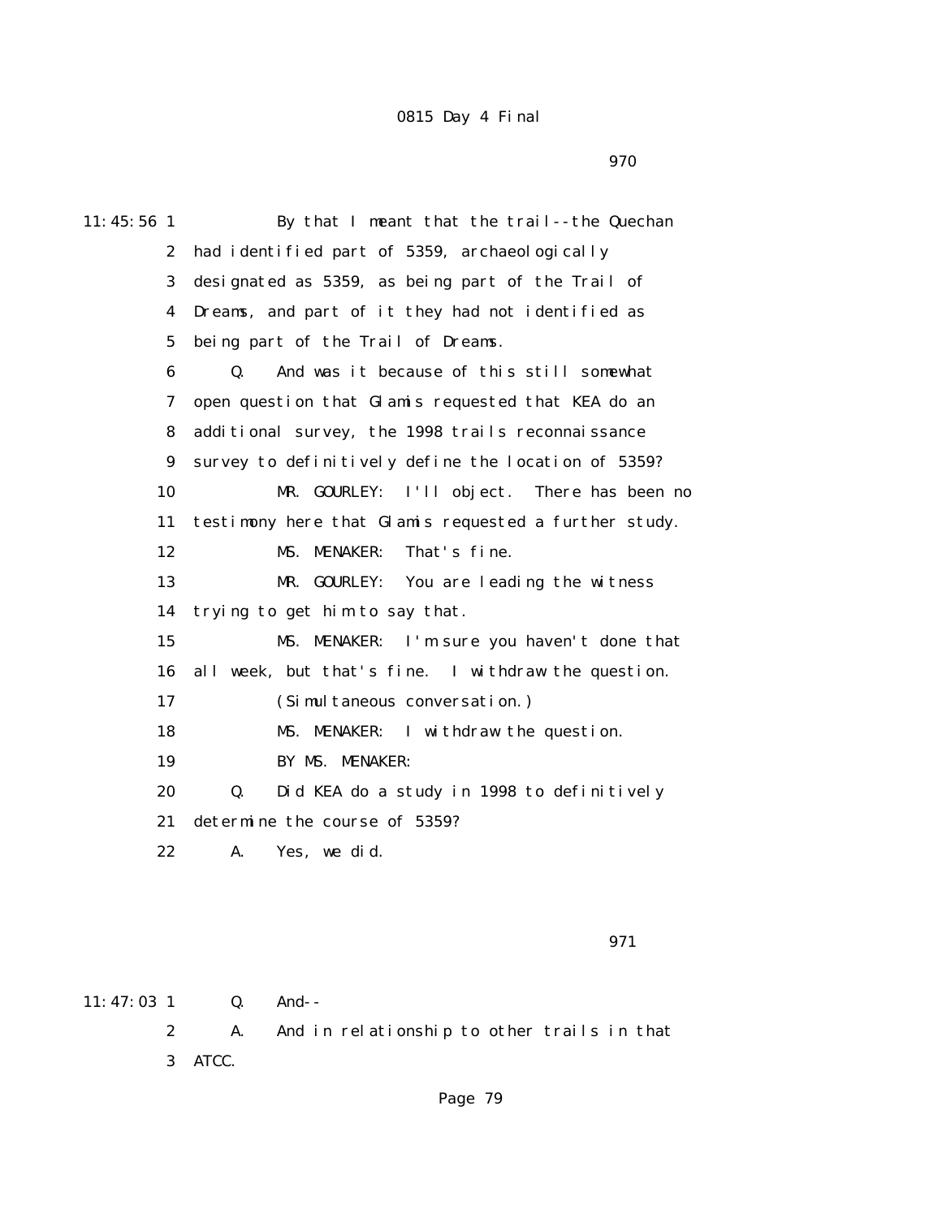0815 Day 4 Final

970

11:45:56 1 By that I meant that the trail--the Quechan
2 had identified part of 5359, archaeologically
3 designated as 5359, as being part of the Trail of
4 Dreams, and part of it they had not identified as
5 being part of the Trail of Dreams.

6 Q. And was it because of this still somewhat
7 open question that Glamis requested that KEA do an
8 additional survey, the 1998 trails reconnaissance
9 survey to definitively define the location of 5359?

10 MR. GOURLEY: I'll object. There has been no
11 testimony here that Glamis requested a further study.

12 MS. MENAKER: That's fine.

13 MR. GOURLEY: You are leading the witness
14 trying to get him to say that.

15 MS. MENAKER: I'm sure you haven't done that
16 all week, but that's fine. I withdraw the question.

17 (Simultaneous conversation.)

18 MS. MENAKER: I withdraw the question.

19 BY MS. MENAKER:

20 Q. Did KEA do a study in 1998 to definitively
21 determine the course of 5359?

22 A. Yes, we did.

971

11:47:03 1 Q. And--

2 A. And in relationship to other trails in that
3 ATCC.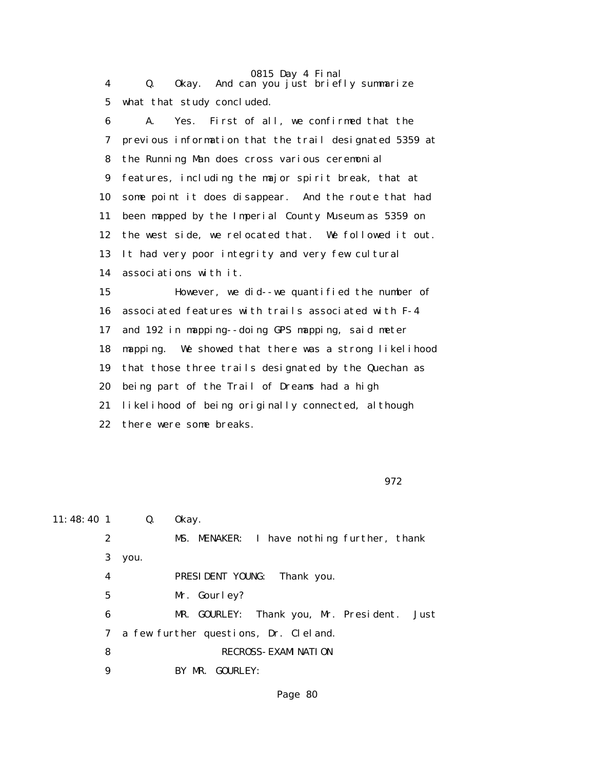4 Q. Okay. And can you just briefly summarize

5 what that study concluded.

6 A. Yes. First of all, we confirmed that the

7 previous information that the trail designated 5359 at

8 the Running Man does cross various ceremonial

9 features, including the major spirit break, that at

10 some point it does disappear. And the route that had

11 been mapped by the Imperial County Museum as 5359 on

12 the west side, we relocated that. We followed it out.

13 It had very poor integrity and very few cultural

14 associations with it.

15 However, we did--we quantified the number of

16 associated features with trails associated with F-4

17 and 192 in mapping--doing GPS mapping, said meter

18 mapping. We showed that there was a strong likelihood

19 that those three trails designated by the Quechan as

20 being part of the Trail of Dreams had a high

21 likelihood of being originally connected, although

22 there were some breaks.

972

11:48:40 1 Q. Okay.

2 MS. MENAKER: I have nothing further, thank

3 you.

4 PRESIDENT YOUNG: Thank you.

5 Mr. Gourley?

6 MR. GOURLEY: Thank you, Mr. President. Just

7 a few further questions, Dr. Cleland.

8 RECROSS-EXAMINATION

9 BY MR. GOURLEY: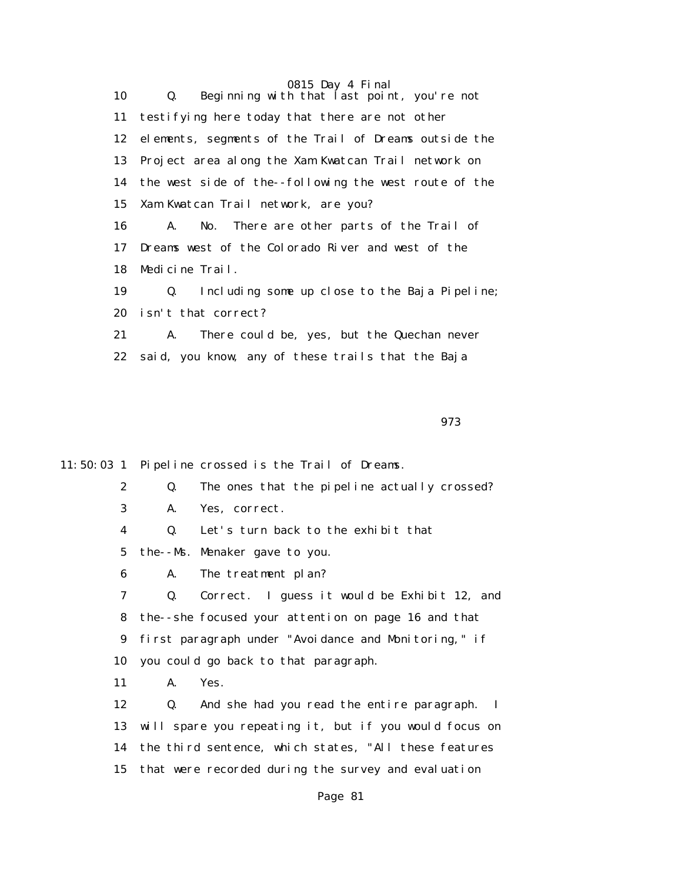10     Q.   Beginning with that last point, you're not

11  testifying here today that there are not other

12  elements, segments of the Trail of Dreams outside the

13  Project area along the Xam Kwatcan Trail network on

14  the west side of the--following the west route of the

15  Xam Kwatcan Trail network, are you?

16     A.   No.  There are other parts of the Trail of

17  Dreams west of the Colorado River and west of the

18  Medicine Trail.

19     Q.   Including some up close to the Baja Pipeline;

20  isn't that correct?

21     A.   There could be, yes, but the Quechan never

22  said, you know, any of these trails that the Baja

973

11:50:03 1  Pipeline crossed is the Trail of Dreams.

2     Q.   The ones that the pipeline actually crossed?

3     A.   Yes, correct.

4     Q.   Let's turn back to the exhibit that

5  the--Ms. Menaker gave to you.

6     A.   The treatment plan?

7     Q.   Correct.  I guess it would be Exhibit 12, and

8  the--she focused your attention on page 16 and that

9  first paragraph under "Avoidance and Monitoring," if

10  you could go back to that paragraph.

11     A.   Yes.

12     Q.   And she had you read the entire paragraph.  I

13  will spare you repeating it, but if you would focus on

14  the third sentence, which states, "All these features

15  that were recorded during the survey and evaluation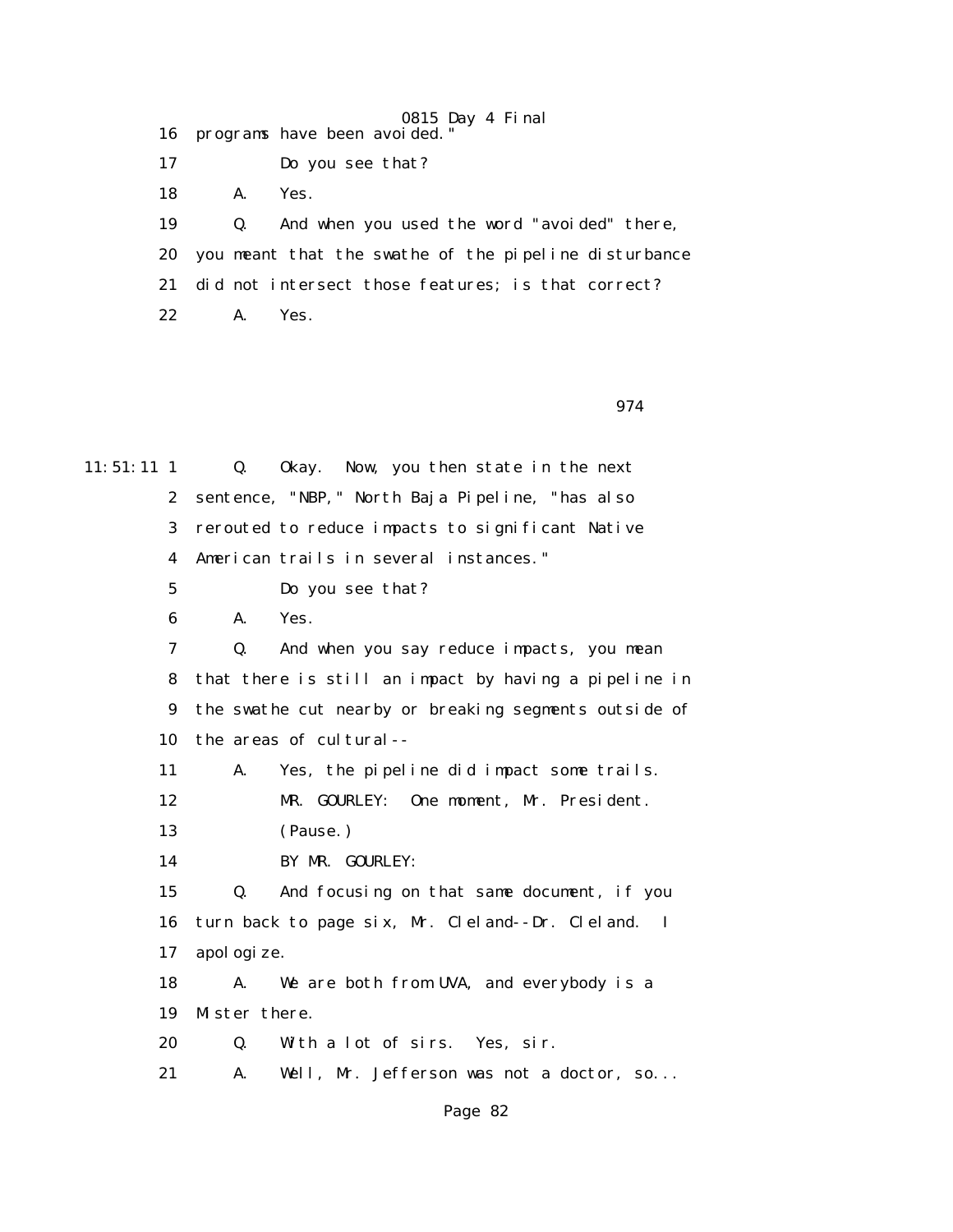16 programs have been avoided."

17 Do you see that?

18 A. Yes.

19 Q. And when you used the word "avoided" there,

20 you meant that the swathe of the pipeline disturbance

21 did not intersect those features; is that correct?

22 A. Yes.

974

11:51:11 1 Q. Okay. Now, you then state in the next

2 sentence, "NBP," North Baja Pipeline, "has also

3 rerouted to reduce impacts to significant Native

4 American trails in several instances."

5 Do you see that?

6 A. Yes.

7 Q. And when you say reduce impacts, you mean

8 that there is still an impact by having a pipeline in

9 the swathe cut nearby or breaking segments outside of

10 the areas of cultural--

11 A. Yes, the pipeline did impact some trails.

12 MR. GOURLEY: One moment, Mr. President.

13 (Pause.)

14 BY MR. GOURLEY:

15 Q. And focusing on that same document, if you

16 turn back to page six, Mr. Cleland--Dr. Cleland. I

17 apologize.

18 A. We are both from UVA, and everybody is a

19 Mister there.

20 Q. With a lot of sirs. Yes, sir.

21 A. Well, Mr. Jefferson was not a doctor, so...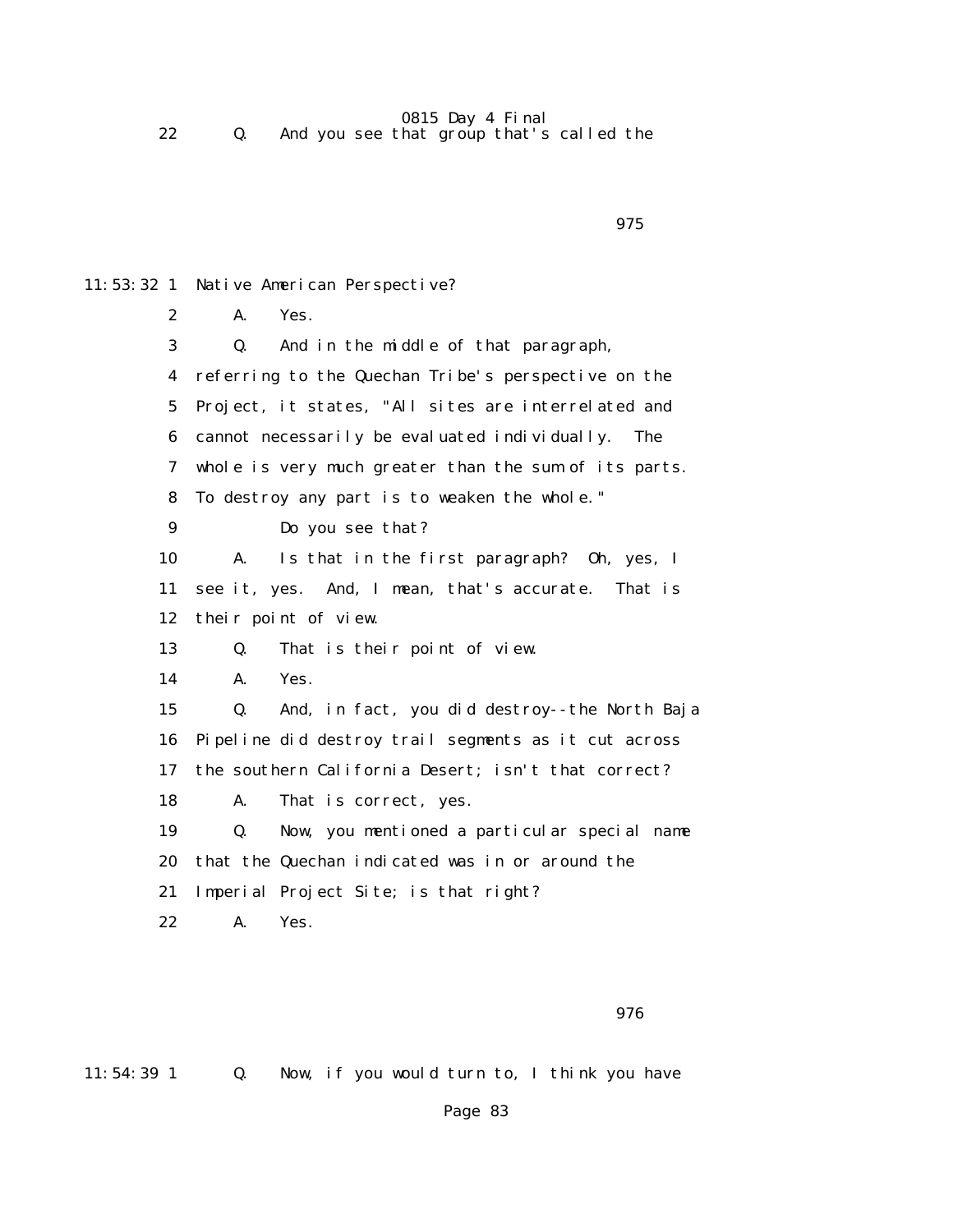22 Q. And you see that group that's called the

975

11:53:32 1 Native American Perspective?

2 A. Yes.

3 Q. And in the middle of that paragraph,

4 referring to the Quechan Tribe's perspective on the

5 Project, it states, "All sites are interrelated and

6 cannot necessarily be evaluated individually. The

7 whole is very much greater than the sum of its parts.

8 To destroy any part is to weaken the whole."

9 Do you see that?

10 A. Is that in the first paragraph? Oh, yes, I

11 see it, yes. And, I mean, that's accurate. That is

12 their point of view.

13 Q. That is their point of view.

14 A. Yes.

15 Q. And, in fact, you did destroy--the North Baja

16 Pipeline did destroy trail segments as it cut across

17 the southern California Desert; isn't that correct?

18 A. That is correct, yes.

19 Q. Now, you mentioned a particular special name

20 that the Quechan indicated was in or around the

21 Imperial Project Site; is that right?

22 A. Yes.

976

11:54:39 1 Q. Now, if you would turn to, I think you have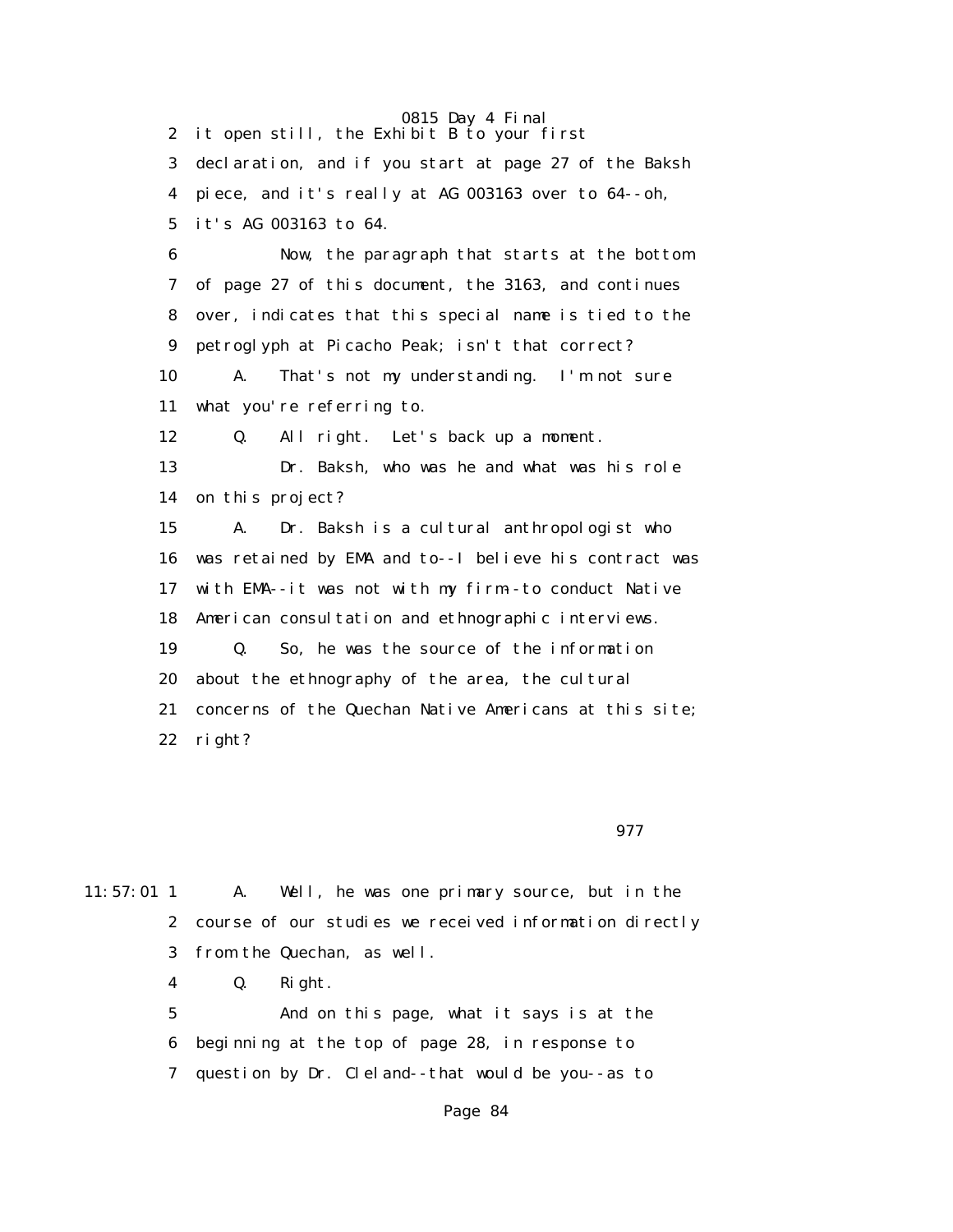2 it open still, the Exhibit B to your first

3 declaration, and if you start at page 27 of the Baksh

4 piece, and it's really at AG 003163 over to 64--oh,

5 it's AG 003163 to 64.

6 Now, the paragraph that starts at the bottom

7 of page 27 of this document, the 3163, and continues

8 over, indicates that this special name is tied to the

9 petroglyph at Picacho Peak; isn't that correct?

10 A. That's not my understanding. I'm not sure

11 what you're referring to.

12 Q. All right. Let's back up a moment.

13 Dr. Baksh, who was he and what was his role

14 on this project?

15 A. Dr. Baksh is a cultural anthropologist who

16 was retained by EMA and to--I believe his contract was

17 with EMA--it was not with my firm--to conduct Native

18 American consultation and ethnographic interviews.

19 Q. So, he was the source of the information

20 about the ethnography of the area, the cultural

21 concerns of the Quechan Native Americans at this site;

22 right?

977

11:57:01 1 A. Well, he was one primary source, but in the

2 course of our studies we received information directly

3 from the Quechan, as well.

4 Q. Right.

5 And on this page, what it says is at the

6 beginning at the top of page 28, in response to

7 question by Dr. Cleland--that would be you--as to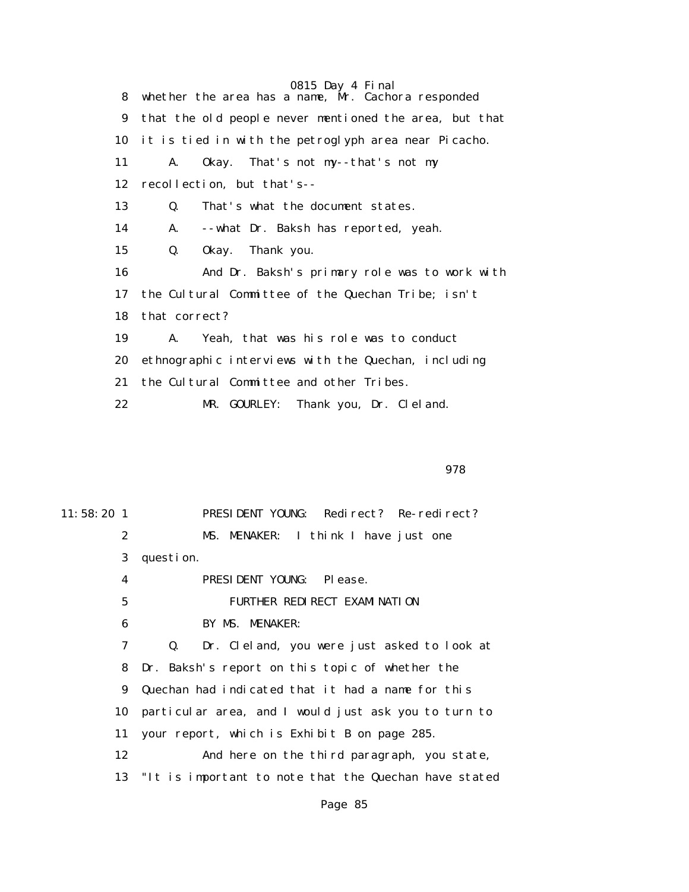8 whether the area has a name, Mr. Cachora responded

9 that the old people never mentioned the area, but that

10 it is tied in with the petroglyph area near Picacho.

11 A. Okay. That's not my--that's not my

12 recollection, but that's--

13 Q. That's what the document states.

14 A. --what Dr. Baksh has reported, yeah.

15 Q. Okay. Thank you.

16 And Dr. Baksh's primary role was to work with

17 the Cultural Committee of the Quechan Tribe; isn't

18 that correct?

19 A. Yeah, that was his role was to conduct

20 ethnographic interviews with the Quechan, including

21 the Cultural Committee and other Tribes.

22 MR. GOURLEY: Thank you, Dr. Cleland.

978

11:58:20 1 PRESIDENT YOUNG: Redirect? Re-redirect?

2 MS. MENAKER: I think I have just one

3 question.

4 PRESIDENT YOUNG: Please.

5 FURTHER REDIRECT EXAMINATION

6 BY MS. MENAKER:

7 Q. Dr. Cleland, you were just asked to look at

8 Dr. Baksh's report on this topic of whether the

9 Quechan had indicated that it had a name for this

10 particular area, and I would just ask you to turn to

11 your report, which is Exhibit B on page 285.

12 And here on the third paragraph, you state,

13 "It is important to note that the Quechan have stated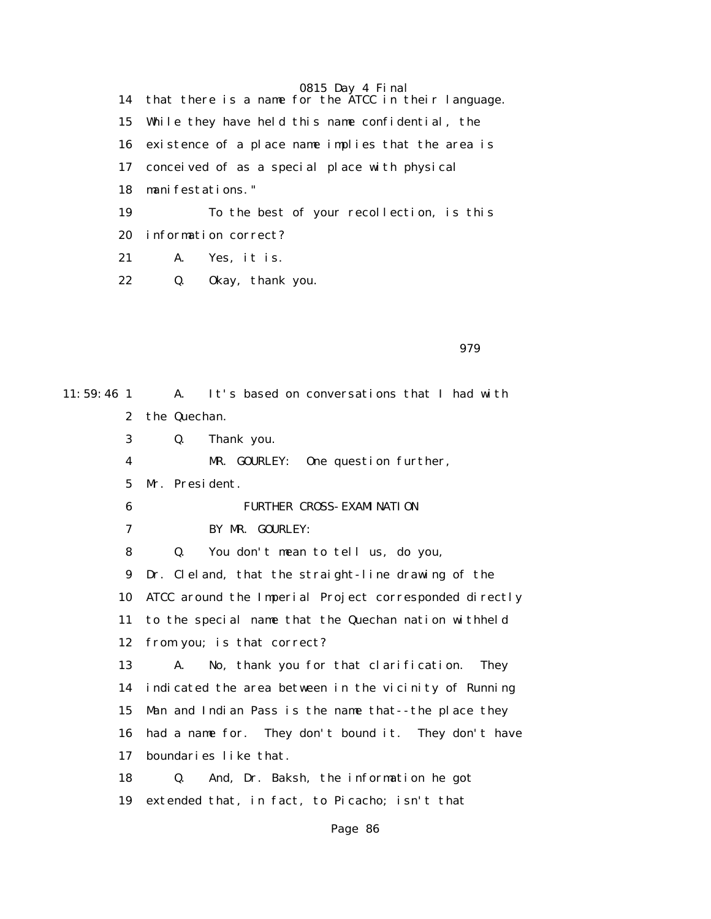14 that there is a name for the ATCC in their language.
15 While they have held this name confidential, the
16 existence of a place name implies that the area is
17 conceived of as a special place with physical
18 manifestations."
19 To the best of your recollection, is this
20 information correct?
21 A. Yes, it is.
22 Q. Okay, thank you.

979

11:59:46 1 A. It's based on conversations that I had with
2 the Quechan.
3 Q. Thank you.
4 MR. GOURLEY: One question further,
5 Mr. President.
6 FURTHER CROSS-EXAMINATION
7 BY MR. GOURLEY:
8 Q. You don't mean to tell us, do you,
9 Dr. Cleland, that the straight-line drawing of the
10 ATCC around the Imperial Project corresponded directly
11 to the special name that the Quechan nation withheld
12 from you; is that correct?
13 A. No, thank you for that clarification. They
14 indicated the area between in the vicinity of Running
15 Man and Indian Pass is the name that--the place they
16 had a name for. They don't bound it. They don't have
17 boundaries like that.
18 Q. And, Dr. Baksh, the information he got
19 extended that, in fact, to Picacho; isn't that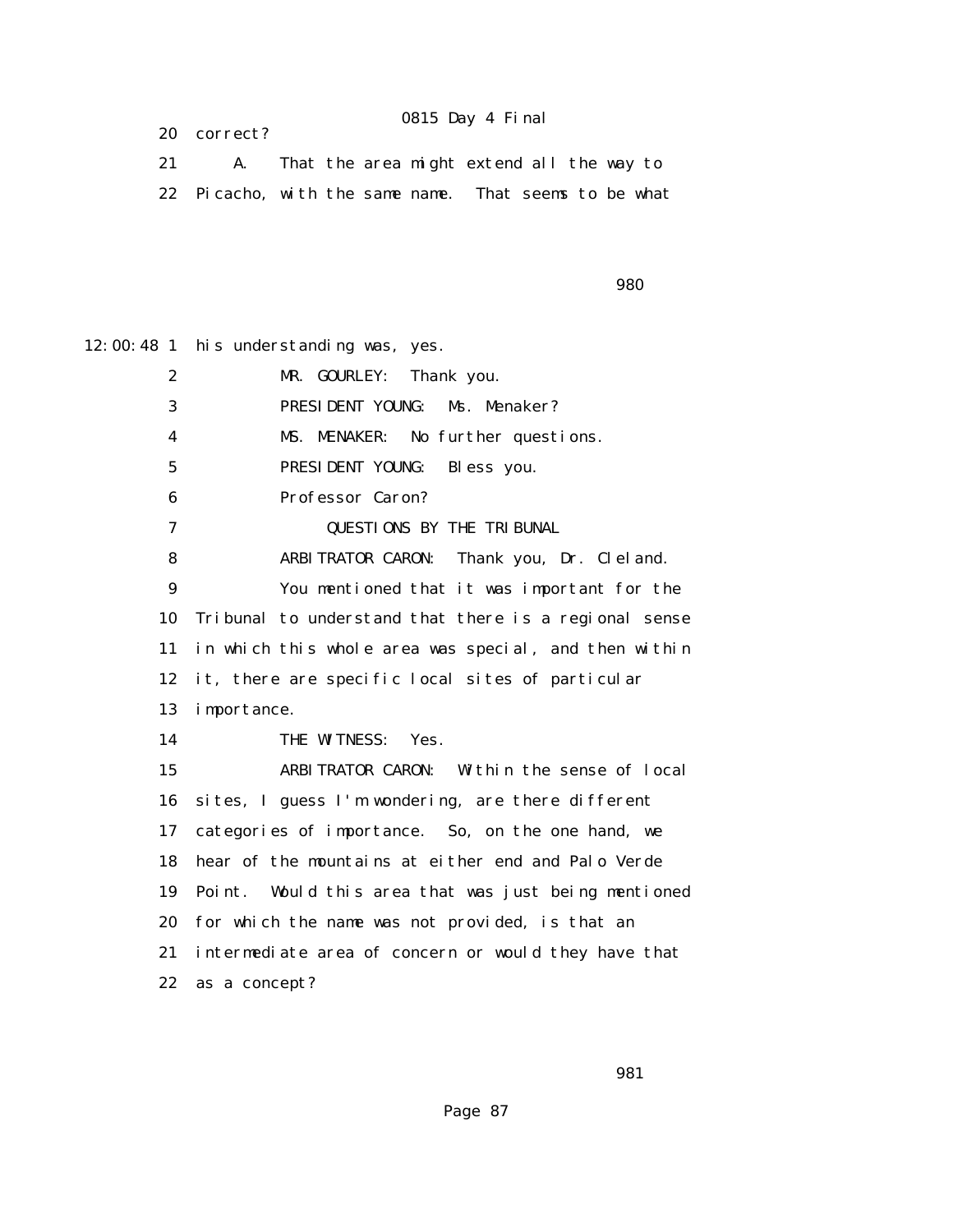20 correct?

21 A. That the area might extend all the way to

22 Picacho, with the same name. That seems to be what

980

12:00:48 1 his understanding was, yes.

2 MR. GOURLEY: Thank you.

3 PRESIDENT YOUNG: Ms. Menaker?

4 MS. MENAKER: No further questions.

5 PRESIDENT YOUNG: Bless you.

6 Professor Caron?

7 QUESTIONS BY THE TRIBUNAL

8 ARBITRATOR CARON: Thank you, Dr. Cleland.

9 You mentioned that it was important for the

10 Tribunal to understand that there is a regional sense

11 in which this whole area was special, and then within

12 it, there are specific local sites of particular

13 importance.

14 THE WITNESS: Yes.

15 ARBITRATOR CARON: Within the sense of local

16 sites, I guess I'm wondering, are there different

17 categories of importance. So, on the one hand, we

18 hear of the mountains at either end and Palo Verde

19 Point. Would this area that was just being mentioned

20 for which the name was not provided, is that an

21 intermediate area of concern or would they have that

22 as a concept?

981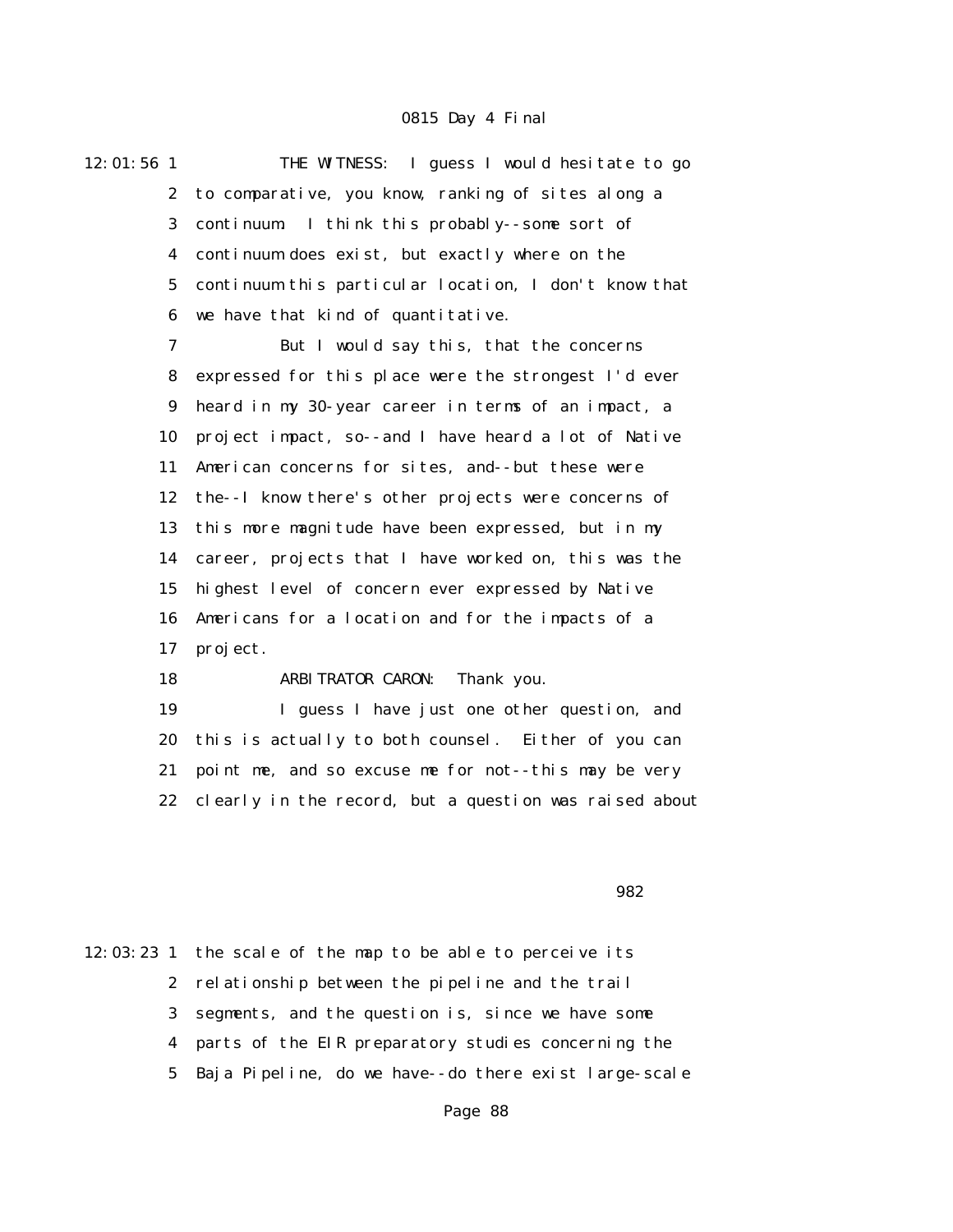12:01:56 1 THE WITNESS: I guess I would hesitate to go
2 to comparative, you know, ranking of sites along a
3 continuum. I think this probably--some sort of
4 continuum does exist, but exactly where on the
5 continuum this particular location, I don't know that
6 we have that kind of quantitative.
7 But I would say this, that the concerns
8 expressed for this place were the strongest I'd ever
9 heard in my 30-year career in terms of an impact, a
10 project impact, so--and I have heard a lot of Native
11 American concerns for sites, and--but these were
12 the--I know there's other projects were concerns of
13 this more magnitude have been expressed, but in my
14 career, projects that I have worked on, this was the
15 highest level of concern ever expressed by Native
16 Americans for a location and for the impacts of a
17 project.
18 ARBITRATOR CARON: Thank you.
19 I guess I have just one other question, and
20 this is actually to both counsel. Either of you can
21 point me, and so excuse me for not--this may be very
22 clearly in the record, but a question was raised about

982

12:03:23 1 the scale of the map to be able to perceive its
2 relationship between the pipeline and the trail
3 segments, and the question is, since we have some
4 parts of the EIR preparatory studies concerning the
5 Baja Pipeline, do we have--do there exist large-scale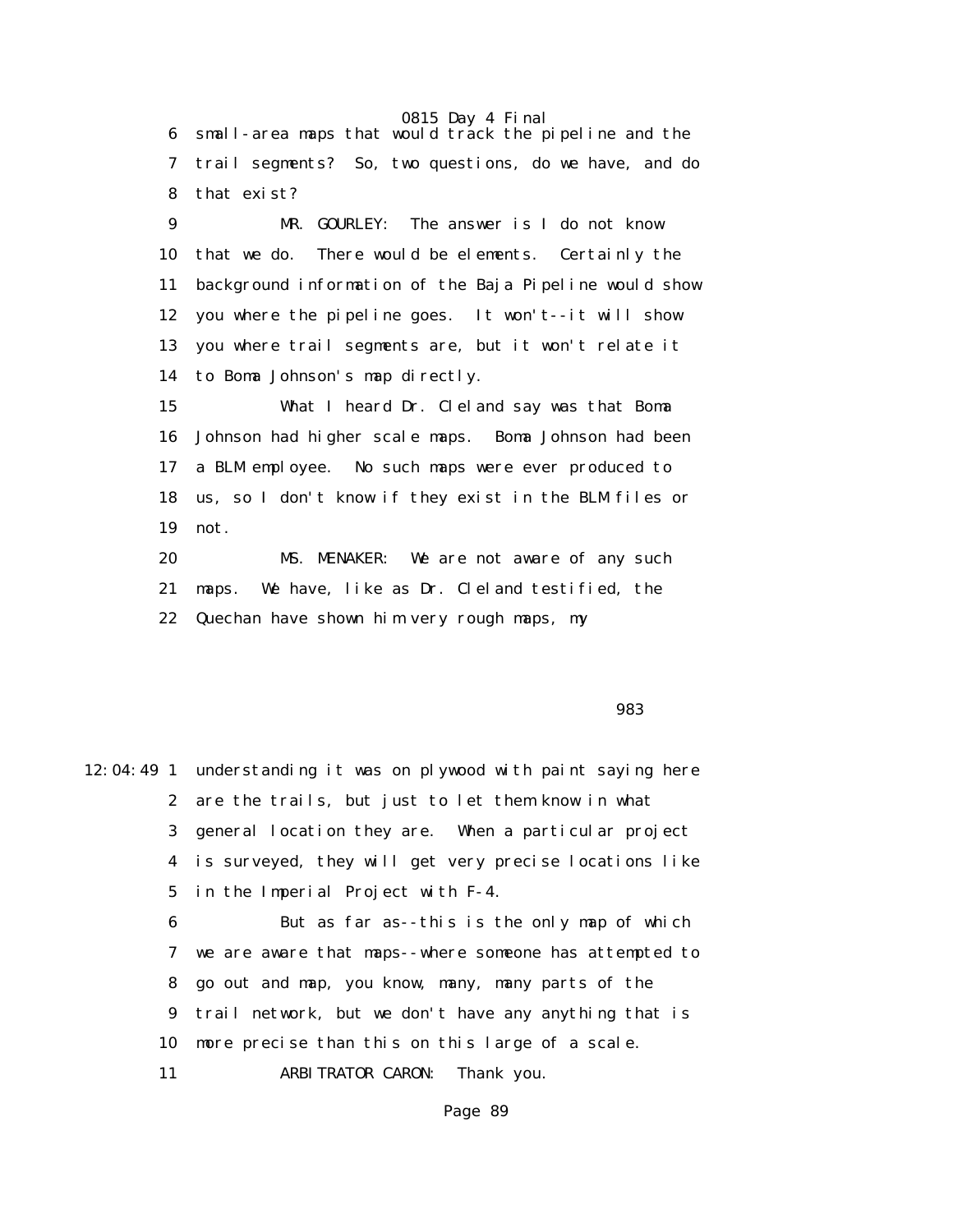6 small-area maps that would track the pipeline and the
7 trail segments? So, two questions, do we have, and do
8 that exist?

9 MR. GOURLEY: The answer is I do not know
10 that we do. There would be elements. Certainly the
11 background information of the Baja Pipeline would show
12 you where the pipeline goes. It won't--it will show
13 you where trail segments are, but it won't relate it
14 to Boma Johnson's map directly.

15 What I heard Dr. Cleland say was that Boma
16 Johnson had higher scale maps. Boma Johnson had been
17 a BLM employee. No such maps were ever produced to
18 us, so I don't know if they exist in the BLM files or
19 not.

20 MS. MENAKER: We are not aware of any such
21 maps. We have, like as Dr. Cleland testified, the
22 Quechan have shown him very rough maps, my

983

12:04:49 1 understanding it was on plywood with paint saying here
2 are the trails, but just to let them know in what
3 general location they are. When a particular project
4 is surveyed, they will get very precise locations like
5 in the Imperial Project with F-4.

6 But as far as--this is the only map of which
7 we are aware that maps--where someone has attempted to
8 go out and map, you know, many, many parts of the
9 trail network, but we don't have any anything that is
10 more precise than this on this large of a scale.

11 ARBITRATOR CARON: Thank you.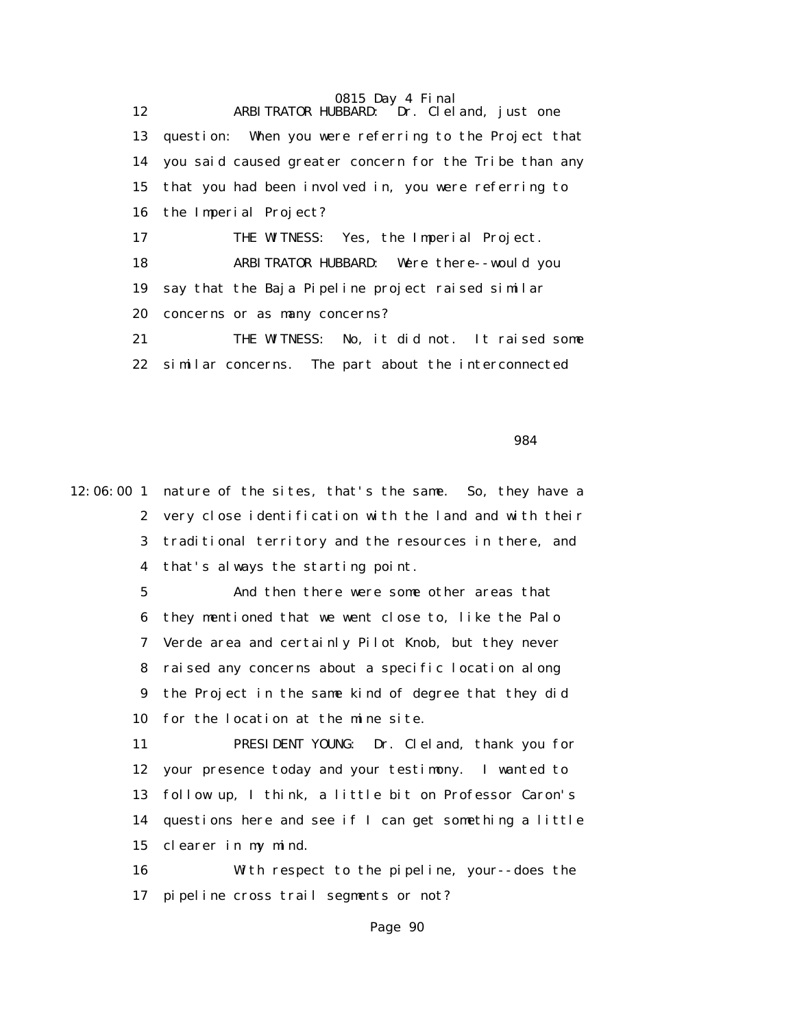12 ARBITRATOR HUBBARD: Dr. Cleland, just one
13 question: When you were referring to the Project that
14 you said caused greater concern for the Tribe than any
15 that you had been involved in, you were referring to
16 the Imperial Project?
17 THE WITNESS: Yes, the Imperial Project.
18 ARBITRATOR HUBBARD: Were there--would you
19 say that the Baja Pipeline project raised similar
20 concerns or as many concerns?
21 THE WITNESS: No, it did not. It raised some
22 similar concerns. The part about the interconnected

984

12:06:00 1 nature of the sites, that's the same. So, they have a
2 very close identification with the land and with their
3 traditional territory and the resources in there, and
4 that's always the starting point.
5 And then there were some other areas that
6 they mentioned that we went close to, like the Palo
7 Verde area and certainly Pilot Knob, but they never
8 raised any concerns about a specific location along
9 the Project in the same kind of degree that they did
10 for the location at the mine site.
11 PRESIDENT YOUNG: Dr. Cleland, thank you for
12 your presence today and your testimony. I wanted to
13 follow up, I think, a little bit on Professor Caron's
14 questions here and see if I can get something a little
15 clearer in my mind.
16 With respect to the pipeline, your--does the
17 pipeline cross trail segments or not?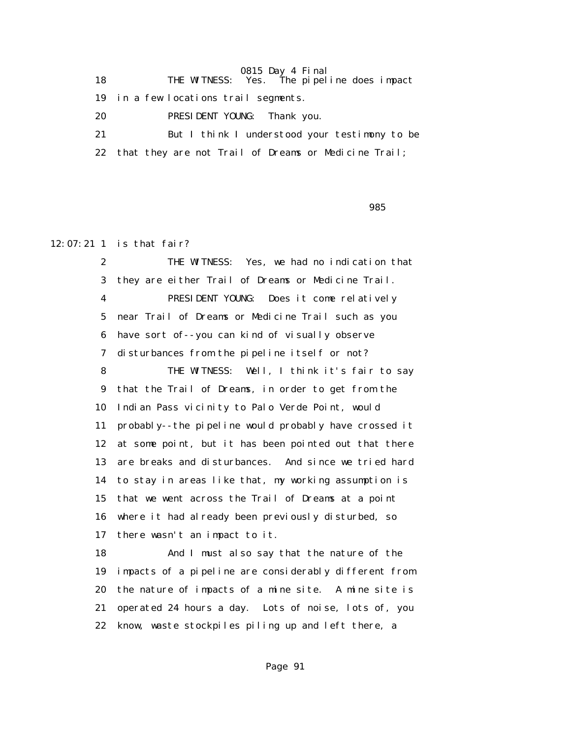18 THE WITNESS: Yes. The pipeline does impact

19 in a few locations trail segments.

20 PRESIDENT YOUNG: Thank you.

21 But I think I understood your testimony to be

22 that they are not Trail of Dreams or Medicine Trail;

985

12:07:21 1 is that fair?

2 THE WITNESS: Yes, we had no indication that

3 they are either Trail of Dreams or Medicine Trail.

4 PRESIDENT YOUNG: Does it come relatively

5 near Trail of Dreams or Medicine Trail such as you

6 have sort of--you can kind of visually observe

7 disturbances from the pipeline itself or not?

8 THE WITNESS: Well, I think it's fair to say

9 that the Trail of Dreams, in order to get from the

10 Indian Pass vicinity to Palo Verde Point, would

11 probably--the pipeline would probably have crossed it

12 at some point, but it has been pointed out that there

13 are breaks and disturbances. And since we tried hard

14 to stay in areas like that, my working assumption is

15 that we went across the Trail of Dreams at a point

16 where it had already been previously disturbed, so

17 there wasn't an impact to it.

18 And I must also say that the nature of the

19 impacts of a pipeline are considerably different from

20 the nature of impacts of a mine site. A mine site is

21 operated 24 hours a day. Lots of noise, lots of, you

22 know, waste stockpiles piling up and left there, a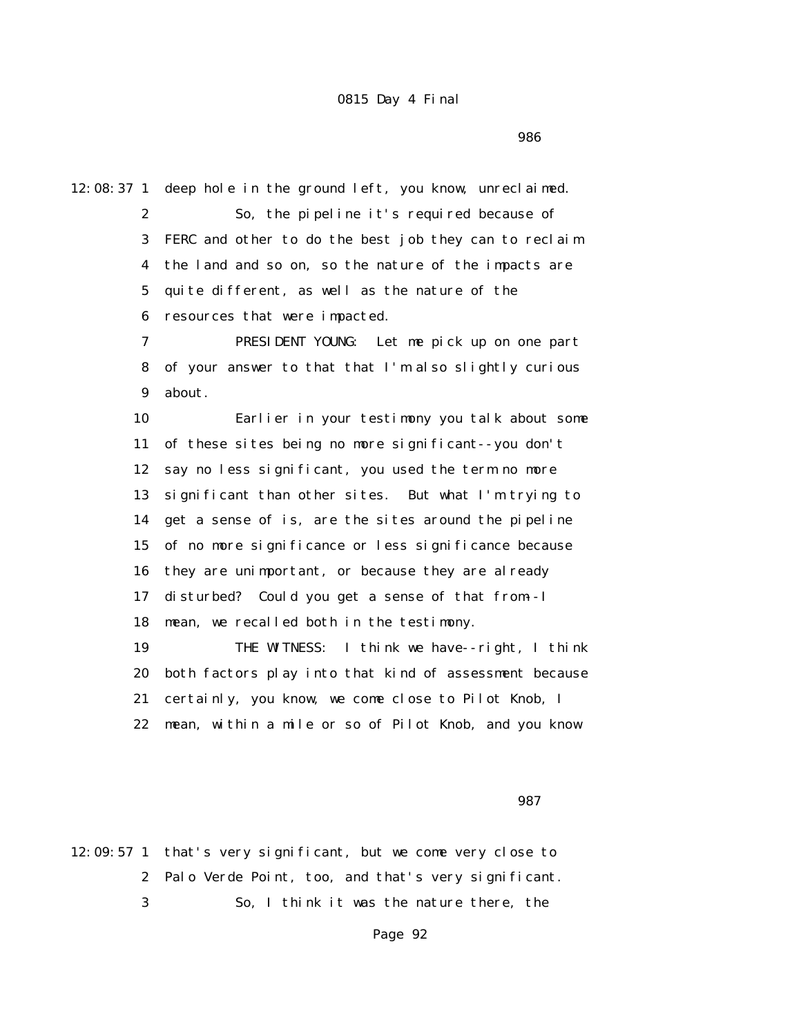986

12:08:37 1 deep hole in the ground left, you know, unreclaimed.
2 So, the pipeline it's required because of
3 FERC and other to do the best job they can to reclaim
4 the land and so on, so the nature of the impacts are
5 quite different, as well as the nature of the
6 resources that were impacted.
7 PRESIDENT YOUNG: Let me pick up on one part
8 of your answer to that that I'm also slightly curious
9 about.
10 Earlier in your testimony you talk about some
11 of these sites being no more significant--you don't
12 say no less significant, you used the term no more
13 significant than other sites. But what I'm trying to
14 get a sense of is, are the sites around the pipeline
15 of no more significance or less significance because
16 they are unimportant, or because they are already
17 disturbed? Could you get a sense of that from--I
18 mean, we recalled both in the testimony.
19 THE WITNESS: I think we have--right, I think
20 both factors play into that kind of assessment because
21 certainly, you know, we come close to Pilot Knob, I
22 mean, within a mile or so of Pilot Knob, and you know

987

12:09:57 1 that's very significant, but we come very close to
2 Palo Verde Point, too, and that's very significant.
3 So, I think it was the nature there, the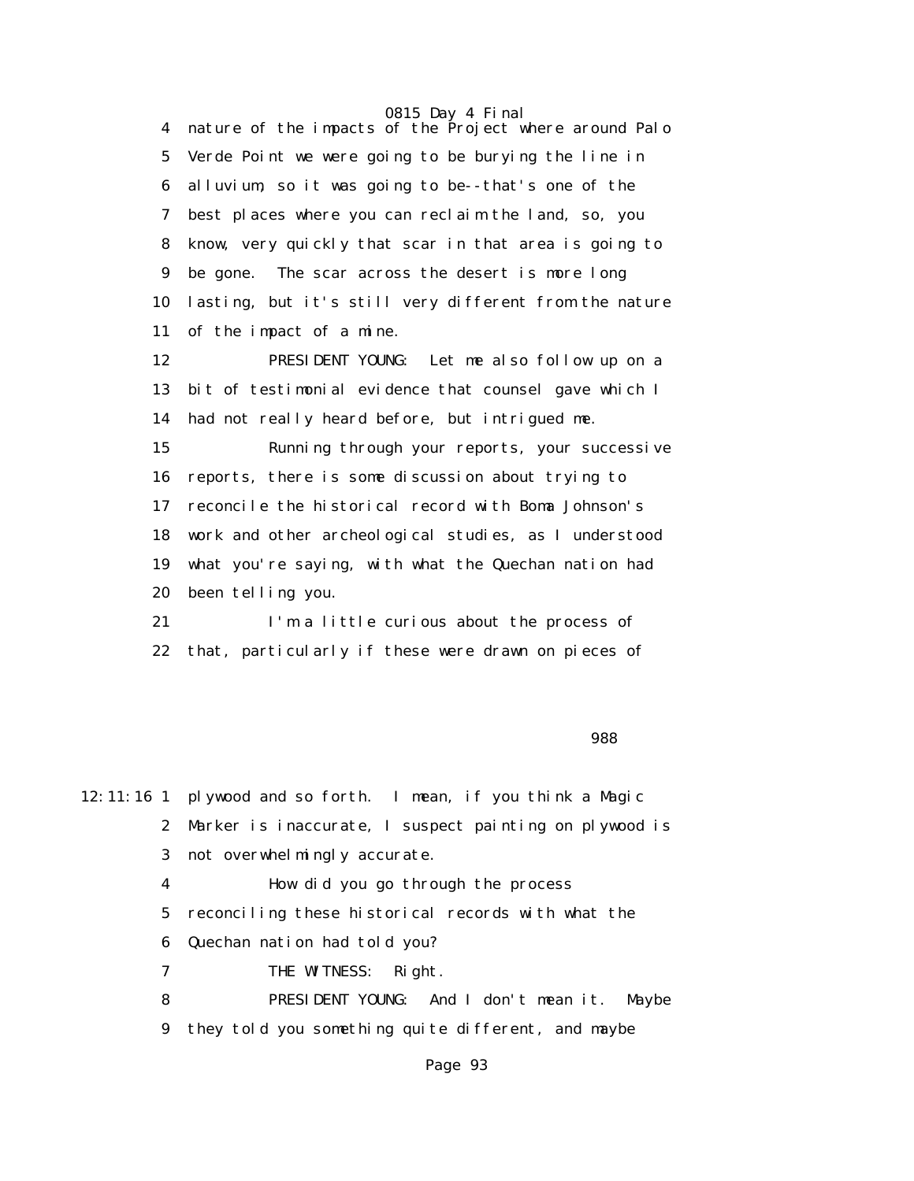4 nature of the impacts of the Project where around Palo
5 Verde Point we were going to be burying the line in
6 alluvium, so it was going to be--that's one of the
7 best places where you can reclaim the land, so, you
8 know, very quickly that scar in that area is going to
9 be gone. The scar across the desert is more long
10 lasting, but it's still very different from the nature
11 of the impact of a mine.

12 PRESIDENT YOUNG: Let me also follow up on a
13 bit of testimonial evidence that counsel gave which I
14 had not really heard before, but intrigued me.

15 Running through your reports, your successive
16 reports, there is some discussion about trying to
17 reconcile the historical record with Boma Johnson's
18 work and other archeological studies, as I understood
19 what you're saying, with what the Quechan nation had
20 been telling you.

21 I'm a little curious about the process of
22 that, particularly if these were drawn on pieces of

988

12:11:16 1 plywood and so forth. I mean, if you think a Magic
2 Marker is inaccurate, I suspect painting on plywood is
3 not overwhelmingly accurate.

4 How did you go through the process
5 reconciling these historical records with what the
6 Quechan nation had told you?

7 THE WITNESS: Right.

8 PRESIDENT YOUNG: And I don't mean it. Maybe
9 they told you something quite different, and maybe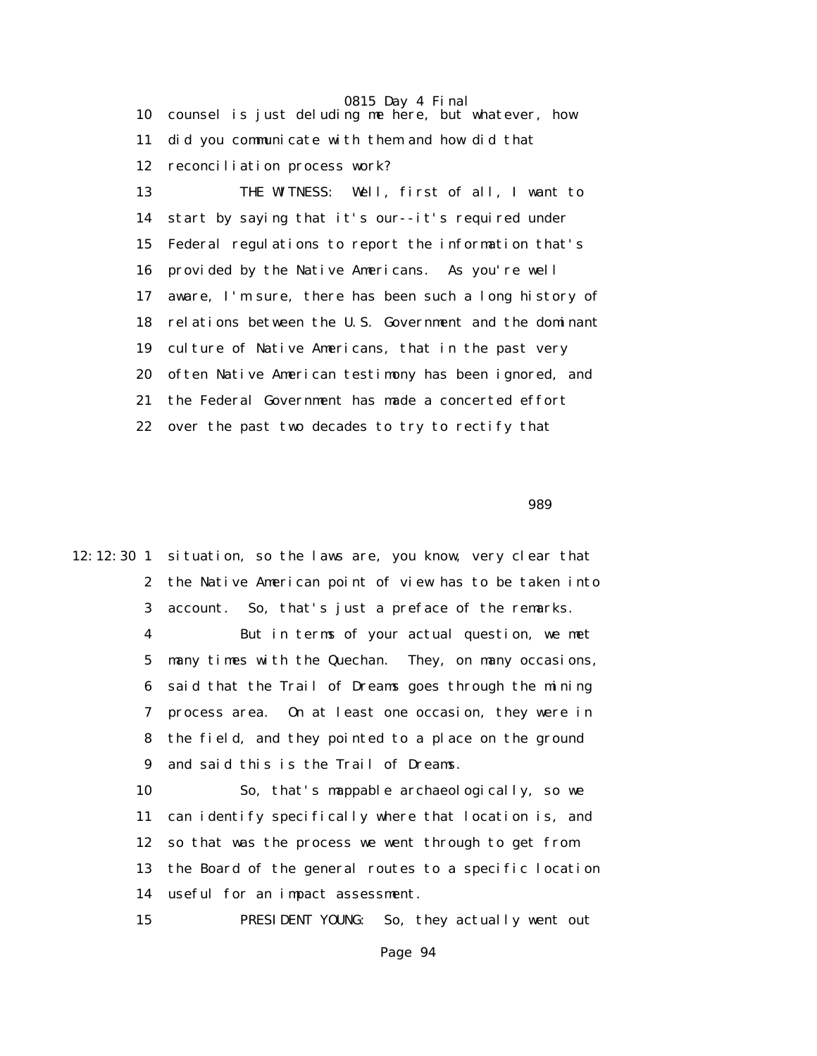10 counsel is just deluding me here, but whatever, how

11 did you communicate with them and how did that

12 reconciliation process work?

13 THE WITNESS: Well, first of all, I want to

14 start by saying that it's our--it's required under

15 Federal regulations to report the information that's

16 provided by the Native Americans. As you're well

17 aware, I'm sure, there has been such a long history of

18 relations between the U.S. Government and the dominant

19 culture of Native Americans, that in the past very

20 often Native American testimony has been ignored, and

21 the Federal Government has made a concerted effort

22 over the past two decades to try to rectify that

989

12:12:30 1 situation, so the laws are, you know, very clear that

2 the Native American point of view has to be taken into

3 account. So, that's just a preface of the remarks.

4 But in terms of your actual question, we met

5 many times with the Quechan. They, on many occasions,

6 said that the Trail of Dreams goes through the mining

7 process area. On at least one occasion, they were in

8 the field, and they pointed to a place on the ground

9 and said this is the Trail of Dreams.

10 So, that's mappable archaeologically, so we

11 can identify specifically where that location is, and

12 so that was the process we went through to get from

13 the Board of the general routes to a specific location

14 useful for an impact assessment.

15 PRESIDENT YOUNG: So, they actually went out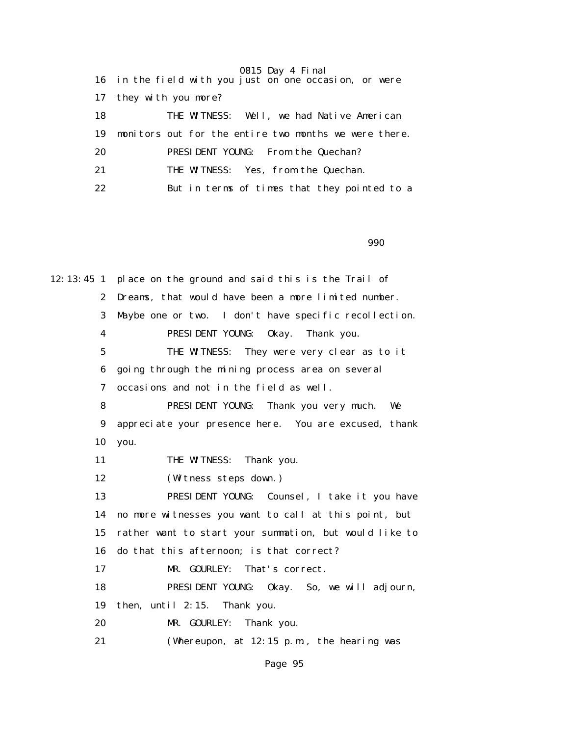16 in the field with you just on one occasion, or were

17 they with you more?

18 THE WITNESS: Well, we had Native American

19 monitors out for the entire two months we were there.

20 PRESIDENT YOUNG: From the Quechan?

21 THE WITNESS: Yes, from the Quechan.

22 But in terms of times that they pointed to a

990

12:13:45 1 place on the ground and said this is the Trail of

2 Dreams, that would have been a more limited number.

3 Maybe one or two. I don't have specific recollection.

4 PRESIDENT YOUNG: Okay. Thank you.

5 THE WITNESS: They were very clear as to it

6 going through the mining process area on several

7 occasions and not in the field as well.

8 PRESIDENT YOUNG: Thank you very much. We

9 appreciate your presence here. You are excused, thank

10 you.

11 THE WITNESS: Thank you.

12 (Witness steps down.)

13 PRESIDENT YOUNG: Counsel, I take it you have

14 no more witnesses you want to call at this point, but

15 rather want to start your summation, but would like to

16 do that this afternoon; is that correct?

17 MR. GOURLEY: That's correct.

18 PRESIDENT YOUNG: Okay. So, we will adjourn,

19 then, until 2:15. Thank you.

20 MR. GOURLEY: Thank you.

21 (Whereupon, at 12:15 p.m., the hearing was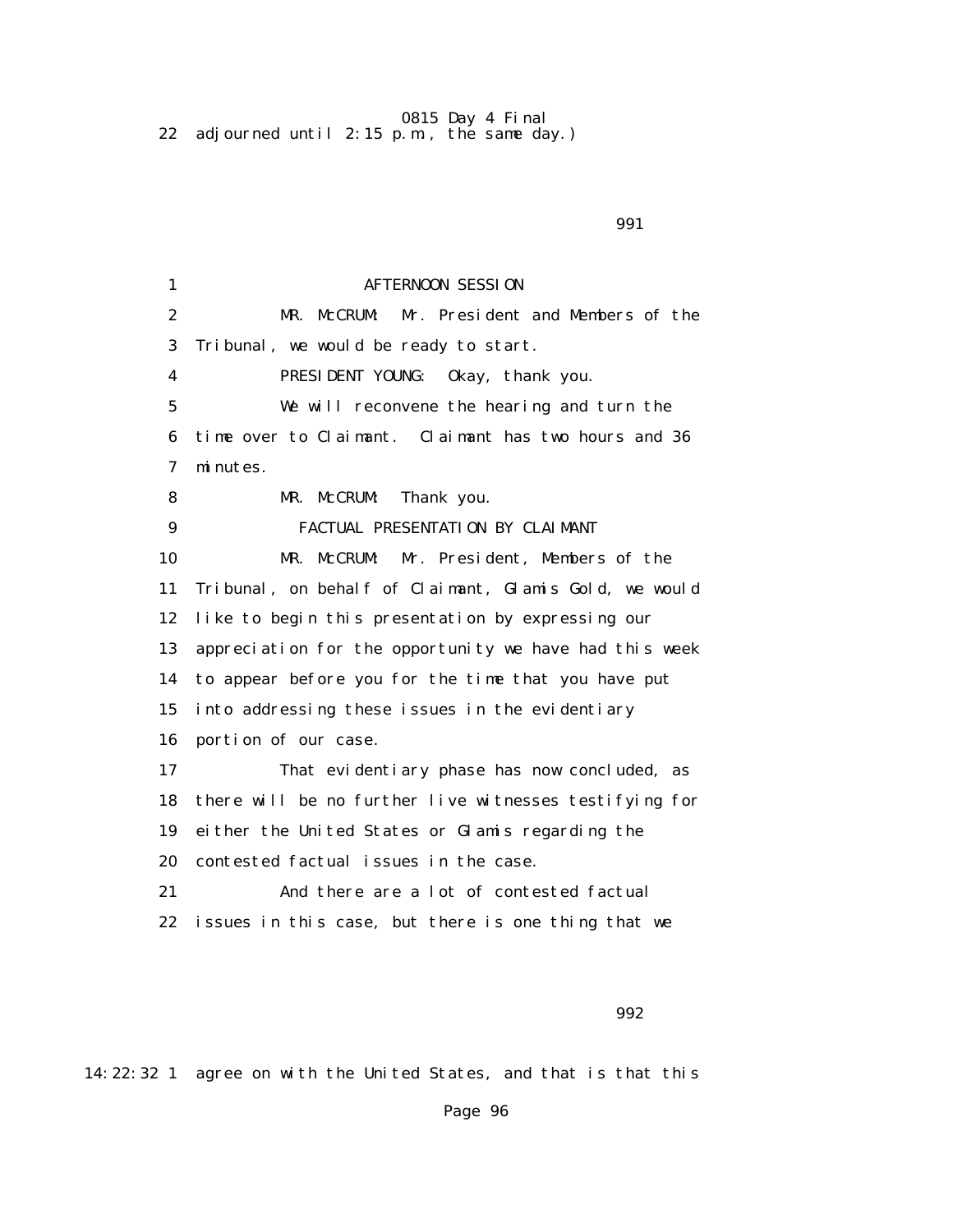22 adjourned until 2:15 p.m., the same day.)

1 AFTERNOON SESSION

2 MR. McCRUM: Mr. President and Members of the

3 Tribunal, we would be ready to start.

4 PRESIDENT YOUNG: Okay, thank you.

5 We will reconvene the hearing and turn the

6 time over to Claimant. Claimant has two hours and 36

7 minutes.

8 MR. McCRUM: Thank you.

9 FACTUAL PRESENTATION BY CLAIMANT

10 MR. McCRUM: Mr. President, Members of the

11 Tribunal, on behalf of Claimant, Glamis Gold, we would

12 like to begin this presentation by expressing our

13 appreciation for the opportunity we have had this week

14 to appear before you for the time that you have put

15 into addressing these issues in the evidentiary

16 portion of our case.

17 That evidentiary phase has now concluded, as

18 there will be no further live witnesses testifying for

19 either the United States or Glamis regarding the

20 contested factual issues in the case.

21 And there are a lot of contested factual

22 issues in this case, but there is one thing that we

14:22:32 1 agree on with the United States, and that is that this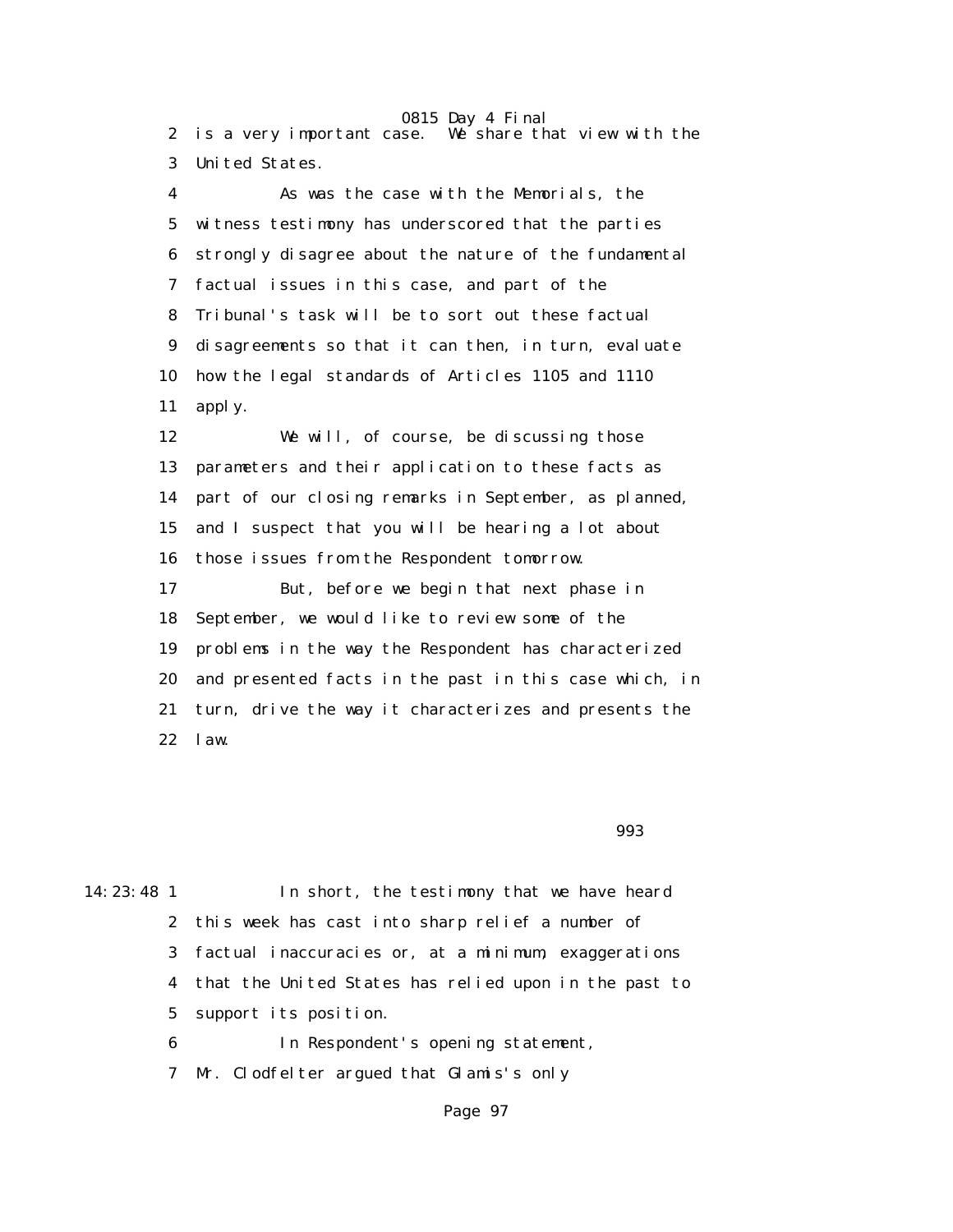is a very important case. We share that view with the United States.

As was the case with the Memorials, the witness testimony has underscored that the parties strongly disagree about the nature of the fundamental factual issues in this case, and part of the Tribunal's task will be to sort out these factual disagreements so that it can then, in turn, evaluate how the legal standards of Articles 1105 and 1110 apply.

We will, of course, be discussing those parameters and their application to these facts as part of our closing remarks in September, as planned, and I suspect that you will be hearing a lot about those issues from the Respondent tomorrow.

But, before we begin that next phase in September, we would like to review some of the problems in the way the Respondent has characterized and presented facts in the past in this case which, in turn, drive the way it characterizes and presents the law.

14:23:48 In short, the testimony that we have heard this week has cast into sharp relief a number of factual inaccuracies or, at a minimum, exaggerations that the United States has relied upon in the past to support its position.

In Respondent's opening statement, Mr. Clodfelter argued that Glamis's only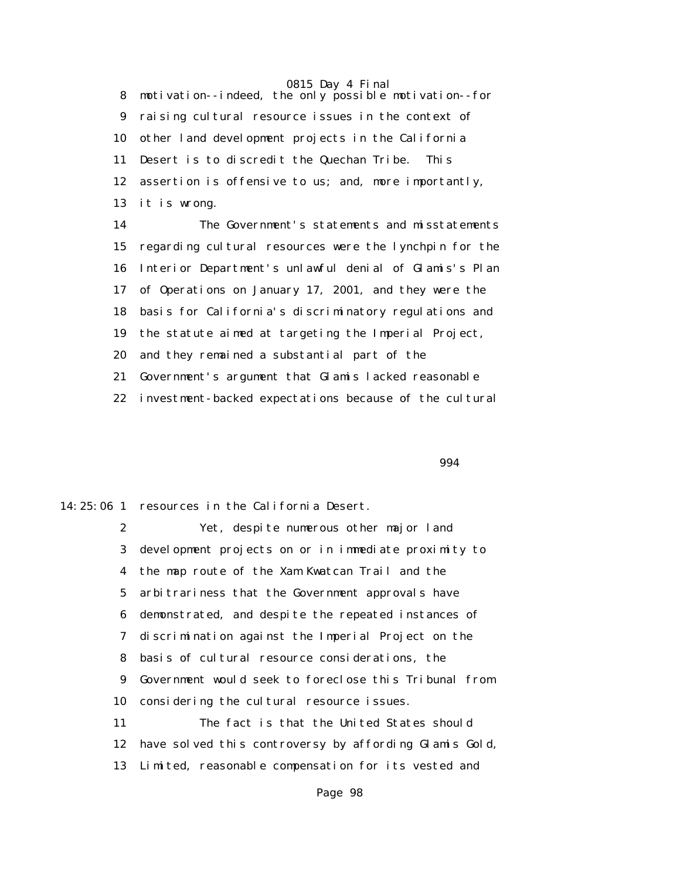motivation--indeed, the only possible motivation--for raising cultural resource issues in the context of other land development projects in the California Desert is to discredit the Quechan Tribe. This assertion is offensive to us; and, more importantly, it is wrong.

The Government's statements and misstatements regarding cultural resources were the lynchpin for the Interior Department's unlawful denial of Glamis's Plan of Operations on January 17, 2001, and they were the basis for California's discriminatory regulations and the statute aimed at targeting the Imperial Project, and they remained a substantial part of the Government's argument that Glamis lacked reasonable investment-backed expectations because of the cultural resources in the California Desert.

Yet, despite numerous other major land development projects on or in immediate proximity to the map route of the Xam Kwatcan Trail and the arbitrariness that the Government approvals have demonstrated, and despite the repeated instances of discrimination against the Imperial Project on the basis of cultural resource considerations, the Government would seek to foreclose this Tribunal from considering the cultural resource issues.

The fact is that the United States should have solved this controversy by affording Glamis Gold, Limited, reasonable compensation for its vested and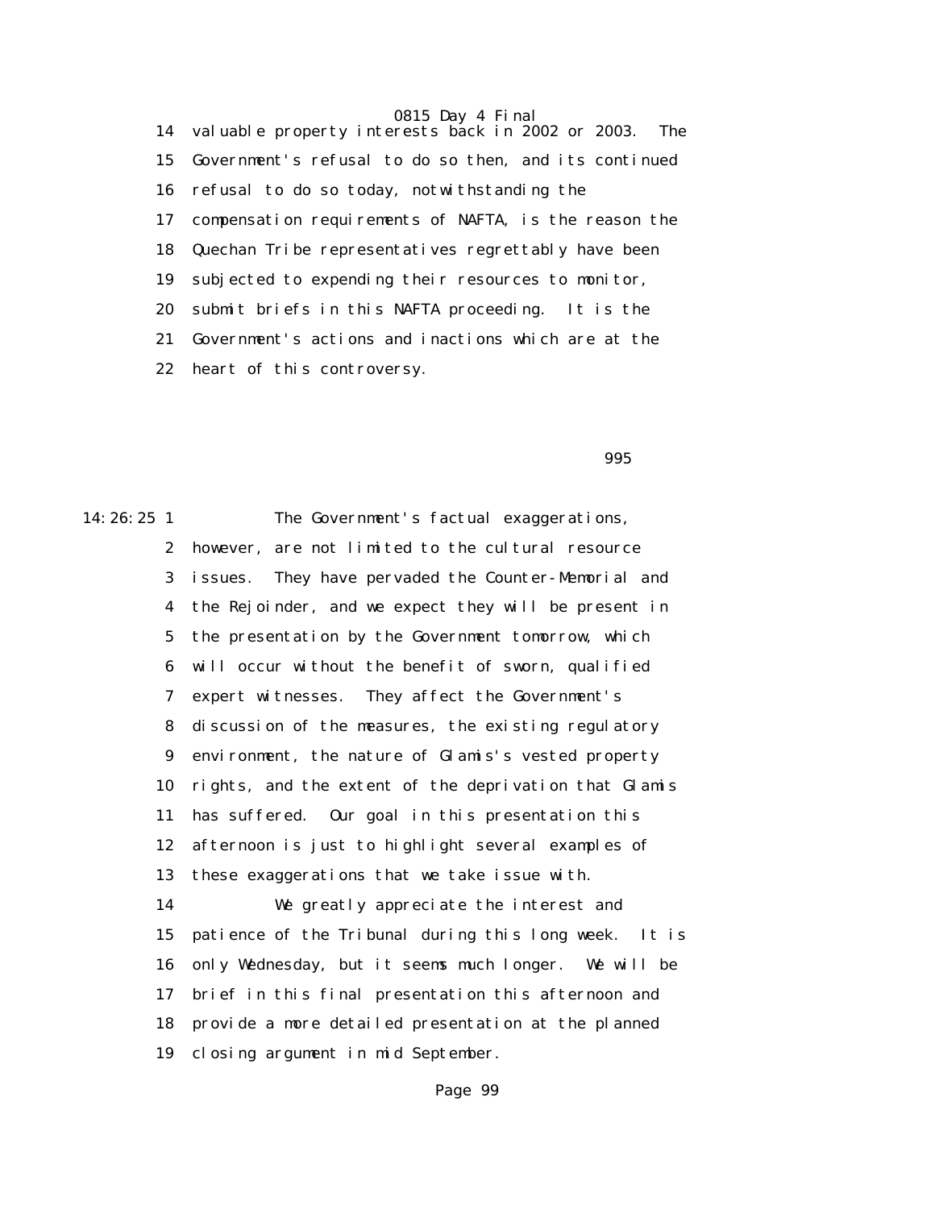14 valuable property interests back in 2002 or 2003. The
15 Government's refusal to do so then, and its continued
16 refusal to do so today, notwithstanding the
17 compensation requirements of NAFTA, is the reason the
18 Quechan Tribe representatives regrettably have been
19 subjected to expending their resources to monitor,
20 submit briefs in this NAFTA proceeding. It is the
21 Government's actions and inactions which are at the
22 heart of this controversy.

995

14:26:25 1 The Government's factual exaggerations,
2 however, are not limited to the cultural resource
3 issues. They have pervaded the Counter-Memorial and
4 the Rejoinder, and we expect they will be present in
5 the presentation by the Government tomorrow, which
6 will occur without the benefit of sworn, qualified
7 expert witnesses. They affect the Government's
8 discussion of the measures, the existing regulatory
9 environment, the nature of Glamis's vested property
10 rights, and the extent of the deprivation that Glamis
11 has suffered. Our goal in this presentation this
12 afternoon is just to highlight several examples of
13 these exaggerations that we take issue with.
14 We greatly appreciate the interest and
15 patience of the Tribunal during this long week. It is
16 only Wednesday, but it seems much longer. We will be
17 brief in this final presentation this afternoon and
18 provide a more detailed presentation at the planned
19 closing argument in mid September.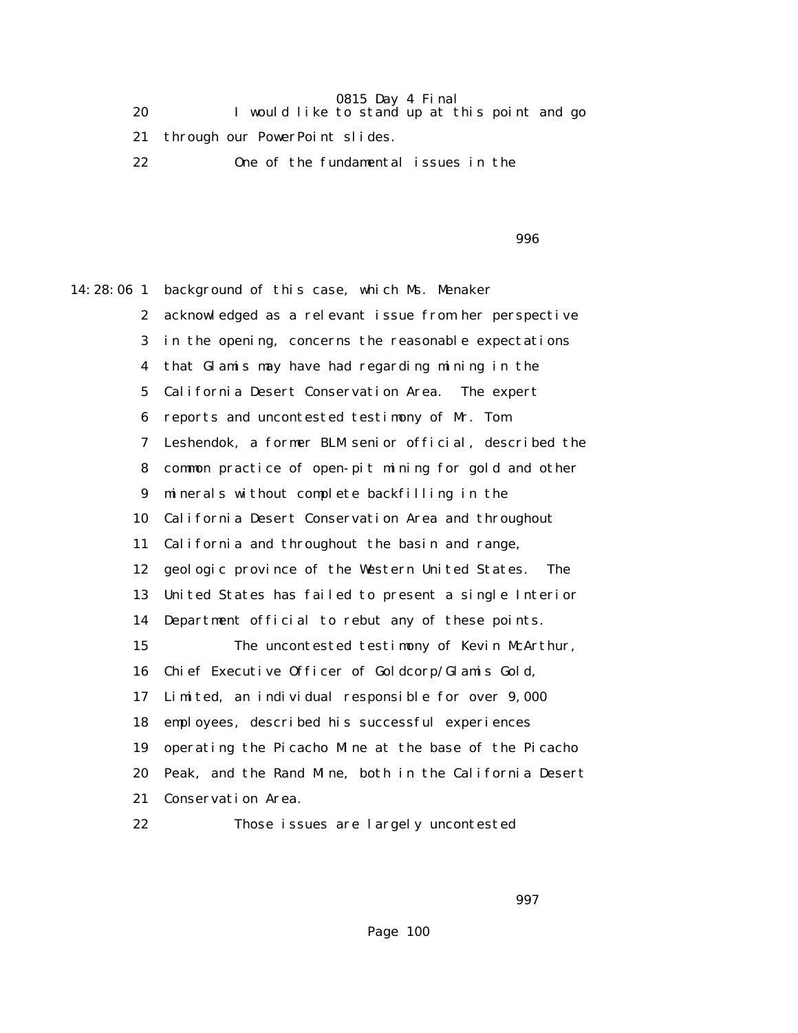20 I would like to stand up at this point and go

21 through our PowerPoint slides.

22 One of the fundamental issues in the

996

14:28:06 1 background of this case, which Ms. Menaker

2 acknowledged as a relevant issue from her perspective

3 in the opening, concerns the reasonable expectations

4 that Glamis may have had regarding mining in the

5 California Desert Conservation Area. The expert

6 reports and uncontested testimony of Mr. Tom

7 Leshendok, a former BLM senior official, described the

8 common practice of open-pit mining for gold and other

9 minerals without complete backfilling in the

10 California Desert Conservation Area and throughout

11 California and throughout the basin and range,

12 geologic province of the Western United States. The

13 United States has failed to present a single Interior

14 Department official to rebut any of these points.

15 The uncontested testimony of Kevin McArthur,

16 Chief Executive Officer of Goldcorp/Glamis Gold,

17 Limited, an individual responsible for over 9,000

18 employees, described his successful experiences

19 operating the Picacho Mine at the base of the Picacho

20 Peak, and the Rand Mine, both in the California Desert

21 Conservation Area.

22 Those issues are largely uncontested

997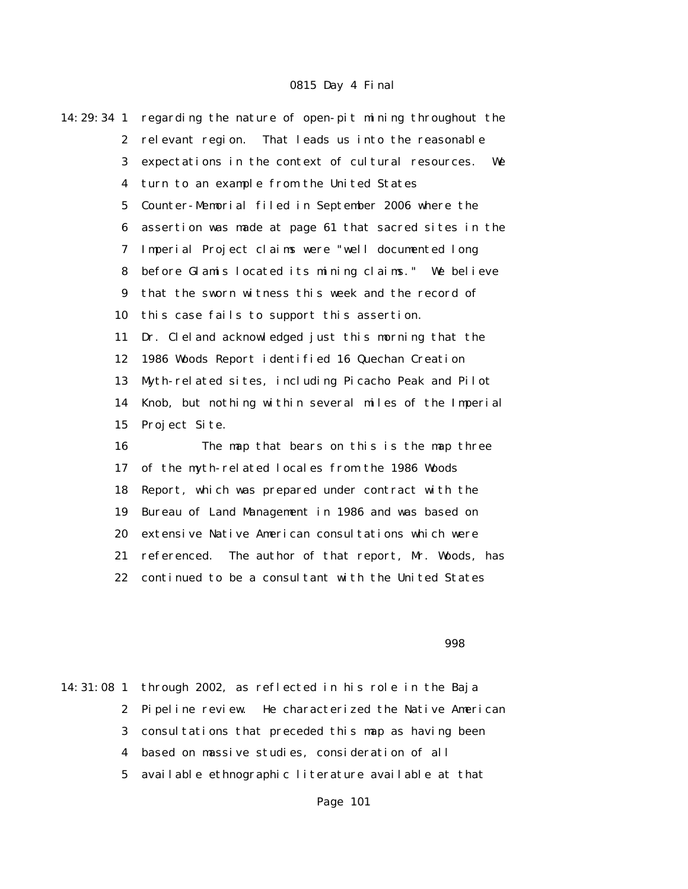14:29:34 1 regarding the nature of open-pit mining throughout the
2 relevant region. That leads us into the reasonable
3 expectations in the context of cultural resources. We
4 turn to an example from the United States
5 Counter-Memorial filed in September 2006 where the
6 assertion was made at page 61 that sacred sites in the
7 Imperial Project claims were "well documented long
8 before Glamis located its mining claims." We believe
9 that the sworn witness this week and the record of
10 this case fails to support this assertion.
11 Dr. Cleland acknowledged just this morning that the
12 1986 Woods Report identified 16 Quechan Creation
13 Myth-related sites, including Picacho Peak and Pilot
14 Knob, but nothing within several miles of the Imperial
15 Project Site.
16 The map that bears on this is the map three
17 of the myth-related locales from the 1986 Woods
18 Report, which was prepared under contract with the
19 Bureau of Land Management in 1986 and was based on
20 extensive Native American consultations which were
21 referenced. The author of that report, Mr. Woods, has
22 continued to be a consultant with the United States

998

14:31:08 1 through 2002, as reflected in his role in the Baja
2 Pipeline review. He characterized the Native American
3 consultations that preceded this map as having been
4 based on massive studies, consideration of all
5 available ethnographic literature available at that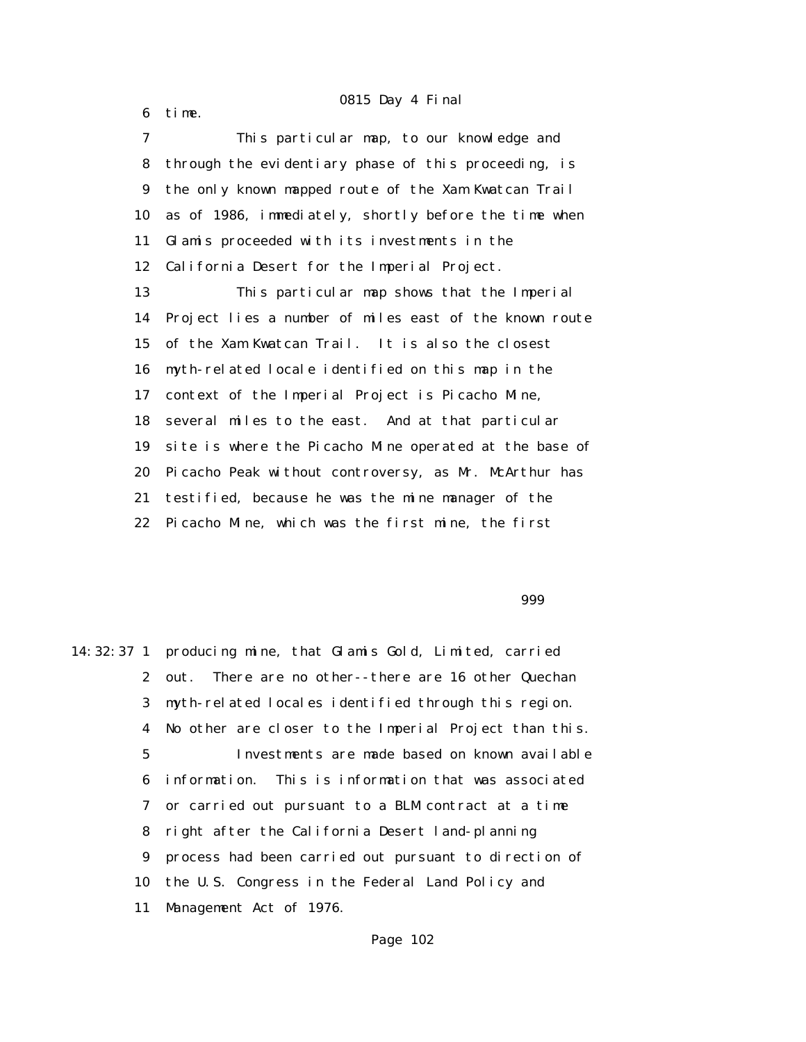6 time.

7 This particular map, to our knowledge and
8 through the evidentiary phase of this proceeding, is
9 the only known mapped route of the Xam Kwatcan Trail
10 as of 1986, immediately, shortly before the time when
11 Glamis proceeded with its investments in the
12 California Desert for the Imperial Project.

13 This particular map shows that the Imperial
14 Project lies a number of miles east of the known route
15 of the Xam Kwatcan Trail. It is also the closest
16 myth-related locale identified on this map in the
17 context of the Imperial Project is Picacho Mine,
18 several miles to the east. And at that particular
19 site is where the Picacho Mine operated at the base of
20 Picacho Peak without controversy, as Mr. McArthur has
21 testified, because he was the mine manager of the
22 Picacho Mine, which was the first mine, the first

999

14:32:37 1 producing mine, that Glamis Gold, Limited, carried
2 out. There are no other--there are 16 other Quechan
3 myth-related locales identified through this region.
4 No other are closer to the Imperial Project than this.

5 Investments are made based on known available
6 information. This is information that was associated
7 or carried out pursuant to a BLM contract at a time
8 right after the California Desert land-planning
9 process had been carried out pursuant to direction of
10 the U.S. Congress in the Federal Land Policy and
11 Management Act of 1976.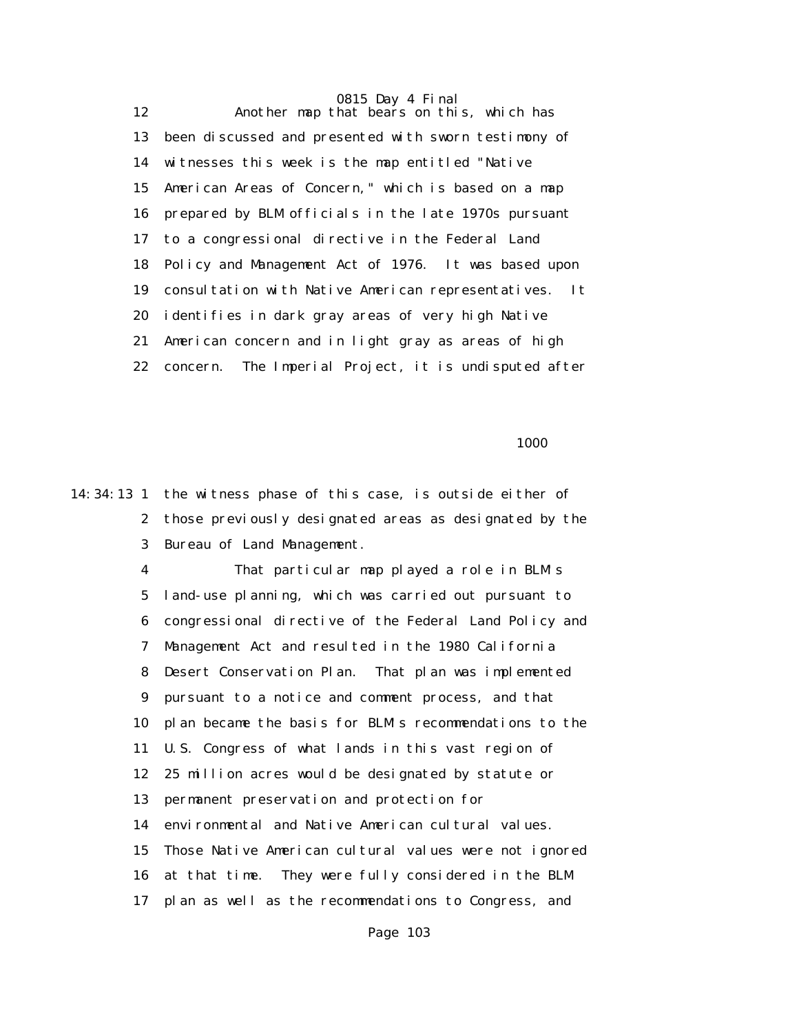12 Another map that bears on this, which has
13 been discussed and presented with sworn testimony of
14 witnesses this week is the map entitled "Native
15 American Areas of Concern," which is based on a map
16 prepared by BLM officials in the late 1970s pursuant
17 to a congressional directive in the Federal Land
18 Policy and Management Act of 1976. It was based upon
19 consultation with Native American representatives. It
20 identifies in dark gray areas of very high Native
21 American concern and in light gray as areas of high
22 concern. The Imperial Project, it is undisputed after

1000

14:34:13 1 the witness phase of this case, is outside either of
2 those previously designated areas as designated by the
3 Bureau of Land Management.
4 That particular map played a role in BLM's
5 land-use planning, which was carried out pursuant to
6 congressional directive of the Federal Land Policy and
7 Management Act and resulted in the 1980 California
8 Desert Conservation Plan. That plan was implemented
9 pursuant to a notice and comment process, and that
10 plan became the basis for BLM's recommendations to the
11 U.S. Congress of what lands in this vast region of
12 25 million acres would be designated by statute or
13 permanent preservation and protection for
14 environmental and Native American cultural values.
15 Those Native American cultural values were not ignored
16 at that time. They were fully considered in the BLM
17 plan as well as the recommendations to Congress, and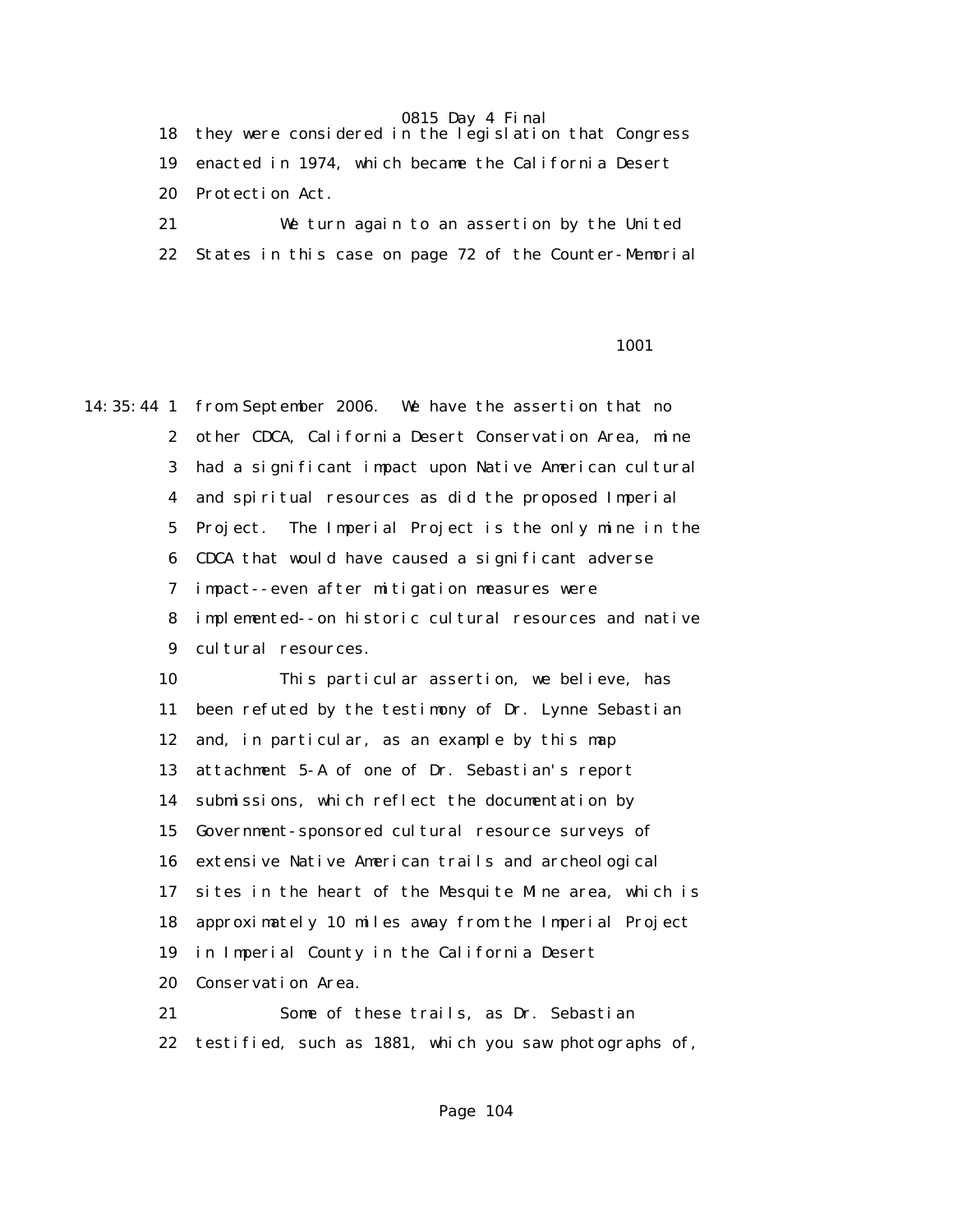18 they were considered in the legislation that Congress
19 enacted in 1974, which became the California Desert
20 Protection Act.
21 We turn again to an assertion by the United
22 States in this case on page 72 of the Counter-Memorial

1001

14:35:44 1 from September 2006. We have the assertion that no
2 other CDCA, California Desert Conservation Area, mine
3 had a significant impact upon Native American cultural
4 and spiritual resources as did the proposed Imperial
5 Project. The Imperial Project is the only mine in the
6 CDCA that would have caused a significant adverse
7 impact--even after mitigation measures were
8 implemented--on historic cultural resources and native
9 cultural resources.
10 This particular assertion, we believe, has
11 been refuted by the testimony of Dr. Lynne Sebastian
12 and, in particular, as an example by this map
13 attachment 5-A of one of Dr. Sebastian's report
14 submissions, which reflect the documentation by
15 Government-sponsored cultural resource surveys of
16 extensive Native American trails and archeological
17 sites in the heart of the Mesquite Mine area, which is
18 approximately 10 miles away from the Imperial Project
19 in Imperial County in the California Desert
20 Conservation Area.
21 Some of these trails, as Dr. Sebastian
22 testified, such as 1881, which you saw photographs of,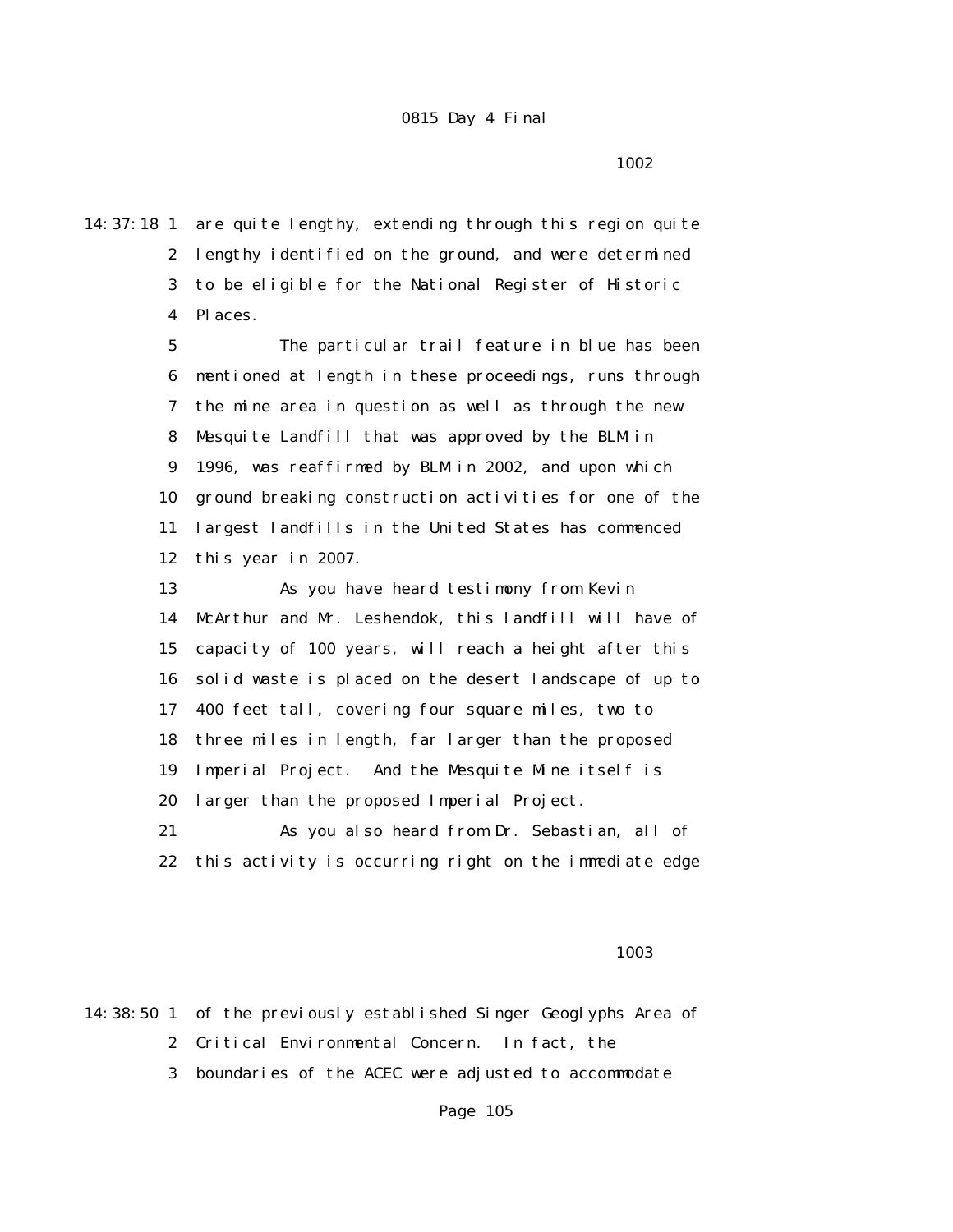0815 Day 4 Final

1002

14:37:18 1 are quite lengthy, extending through this region quite
2 lengthy identified on the ground, and were determined
3 to be eligible for the National Register of Historic
4 Places.

5 The particular trail feature in blue has been
6 mentioned at length in these proceedings, runs through
7 the mine area in question as well as through the new
8 Mesquite Landfill that was approved by the BLM in
9 1996, was reaffirmed by BLM in 2002, and upon which
10 ground breaking construction activities for one of the
11 largest landfills in the United States has commenced
12 this year in 2007.

13 As you have heard testimony from Kevin
14 McArthur and Mr. Leshendok, this landfill will have of
15 capacity of 100 years, will reach a height after this
16 solid waste is placed on the desert landscape of up to
17 400 feet tall, covering four square miles, two to
18 three miles in length, far larger than the proposed
19 Imperial Project. And the Mesquite Mine itself is
20 larger than the proposed Imperial Project.

21 As you also heard from Dr. Sebastian, all of
22 this activity is occurring right on the immediate edge

1003

14:38:50 1 of the previously established Singer Geoglyphs Area of
2 Critical Environmental Concern. In fact, the
3 boundaries of the ACEC were adjusted to accommodate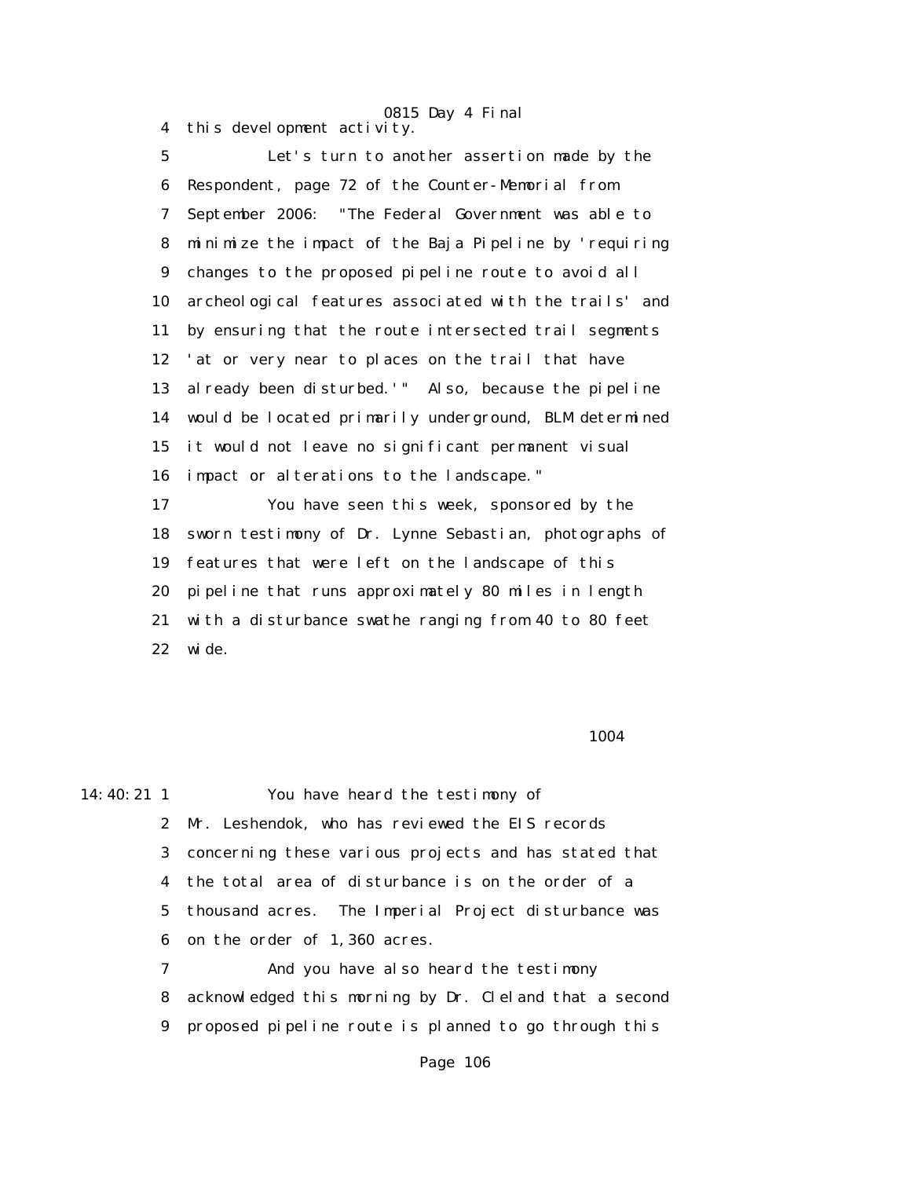4 this development activity.

5 Let's turn to another assertion made by the

6 Respondent, page 72 of the Counter-Memorial from

7 September 2006: "The Federal Government was able to

8 minimize the impact of the Baja Pipeline by 'requiring

9 changes to the proposed pipeline route to avoid all

10 archeological features associated with the trails' and

11 by ensuring that the route intersected trail segments

12 'at or very near to places on the trail that have

13 already been disturbed.'" Also, because the pipeline

14 would be located primarily underground, BLM determined

15 it would not leave no significant permanent visual

16 impact or alterations to the landscape."

17 You have seen this week, sponsored by the

18 sworn testimony of Dr. Lynne Sebastian, photographs of

19 features that were left on the landscape of this

20 pipeline that runs approximately 80 miles in length

21 with a disturbance swathe ranging from 40 to 80 feet

22 wide.

1004

14:40:21 1 You have heard the testimony of

2 Mr. Leshendok, who has reviewed the EIS records

3 concerning these various projects and has stated that

4 the total area of disturbance is on the order of a

5 thousand acres. The Imperial Project disturbance was

6 on the order of 1,360 acres.

7 And you have also heard the testimony

8 acknowledged this morning by Dr. Cleland that a second

9 proposed pipeline route is planned to go through this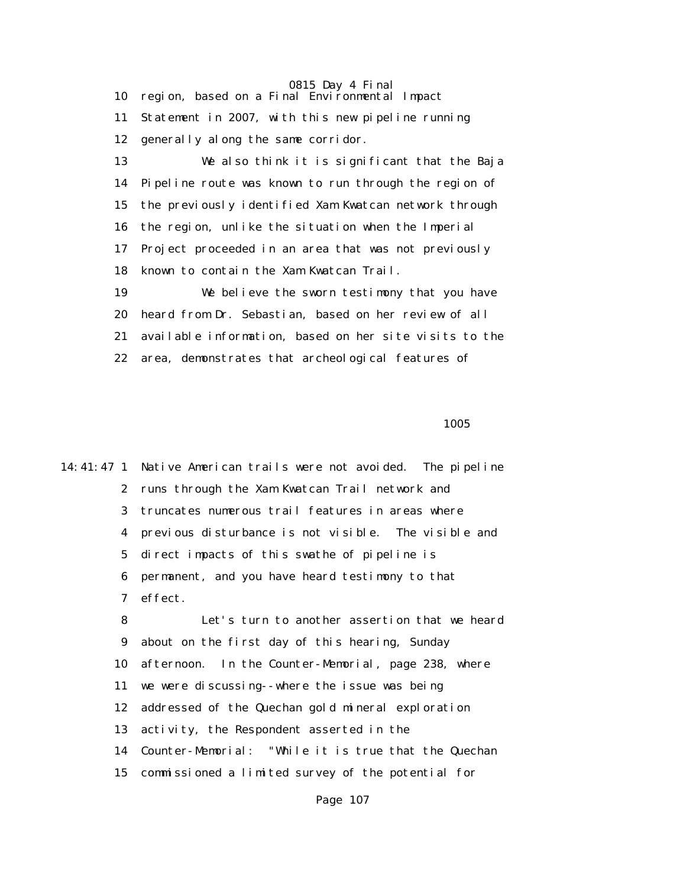10 region, based on a Final Environmental Impact

11 Statement in 2007, with this new pipeline running

12 generally along the same corridor.

13 We also think it is significant that the Baja

14 Pipeline route was known to run through the region of

15 the previously identified Xam Kwatcan network through

16 the region, unlike the situation when the Imperial

17 Project proceeded in an area that was not previously

18 known to contain the Xam Kwatcan Trail.

19 We believe the sworn testimony that you have

20 heard from Dr. Sebastian, based on her review of all

21 available information, based on her site visits to the

22 area, demonstrates that archeological features of

1005

14:41:47 1 Native American trails were not avoided. The pipeline

2 runs through the Xam Kwatcan Trail network and

3 truncates numerous trail features in areas where

4 previous disturbance is not visible. The visible and

5 direct impacts of this swathe of pipeline is

6 permanent, and you have heard testimony to that

7 effect.

8 Let's turn to another assertion that we heard

9 about on the first day of this hearing, Sunday

10 afternoon. In the Counter-Memorial, page 238, where

11 we were discussing--where the issue was being

12 addressed of the Quechan gold mineral exploration

13 activity, the Respondent asserted in the

14 Counter-Memorial: "While it is true that the Quechan

15 commissioned a limited survey of the potential for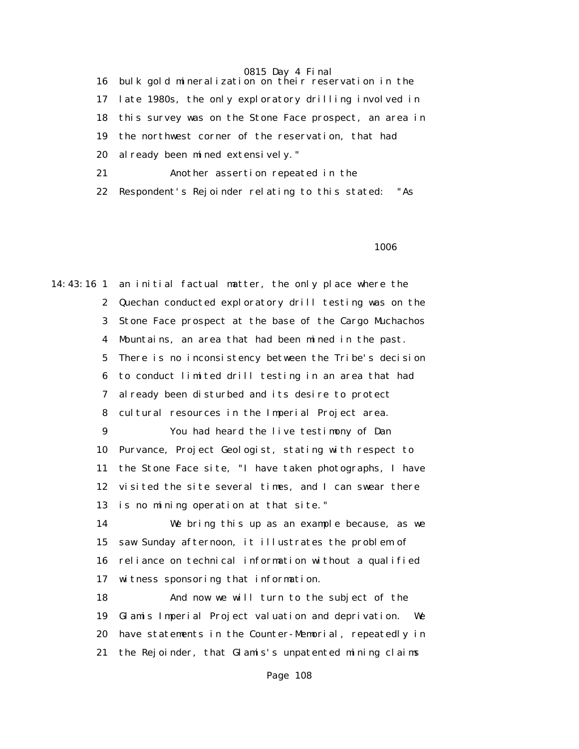bulk gold mineralization on their reservation in the late 1980s, the only exploratory drilling involved in this survey was on the Stone Face prospect, an area in the northwest corner of the reservation, that had already been mined extensively."

Another assertion repeated in the Respondent's Rejoinder relating to this stated: "As an initial factual matter, the only place where the Quechan conducted exploratory drill testing was on the Stone Face prospect at the base of the Cargo Muchachos Mountains, an area that had been mined in the past. There is no inconsistency between the Tribe's decision to conduct limited drill testing in an area that had already been disturbed and its desire to protect cultural resources in the Imperial Project area.

You had heard the live testimony of Dan Purvance, Project Geologist, stating with respect to the Stone Face site, "I have taken photographs, I have visited the site several times, and I can swear there is no mining operation at that site."

We bring this up as an example because, as we saw Sunday afternoon, it illustrates the problem of reliance on technical information without a qualified witness sponsoring that information.

And now we will turn to the subject of the Glamis Imperial Project valuation and deprivation. We have statements in the Counter-Memorial, repeatedly in the Rejoinder, that Glamis's unpatented mining claims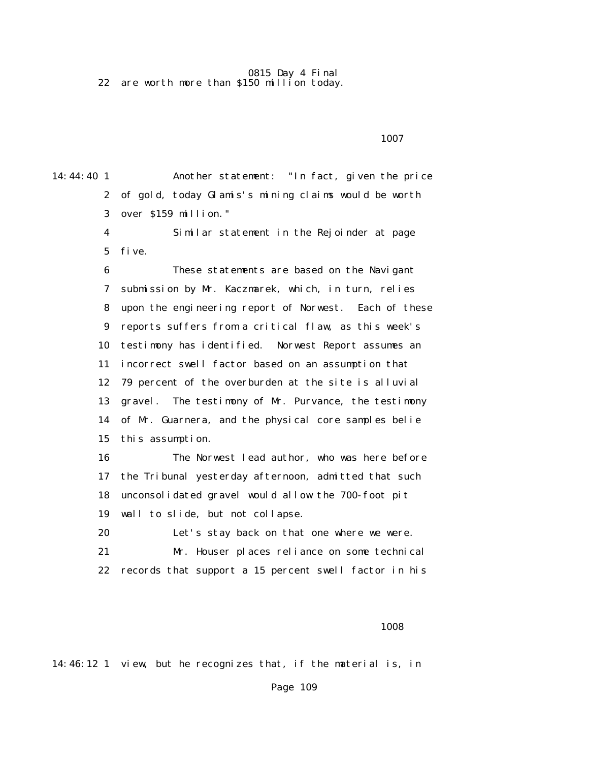22 are worth more than $150 million today.

1007

14:44:40 1 Another statement: "In fact, given the price

2 of gold, today Glamis's mining claims would be worth

3 over $159 million."

4 Similar statement in the Rejoinder at page

5 five.

6 These statements are based on the Navigant

7 submission by Mr. Kaczmarek, which, in turn, relies

8 upon the engineering report of Norwest. Each of these

9 reports suffers from a critical flaw, as this week's

10 testimony has identified. Norwest Report assumes an

11 incorrect swell factor based on an assumption that

12 79 percent of the overburden at the site is alluvial

13 gravel. The testimony of Mr. Purvance, the testimony

14 of Mr. Guarnera, and the physical core samples belie

15 this assumption.

16 The Norwest lead author, who was here before

17 the Tribunal yesterday afternoon, admitted that such

18 unconsolidated gravel would allow the 700-foot pit

19 wall to slide, but not collapse.

20 Let's stay back on that one where we were.

21 Mr. Houser places reliance on some technical

22 records that support a 15 percent swell factor in his

1008

14:46:12 1 view, but he recognizes that, if the material is, in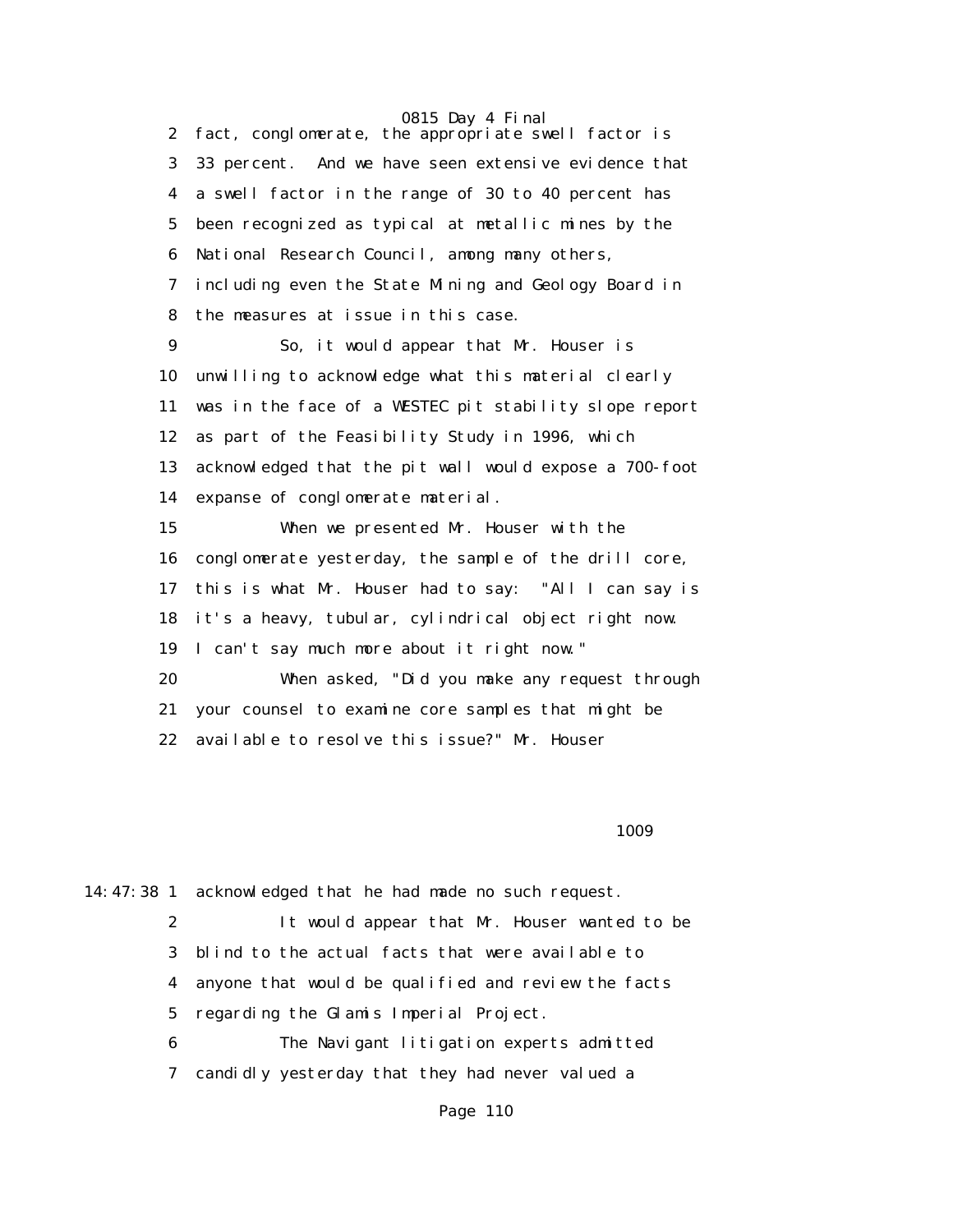fact, conglomerate, the appropriate swell factor is 33 percent. And we have seen extensive evidence that a swell factor in the range of 30 to 40 percent has been recognized as typical at metallic mines by the National Research Council, among many others, including even the State Mining and Geology Board in the measures at issue in this case.

So, it would appear that Mr. Houser is unwilling to acknowledge what this material clearly was in the face of a WESTEC pit stability slope report as part of the Feasibility Study in 1996, which acknowledged that the pit wall would expose a 700-foot expanse of conglomerate material.

When we presented Mr. Houser with the conglomerate yesterday, the sample of the drill core, this is what Mr. Houser had to say: "All I can say is it's a heavy, tubular, cylindrical object right now. I can't say much more about it right now."

When asked, "Did you make any request through your counsel to examine core samples that might be available to resolve this issue?" Mr. Houser

1009

14:47:38 acknowledged that he had made no such request.

It would appear that Mr. Houser wanted to be blind to the actual facts that were available to anyone that would be qualified and review the facts regarding the Glamis Imperial Project.

The Navigant litigation experts admitted candidly yesterday that they had never valued a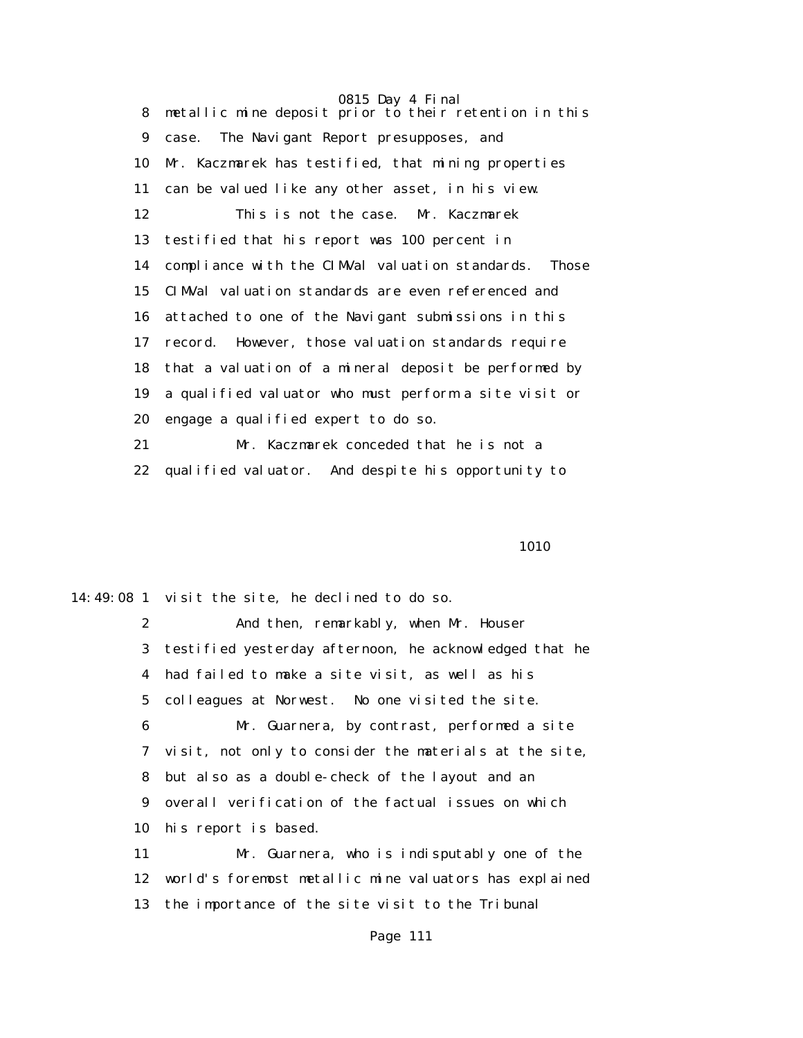8 metallic mine deposit prior to their retention in this
9 case. The Navigant Report presupposes, and
10 Mr. Kaczmarek has testified, that mining properties
11 can be valued like any other asset, in his view.
12 This is not the case. Mr. Kaczmarek
13 testified that his report was 100 percent in
14 compliance with the CIMVal valuation standards. Those
15 CIMVal valuation standards are even referenced and
16 attached to one of the Navigant submissions in this
17 record. However, those valuation standards require
18 that a valuation of a mineral deposit be performed by
19 a qualified valuator who must perform a site visit or
20 engage a qualified expert to do so.
21 Mr. Kaczmarek conceded that he is not a
22 qualified valuator. And despite his opportunity to

1010

14:49:08 1 visit the site, he declined to do so.
2 And then, remarkably, when Mr. Houser
3 testified yesterday afternoon, he acknowledged that he
4 had failed to make a site visit, as well as his
5 colleagues at Norwest. No one visited the site.
6 Mr. Guarnera, by contrast, performed a site
7 visit, not only to consider the materials at the site,
8 but also as a double-check of the layout and an
9 overall verification of the factual issues on which
10 his report is based.
11 Mr. Guarnera, who is indisputably one of the
12 world's foremost metallic mine valuators has explained
13 the importance of the site visit to the Tribunal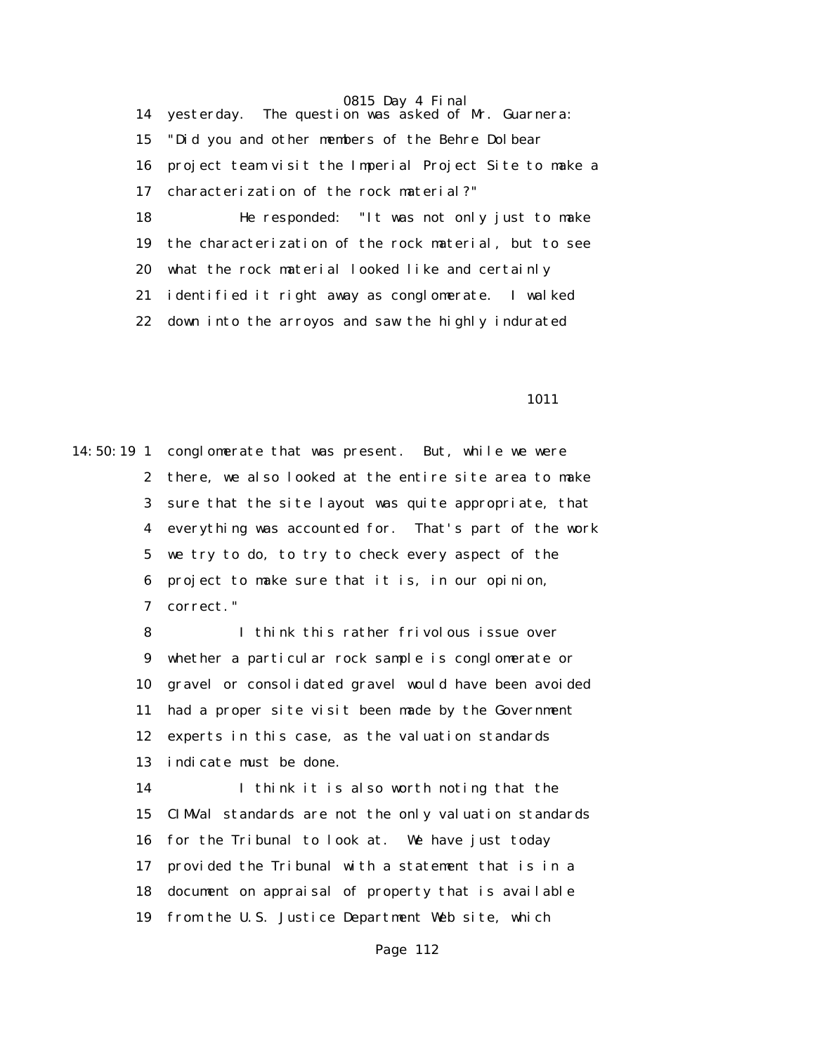yesterday. The question was asked of Mr. Guarnera: "Did you and other members of the Behre Dolbear project team visit the Imperial Project Site to make a characterization of the rock material?"

He responded: "It was not only just to make the characterization of the rock material, but to see what the rock material looked like and certainly identified it right away as conglomerate. I walked down into the arroyos and saw the highly indurated conglomerate that was present. But, while we were there, we also looked at the entire site area to make sure that the site layout was quite appropriate, that everything was accounted for. That's part of the work we try to do, to try to check every aspect of the project to make sure that it is, in our opinion, correct."

I think this rather frivolous issue over whether a particular rock sample is conglomerate or gravel or consolidated gravel would have been avoided had a proper site visit been made by the Government experts in this case, as the valuation standards indicate must be done.

I think it is also worth noting that the CIMVal standards are not the only valuation standards for the Tribunal to look at. We have just today provided the Tribunal with a statement that is in a document on appraisal of property that is available from the U.S. Justice Department Web site, which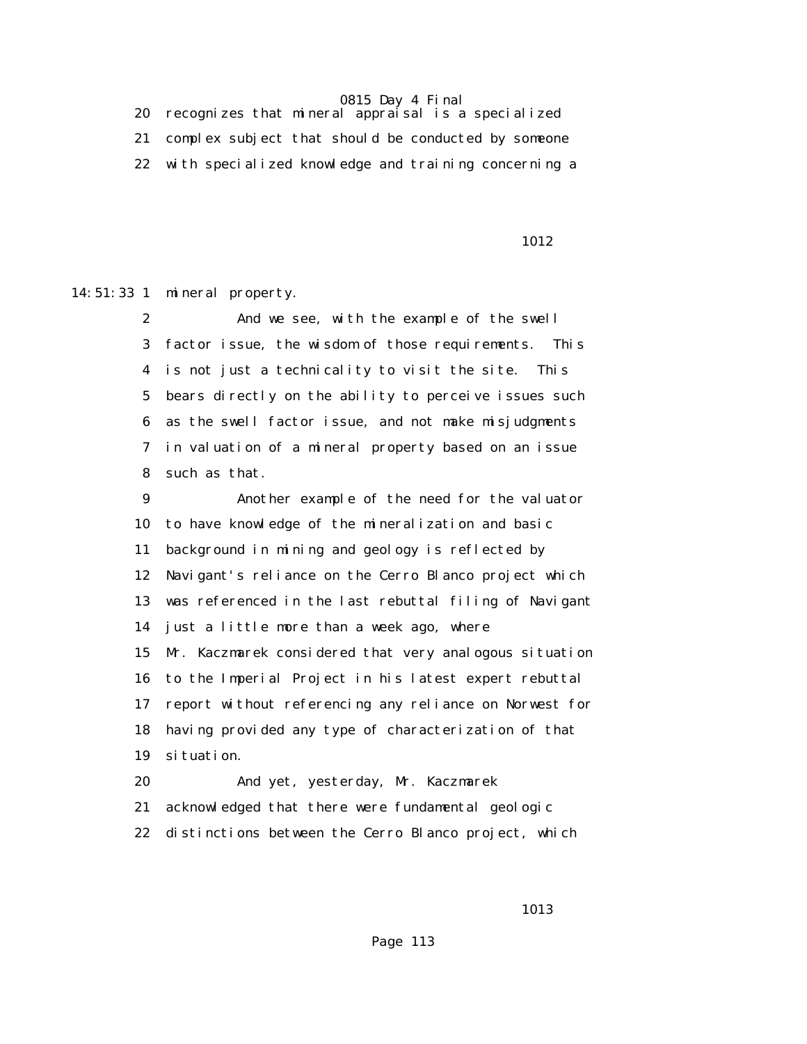20 recognizes that mineral appraisal is a specialized

21 complex subject that should be conducted by someone

22 with specialized knowledge and training concerning a

1012

14:51:33 1 mineral property.

2 And we see, with the example of the swell

3 factor issue, the wisdom of those requirements. This

4 is not just a technicality to visit the site. This

5 bears directly on the ability to perceive issues such

6 as the swell factor issue, and not make misjudgments

7 in valuation of a mineral property based on an issue

8 such as that.

9 Another example of the need for the valuator

10 to have knowledge of the mineralization and basic

11 background in mining and geology is reflected by

12 Navigant's reliance on the Cerro Blanco project which

13 was referenced in the last rebuttal filing of Navigant

14 just a little more than a week ago, where

15 Mr. Kaczmarek considered that very analogous situation

16 to the Imperial Project in his latest expert rebuttal

17 report without referencing any reliance on Norwest for

18 having provided any type of characterization of that

19 situation.

20 And yet, yesterday, Mr. Kaczmarek

21 acknowledged that there were fundamental geologic

22 distinctions between the Cerro Blanco project, which

1013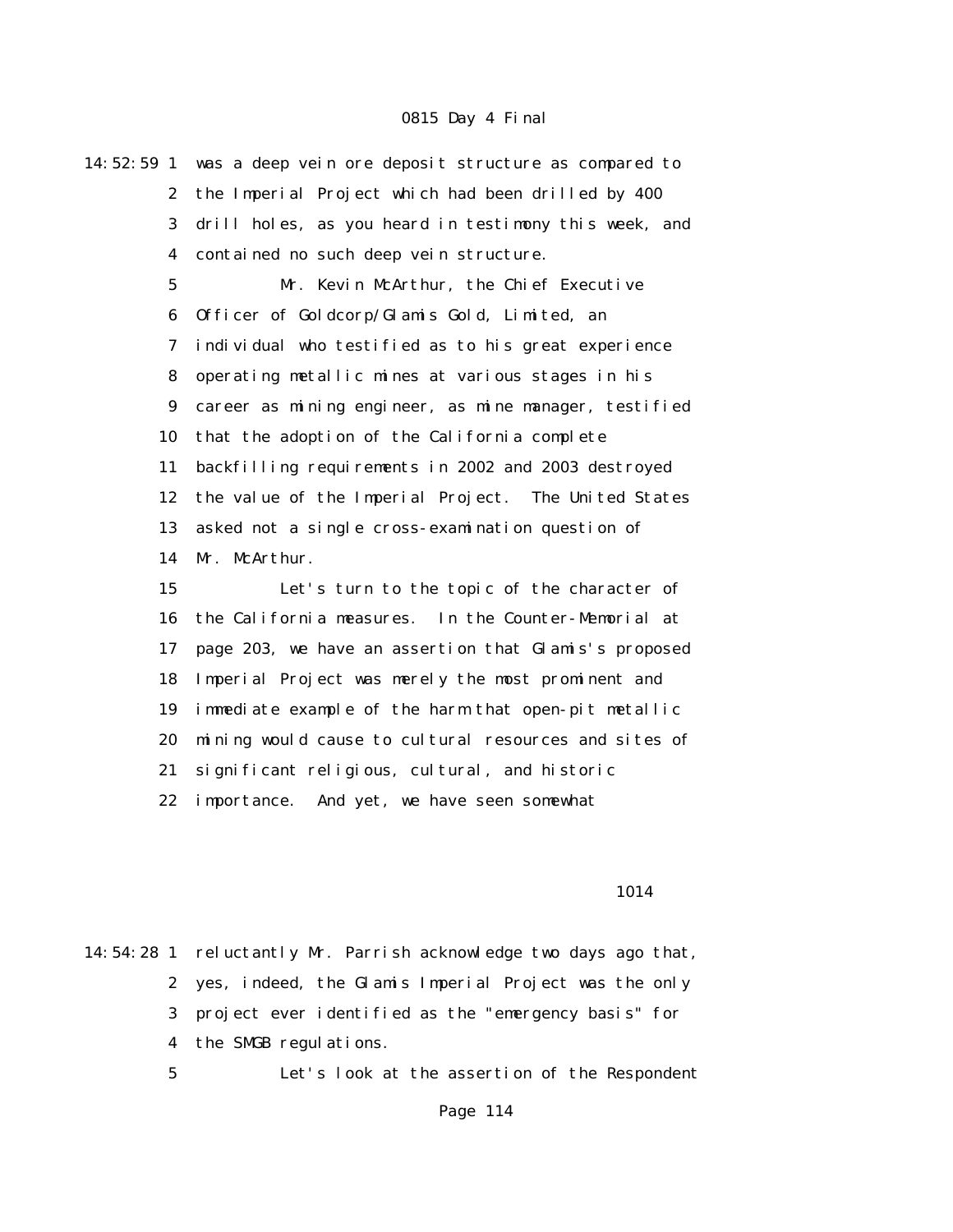14:52:59 1 was a deep vein ore deposit structure as compared to
2 the Imperial Project which had been drilled by 400
3 drill holes, as you heard in testimony this week, and
4 contained no such deep vein structure.
5 Mr. Kevin McArthur, the Chief Executive
6 Officer of Goldcorp/Glamis Gold, Limited, an
7 individual who testified as to his great experience
8 operating metallic mines at various stages in his
9 career as mining engineer, as mine manager, testified
10 that the adoption of the California complete
11 backfilling requirements in 2002 and 2003 destroyed
12 the value of the Imperial Project. The United States
13 asked not a single cross-examination question of
14 Mr. McArthur.
15 Let's turn to the topic of the character of
16 the California measures. In the Counter-Memorial at
17 page 203, we have an assertion that Glamis's proposed
18 Imperial Project was merely the most prominent and
19 immediate example of the harm that open-pit metallic
20 mining would cause to cultural resources and sites of
21 significant religious, cultural, and historic
22 importance. And yet, we have seen somewhat

1014

14:54:28 1 reluctantly Mr. Parrish acknowledge two days ago that,
2 yes, indeed, the Glamis Imperial Project was the only
3 project ever identified as the "emergency basis" for
4 the SMGB regulations.
5 Let's look at the assertion of the Respondent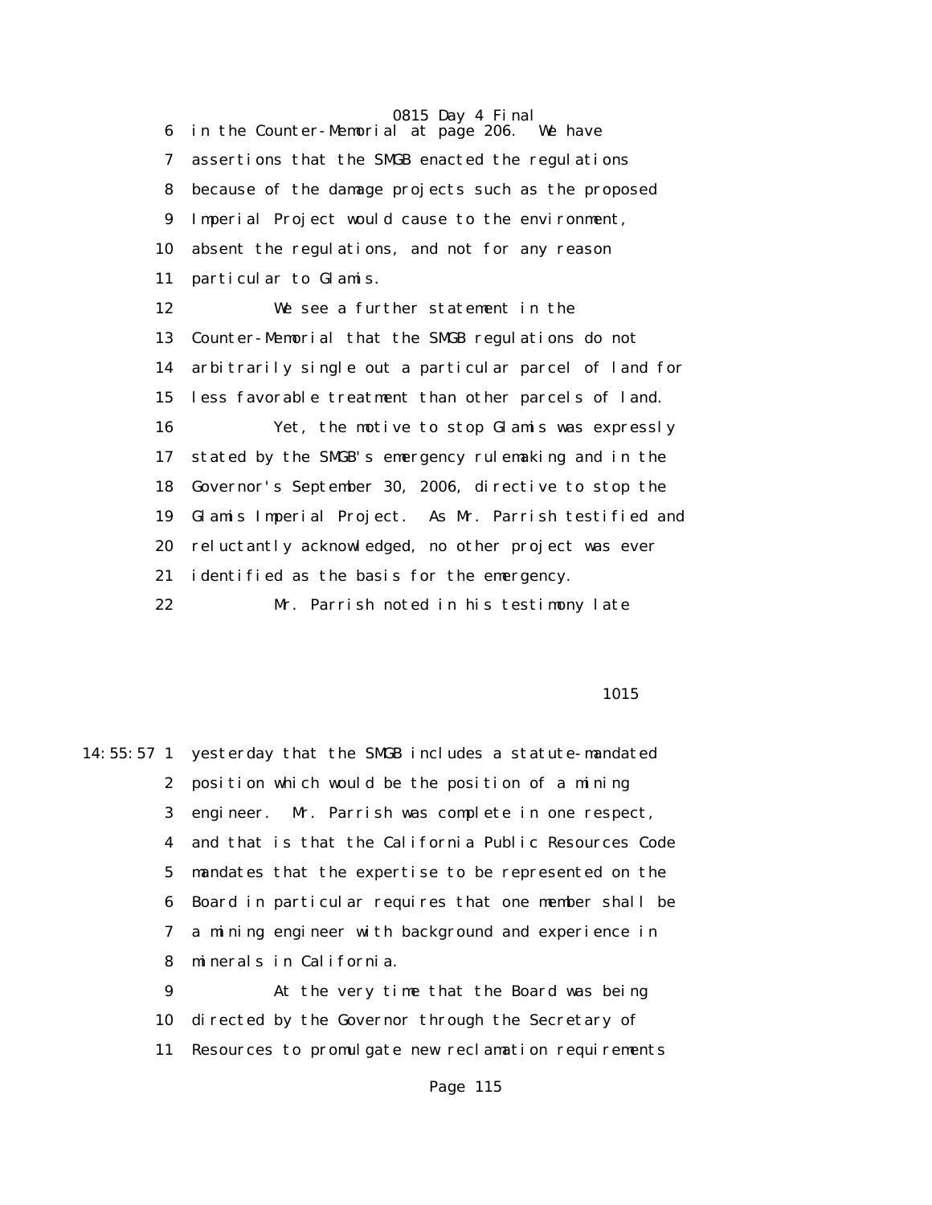6 in the Counter-Memorial at page 206. We have

7 assertions that the SMGB enacted the regulations

8 because of the damage projects such as the proposed

9 Imperial Project would cause to the environment,

10 absent the regulations, and not for any reason

11 particular to Glamis.

12 We see a further statement in the

13 Counter-Memorial that the SMGB regulations do not

14 arbitrarily single out a particular parcel of land for

15 less favorable treatment than other parcels of land.

16 Yet, the motive to stop Glamis was expressly

17 stated by the SMGB's emergency rulemaking and in the

18 Governor's September 30, 2006, directive to stop the

19 Glamis Imperial Project. As Mr. Parrish testified and

20 reluctantly acknowledged, no other project was ever

21 identified as the basis for the emergency.

22 Mr. Parrish noted in his testimony late

1015

14:55:57 1 yesterday that the SMGB includes a statute-mandated

2 position which would be the position of a mining

3 engineer. Mr. Parrish was complete in one respect,

4 and that is that the California Public Resources Code

5 mandates that the expertise to be represented on the

6 Board in particular requires that one member shall be

7 a mining engineer with background and experience in

8 minerals in California.

9 At the very time that the Board was being

10 directed by the Governor through the Secretary of

11 Resources to promulgate new reclamation requirements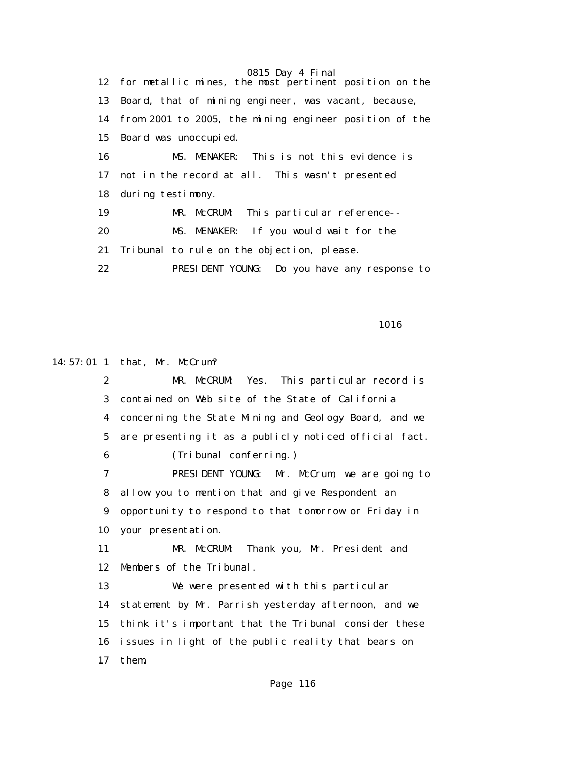12 for metallic mines, the most pertinent position on the

13 Board, that of mining engineer, was vacant, because,

14 from 2001 to 2005, the mining engineer position of the

15 Board was unoccupied.

16 MS. MENAKER: This is not this evidence is

17 not in the record at all. This wasn't presented

18 during testimony.

19 MR. McCRUM: This particular reference--

20 MS. MENAKER: If you would wait for the

21 Tribunal to rule on the objection, please.

22 PRESIDENT YOUNG: Do you have any response to

1016

14:57:01 1 that, Mr. McCrum?

2 MR. McCRUM: Yes. This particular record is

3 contained on Web site of the State of California

4 concerning the State Mining and Geology Board, and we

5 are presenting it as a publicly noticed official fact.

6 (Tribunal conferring.)

7 PRESIDENT YOUNG: Mr. McCrum, we are going to

8 allow you to mention that and give Respondent an

9 opportunity to respond to that tomorrow or Friday in

10 your presentation.

11 MR. McCRUM: Thank you, Mr. President and

12 Members of the Tribunal.

13 We were presented with this particular

14 statement by Mr. Parrish yesterday afternoon, and we

15 think it's important that the Tribunal consider these

16 issues in light of the public reality that bears on

17 them.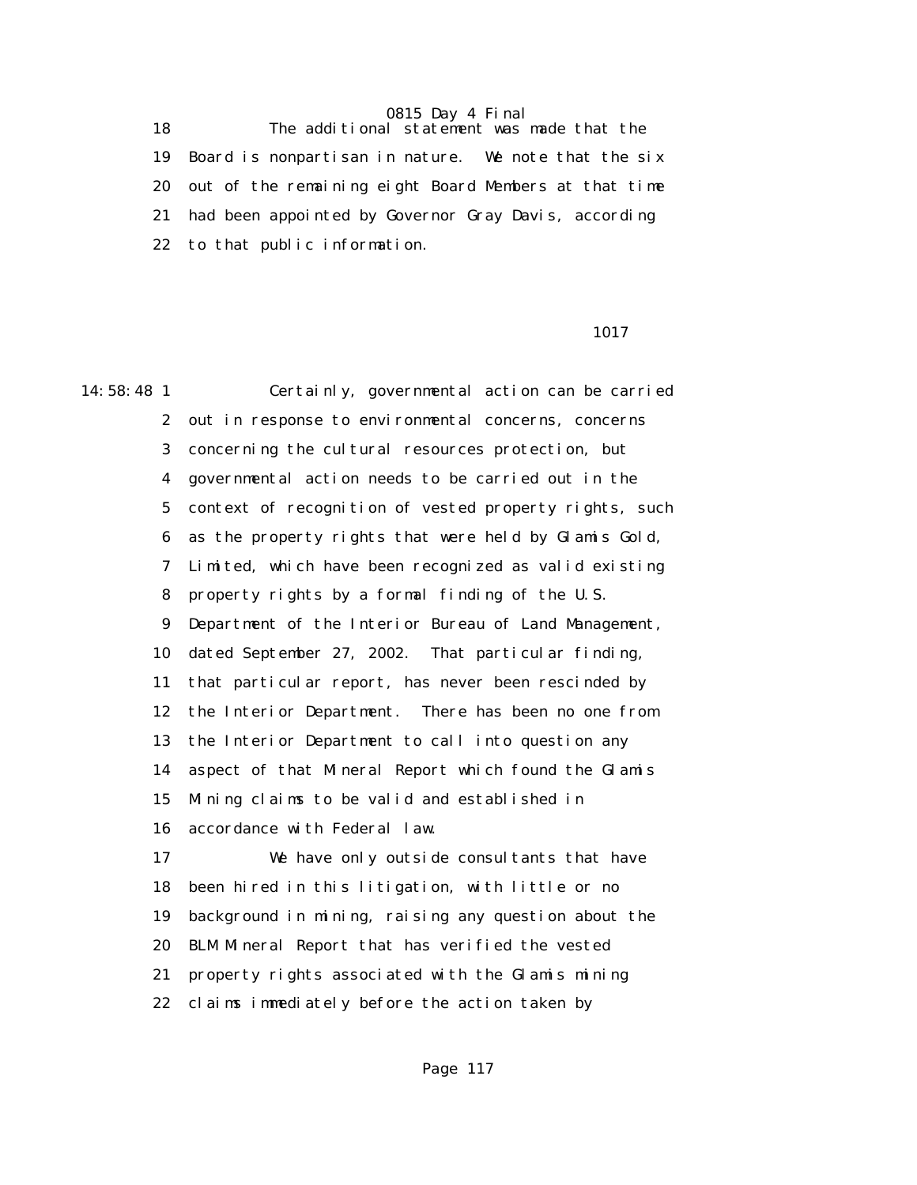18 The additional statement was made that the
19 Board is nonpartisan in nature. We note that the six
20 out of the remaining eight Board Members at that time
21 had been appointed by Governor Gray Davis, according
22 to that public information.

1017

14:58:48 1 Certainly, governmental action can be carried
2 out in response to environmental concerns, concerns
3 concerning the cultural resources protection, but
4 governmental action needs to be carried out in the
5 context of recognition of vested property rights, such
6 as the property rights that were held by Glamis Gold,
7 Limited, which have been recognized as valid existing
8 property rights by a formal finding of the U.S.
9 Department of the Interior Bureau of Land Management,
10 dated September 27, 2002. That particular finding,
11 that particular report, has never been rescinded by
12 the Interior Department. There has been no one from
13 the Interior Department to call into question any
14 aspect of that Mineral Report which found the Glamis
15 Mining claims to be valid and established in
16 accordance with Federal law.
17 We have only outside consultants that have
18 been hired in this litigation, with little or no
19 background in mining, raising any question about the
20 BLM Mineral Report that has verified the vested
21 property rights associated with the Glamis mining
22 claims immediately before the action taken by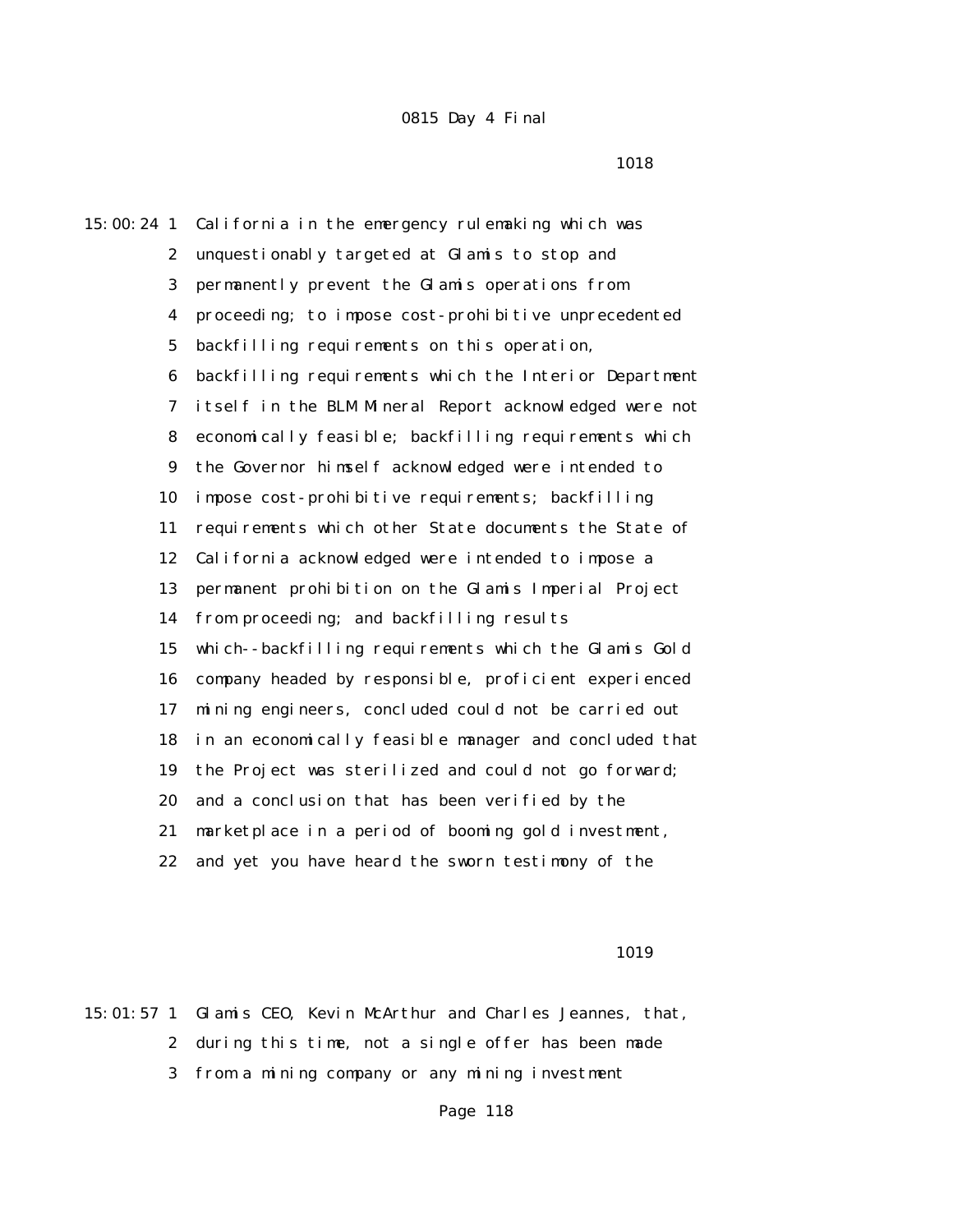0815 Day 4 Final

1018

15:00:24 1 California in the emergency rulemaking which was
2 unquestionably targeted at Glamis to stop and
3 permanently prevent the Glamis operations from
4 proceeding; to impose cost-prohibitive unprecedented
5 backfilling requirements on this operation,
6 backfilling requirements which the Interior Department
7 itself in the BLM Mineral Report acknowledged were not
8 economically feasible; backfilling requirements which
9 the Governor himself acknowledged were intended to
10 impose cost-prohibitive requirements; backfilling
11 requirements which other State documents the State of
12 California acknowledged were intended to impose a
13 permanent prohibition on the Glamis Imperial Project
14 from proceeding; and backfilling results
15 which--backfilling requirements which the Glamis Gold
16 company headed by responsible, proficient experienced
17 mining engineers, concluded could not be carried out
18 in an economically feasible manager and concluded that
19 the Project was sterilized and could not go forward;
20 and a conclusion that has been verified by the
21 marketplace in a period of booming gold investment,
22 and yet you have heard the sworn testimony of the

1019

15:01:57 1 Glamis CEO, Kevin McArthur and Charles Jeannes, that,
2 during this time, not a single offer has been made
3 from a mining company or any mining investment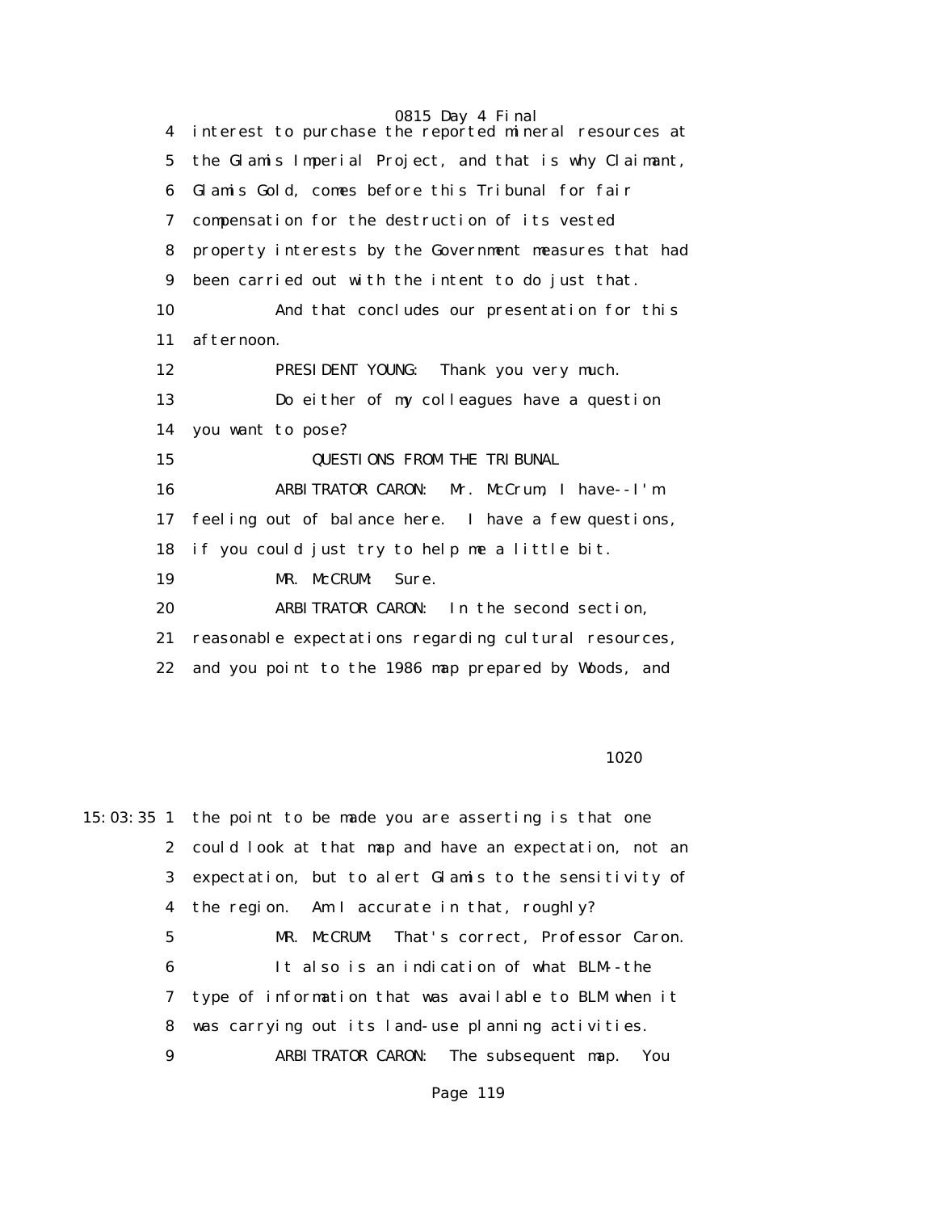interest to purchase the reported mineral resources at the Glamis Imperial Project, and that is why Claimant, Glamis Gold, comes before this Tribunal for fair compensation for the destruction of its vested property interests by the Government measures that had been carried out with the intent to do just that.

And that concludes our presentation for this afternoon.

PRESIDENT YOUNG: Thank you very much.

Do either of my colleagues have a question you want to pose?

QUESTIONS FROM THE TRIBUNAL

ARBITRATOR CARON: Mr. McCrum, I have--I'm feeling out of balance here. I have a few questions, if you could just try to help me a little bit.

MR. McCRUM: Sure.

ARBITRATOR CARON: In the second section, reasonable expectations regarding cultural resources, and you point to the 1986 map prepared by Woods, and

1020

15:03:35 the point to be made you are asserting is that one could look at that map and have an expectation, not an expectation, but to alert Glamis to the sensitivity of the region. Am I accurate in that, roughly?

MR. McCRUM: That's correct, Professor Caron.

It also is an indication of what BLM--the type of information that was available to BLM when it was carrying out its land-use planning activities.

ARBITRATOR CARON: The subsequent map. You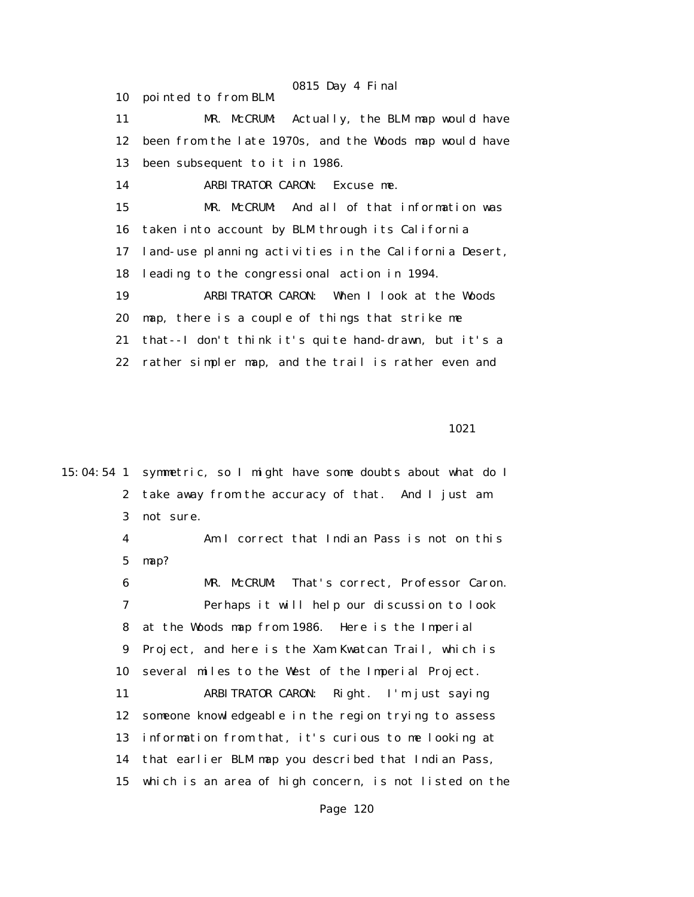10 pointed to from BLM.

11 MR. McCRUM: Actually, the BLM map would have

12 been from the late 1970s, and the Woods map would have

13 been subsequent to it in 1986.

14 ARBITRATOR CARON: Excuse me.

15 MR. McCRUM: And all of that information was

16 taken into account by BLM through its California

17 land-use planning activities in the California Desert,

18 leading to the congressional action in 1994.

19 ARBITRATOR CARON: When I look at the Woods

20 map, there is a couple of things that strike me

21 that--I don't think it's quite hand-drawn, but it's a

22 rather simpler map, and the trail is rather even and

1021

15:04:54 1 symmetric, so I might have some doubts about what do I

2 take away from the accuracy of that. And I just am

3 not sure.

4 Am I correct that Indian Pass is not on this

5 map?

6 MR. McCRUM: That's correct, Professor Caron.

7 Perhaps it will help our discussion to look

8 at the Woods map from 1986. Here is the Imperial

9 Project, and here is the Xam Kwatcan Trail, which is

10 several miles to the West of the Imperial Project.

11 ARBITRATOR CARON: Right. I'm just saying

12 someone knowledgeable in the region trying to assess

13 information from that, it's curious to me looking at

14 that earlier BLM map you described that Indian Pass,

15 which is an area of high concern, is not listed on the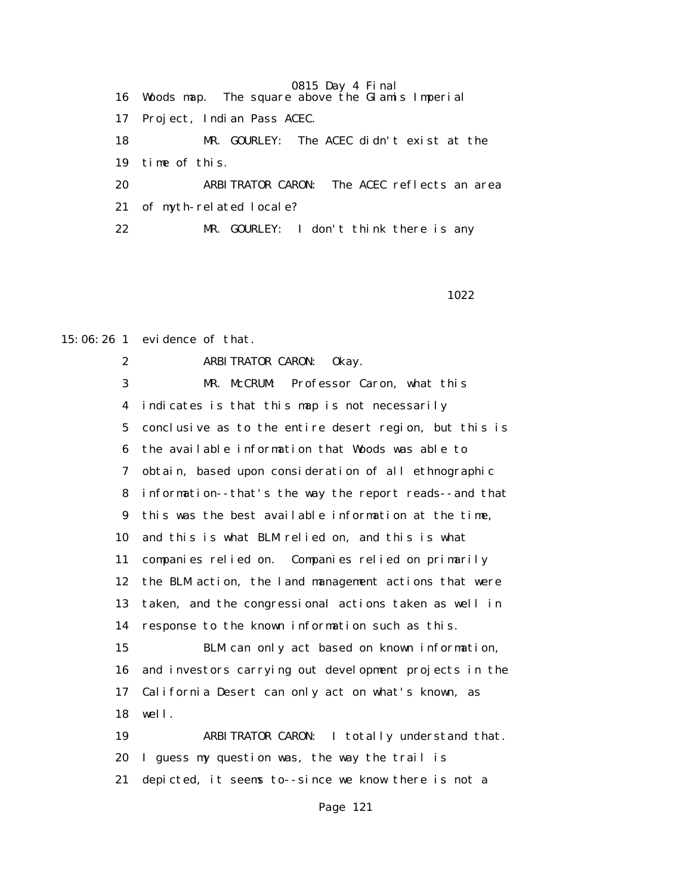16 Woods map. The square above the Glamis Imperial

17 Project, Indian Pass ACEC.

18 MR. GOURLEY: The ACEC didn't exist at the

19 time of this.

20 ARBITRATOR CARON: The ACEC reflects an area

21 of myth-related locale?

22 MR. GOURLEY: I don't think there is any

1022

15:06:26 1 evidence of that.

2 ARBITRATOR CARON: Okay.

3 MR. McCRUM: Professor Caron, what this

4 indicates is that this map is not necessarily

5 conclusive as to the entire desert region, but this is

6 the available information that Woods was able to

7 obtain, based upon consideration of all ethnographic

8 information--that's the way the report reads--and that

9 this was the best available information at the time,

10 and this is what BLM relied on, and this is what

11 companies relied on. Companies relied on primarily

12 the BLM action, the land management actions that were

13 taken, and the congressional actions taken as well in

14 response to the known information such as this.

15 BLM can only act based on known information,

16 and investors carrying out development projects in the

17 California Desert can only act on what's known, as

18 well.

19 ARBITRATOR CARON: I totally understand that.

20 I guess my question was, the way the trail is

21 depicted, it seems to--since we know there is not a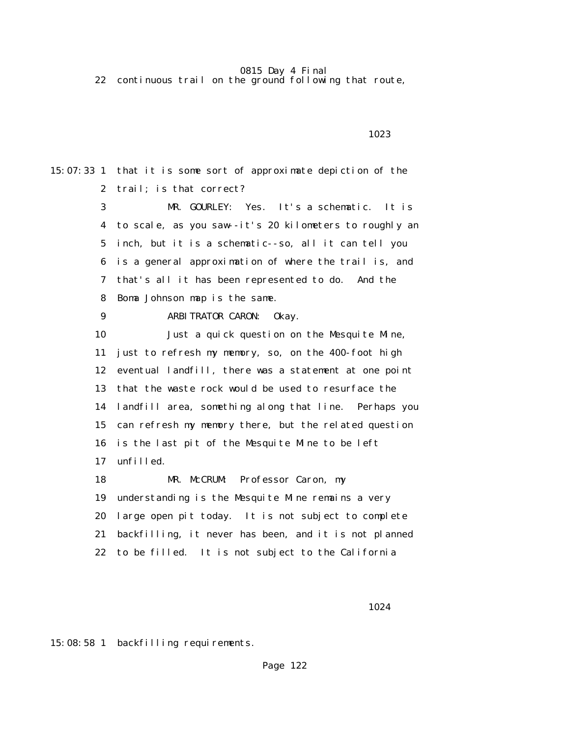22 continuous trail on the ground following that route,

1023

15:07:33 1 that it is some sort of approximate depiction of the
2 trail; is that correct?
3 MR. GOURLEY: Yes. It's a schematic. It is
4 to scale, as you saw--it's 20 kilometers to roughly an
5 inch, but it is a schematic--so, all it can tell you
6 is a general approximation of where the trail is, and
7 that's all it has been represented to do. And the
8 Boma Johnson map is the same.
9 ARBITRATOR CARON: Okay.
10 Just a quick question on the Mesquite Mine,
11 just to refresh my memory, so, on the 400-foot high
12 eventual landfill, there was a statement at one point
13 that the waste rock would be used to resurface the
14 landfill area, something along that line. Perhaps you
15 can refresh my memory there, but the related question
16 is the last pit of the Mesquite Mine to be left
17 unfilled.
18 MR. McCRUM: Professor Caron, my
19 understanding is the Mesquite Mine remains a very
20 large open pit today. It is not subject to complete
21 backfilling, it never has been, and it is not planned
22 to be filled. It is not subject to the California

1024

15:08:58 1 backfilling requirements.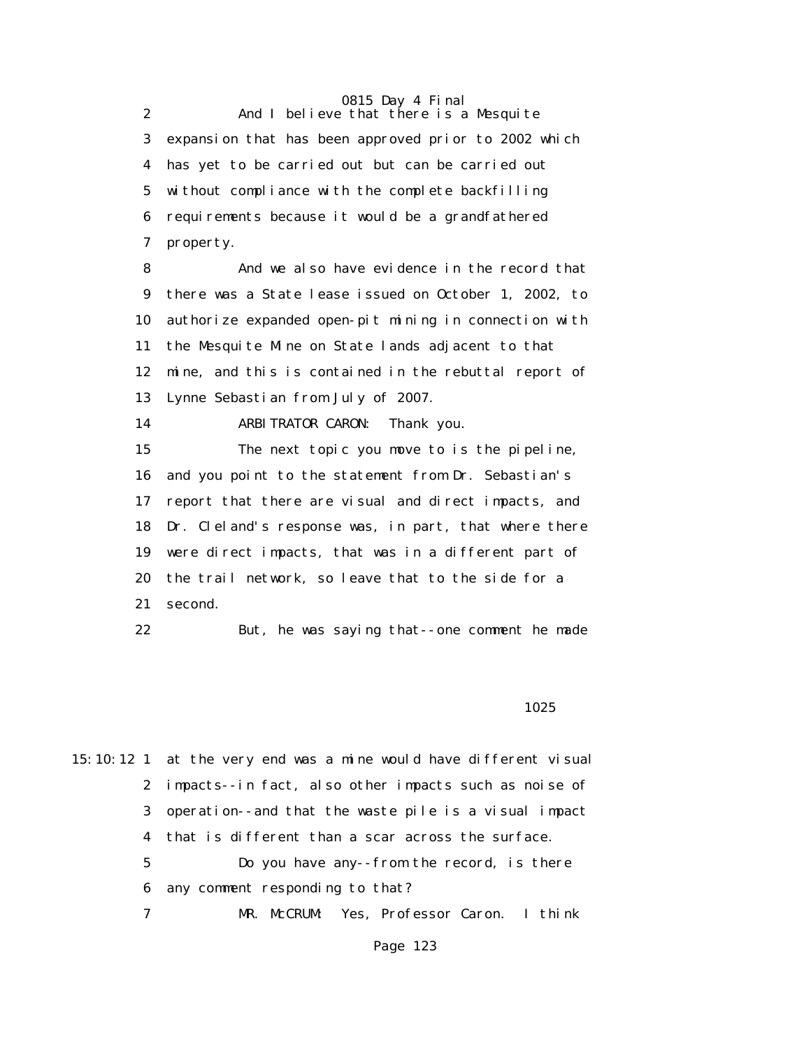2 And I believe that there is a Mesquite
3 expansion that has been approved prior to 2002 which
4 has yet to be carried out but can be carried out
5 without compliance with the complete backfilling
6 requirements because it would be a grandfathered
7 property.
8 And we also have evidence in the record that
9 there was a State lease issued on October 1, 2002, to
10 authorize expanded open-pit mining in connection with
11 the Mesquite Mine on State lands adjacent to that
12 mine, and this is contained in the rebuttal report of
13 Lynne Sebastian from July of 2007.
14 ARBITRATOR CARON: Thank you.
15 The next topic you move to is the pipeline,
16 and you point to the statement from Dr. Sebastian's
17 report that there are visual and direct impacts, and
18 Dr. Cleland's response was, in part, that where there
19 were direct impacts, that was in a different part of
20 the trail network, so leave that to the side for a
21 second.
22 But, he was saying that--one comment he made

1025

15:10:12 1 at the very end was a mine would have different visual
2 impacts--in fact, also other impacts such as noise of
3 operation--and that the waste pile is a visual impact
4 that is different than a scar across the surface.
5 Do you have any--from the record, is there
6 any comment responding to that?
7 MR. McCRUM: Yes, Professor Caron. I think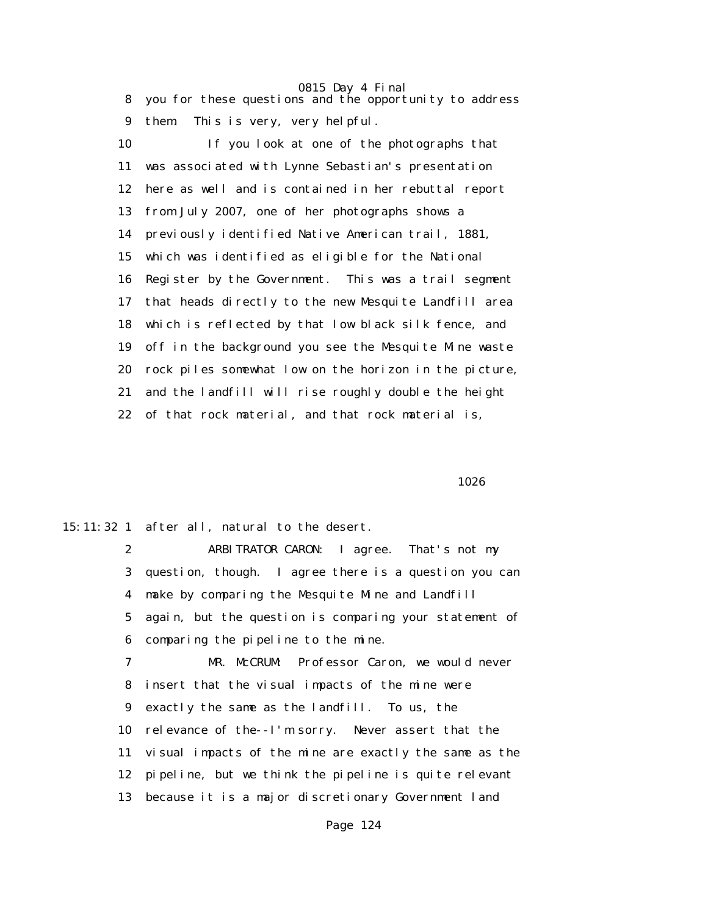8 you for these questions and the opportunity to address
9 them. This is very, very helpful.
10 If you look at one of the photographs that
11 was associated with Lynne Sebastian's presentation
12 here as well and is contained in her rebuttal report
13 from July 2007, one of her photographs shows a
14 previously identified Native American trail, 1881,
15 which was identified as eligible for the National
16 Register by the Government. This was a trail segment
17 that heads directly to the new Mesquite Landfill area
18 which is reflected by that low black silk fence, and
19 off in the background you see the Mesquite Mine waste
20 rock piles somewhat low on the horizon in the picture,
21 and the landfill will rise roughly double the height
22 of that rock material, and that rock material is,

1026

15:11:32 1 after all, natural to the desert.
2 ARBITRATOR CARON: I agree. That's not my
3 question, though. I agree there is a question you can
4 make by comparing the Mesquite Mine and Landfill
5 again, but the question is comparing your statement of
6 comparing the pipeline to the mine.
7 MR. McCRUM: Professor Caron, we would never
8 insert that the visual impacts of the mine were
9 exactly the same as the landfill. To us, the
10 relevance of the--I'm sorry. Never assert that the
11 visual impacts of the mine are exactly the same as the
12 pipeline, but we think the pipeline is quite relevant
13 because it is a major discretionary Government land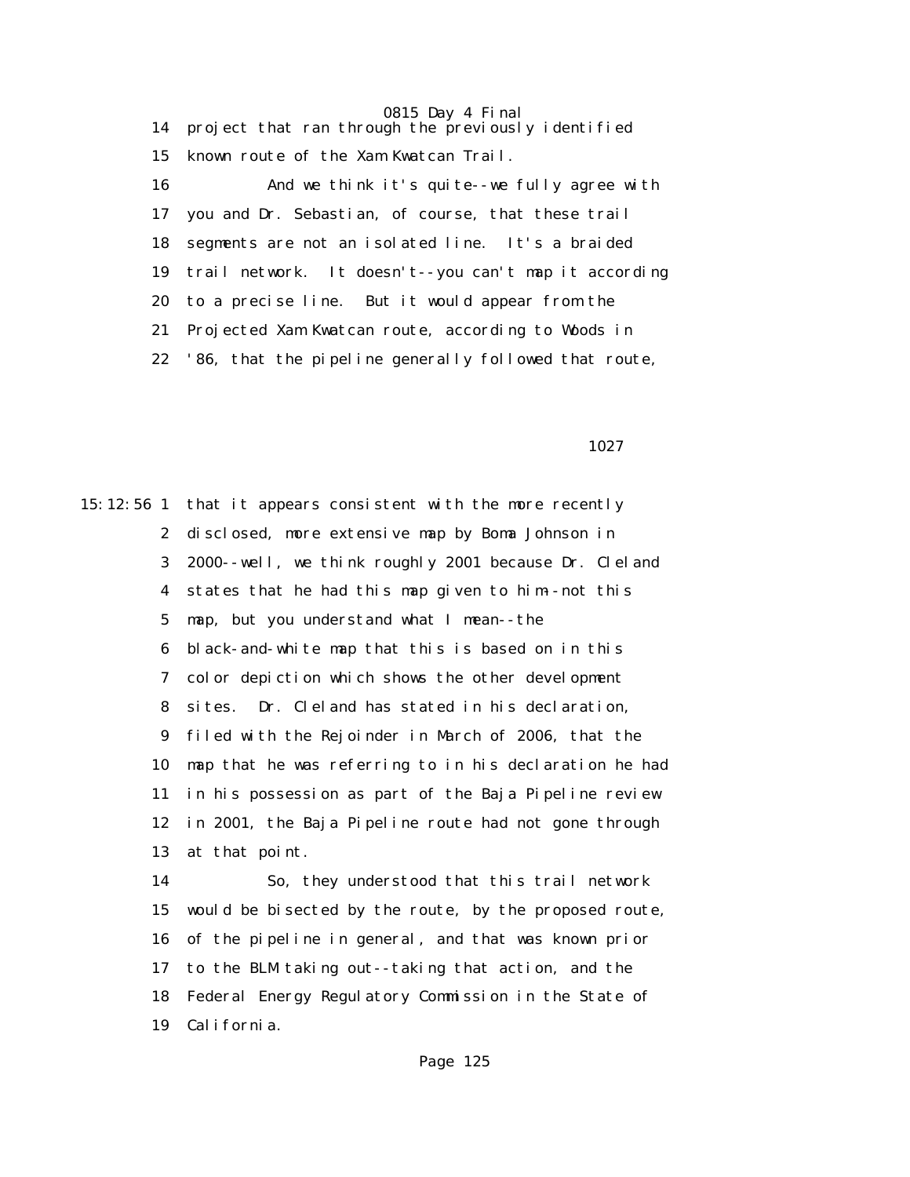14 project that ran through the previously identified

15 known route of the Xam Kwatcan Trail.

16 And we think it's quite--we fully agree with

17 you and Dr. Sebastian, of course, that these trail

18 segments are not an isolated line. It's a braided

19 trail network. It doesn't--you can't map it according

20 to a precise line. But it would appear from the

21 Projected Xam Kwatcan route, according to Woods in

22 '86, that the pipeline generally followed that route,

1027

15:12:56 1 that it appears consistent with the more recently

2 disclosed, more extensive map by Boma Johnson in

3 2000--well, we think roughly 2001 because Dr. Cleland

4 states that he had this map given to him--not this

5 map, but you understand what I mean--the

6 black-and-white map that this is based on in this

7 color depiction which shows the other development

8 sites. Dr. Cleland has stated in his declaration,

9 filed with the Rejoinder in March of 2006, that the

10 map that he was referring to in his declaration he had

11 in his possession as part of the Baja Pipeline review

12 in 2001, the Baja Pipeline route had not gone through

13 at that point.

14 So, they understood that this trail network

15 would be bisected by the route, by the proposed route,

16 of the pipeline in general, and that was known prior

17 to the BLM taking out--taking that action, and the

18 Federal Energy Regulatory Commission in the State of

19 California.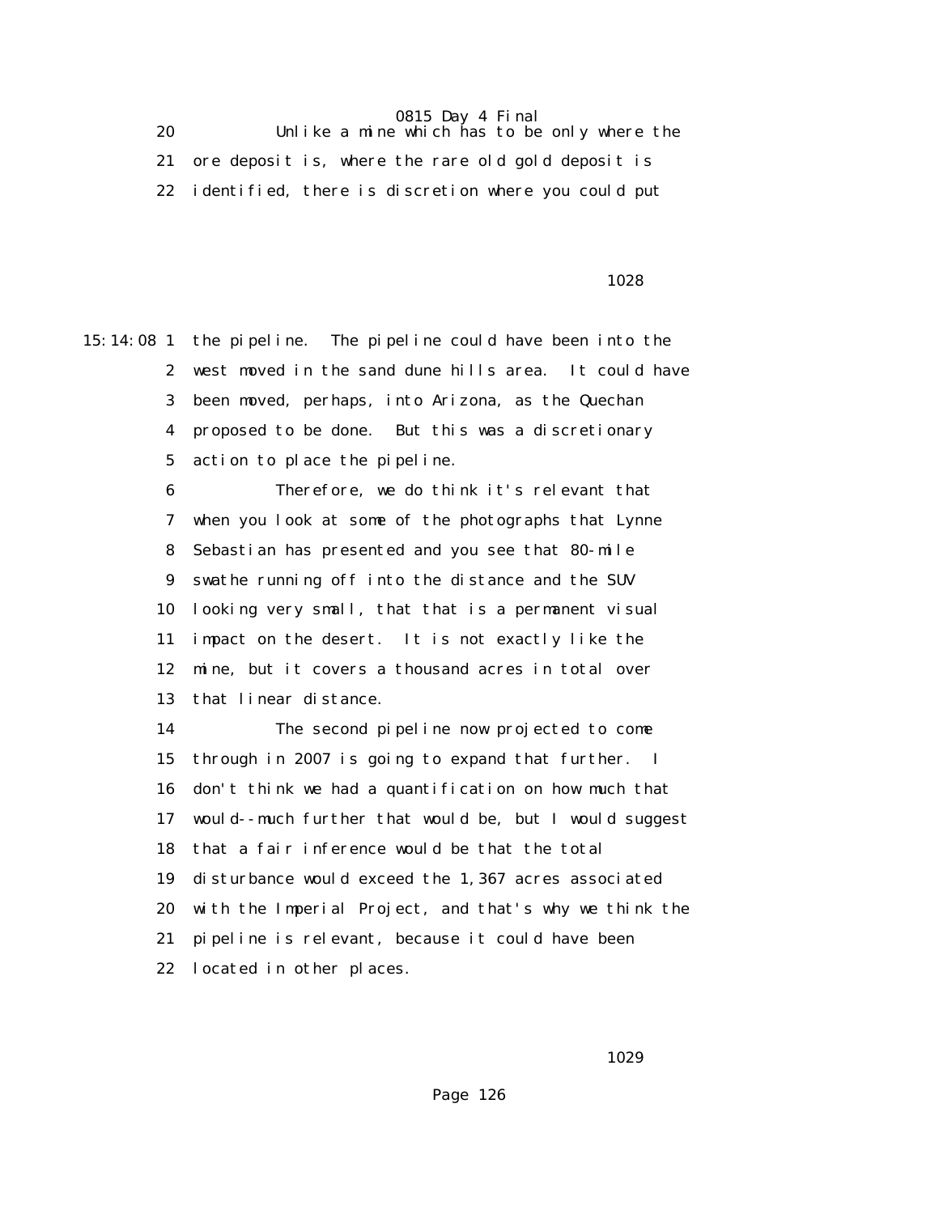20 Unlike a mine which has to be only where the
21 ore deposit is, where the rare old gold deposit is
22 identified, there is discretion where you could put

1028

15:14:08 1 the pipeline. The pipeline could have been into the
2 west moved in the sand dune hills area. It could have
3 been moved, perhaps, into Arizona, as the Quechan
4 proposed to be done. But this was a discretionary
5 action to place the pipeline.
6 Therefore, we do think it's relevant that
7 when you look at some of the photographs that Lynne
8 Sebastian has presented and you see that 80-mile
9 swathe running off into the distance and the SUV
10 looking very small, that that is a permanent visual
11 impact on the desert. It is not exactly like the
12 mine, but it covers a thousand acres in total over
13 that linear distance.
14 The second pipeline now projected to come
15 through in 2007 is going to expand that further. I
16 don't think we had a quantification on how much that
17 would--much further that would be, but I would suggest
18 that a fair inference would be that the total
19 disturbance would exceed the 1,367 acres associated
20 with the Imperial Project, and that's why we think the
21 pipeline is relevant, because it could have been
22 located in other places.

1029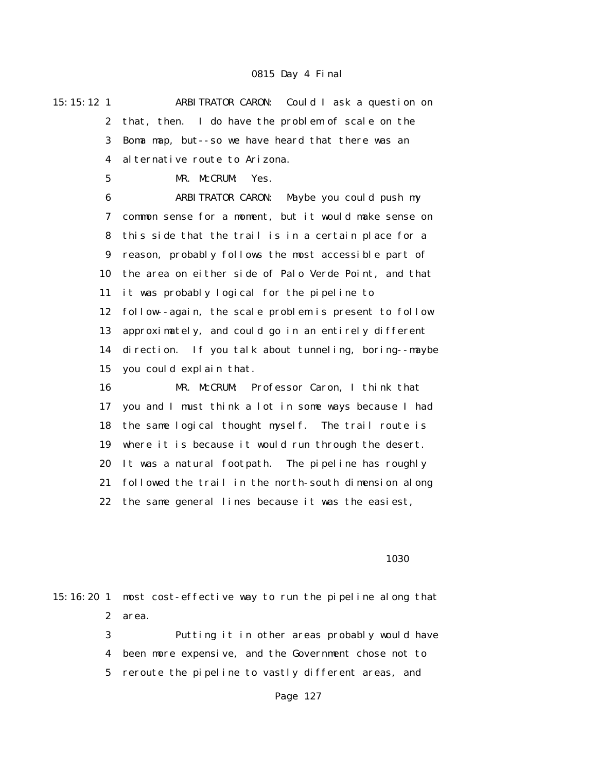0815 Day 4 Final

15:15:12 1 ARBITRATOR CARON: Could I ask a question on
2 that, then. I do have the problem of scale on the
3 Boma map, but--so we have heard that there was an
4 alternative route to Arizona.
5 MR. McCRUM: Yes.
6 ARBITRATOR CARON: Maybe you could push my
7 common sense for a moment, but it would make sense on
8 this side that the trail is in a certain place for a
9 reason, probably follows the most accessible part of
10 the area on either side of Palo Verde Point, and that
11 it was probably logical for the pipeline to
12 follow--again, the scale problem is present to follow
13 approximately, and could go in an entirely different
14 direction. If you talk about tunneling, boring--maybe
15 you could explain that.
16 MR. McCRUM: Professor Caron, I think that
17 you and I must think a lot in some ways because I had
18 the same logical thought myself. The trail route is
19 where it is because it would run through the desert.
20 It was a natural footpath. The pipeline has roughly
21 followed the trail in the north-south dimension along
22 the same general lines because it was the easiest,

1030

15:16:20 1 most cost-effective way to run the pipeline along that
2 area.
3 Putting it in other areas probably would have
4 been more expensive, and the Government chose not to
5 reroute the pipeline to vastly different areas, and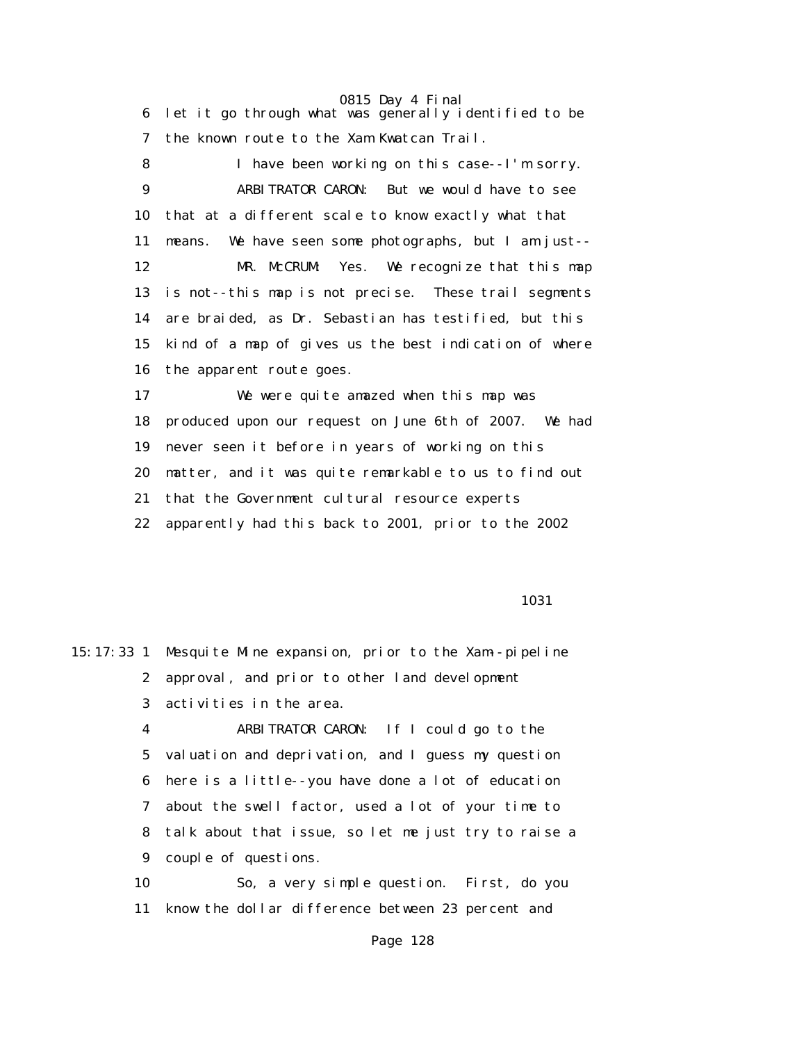6 let it go through what was generally identified to be
7 the known route to the Xam Kwatcan Trail.
8 I have been working on this case--I'm sorry.
9 ARBITRATOR CARON: But we would have to see
10 that at a different scale to know exactly what that
11 means. We have seen some photographs, but I am just--
12 MR. McCRUM: Yes. We recognize that this map
13 is not--this map is not precise. These trail segments
14 are braided, as Dr. Sebastian has testified, but this
15 kind of a map of gives us the best indication of where
16 the apparent route goes.
17 We were quite amazed when this map was
18 produced upon our request on June 6th of 2007. We had
19 never seen it before in years of working on this
20 matter, and it was quite remarkable to us to find out
21 that the Government cultural resource experts
22 apparently had this back to 2001, prior to the 2002

1031

15:17:33 1 Mesquite Mine expansion, prior to the Xam--pipeline
2 approval, and prior to other land development
3 activities in the area.
4 ARBITRATOR CARON: If I could go to the
5 valuation and deprivation, and I guess my question
6 here is a little--you have done a lot of education
7 about the swell factor, used a lot of your time to
8 talk about that issue, so let me just try to raise a
9 couple of questions.
10 So, a very simple question. First, do you
11 know the dollar difference between 23 percent and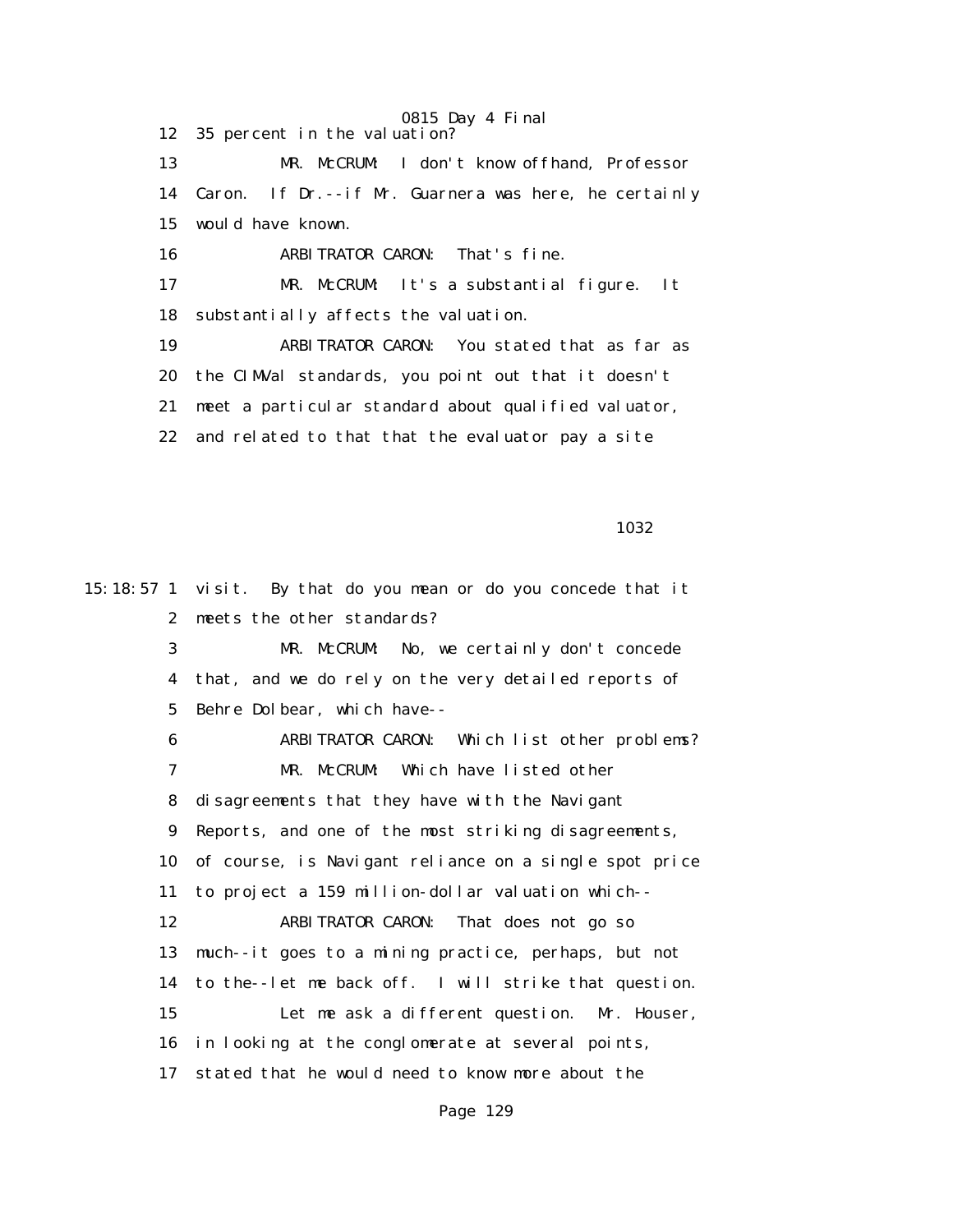12 35 percent in the valuation?

13 MR. McCRUM: I don't know offhand, Professor

14 Caron. If Dr.--if Mr. Guarnera was here, he certainly

15 would have known.

16 ARBITRATOR CARON: That's fine.

17 MR. McCRUM: It's a substantial figure. It

18 substantially affects the valuation.

19 ARBITRATOR CARON: You stated that as far as

20 the CIMVal standards, you point out that it doesn't

21 meet a particular standard about qualified valuator,

22 and related to that that the evaluator pay a site

1032

15:18:57 1 visit. By that do you mean or do you concede that it

2 meets the other standards?

3 MR. McCRUM: No, we certainly don't concede

4 that, and we do rely on the very detailed reports of

5 Behre Dolbear, which have--

6 ARBITRATOR CARON: Which list other problems?

7 MR. McCRUM: Which have listed other

8 disagreements that they have with the Navigant

9 Reports, and one of the most striking disagreements,

10 of course, is Navigant reliance on a single spot price

11 to project a 159 million-dollar valuation which--

12 ARBITRATOR CARON: That does not go so

13 much--it goes to a mining practice, perhaps, but not

14 to the--let me back off. I will strike that question.

15 Let me ask a different question. Mr. Houser,

16 in looking at the conglomerate at several points,

17 stated that he would need to know more about the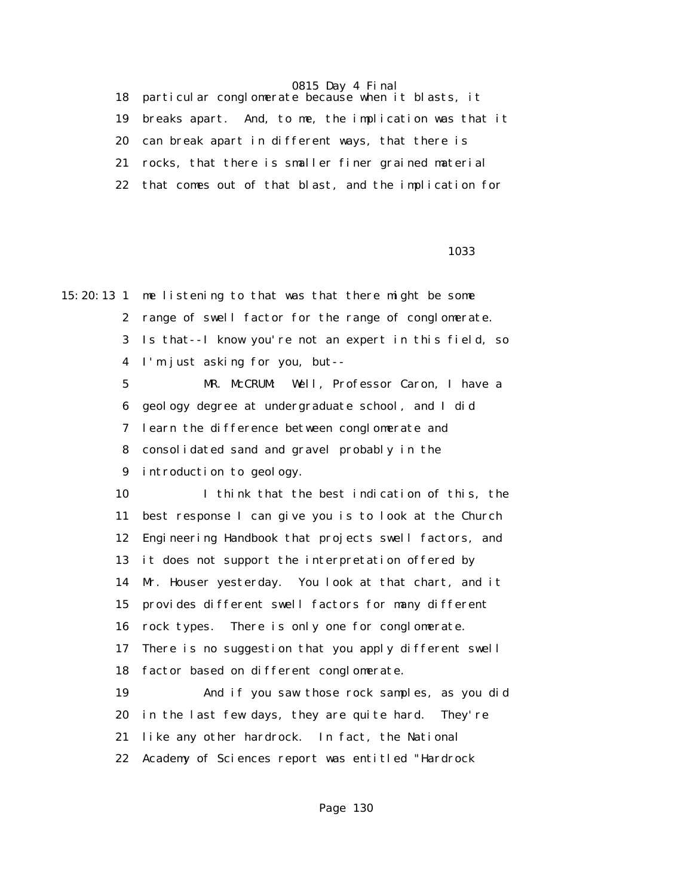18 particular conglomerate because when it blasts, it
19 breaks apart. And, to me, the implication was that it
20 can break apart in different ways, that there is
21 rocks, that there is smaller finer grained material
22 that comes out of that blast, and the implication for

1033

15:20:13 1 me listening to that was that there might be some
2 range of swell factor for the range of conglomerate.
3 Is that--I know you're not an expert in this field, so
4 I'm just asking for you, but--
5 MR. McCRUM: Well, Professor Caron, I have a
6 geology degree at undergraduate school, and I did
7 learn the difference between conglomerate and
8 consolidated sand and gravel probably in the
9 introduction to geology.
10 I think that the best indication of this, the
11 best response I can give you is to look at the Church
12 Engineering Handbook that projects swell factors, and
13 it does not support the interpretation offered by
14 Mr. Houser yesterday. You look at that chart, and it
15 provides different swell factors for many different
16 rock types. There is only one for conglomerate.
17 There is no suggestion that you apply different swell
18 factor based on different conglomerate.
19 And if you saw those rock samples, as you did
20 in the last few days, they are quite hard. They're
21 like any other hardrock. In fact, the National
22 Academy of Sciences report was entitled "Hardrock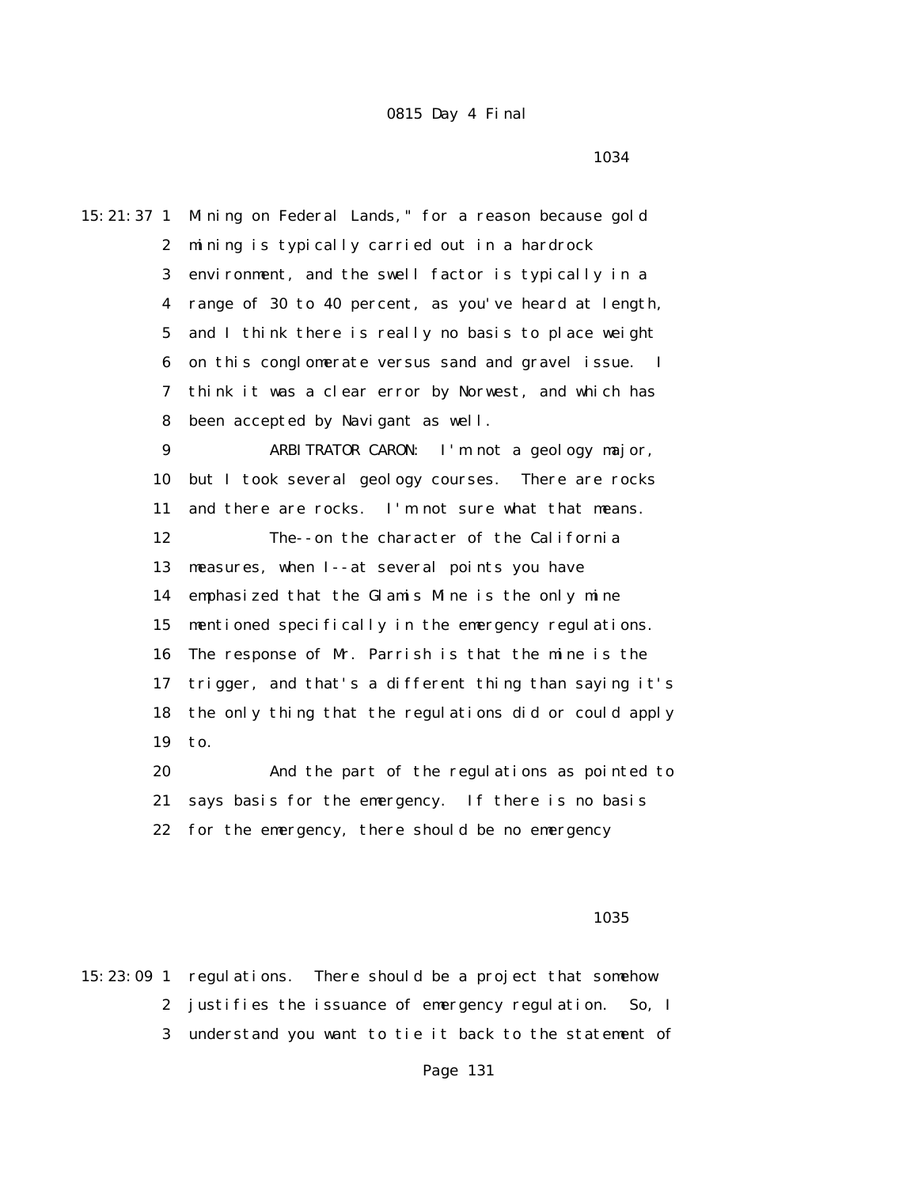15:21:37 1 Mining on Federal Lands," for a reason because gold
2 mining is typically carried out in a hardrock
3 environment, and the swell factor is typically in a
4 range of 30 to 40 percent, as you've heard at length,
5 and I think there is really no basis to place weight
6 on this conglomerate versus sand and gravel issue. I
7 think it was a clear error by Norwest, and which has
8 been accepted by Navigant as well.

9 ARBITRATOR CARON: I'm not a geology major,
10 but I took several geology courses. There are rocks
11 and there are rocks. I'm not sure what that means.

12 The--on the character of the California
13 measures, when I--at several points you have
14 emphasized that the Glamis Mine is the only mine
15 mentioned specifically in the emergency regulations.
16 The response of Mr. Parrish is that the mine is the
17 trigger, and that's a different thing than saying it's
18 the only thing that the regulations did or could apply
19 to.

20 And the part of the regulations as pointed to
21 says basis for the emergency. If there is no basis
22 for the emergency, there should be no emergency

1035

15:23:09 1 regulations. There should be a project that somehow
2 justifies the issuance of emergency regulation. So, I
3 understand you want to tie it back to the statement of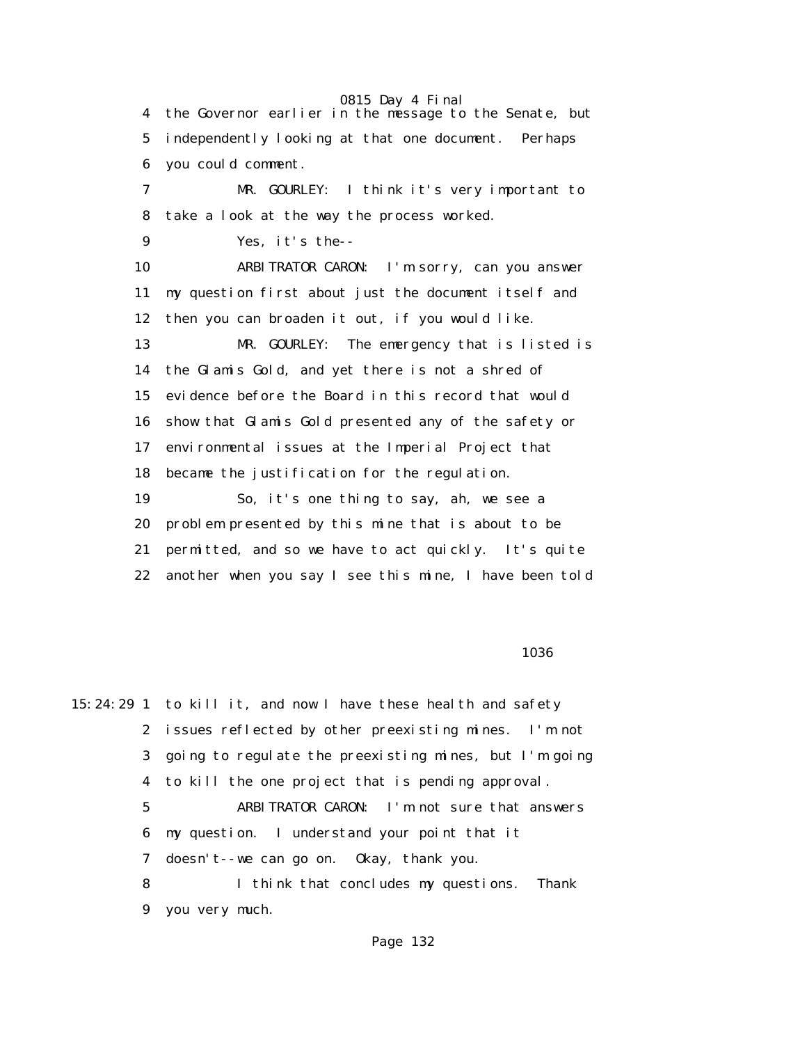4 the Governor earlier in the message to the Senate, but
5 independently looking at that one document. Perhaps
6 you could comment.

7 MR. GOURLEY: I think it's very important to
8 take a look at the way the process worked.

9 Yes, it's the--

10 ARBITRATOR CARON: I'm sorry, can you answer
11 my question first about just the document itself and
12 then you can broaden it out, if you would like.

13 MR. GOURLEY: The emergency that is listed is
14 the Glamis Gold, and yet there is not a shred of
15 evidence before the Board in this record that would
16 show that Glamis Gold presented any of the safety or
17 environmental issues at the Imperial Project that
18 became the justification for the regulation.

19 So, it's one thing to say, ah, we see a
20 problem presented by this mine that is about to be
21 permitted, and so we have to act quickly. It's quite
22 another when you say I see this mine, I have been told

1036

15:24:29 1 to kill it, and now I have these health and safety
2 issues reflected by other preexisting mines. I'm not
3 going to regulate the preexisting mines, but I'm going
4 to kill the one project that is pending approval.

5 ARBITRATOR CARON: I'm not sure that answers
6 my question. I understand your point that it
7 doesn't--we can go on. Okay, thank you.

8 I think that concludes my questions. Thank
9 you very much.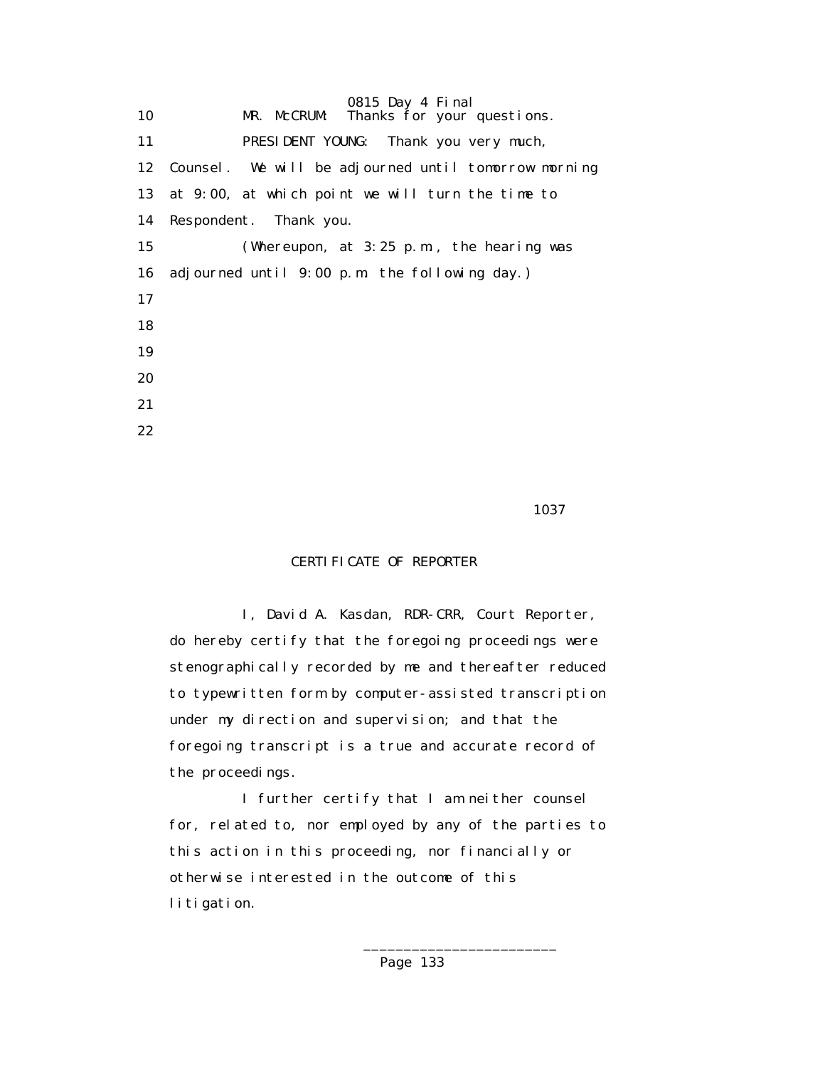10 MR. McCRUM: Thanks for your questions.

11 PRESIDENT YOUNG: Thank you very much,

12 Counsel. We will be adjourned until tomorrow morning

13 at 9:00, at which point we will turn the time to

14 Respondent. Thank you.

15 (Whereupon, at 3:25 p.m., the hearing was

16 adjourned until 9:00 p.m. the following day.)

17

18

19

20

21

22

1037

CERTIFICATE OF REPORTER

I, David A. Kasdan, RDR-CRR, Court Reporter, do hereby certify that the foregoing proceedings were stenographically recorded by me and thereafter reduced to typewritten form by computer-assisted transcription under my direction and supervision; and that the foregoing transcript is a true and accurate record of the proceedings.

I further certify that I am neither counsel for, related to, nor employed by any of the parties to this action in this proceeding, nor financially or otherwise interested in the outcome of this litigation.

\_\_\_\_\_\_\_\_\_\_\_\_\_\_\_\_\_\_\_\_\_\_\_\_\_\_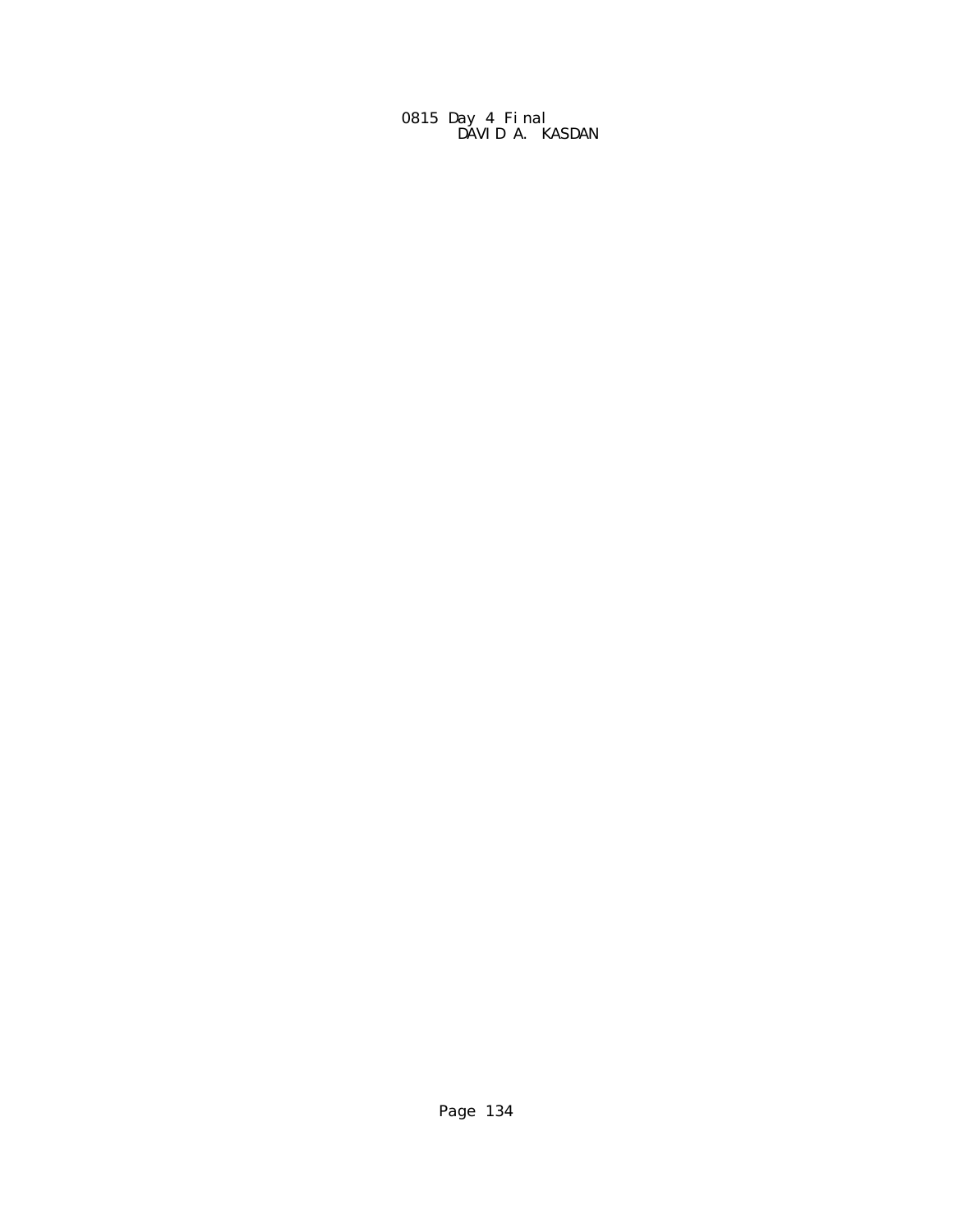DAVID A. KASDAN